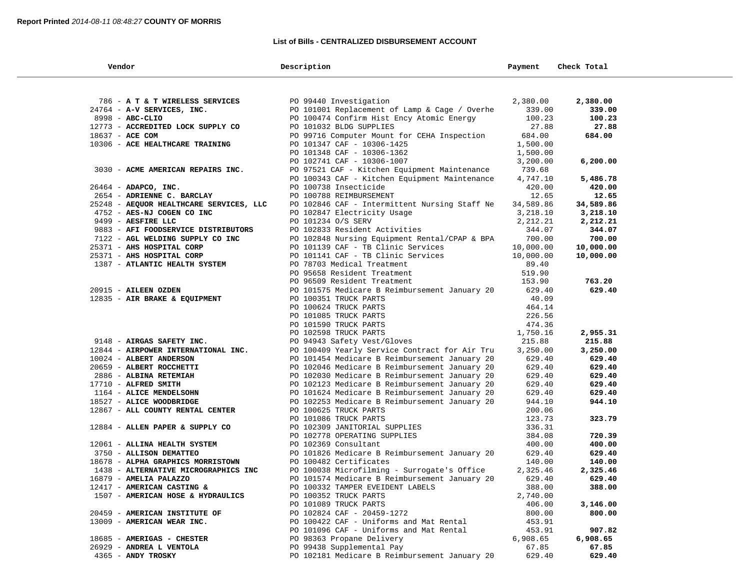**Report Printed** *2014-08-11 08:48:27* **COUNTY OF MORRIS**

### List of Bills - CENTRALIZED DISBURSEMENT ACCOUNT

| Vendor | Description | Payment | Check Total |
|---|---|---|---|
| 786 - **A T & T WIRELESS SERVICES** | PO 99440 Investigation | 2,380.00 | **2,380.00** |
| 24764 - **A-V SERVICES, INC.** | PO 101001 Replacement of Lamp & Cage / Overhe | 339.00 | **339.00** |
| 8998 - **ABC-CLIO** | PO 100474 Confirm Hist Ency Atomic Energy | 100.23 | **100.23** |
| 12773 - **ACCREDITED LOCK SUPPLY CO** | PO 101032 BLDG SUPPLIES | 27.88 | **27.88** |
| 18637 - **ACE COM** | PO 99716 Computer Mount for CEHA Inspection | 684.00 | **684.00** |
| 10306 - **ACE HEALTHCARE TRAINING** | PO 101347 CAF - 10306-1425 | 1,500.00 | |
| | PO 101348 CAF - 10306-1362 | 1,500.00 | |
| | PO 102741 CAF - 10306-1007 | 3,200.00 | **6,200.00** |
| 3030 - **ACME AMERICAN REPAIRS INC.** | PO 97521 CAF - Kitchen Equipment Maintenance | 739.68 | |
| | PO 100343 CAF - Kitchen Equipment Maintenance | 4,747.10 | **5,486.78** |
| 26464 - **ADAPCO, INC.** | PO 100738 Insecticide | 420.00 | **420.00** |
| 2654 - **ADRIENNE C. BARCLAY** | PO 100788 REIMBURSEMENT | 12.65 | **12.65** |
| 25248 - **AEQUOR HEALTHCARE SERVICES, LLC** | PO 102846 CAF - Intermittent Nursing Staff Ne | 34,589.86 | **34,589.86** |
| 4752 - **AES-NJ COGEN CO INC** | PO 102847 Electricity Usage | 3,218.10 | **3,218.10** |
| 9499 - **AESFIRE LLC** | PO 101234 O/S SERV | 2,212.21 | **2,212.21** |
| 9883 - **AFI FOODSERVICE DISTRIBUTORS** | PO 102833 Resident Activities | 344.07 | **344.07** |
| 7122 - **AGL WELDING SUPPLY CO INC** | PO 102848 Nursing Equipment Rental/CPAP & BPA | 700.00 | **700.00** |
| 25371 - **AHS HOSPITAL CORP** | PO 101139 CAF - TB Clinic Services | 10,000.00 | **10,000.00** |
| 25371 - **AHS HOSPITAL CORP** | PO 101141 CAF - TB Clinic Services | 10,000.00 | **10,000.00** |
| 1387 - **ATLANTIC HEALTH SYSTEM** | PO 78703 Medical Treatment | 89.40 | |
| | PO 95658 Resident Treatment | 519.90 | |
| | PO 96509 Resident Treatment | 153.90 | **763.20** |
| 20915 - **AILEEN OZDEN** | PO 101575 Medicare B Reimbursement January 20 | 629.40 | **629.40** |
| 12835 - **AIR BRAKE & EQUIPMENT** | PO 100351 TRUCK PARTS | 40.09 | |
| | PO 100624 TRUCK PARTS | 464.14 | |
| | PO 101085 TRUCK PARTS | 226.56 | |
| | PO 101590 TRUCK PARTS | 474.36 | |
| | PO 102598 TRUCK PARTS | 1,750.16 | **2,955.31** |
| 9148 - **AIRGAS SAFETY INC.** | PO 94943 Safety Vest/Gloves | 215.88 | **215.88** |
| 12844 - **AIRPOWER INTERNATIONAL INC.** | PO 100409 Yearly Service Contract for Air Tru | 3,250.00 | **3,250.00** |
| 10024 - **ALBERT ANDERSON** | PO 101454 Medicare B Reimbursement January 20 | 629.40 | **629.40** |
| 20659 - **ALBERT ROCCHETTI** | PO 102046 Medicare B Reimbursement January 20 | 629.40 | **629.40** |
| 2886 - **ALBINA RETEMIAH** | PO 102030 Medicare B Reimbursement January 20 | 629.40 | **629.40** |
| 17710 - **ALFRED SMITH** | PO 102123 Medicare B Reimbursement January 20 | 629.40 | **629.40** |
| 1164 - **ALICE MENDELSOHN** | PO 101624 Medicare B Reimbursement January 20 | 629.40 | **629.40** |
| 18527 - **ALICE WOODBRIDGE** | PO 102253 Medicare B Reimbursement January 20 | 944.10 | **944.10** |
| 12867 - **ALL COUNTY RENTAL CENTER** | PO 100625 TRUCK PARTS | 200.06 | |
| | PO 101086 TRUCK PARTS | 123.73 | **323.79** |
| 12884 - **ALLEN PAPER & SUPPLY CO** | PO 102309 JANITORIAL SUPPLIES | 336.31 | |
| | PO 102778 OPERATING SUPPLIES | 384.08 | **720.39** |
| 12061 - **ALLINA HEALTH SYSTEM** | PO 102369 Consultant | 400.00 | **400.00** |
| 3750 - **ALLISON DEMATTEO** | PO 101826 Medicare B Reimbursement January 20 | 629.40 | **629.40** |
| 18678 - **ALPHA GRAPHICS MORRISTOWN** | PO 100482 Certificates | 140.00 | **140.00** |
| 1438 - **ALTERNATIVE MICROGRAPHICS INC** | PO 100038 Microfilming - Surrogate's Office | 2,325.46 | **2,325.46** |
| 16879 - **AMELIA PALAZZO** | PO 101574 Medicare B Reimbursement January 20 | 629.40 | **629.40** |
| 12417 - **AMERICAN CASTING &** | PO 100332 TAMPER EVEIDENT LABELS | 388.00 | **388.00** |
| 1507 - **AMERICAN HOSE & HYDRAULICS** | PO 100352 TRUCK PARTS | 2,740.00 | |
| | PO 101089 TRUCK PARTS | 406.00 | **3,146.00** |
| 20459 - **AMERICAN INSTITUTE OF** | PO 102824 CAF - 20459-1272 | 800.00 | **800.00** |
| 13009 - **AMERICAN WEAR INC.** | PO 100422 CAF - Uniforms and Mat Rental | 453.91 | |
| | PO 101096 CAF - Uniforms and Mat Rental | 453.91 | **907.82** |
| 18685 - **AMERIGAS - CHESTER** | PO 98363 Propane Delivery | 6,908.65 | **6,908.65** |
| 26929 - **ANDREA L VENTOLA** | PO 99438 Supplemental Pay | 67.85 | **67.85** |
| 4365 - **ANDY TROSKY** | PO 102181 Medicare B Reimbursement January 20 | 629.40 | **629.40** |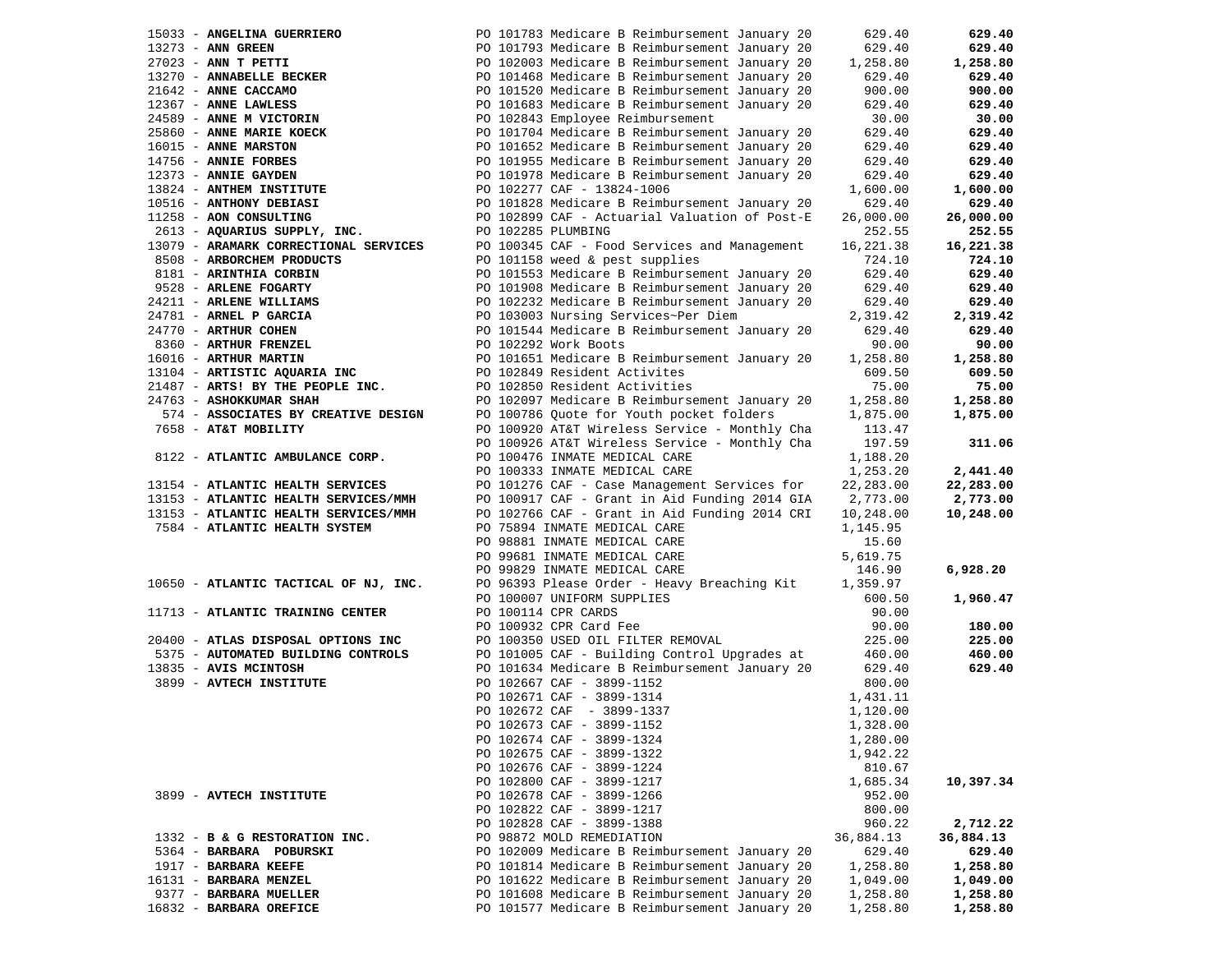| Vendor | Description | Amount | Total |
|---|---|---|---|
| 15033 - **ANGELINA GUERRIERO** | PO 101783 Medicare B Reimbursement January 20 | 629.40 | **629.40** |
| 13273 - **ANN GREEN** | PO 101793 Medicare B Reimbursement January 20 | 629.40 | **629.40** |
| 27023 - **ANN T PETTI** | PO 102003 Medicare B Reimbursement January 20 | 1,258.80 | **1,258.80** |
| 13270 - **ANNABELLE BECKER** | PO 101468 Medicare B Reimbursement January 20 | 629.40 | **629.40** |
| 21642 - **ANNE CACCAMO** | PO 101520 Medicare B Reimbursement January 20 | 900.00 | **900.00** |
| 12367 - **ANNE LAWLESS** | PO 101683 Medicare B Reimbursement January 20 | 629.40 | **629.40** |
| 24589 - **ANNE M VICTORIN** | PO 102843 Employee Reimbursement | 30.00 | **30.00** |
| 25860 - **ANNE MARIE KOECK** | PO 101704 Medicare B Reimbursement January 20 | 629.40 | **629.40** |
| 16015 - **ANNE MARSTON** | PO 101652 Medicare B Reimbursement January 20 | 629.40 | **629.40** |
| 14756 - **ANNIE FORBES** | PO 101955 Medicare B Reimbursement January 20 | 629.40 | **629.40** |
| 12373 - **ANNIE GAYDEN** | PO 101978 Medicare B Reimbursement January 20 | 629.40 | **629.40** |
| 13824 - **ANTHEM INSTITUTE** | PO 102277 CAF - 13824-1006 | 1,600.00 | **1,600.00** |
| 10516 - **ANTHONY DEBIASI** | PO 101828 Medicare B Reimbursement January 20 | 629.40 | **629.40** |
| 11258 - **AON CONSULTING** | PO 102899 CAF - Actuarial Valuation of Post-E | 26,000.00 | **26,000.00** |
| 2613 - **AQUARIUS SUPPLY, INC.** | PO 102285 PLUMBING | 252.55 | **252.55** |
| 13079 - **ARAMARK CORRECTIONAL SERVICES** | PO 100345 CAF - Food Services and Management | 16,221.38 | **16,221.38** |
| 8508 - **ARBORCHEM PRODUCTS** | PO 101158 weed & pest supplies | 724.10 | **724.10** |
| 8181 - **ARINTHIA CORBIN** | PO 101553 Medicare B Reimbursement January 20 | 629.40 | **629.40** |
| 9528 - **ARLENE FOGARTY** | PO 101908 Medicare B Reimbursement January 20 | 629.40 | **629.40** |
| 24211 - **ARLENE WILLIAMS** | PO 102232 Medicare B Reimbursement January 20 | 629.40 | **629.40** |
| 24781 - **ARNEL P GARCIA** | PO 103003 Nursing Services~Per Diem | 2,319.42 | **2,319.42** |
| 24770 - **ARTHUR COHEN** | PO 101544 Medicare B Reimbursement January 20 | 629.40 | **629.40** |
| 8360 - **ARTHUR FRENZEL** | PO 102292 Work Boots | 90.00 | **90.00** |
| 16016 - **ARTHUR MARTIN** | PO 101651 Medicare B Reimbursement January 20 | 1,258.80 | **1,258.80** |
| 13104 - **ARTISTIC AQUARIA INC** | PO 102849 Resident Activites | 609.50 | **609.50** |
| 21487 - **ARTS! BY THE PEOPLE INC.** | PO 102850 Resident Activities | 75.00 | **75.00** |
| 24763 - **ASHOKKUMAR SHAH** | PO 102097 Medicare B Reimbursement January 20 | 1,258.80 | **1,258.80** |
| 574 - **ASSOCIATES BY CREATIVE DESIGN** | PO 100786 Quote for Youth pocket folders | 1,875.00 | **1,875.00** |
| 7658 - **AT&T MOBILITY** | PO 100920 AT&T Wireless Service - Monthly Cha | 113.47 | |
| | PO 100926 AT&T Wireless Service - Monthly Cha | 197.59 | **311.06** |
| 8122 - **ATLANTIC AMBULANCE CORP.** | PO 100476 INMATE MEDICAL CARE | 1,188.20 | |
| | PO 100333 INMATE MEDICAL CARE | 1,253.20 | **2,441.40** |
| 13154 - **ATLANTIC HEALTH SERVICES** | PO 101276 CAF - Case Management Services for | 22,283.00 | **22,283.00** |
| 13153 - **ATLANTIC HEALTH SERVICES/MMH** | PO 100917 CAF - Grant in Aid Funding 2014 GIA | 2,773.00 | **2,773.00** |
| 13153 - **ATLANTIC HEALTH SERVICES/MMH** | PO 102766 CAF - Grant in Aid Funding 2014 CRI | 10,248.00 | **10,248.00** |
| 7584 - **ATLANTIC HEALTH SYSTEM** | PO 75894 INMATE MEDICAL CARE | 1,145.95 | |
| | PO 98881 INMATE MEDICAL CARE | 15.60 | |
| | PO 99681 INMATE MEDICAL CARE | 5,619.75 | |
| | PO 99829 INMATE MEDICAL CARE | 146.90 | **6,928.20** |
| 10650 - **ATLANTIC TACTICAL OF NJ, INC.** | PO 96393 Please Order - Heavy Breaching Kit | 1,359.97 | |
| | PO 100007 UNIFORM SUPPLIES | 600.50 | **1,960.47** |
| 11713 - **ATLANTIC TRAINING CENTER** | PO 100114 CPR CARDS | 90.00 | |
| | PO 100932 CPR Card Fee | 90.00 | **180.00** |
| 20400 - **ATLAS DISPOSAL OPTIONS INC** | PO 100350 USED OIL FILTER REMOVAL | 225.00 | **225.00** |
| 5375 - **AUTOMATED BUILDING CONTROLS** | PO 101005 CAF - Building Control Upgrades at | 460.00 | **460.00** |
| 13835 - **AVIS MCINTOSH** | PO 101634 Medicare B Reimbursement January 20 | 629.40 | **629.40** |
| 3899 - **AVTECH INSTITUTE** | PO 102667 CAF - 3899-1152 | 800.00 | |
| | PO 102671 CAF - 3899-1314 | 1,431.11 | |
| | PO 102672 CAF - 3899-1337 | 1,120.00 | |
| | PO 102673 CAF - 3899-1152 | 1,328.00 | |
| | PO 102674 CAF - 3899-1324 | 1,280.00 | |
| | PO 102675 CAF - 3899-1322 | 1,942.22 | |
| | PO 102676 CAF - 3899-1224 | 810.67 | |
| | PO 102800 CAF - 3899-1217 | 1,685.34 | **10,397.34** |
| 3899 - **AVTECH INSTITUTE** | PO 102678 CAF - 3899-1266 | 952.00 | |
| | PO 102822 CAF - 3899-1217 | 800.00 | |
| | PO 102828 CAF - 3899-1388 | 960.22 | **2,712.22** |
| 1332 - **B & G RESTORATION INC.** | PO 98872 MOLD REMEDIATION | 36,884.13 | **36,884.13** |
| 5364 - **BARBARA POBURSKI** | PO 102009 Medicare B Reimbursement January 20 | 629.40 | **629.40** |
| 1917 - **BARBARA KEEFE** | PO 101814 Medicare B Reimbursement January 20 | 1,258.80 | **1,258.80** |
| 16131 - **BARBARA MENZEL** | PO 101622 Medicare B Reimbursement January 20 | 1,049.00 | **1,049.00** |
| 9377 - **BARBARA MUELLER** | PO 101608 Medicare B Reimbursement January 20 | 1,258.80 | **1,258.80** |
| 16832 - **BARBARA OREFICE** | PO 101577 Medicare B Reimbursement January 20 | 1,258.80 | **1,258.80** |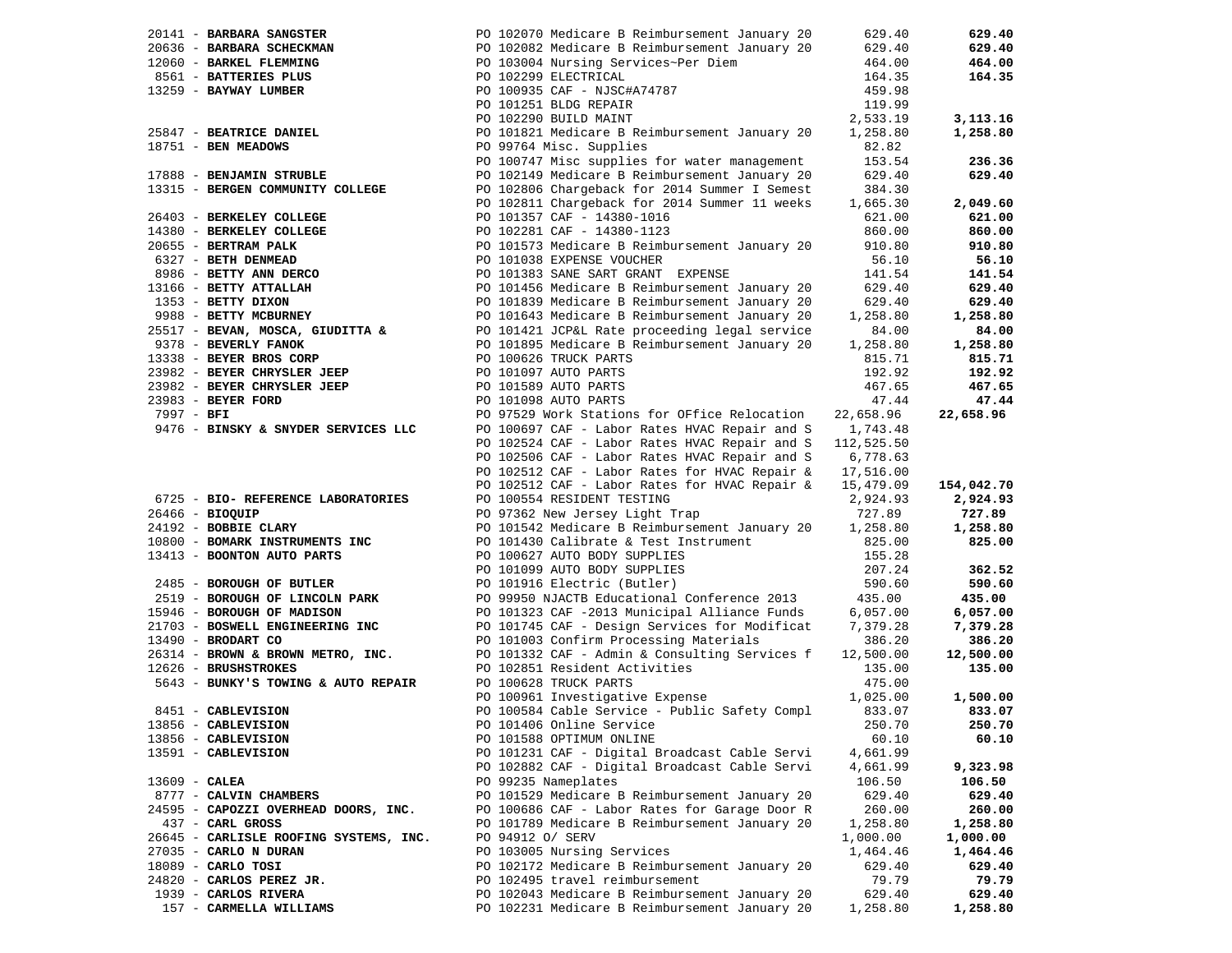| Vendor | PO / Description | Amount | Total |
|---|---|---|---|
| 20141 - **BARBARA SANGSTER** | PO 102070 Medicare B Reimbursement January 20 | 629.40 | **629.40** |
| 20636 - **BARBARA SCHECKMAN** | PO 102082 Medicare B Reimbursement January 20 | 629.40 | **629.40** |
| 12060 - **BARKEL FLEMMING** | PO 103004 Nursing Services~Per Diem | 464.00 | **464.00** |
| 8561 - **BATTERIES PLUS** | PO 102299 ELECTRICAL | 164.35 | **164.35** |
| 13259 - **BAYWAY LUMBER** | PO 100935 CAF - NJSC#A74787 | 459.98 | |
| | PO 101251 BLDG REPAIR | 119.99 | |
| | PO 102290 BUILD MAINT | 2,533.19 | **3,113.16** |
| 25847 - **BEATRICE DANIEL** | PO 101821 Medicare B Reimbursement January 20 | 1,258.80 | **1,258.80** |
| 18751 - **BEN MEADOWS** | PO 99764 Misc. Supplies | 82.82 | |
| | PO 100747 Misc supplies for water management | 153.54 | **236.36** |
| 17888 - **BENJAMIN STRUBLE** | PO 102149 Medicare B Reimbursement January 20 | 629.40 | **629.40** |
| 13315 - **BERGEN COMMUNITY COLLEGE** | PO 102806 Chargeback for 2014 Summer I Semest | 384.30 | |
| | PO 102811 Chargeback for 2014 Summer 11 weeks | 1,665.30 | **2,049.60** |
| 26403 - **BERKELEY COLLEGE** | PO 101357 CAF - 14380-1016 | 621.00 | **621.00** |
| 14380 - **BERKELEY COLLEGE** | PO 102281 CAF - 14380-1123 | 860.00 | **860.00** |
| 20655 - **BERTRAM PALK** | PO 101573 Medicare B Reimbursement January 20 | 910.80 | **910.80** |
| 6327 - **BETH DENMEAD** | PO 101038 EXPENSE VOUCHER | 56.10 | **56.10** |
| 8986 - **BETTY ANN DERCO** | PO 101383 SANE SART GRANT EXPENSE | 141.54 | **141.54** |
| 13166 - **BETTY ATTALLAH** | PO 101456 Medicare B Reimbursement January 20 | 629.40 | **629.40** |
| 1353 - **BETTY DIXON** | PO 101839 Medicare B Reimbursement January 20 | 629.40 | **629.40** |
| 9988 - **BETTY MCBURNEY** | PO 101643 Medicare B Reimbursement January 20 | 1,258.80 | **1,258.80** |
| 25517 - **BEVAN, MOSCA, GIUDITTA &** | PO 101421 JCP&L Rate proceeding legal service | 84.00 | **84.00** |
| 9378 - **BEVERLY FANOK** | PO 101895 Medicare B Reimbursement January 20 | 1,258.80 | **1,258.80** |
| 13338 - **BEYER BROS CORP** | PO 100626 TRUCK PARTS | 815.71 | **815.71** |
| 23982 - **BEYER CHRYSLER JEEP** | PO 101097 AUTO PARTS | 192.92 | **192.92** |
| 23982 - **BEYER CHRYSLER JEEP** | PO 101589 AUTO PARTS | 467.65 | **467.65** |
| 23983 - **BEYER FORD** | PO 101098 AUTO PARTS | 47.44 | **47.44** |
| 7997 - **BFI** | PO 97529 Work Stations for OFfice Relocation | 22,658.96 | **22,658.96** |
| 9476 - **BINSKY & SNYDER SERVICES LLC** | PO 100697 CAF - Labor Rates HVAC Repair and S | 1,743.48 | |
| | PO 102524 CAF - Labor Rates HVAC Repair and S | 112,525.50 | |
| | PO 102506 CAF - Labor Rates HVAC Repair and S | 6,778.63 | |
| | PO 102512 CAF - Labor Rates for HVAC Repair & | 17,516.00 | |
| | PO 102512 CAF - Labor Rates for HVAC Repair & | 15,479.09 | **154,042.70** |
| 6725 - **BIO- REFERENCE LABORATORIES** | PO 100554 RESIDENT TESTING | 2,924.93 | **2,924.93** |
| 26466 - **BIOQUIP** | PO 97362 New Jersey Light Trap | 727.89 | **727.89** |
| 24192 - **BOBBIE CLARY** | PO 101542 Medicare B Reimbursement January 20 | 1,258.80 | **1,258.80** |
| 10800 - **BOMARK INSTRUMENTS INC** | PO 101430 Calibrate & Test Instrument | 825.00 | **825.00** |
| 13413 - **BOONTON AUTO PARTS** | PO 100627 AUTO BODY SUPPLIES | 155.28 | |
| | PO 101099 AUTO BODY SUPPLIES | 207.24 | **362.52** |
| 2485 - **BOROUGH OF BUTLER** | PO 101916 Electric (Butler) | 590.60 | **590.60** |
| 2519 - **BOROUGH OF LINCOLN PARK** | PO 99950 NJACTB Educational Conference 2013 | 435.00 | **435.00** |
| 15946 - **BOROUGH OF MADISON** | PO 101323 CAF -2013 Municipal Alliance Funds | 6,057.00 | **6,057.00** |
| 21703 - **BOSWELL ENGINEERING INC** | PO 101745 CAF - Design Services for Modificat | 7,379.28 | **7,379.28** |
| 13490 - **BRODART CO** | PO 101003 Confirm Processing Materials | 386.20 | **386.20** |
| 26314 - **BROWN & BROWN METRO, INC.** | PO 101332 CAF - Admin & Consulting Services f | 12,500.00 | **12,500.00** |
| 12626 - **BRUSHSTROKES** | PO 102851 Resident Activities | 135.00 | **135.00** |
| 5643 - **BUNKY'S TOWING & AUTO REPAIR** | PO 100628 TRUCK PARTS | 475.00 | |
| | PO 100961 Investigative Expense | 1,025.00 | **1,500.00** |
| 8451 - **CABLEVISION** | PO 100584 Cable Service - Public Safety Compl | 833.07 | **833.07** |
| 13856 - **CABLEVISION** | PO 101406 Online Service | 250.70 | **250.70** |
| 13856 - **CABLEVISION** | PO 101588 OPTIMUM ONLINE | 60.10 | **60.10** |
| 13591 - **CABLEVISION** | PO 101231 CAF - Digital Broadcast Cable Servi | 4,661.99 | |
| | PO 102882 CAF - Digital Broadcast Cable Servi | 4,661.99 | **9,323.98** |
| 13609 - **CALEA** | PO 99235 Nameplates | 106.50 | **106.50** |
| 8777 - **CALVIN CHAMBERS** | PO 101529 Medicare B Reimbursement January 20 | 629.40 | **629.40** |
| 24595 - **CAPOZZI OVERHEAD DOORS, INC.** | PO 100686 CAF - Labor Rates for Garage Door R | 260.00 | **260.00** |
| 437 - **CARL GROSS** | PO 101789 Medicare B Reimbursement January 20 | 1,258.80 | **1,258.80** |
| 26645 - **CARLISLE ROOFING SYSTEMS, INC.** | PO 94912 O/ SERV | 1,000.00 | **1,000.00** |
| 27035 - **CARLO N DURAN** | PO 103005 Nursing Services | 1,464.46 | **1,464.46** |
| 18089 - **CARLO TOSI** | PO 102172 Medicare B Reimbursement January 20 | 629.40 | **629.40** |
| 24820 - **CARLOS PEREZ JR.** | PO 102495 travel reimbursement | 79.79 | **79.79** |
| 1939 - **CARLOS RIVERA** | PO 102043 Medicare B Reimbursement January 20 | 629.40 | **629.40** |
| 157 - **CARMELLA WILLIAMS** | PO 102231 Medicare B Reimbursement January 20 | 1,258.80 | **1,258.80** |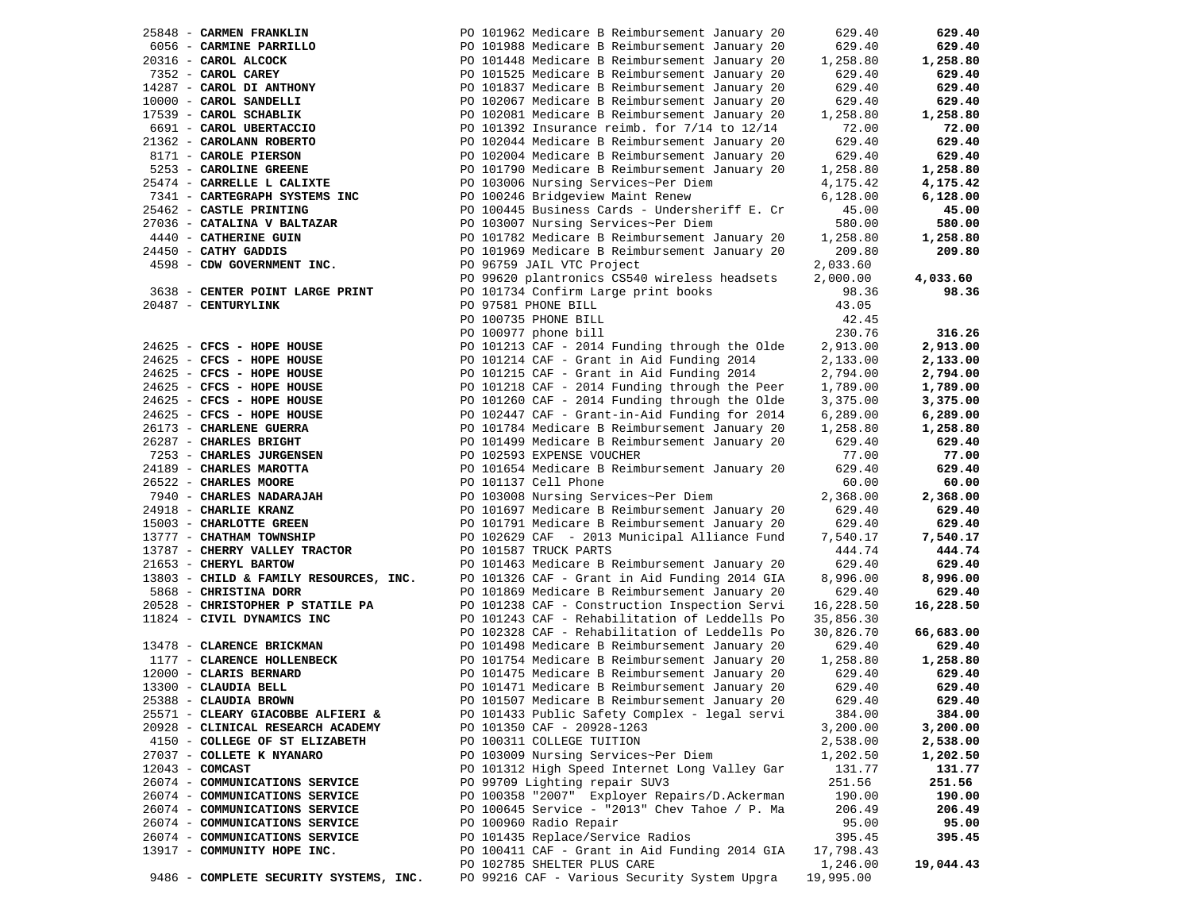| Vendor | PO / Description | Amount | Total |
|---|---|---|---|
| 25848 - **CARMEN FRANKLIN** | PO 101962 Medicare B Reimbursement January 20 | 629.40 | **629.40** |
| 6056 - **CARMINE PARRILLO** | PO 101988 Medicare B Reimbursement January 20 | 629.40 | **629.40** |
| 20316 - **CAROL ALCOCK** | PO 101448 Medicare B Reimbursement January 20 | 1,258.80 | **1,258.80** |
| 7352 - **CAROL CAREY** | PO 101525 Medicare B Reimbursement January 20 | 629.40 | **629.40** |
| 14287 - **CAROL DI ANTHONY** | PO 101837 Medicare B Reimbursement January 20 | 629.40 | **629.40** |
| 10000 - **CAROL SANDELLI** | PO 102067 Medicare B Reimbursement January 20 | 629.40 | **629.40** |
| 17539 - **CAROL SCHABLIK** | PO 102081 Medicare B Reimbursement January 20 | 1,258.80 | **1,258.80** |
| 6691 - **CAROL UBERTACCIO** | PO 101392 Insurance reimb. for 7/14 to 12/14 | 72.00 | **72.00** |
| 21362 - **CAROLANN ROBERTO** | PO 102044 Medicare B Reimbursement January 20 | 629.40 | **629.40** |
| 8171 - **CAROLE PIERSON** | PO 102004 Medicare B Reimbursement January 20 | 629.40 | **629.40** |
| 5253 - **CAROLINE GREENE** | PO 101790 Medicare B Reimbursement January 20 | 1,258.80 | **1,258.80** |
| 25474 - **CARRELLE L CALIXTE** | PO 103006 Nursing Services~Per Diem | 4,175.42 | **4,175.42** |
| 7341 - **CARTEGRAPH SYSTEMS INC** | PO 100246 Bridgeview Maint Renew | 6,128.00 | **6,128.00** |
| 25462 - **CASTLE PRINTING** | PO 100445 Business Cards - Undersheriff E. Cr | 45.00 | **45.00** |
| 27036 - **CATALINA V BALTAZAR** | PO 103007 Nursing Services~Per Diem | 580.00 | **580.00** |
| 4440 - **CATHERINE GUIN** | PO 101782 Medicare B Reimbursement January 20 | 1,258.80 | **1,258.80** |
| 24450 - **CATHY GADDIS** | PO 101969 Medicare B Reimbursement January 20 | 209.80 | **209.80** |
| 4598 - **CDW GOVERNMENT INC.** | PO 96759 JAIL VTC Project | 2,033.60 | |
| | PO 99620 plantronics CS540 wireless headsets | 2,000.00 | **4,033.60** |
| 3638 - **CENTER POINT LARGE PRINT** | PO 101734 Confirm Large print books | 98.36 | **98.36** |
| 20487 - **CENTURYLINK** | PO 97581 PHONE BILL | 43.05 | |
| | PO 100735 PHONE BILL | 42.45 | |
| | PO 100977 phone bill | 230.76 | **316.26** |
| 24625 - **CFCS - HOPE HOUSE** | PO 101213 CAF - 2014 Funding through the Olde | 2,913.00 | **2,913.00** |
| 24625 - **CFCS - HOPE HOUSE** | PO 101214 CAF - Grant in Aid Funding 2014 | 2,133.00 | **2,133.00** |
| 24625 - **CFCS - HOPE HOUSE** | PO 101215 CAF - Grant in Aid Funding 2014 | 2,794.00 | **2,794.00** |
| 24625 - **CFCS - HOPE HOUSE** | PO 101218 CAF - 2014 Funding through the Peer | 1,789.00 | **1,789.00** |
| 24625 - **CFCS - HOPE HOUSE** | PO 101260 CAF - 2014 Funding through the Olde | 3,375.00 | **3,375.00** |
| 24625 - **CFCS - HOPE HOUSE** | PO 102447 CAF - Grant-in-Aid Funding for 2014 | 6,289.00 | **6,289.00** |
| 26173 - **CHARLENE GUERRA** | PO 101784 Medicare B Reimbursement January 20 | 1,258.80 | **1,258.80** |
| 26287 - **CHARLES BRIGHT** | PO 101499 Medicare B Reimbursement January 20 | 629.40 | **629.40** |
| 7253 - **CHARLES JURGENSEN** | PO 102593 EXPENSE VOUCHER | 77.00 | **77.00** |
| 24189 - **CHARLES MAROTTA** | PO 101654 Medicare B Reimbursement January 20 | 629.40 | **629.40** |
| 26522 - **CHARLES MOORE** | PO 101137 Cell Phone | 60.00 | **60.00** |
| 7940 - **CHARLES NADARAJAH** | PO 103008 Nursing Services~Per Diem | 2,368.00 | **2,368.00** |
| 24918 - **CHARLIE KRANZ** | PO 101697 Medicare B Reimbursement January 20 | 629.40 | **629.40** |
| 15003 - **CHARLOTTE GREEN** | PO 101791 Medicare B Reimbursement January 20 | 629.40 | **629.40** |
| 13777 - **CHATHAM TOWNSHIP** | PO 102629 CAF - 2013 Municipal Alliance Fund | 7,540.17 | **7,540.17** |
| 13787 - **CHERRY VALLEY TRACTOR** | PO 101587 TRUCK PARTS | 444.74 | **444.74** |
| 21653 - **CHERYL BARTOW** | PO 101463 Medicare B Reimbursement January 20 | 629.40 | **629.40** |
| 13803 - **CHILD & FAMILY RESOURCES, INC.** | PO 101326 CAF - Grant in Aid Funding 2014 GIA | 8,996.00 | **8,996.00** |
| 5868 - **CHRISTINA DORR** | PO 101869 Medicare B Reimbursement January 20 | 629.40 | **629.40** |
| 20528 - **CHRISTOPHER P STATILE PA** | PO 101238 CAF - Construction Inspection Servi | 16,228.50 | **16,228.50** |
| 11824 - **CIVIL DYNAMICS INC** | PO 101243 CAF - Rehabilitation of Leddells Po | 35,856.30 | |
| | PO 102328 CAF - Rehabilitation of Leddells Po | 30,826.70 | **66,683.00** |
| 13478 - **CLARENCE BRICKMAN** | PO 101498 Medicare B Reimbursement January 20 | 629.40 | **629.40** |
| 1177 - **CLARENCE HOLLENBECK** | PO 101754 Medicare B Reimbursement January 20 | 1,258.80 | **1,258.80** |
| 12000 - **CLARIS BERNARD** | PO 101475 Medicare B Reimbursement January 20 | 629.40 | **629.40** |
| 13300 - **CLAUDIA BELL** | PO 101471 Medicare B Reimbursement January 20 | 629.40 | **629.40** |
| 25388 - **CLAUDIA BROWN** | PO 101507 Medicare B Reimbursement January 20 | 629.40 | **629.40** |
| 25571 - **CLEARY GIACOBBE ALFIERI &** | PO 101433 Public Safety Complex - legal servi | 384.00 | **384.00** |
| 20928 - **CLINICAL RESEARCH ACADEMY** | PO 101350 CAF - 20928-1263 | 3,200.00 | **3,200.00** |
| 4150 - **COLLEGE OF ST ELIZABETH** | PO 100311 COLLEGE TUITION | 2,538.00 | **2,538.00** |
| 27037 - **COLLETE K NYANARO** | PO 103009 Nursing Services~Per Diem | 1,202.50 | **1,202.50** |
| 12043 - **COMCAST** | PO 101312 High Speed Internet Long Valley Gar | 131.77 | **131.77** |
| 26074 - **COMMUNICATIONS SERVICE** | PO 99709 Lighting repair SUV3 | 251.56 | **251.56** |
| 26074 - **COMMUNICATIONS SERVICE** | PO 100358 "2007" Exployer Repairs/D.Ackerman | 190.00 | **190.00** |
| 26074 - **COMMUNICATIONS SERVICE** | PO 100645 Service - "2013" Chev Tahoe / P. Ma | 206.49 | **206.49** |
| 26074 - **COMMUNICATIONS SERVICE** | PO 100960 Radio Repair | 95.00 | **95.00** |
| 26074 - **COMMUNICATIONS SERVICE** | PO 101435 Replace/Service Radios | 395.45 | **395.45** |
| 13917 - **COMMUNITY HOPE INC.** | PO 100411 CAF - Grant in Aid Funding 2014 GIA | 17,798.43 | |
| | PO 102785 SHELTER PLUS CARE | 1,246.00 | **19,044.43** |
| 9486 - **COMPLETE SECURITY SYSTEMS, INC.** | PO 99216 CAF - Various Security System Upgra | 19,995.00 | |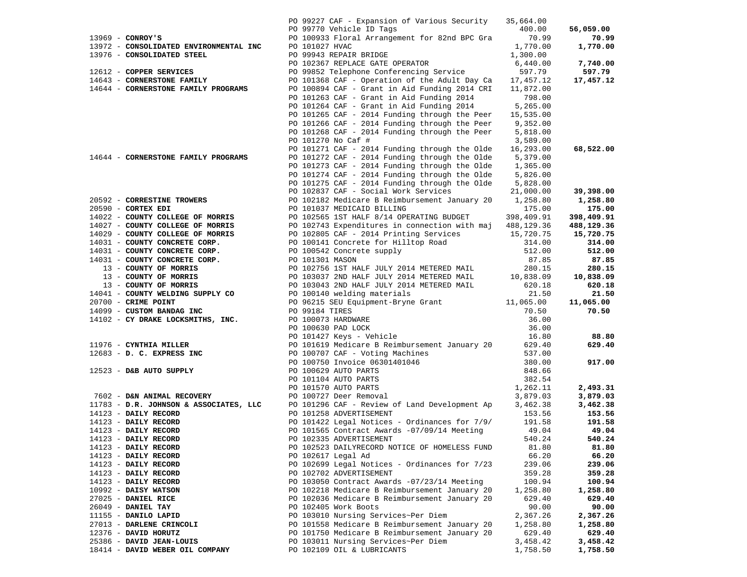| Vendor | PO / Description | Amount | Total |
|---|---|---|---|
| | PO 99227 CAF - Expansion of Various Security | 35,664.00 | |
| | PO 99770 Vehicle ID Tags | 400.00 | **56,059.00** |
| 13969 - **CONROY'S** | PO 100933 Floral Arrangement for 82nd BPC Gra | 70.99 | **70.99** |
| 13972 - **CONSOLIDATED ENVIRONMENTAL INC** | PO 101027 HVAC | 1,770.00 | **1,770.00** |
| 13976 - **CONSOLIDATED STEEL** | PO 99943 REPAIR BRIDGE | 1,300.00 | |
| | PO 102367 REPLACE GATE OPERATOR | 6,440.00 | **7,740.00** |
| 12612 - **COPPER SERVICES** | PO 99852 Telephone Conferencing Service | 597.79 | **597.79** |
| 14643 - **CORNERSTONE FAMILY** | PO 101368 CAF - Operation of the Adult Day Ca | 17,457.12 | **17,457.12** |
| 14644 - **CORNERSTONE FAMILY PROGRAMS** | PO 100894 CAF - Grant in Aid Funding 2014 CRI | 11,872.00 | |
| | PO 101263 CAF - Grant in Aid Funding 2014 | 798.00 | |
| | PO 101264 CAF - Grant in Aid Funding 2014 | 5,265.00 | |
| | PO 101265 CAF - 2014 Funding through the Peer | 15,535.00 | |
| | PO 101266 CAF - 2014 Funding through the Peer | 9,352.00 | |
| | PO 101268 CAF - 2014 Funding through the Peer | 5,818.00 | |
| | PO 101270 No Caf # | 3,589.00 | |
| | PO 101271 CAF - 2014 Funding through the Olde | 16,293.00 | **68,522.00** |
| 14644 - **CORNERSTONE FAMILY PROGRAMS** | PO 101272 CAF - 2014 Funding through the Olde | 5,379.00 | |
| | PO 101273 CAF - 2014 Funding through the Olde | 1,365.00 | |
| | PO 101274 CAF - 2014 Funding through the Olde | 5,826.00 | |
| | PO 101275 CAF - 2014 Funding through the Olde | 5,828.00 | |
| | PO 102837 CAF - Social Work Services | 21,000.00 | **39,398.00** |
| 20592 - **CORRESTINE TROWERS** | PO 102182 Medicare B Reimbursement January 20 | 1,258.80 | **1,258.80** |
| 20590 - **CORTEX EDI** | PO 101037 MEDICAID BILLING | 175.00 | **175.00** |
| 14022 - **COUNTY COLLEGE OF MORRIS** | PO 102565 1ST HALF 8/14 OPERATING BUDGET | 398,409.91 | **398,409.91** |
| 14027 - **COUNTY COLLEGE OF MORRIS** | PO 102743 Expenditures in connection with maj | 488,129.36 | **488,129.36** |
| 14029 - **COUNTY COLLEGE OF MORRIS** | PO 102805 CAF - 2014 Printing Services | 15,720.75 | **15,720.75** |
| 14031 - **COUNTY CONCRETE CORP.** | PO 100141 Concrete for Hilltop Road | 314.00 | **314.00** |
| 14031 - **COUNTY CONCRETE CORP.** | PO 100542 Concrete supply | 512.00 | **512.00** |
| 14031 - **COUNTY CONCRETE CORP.** | PO 101301 MASON | 87.85 | **87.85** |
| 13 - **COUNTY OF MORRIS** | PO 102756 1ST HALF JULY 2014 METERED MAIL | 280.15 | **280.15** |
| 13 - **COUNTY OF MORRIS** | PO 103037 2ND HALF JULY 2014 METERED MAIL | 10,838.09 | **10,838.09** |
| 13 - **COUNTY OF MORRIS** | PO 103043 2ND HALF JULY 2014 METERED MAIL | 620.18 | **620.18** |
| 14041 - **COUNTY WELDING SUPPLY CO** | PO 100140 welding materials | 21.50 | **21.50** |
| 20700 - **CRIME POINT** | PO 96215 SEU Equipment-Bryne Grant | 11,065.00 | **11,065.00** |
| 14099 - **CUSTOM BANDAG INC** | PO 99184 TIRES | 70.50 | **70.50** |
| 14102 - **CY DRAKE LOCKSMITHS, INC.** | PO 100073 HARDWARE | 36.00 | |
| | PO 100630 PAD LOCK | 36.00 | |
| | PO 101427 Keys - Vehicle | 16.80 | **88.80** |
| 11976 - **CYNTHIA MILLER** | PO 101619 Medicare B Reimbursement January 20 | 629.40 | **629.40** |
| 12683 - **D. C. EXPRESS INC** | PO 100707 CAF - Voting Machines | 537.00 | |
| | PO 100750 Invoice 06301401046 | 380.00 | **917.00** |
| 12523 - **D&B AUTO SUPPLY** | PO 100629 AUTO PARTS | 848.66 | |
| | PO 101104 AUTO PARTS | 382.54 | |
| | PO 101570 AUTO PARTS | 1,262.11 | **2,493.31** |
| 7602 - **D&N ANIMAL RECOVERY** | PO 100727 Deer Removal | 3,879.03 | **3,879.03** |
| 11783 - **D.R. JOHNSON & ASSOCIATES, LLC** | PO 101296 CAF - Review of Land Development Ap | 3,462.38 | **3,462.38** |
| 14123 - **DAILY RECORD** | PO 101258 ADVERTISEMENT | 153.56 | **153.56** |
| 14123 - **DAILY RECORD** | PO 101422 Legal Notices - Ordinances for 7/9/ | 191.58 | **191.58** |
| 14123 - **DAILY RECORD** | PO 101565 Contract Awards -07/09/14 Meeting | 49.04 | **49.04** |
| 14123 - **DAILY RECORD** | PO 102335 ADVERTISEMENT | 540.24 | **540.24** |
| 14123 - **DAILY RECORD** | PO 102523 DAILYRECORD NOTICE OF HOMELESS FUND | 81.80 | **81.80** |
| 14123 - **DAILY RECORD** | PO 102617 Legal Ad | 66.20 | **66.20** |
| 14123 - **DAILY RECORD** | PO 102699 Legal Notices - Ordinances for 7/23 | 239.06 | **239.06** |
| 14123 - **DAILY RECORD** | PO 102702 ADVERTISEMENT | 359.28 | **359.28** |
| 14123 - **DAILY RECORD** | PO 103050 Contract Awards -07/23/14 Meeting | 100.94 | **100.94** |
| 10992 - **DAISY WATSON** | PO 102218 Medicare B Reimbursement January 20 | 1,258.80 | **1,258.80** |
| 27025 - **DANIEL RICE** | PO 102036 Medicare B Reimbursement January 20 | 629.40 | **629.40** |
| 26049 - **DANIEL TAY** | PO 102405 Work Boots | 90.00 | **90.00** |
| 11155 - **DANILO LAPID** | PO 103010 Nursing Services~Per Diem | 2,367.26 | **2,367.26** |
| 27013 - **DARLENE CRINCOLI** | PO 101558 Medicare B Reimbursement January 20 | 1,258.80 | **1,258.80** |
| 12376 - **DAVID HORUTZ** | PO 101750 Medicare B Reimbursement January 20 | 629.40 | **629.40** |
| 25386 - **DAVID JEAN-LOUIS** | PO 103011 Nursing Services~Per Diem | 3,458.42 | **3,458.42** |
| 18414 - **DAVID WEBER OIL COMPANY** | PO 102109 OIL & LUBRICANTS | 1,758.50 | **1,758.50** |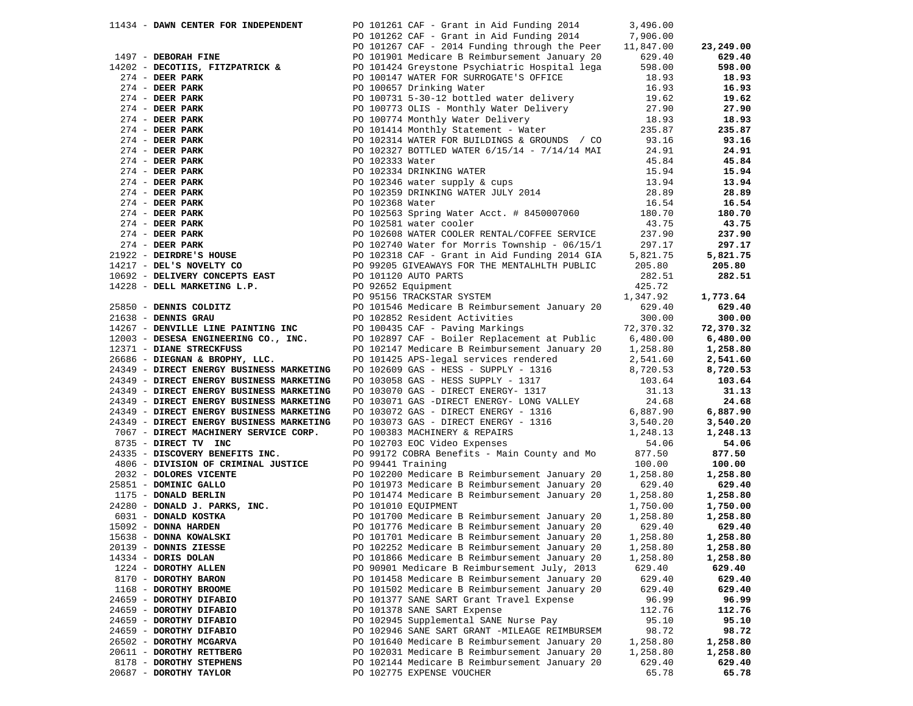| Vendor | Description | Amount | Total |
|---|---|---|---|
| 11434 - **DAWN CENTER FOR INDEPENDENT** | PO 101261 CAF - Grant in Aid Funding 2014 | 3,496.00 | |
| | PO 101262 CAF - Grant in Aid Funding 2014 | 7,906.00 | |
| | PO 101267 CAF - 2014 Funding through the Peer | 11,847.00 | **23,249.00** |
| 1497 - **DEBORAH FINE** | PO 101901 Medicare B Reimbursement January 20 | 629.40 | **629.40** |
| 14202 - **DECOTIIS, FITZPATRICK &** | PO 101424 Greystone Psychiatric Hospital lega | 598.00 | **598.00** |
| 274 - **DEER PARK** | PO 100147 WATER FOR SURROGATE'S OFFICE | 18.93 | **18.93** |
| 274 - **DEER PARK** | PO 100657 Drinking Water | 16.93 | **16.93** |
| 274 - **DEER PARK** | PO 100731 5-30-12 bottled water delivery | 19.62 | **19.62** |
| 274 - **DEER PARK** | PO 100773 OLIS - Monthly Water Delivery | 27.90 | **27.90** |
| 274 - **DEER PARK** | PO 100774 Monthly Water Delivery | 18.93 | **18.93** |
| 274 - **DEER PARK** | PO 101414 Monthly Statement - Water | 235.87 | **235.87** |
| 274 - **DEER PARK** | PO 102314 WATER FOR BUILDINGS & GROUNDS / CO | 93.16 | **93.16** |
| 274 - **DEER PARK** | PO 102327 BOTTLED WATER 6/15/14 - 7/14/14 MAI | 24.91 | **24.91** |
| 274 - **DEER PARK** | PO 102333 Water | 45.84 | **45.84** |
| 274 - **DEER PARK** | PO 102334 DRINKING WATER | 15.94 | **15.94** |
| 274 - **DEER PARK** | PO 102346 water supply & cups | 13.94 | **13.94** |
| 274 - **DEER PARK** | PO 102359 DRINKING WATER JULY 2014 | 28.89 | **28.89** |
| 274 - **DEER PARK** | PO 102368 Water | 16.54 | **16.54** |
| 274 - **DEER PARK** | PO 102563 Spring Water Acct. # 8450007060 | 180.70 | **180.70** |
| 274 - **DEER PARK** | PO 102581 water cooler | 43.75 | **43.75** |
| 274 - **DEER PARK** | PO 102608 WATER COOLER RENTAL/COFFEE SERVICE | 237.90 | **237.90** |
| 274 - **DEER PARK** | PO 102740 Water for Morris Township - 06/15/1 | 297.17 | **297.17** |
| 21922 - **DEIRDRE'S HOUSE** | PO 102318 CAF - Grant in Aid Funding 2014 GIA | 5,821.75 | **5,821.75** |
| 14217 - **DEL'S NOVELTY CO** | PO 99205 GIVEAWAYS FOR THE MENTALHLTH PUBLIC | 205.80 | **205.80** |
| 10692 - **DELIVERY CONCEPTS EAST** | PO 101120 AUTO PARTS | 282.51 | **282.51** |
| 14228 - **DELL MARKETING L.P.** | PO 92652 Equipment | 425.72 | |
| | PO 95156 TRACKSTAR SYSTEM | 1,347.92 | **1,773.64** |
| 25850 - **DENNIS COLDITZ** | PO 101546 Medicare B Reimbursement January 20 | 629.40 | **629.40** |
| 21638 - **DENNIS GRAU** | PO 102852 Resident Activities | 300.00 | **300.00** |
| 14267 - **DENVILLE LINE PAINTING INC** | PO 100435 CAF - Paving Markings | 72,370.32 | **72,370.32** |
| 12003 - **DESESA ENGINEERING CO., INC.** | PO 102897 CAF - Boiler Replacement at Public | 6,480.00 | **6,480.00** |
| 12371 - **DIANE STRECKFUSS** | PO 102147 Medicare B Reimbursement January 20 | 1,258.80 | **1,258.80** |
| 26686 - **DIEGNAN & BROPHY, LLC.** | PO 101425 APS-legal services rendered | 2,541.60 | **2,541.60** |
| 24349 - **DIRECT ENERGY BUSINESS MARKETING** | PO 102609 GAS - HESS - SUPPLY - 1316 | 8,720.53 | **8,720.53** |
| 24349 - **DIRECT ENERGY BUSINESS MARKETING** | PO 103058 GAS - HESS SUPPLY - 1317 | 103.64 | **103.64** |
| 24349 - **DIRECT ENERGY BUSINESS MARKETING** | PO 103070 GAS - DIRECT ENERGY- 1317 | 31.13 | **31.13** |
| 24349 - **DIRECT ENERGY BUSINESS MARKETING** | PO 103071 GAS -DIRECT ENERGY- LONG VALLEY | 24.68 | **24.68** |
| 24349 - **DIRECT ENERGY BUSINESS MARKETING** | PO 103072 GAS - DIRECT ENERGY - 1316 | 6,887.90 | **6,887.90** |
| 24349 - **DIRECT ENERGY BUSINESS MARKETING** | PO 103073 GAS - DIRECT ENERGY - 1316 | 3,540.20 | **3,540.20** |
| 7067 - **DIRECT MACHINERY SERVICE CORP.** | PO 100383 MACHINERY & REPAIRS | 1,248.13 | **1,248.13** |
| 8735 - **DIRECT TV INC** | PO 102703 EOC Video Expenses | 54.06 | **54.06** |
| 24335 - **DISCOVERY BENEFITS INC.** | PO 99172 COBRA Benefits - Main County and Mo | 877.50 | **877.50** |
| 4806 - **DIVISION OF CRIMINAL JUSTICE** | PO 99441 Training | 100.00 | **100.00** |
| 2032 - **DOLORES VICENTE** | PO 102200 Medicare B Reimbursement January 20 | 1,258.80 | **1,258.80** |
| 25851 - **DOMINIC GALLO** | PO 101973 Medicare B Reimbursement January 20 | 629.40 | **629.40** |
| 1175 - **DONALD BERLIN** | PO 101474 Medicare B Reimbursement January 20 | 1,258.80 | **1,258.80** |
| 24280 - **DONALD J. PARKS, INC.** | PO 101010 EQUIPMENT | 1,750.00 | **1,750.00** |
| 6031 - **DONALD KOSTKA** | PO 101700 Medicare B Reimbursement January 20 | 1,258.80 | **1,258.80** |
| 15092 - **DONNA HARDEN** | PO 101776 Medicare B Reimbursement January 20 | 629.40 | **629.40** |
| 15638 - **DONNA KOWALSKI** | PO 101701 Medicare B Reimbursement January 20 | 1,258.80 | **1,258.80** |
| 20139 - **DONNIS ZIESSE** | PO 102252 Medicare B Reimbursement January 20 | 1,258.80 | **1,258.80** |
| 14334 - **DORIS DOLAN** | PO 101866 Medicare B Reimbursement January 20 | 1,258.80 | **1,258.80** |
| 1224 - **DOROTHY ALLEN** | PO 90901 Medicare B Reimbursement July, 2013 | 629.40 | **629.40** |
| 8170 - **DOROTHY BARON** | PO 101458 Medicare B Reimbursement January 20 | 629.40 | **629.40** |
| 1168 - **DOROTHY BROOME** | PO 101502 Medicare B Reimbursement January 20 | 629.40 | **629.40** |
| 24659 - **DOROTHY DIFABIO** | PO 101377 SANE SART Grant Travel Expense | 96.99 | **96.99** |
| 24659 - **DOROTHY DIFABIO** | PO 101378 SANE SART Expense | 112.76 | **112.76** |
| 24659 - **DOROTHY DIFABIO** | PO 102945 Supplemental SANE Nurse Pay | 95.10 | **95.10** |
| 24659 - **DOROTHY DIFABIO** | PO 102946 SANE SART GRANT -MILEAGE REIMBURSEM | 98.72 | **98.72** |
| 26502 - **DOROTHY MCGARVA** | PO 101640 Medicare B Reimbursement January 20 | 1,258.80 | **1,258.80** |
| 20611 - **DOROTHY RETTBERG** | PO 102031 Medicare B Reimbursement January 20 | 1,258.80 | **1,258.80** |
| 8178 - **DOROTHY STEPHENS** | PO 102144 Medicare B Reimbursement January 20 | 629.40 | **629.40** |
| 20687 - **DOROTHY TAYLOR** | PO 102775 EXPENSE VOUCHER | 65.78 | **65.78** |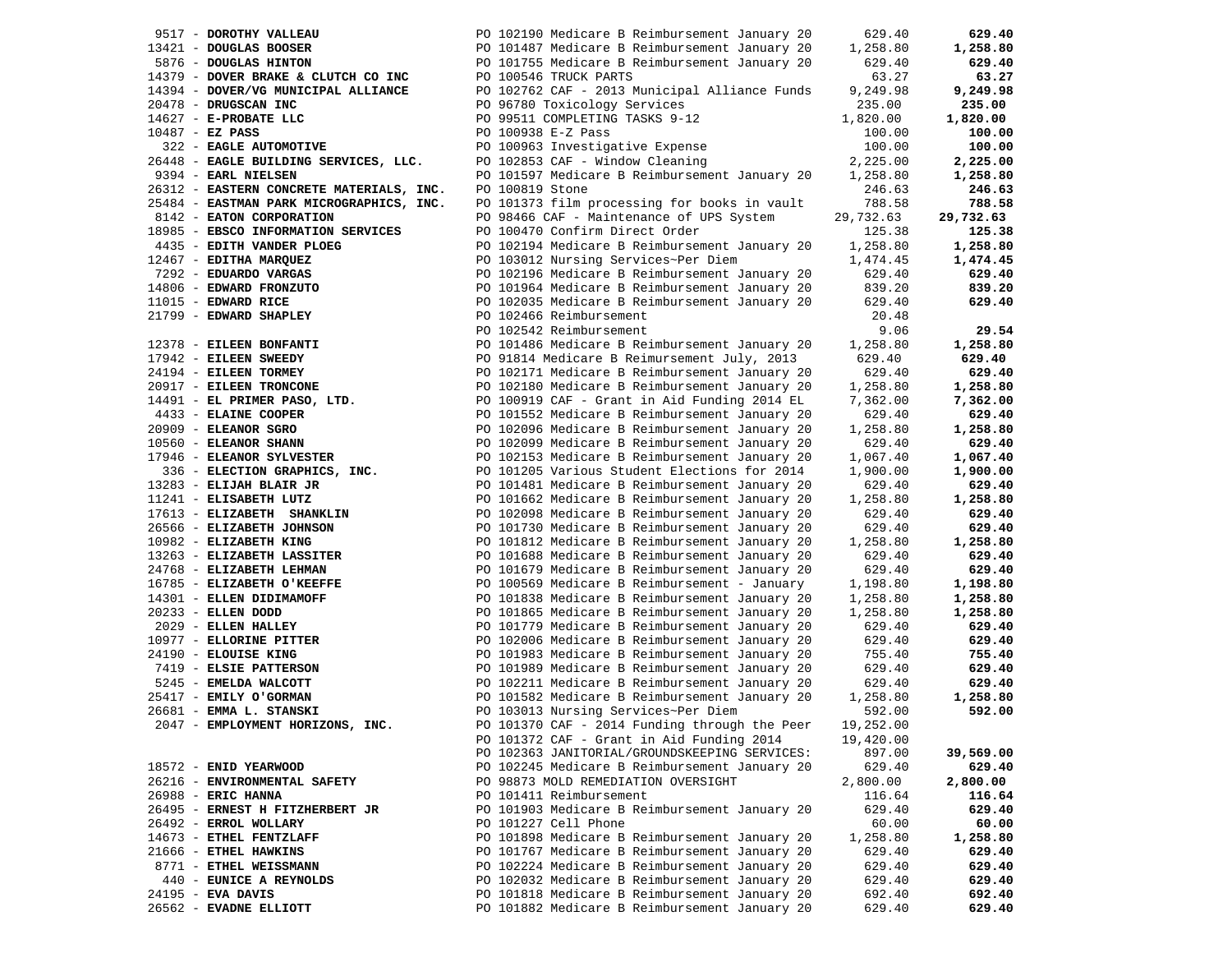| Vendor | Description | Amount | Total |
|---|---|---|---|
| 9517 - **DOROTHY VALLEAU** | PO 102190 Medicare B Reimbursement January 20 | 629.40 | **629.40** |
| 13421 - **DOUGLAS BOOSER** | PO 101487 Medicare B Reimbursement January 20 | 1,258.80 | **1,258.80** |
| 5876 - **DOUGLAS HINTON** | PO 101755 Medicare B Reimbursement January 20 | 629.40 | **629.40** |
| 14379 - **DOVER BRAKE & CLUTCH CO INC** | PO 100546 TRUCK PARTS | 63.27 | **63.27** |
| 14394 - **DOVER/VG MUNICIPAL ALLIANCE** | PO 102762 CAF - 2013 Municipal Alliance Funds | 9,249.98 | **9,249.98** |
| 20478 - **DRUGSCAN INC** | PO 96780 Toxicology Services | 235.00 | **235.00** |
| 14627 - **E-PROBATE LLC** | PO 99511 COMPLETING TASKS 9-12 | 1,820.00 | **1,820.00** |
| 10487 - **EZ PASS** | PO 100938 E-Z Pass | 100.00 | **100.00** |
| 322 - **EAGLE AUTOMOTIVE** | PO 100963 Investigative Expense | 100.00 | **100.00** |
| 26448 - **EAGLE BUILDING SERVICES, LLC.** | PO 102853 CAF - Window Cleaning | 2,225.00 | **2,225.00** |
| 9394 - **EARL NIELSEN** | PO 101597 Medicare B Reimbursement January 20 | 1,258.80 | **1,258.80** |
| 26312 - **EASTERN CONCRETE MATERIALS, INC.** | PO 100819 Stone | 246.63 | **246.63** |
| 25484 - **EASTMAN PARK MICROGRAPHICS, INC.** | PO 101373 film processing for books in vault | 788.58 | **788.58** |
| 8142 - **EATON CORPORATION** | PO 98466 CAF - Maintenance of UPS System | 29,732.63 | **29,732.63** |
| 18985 - **EBSCO INFORMATION SERVICES** | PO 100470 Confirm Direct Order | 125.38 | **125.38** |
| 4435 - **EDITH VANDER PLOEG** | PO 102194 Medicare B Reimbursement January 20 | 1,258.80 | **1,258.80** |
| 12467 - **EDITHA MARQUEZ** | PO 103012 Nursing Services~Per Diem | 1,474.45 | **1,474.45** |
| 7292 - **EDUARDO VARGAS** | PO 102196 Medicare B Reimbursement January 20 | 629.40 | **629.40** |
| 14806 - **EDWARD FRONZUTO** | PO 101964 Medicare B Reimbursement January 20 | 839.20 | **839.20** |
| 11015 - **EDWARD RICE** | PO 102035 Medicare B Reimbursement January 20 | 629.40 | **629.40** |
| 21799 - **EDWARD SHAPLEY** | PO 102466 Reimbursement | 20.48 | |
| | PO 102542 Reimbursement | 9.06 | **29.54** |
| 12378 - **EILEEN BONFANTI** | PO 101486 Medicare B Reimbursement January 20 | 1,258.80 | **1,258.80** |
| 17942 - **EILEEN SWEEDY** | PO 91814 Medicare B Reimursement July, 2013 | 629.40 | **629.40** |
| 24194 - **EILEEN TORMEY** | PO 102171 Medicare B Reimbursement January 20 | 629.40 | **629.40** |
| 20917 - **EILEEN TRONCONE** | PO 102180 Medicare B Reimbursement January 20 | 1,258.80 | **1,258.80** |
| 14491 - **EL PRIMER PASO, LTD.** | PO 100919 CAF - Grant in Aid Funding 2014 EL | 7,362.00 | **7,362.00** |
| 4433 - **ELAINE COOPER** | PO 101552 Medicare B Reimbursement January 20 | 629.40 | **629.40** |
| 20909 - **ELEANOR SGRO** | PO 102096 Medicare B Reimbursement January 20 | 1,258.80 | **1,258.80** |
| 10560 - **ELEANOR SHANN** | PO 102099 Medicare B Reimbursement January 20 | 629.40 | **629.40** |
| 17946 - **ELEANOR SYLVESTER** | PO 102153 Medicare B Reimbursement January 20 | 1,067.40 | **1,067.40** |
| 336 - **ELECTION GRAPHICS, INC.** | PO 101205 Various Student Elections for 2014 | 1,900.00 | **1,900.00** |
| 13283 - **ELIJAH BLAIR JR** | PO 101481 Medicare B Reimbursement January 20 | 629.40 | **629.40** |
| 11241 - **ELISABETH LUTZ** | PO 101662 Medicare B Reimbursement January 20 | 1,258.80 | **1,258.80** |
| 17613 - **ELIZABETH SHANKLIN** | PO 102098 Medicare B Reimbursement January 20 | 629.40 | **629.40** |
| 26566 - **ELIZABETH JOHNSON** | PO 101730 Medicare B Reimbursement January 20 | 629.40 | **629.40** |
| 10982 - **ELIZABETH KING** | PO 101812 Medicare B Reimbursement January 20 | 1,258.80 | **1,258.80** |
| 13263 - **ELIZABETH LASSITER** | PO 101688 Medicare B Reimbursement January 20 | 629.40 | **629.40** |
| 24768 - **ELIZABETH LEHMAN** | PO 101679 Medicare B Reimbursement January 20 | 629.40 | **629.40** |
| 16785 - **ELIZABETH O'KEEFFE** | PO 100569 Medicare B Reimbursement - January | 1,198.80 | **1,198.80** |
| 14301 - **ELLEN DIDIMAMOFF** | PO 101838 Medicare B Reimbursement January 20 | 1,258.80 | **1,258.80** |
| 20233 - **ELLEN DODD** | PO 101865 Medicare B Reimbursement January 20 | 1,258.80 | **1,258.80** |
| 2029 - **ELLEN HALLEY** | PO 101779 Medicare B Reimbursement January 20 | 629.40 | **629.40** |
| 10977 - **ELLORINE PITTER** | PO 102006 Medicare B Reimbursement January 20 | 629.40 | **629.40** |
| 24190 - **ELOUISE KING** | PO 101983 Medicare B Reimbursement January 20 | 755.40 | **755.40** |
| 7419 - **ELSIE PATTERSON** | PO 101989 Medicare B Reimbursement January 20 | 629.40 | **629.40** |
| 5245 - **EMELDA WALCOTT** | PO 102211 Medicare B Reimbursement January 20 | 629.40 | **629.40** |
| 25417 - **EMILY O'GORMAN** | PO 101582 Medicare B Reimbursement January 20 | 1,258.80 | **1,258.80** |
| 26681 - **EMMA L. STANSKI** | PO 103013 Nursing Services~Per Diem | 592.00 | **592.00** |
| 2047 - **EMPLOYMENT HORIZONS, INC.** | PO 101370 CAF - 2014 Funding through the Peer | 19,252.00 | |
| | PO 101372 CAF - Grant in Aid Funding 2014 | 19,420.00 | |
| | PO 102363 JANITORIAL/GROUNDSKEEPING SERVICES: | 897.00 | **39,569.00** |
| 18572 - **ENID YEARWOOD** | PO 102245 Medicare B Reimbursement January 20 | 629.40 | **629.40** |
| 26216 - **ENVIRONMENTAL SAFETY** | PO 98873 MOLD REMEDIATION OVERSIGHT | 2,800.00 | **2,800.00** |
| 26988 - **ERIC HANNA** | PO 101411 Reimbursement | 116.64 | **116.64** |
| 26495 - **ERNEST H FITZHERBERT JR** | PO 101903 Medicare B Reimbursement January 20 | 629.40 | **629.40** |
| 26492 - **ERROL WOLLARY** | PO 101227 Cell Phone | 60.00 | **60.00** |
| 14673 - **ETHEL FENTZLAFF** | PO 101898 Medicare B Reimbursement January 20 | 1,258.80 | **1,258.80** |
| 21666 - **ETHEL HAWKINS** | PO 101767 Medicare B Reimbursement January 20 | 629.40 | **629.40** |
| 8771 - **ETHEL WEISSMANN** | PO 102224 Medicare B Reimbursement January 20 | 629.40 | **629.40** |
| 440 - **EUNICE A REYNOLDS** | PO 102032 Medicare B Reimbursement January 20 | 629.40 | **629.40** |
| 24195 - **EVA DAVIS** | PO 101818 Medicare B Reimbursement January 20 | 692.40 | **692.40** |
| 26562 - **EVADNE ELLIOTT** | PO 101882 Medicare B Reimbursement January 20 | 629.40 | **629.40** |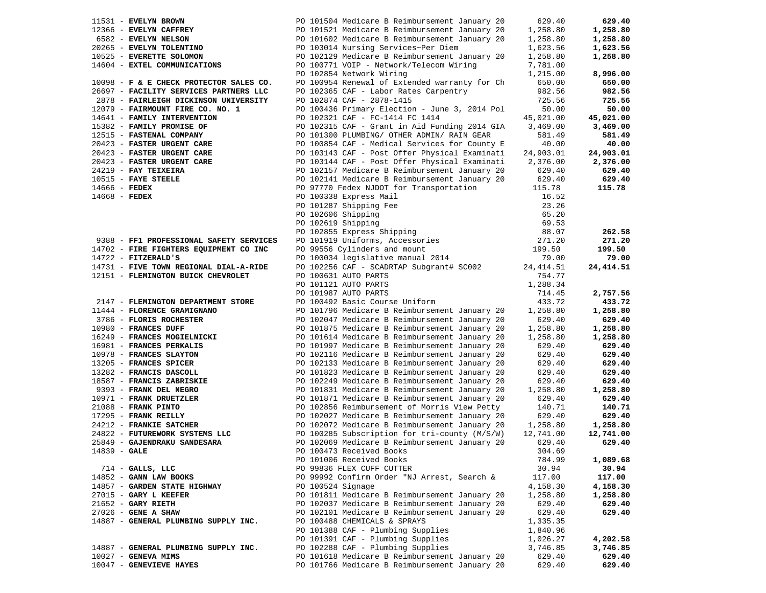| Vendor | Description | Amount | Total |
|---|---|---|---|
| 11531 - **EVELYN BROWN** | PO 101504 Medicare B Reimbursement January 20 | 629.40 | **629.40** |
| 12366 - **EVELYN CAFFREY** | PO 101521 Medicare B Reimbursement January 20 | 1,258.80 | **1,258.80** |
| 6582 - **EVELYN NELSON** | PO 101602 Medicare B Reimbursement January 20 | 1,258.80 | **1,258.80** |
| 20265 - **EVELYN TOLENTINO** | PO 103014 Nursing Services~Per Diem | 1,623.56 | **1,623.56** |
| 10525 - **EVERETTE SOLOMON** | PO 102129 Medicare B Reimbursement January 20 | 1,258.80 | **1,258.80** |
| 14604 - **EXTEL COMMUNICATIONS** | PO 100771 VOIP - Network/Telecom Wiring | 7,781.00 | |
| | PO 102854 Network Wiring | 1,215.00 | **8,996.00** |
| 10098 - **F & E CHECK PROTECTOR SALES CO.** | PO 100954 Renewal of Extended warranty for Ch | 650.00 | **650.00** |
| 26697 - **FACILITY SERVICES PARTNERS LLC** | PO 102365 CAF - Labor Rates Carpentry | 982.56 | **982.56** |
| 2878 - **FAIRLEIGH DICKINSON UNIVERSITY** | PO 102874 CAF - 2878-1415 | 725.56 | **725.56** |
| 12079 - **FAIRMOUNT FIRE CO. NO. 1** | PO 100436 Primary Election - June 3, 2014 Pol | 50.00 | **50.00** |
| 14641 - **FAMILY INTERVENTION** | PO 102321 CAF - FC-1414 FC 1414 | 45,021.00 | **45,021.00** |
| 15382 - **FAMILY PROMISE OF** | PO 102315 CAF - Grant in Aid Funding 2014 GIA | 3,469.00 | **3,469.00** |
| 12515 - **FASTENAL COMPANY** | PO 101300 PLUMBING/ OTHER ADMIN/ RAIN GEAR | 581.49 | **581.49** |
| 20423 - **FASTER URGENT CARE** | PO 100854 CAF - Medical Services for County E | 40.00 | **40.00** |
| 20423 - **FASTER URGENT CARE** | PO 103143 CAF - Post Offer Physical Examinati | 24,903.01 | **24,903.01** |
| 20423 - **FASTER URGENT CARE** | PO 103144 CAF - Post Offer Physical Examinati | 2,376.00 | **2,376.00** |
| 24219 - **FAY TEIXEIRA** | PO 102157 Medicare B Reimbursement January 20 | 629.40 | **629.40** |
| 10515 - **FAYE STEELE** | PO 102141 Medicare B Reimbursement January 20 | 629.40 | **629.40** |
| 14666 - **FEDEX** | PO 97770 Fedex NJDOT for Transportation | 115.78 | **115.78** |
| 14668 - **FEDEX** | PO 100338 Express Mail | 16.52 | |
| | PO 101287 Shipping Fee | 23.26 | |
| | PO 102606 Shipping | 65.20 | |
| | PO 102619 Shipping | 69.53 | |
| | PO 102855 Express Shipping | 88.07 | **262.58** |
| 9388 - **FF1 PROFESSIONAL SAFETY SERVICES** | PO 101919 Uniforms, Accessories | 271.20 | **271.20** |
| 14702 - **FIRE FIGHTERS EQUIPMENT CO INC** | PO 99556 Cylinders and mount | 199.50 | **199.50** |
| 14722 - **FITZERALD'S** | PO 100034 legislative manual 2014 | 79.00 | **79.00** |
| 14731 - **FIVE TOWN REGIONAL DIAL-A-RIDE** | PO 102256 CAF - SCADRTAP Subgrant# SC002 | 24,414.51 | **24,414.51** |
| 12151 - **FLEMINGTON BUICK CHEVROLET** | PO 100631 AUTO PARTS | 754.77 | |
| | PO 101121 AUTO PARTS | 1,288.34 | |
| | PO 101987 AUTO PARTS | 714.45 | **2,757.56** |
| 2147 - **FLEMINGTON DEPARTMENT STORE** | PO 100492 Basic Course Uniform | 433.72 | **433.72** |
| 11444 - **FLORENCE GRAMIGNANO** | PO 101796 Medicare B Reimbursement January 20 | 1,258.80 | **1,258.80** |
| 3786 - **FLORIS ROCHESTER** | PO 102047 Medicare B Reimbursement January 20 | 629.40 | **629.40** |
| 10980 - **FRANCES DUFF** | PO 101875 Medicare B Reimbursement January 20 | 1,258.80 | **1,258.80** |
| 16249 - **FRANCES MOGIELNICKI** | PO 101614 Medicare B Reimbursement January 20 | 1,258.80 | **1,258.80** |
| 16981 - **FRANCES PERKALIS** | PO 101997 Medicare B Reimbursement January 20 | 629.40 | **629.40** |
| 10978 - **FRANCES SLAYTON** | PO 102116 Medicare B Reimbursement January 20 | 629.40 | **629.40** |
| 13205 - **FRANCES SPICER** | PO 102133 Medicare B Reimbursement January 20 | 629.40 | **629.40** |
| 13282 - **FRANCIS DASCOLL** | PO 101823 Medicare B Reimbursement January 20 | 629.40 | **629.40** |
| 18587 - **FRANCIS ZABRISKIE** | PO 102249 Medicare B Reimbursement January 20 | 629.40 | **629.40** |
| 9393 - **FRANK DEL NEGRO** | PO 101831 Medicare B Reimbursement January 20 | 1,258.80 | **1,258.80** |
| 10971 - **FRANK DRUETZLER** | PO 101871 Medicare B Reimbursement January 20 | 629.40 | **629.40** |
| 21088 - **FRANK PINTO** | PO 102856 Reimbursement of Morris View Petty | 140.71 | **140.71** |
| 17295 - **FRANK REILLY** | PO 102027 Medicare B Reimbursement January 20 | 629.40 | **629.40** |
| 24212 - **FRANKIE SATCHER** | PO 102072 Medicare B Reimbursement January 20 | 1,258.80 | **1,258.80** |
| 24822 - **FUTUREWORK SYSTEMS LLC** | PO 100285 Subscription for tri-county (M/S/W) | 12,741.00 | **12,741.00** |
| 25849 - **GAJENDRAKU SANDESARA** | PO 102069 Medicare B Reimbursement January 20 | 629.40 | **629.40** |
| 14839 - **GALE** | PO 100473 Received Books | 304.69 | |
| | PO 101006 Received Books | 784.99 | **1,089.68** |
| 714 - **GALLS, LLC** | PO 99836 FLEX CUFF CUTTER | 30.94 | **30.94** |
| 14852 - **GANN LAW BOOKS** | PO 99992 Confirm Order "NJ Arrest, Search & | 117.00 | **117.00** |
| 14857 - **GARDEN STATE HIGHWAY** | PO 100524 Signage | 4,158.30 | **4,158.30** |
| 27015 - **GARY L KEEFER** | PO 101811 Medicare B Reimbursement January 20 | 1,258.80 | **1,258.80** |
| 21652 - **GARY RIETH** | PO 102037 Medicare B Reimbursement January 20 | 629.40 | **629.40** |
| 27026 - **GENE A SHAW** | PO 102101 Medicare B Reimbursement January 20 | 629.40 | **629.40** |
| 14887 - **GENERAL PLUMBING SUPPLY INC.** | PO 100488 CHEMICALS & SPRAYS | 1,335.35 | |
| | PO 101388 CAF - Plumbing Supplies | 1,840.96 | |
| | PO 101391 CAF - Plumbing Supplies | 1,026.27 | **4,202.58** |
| 14887 - **GENERAL PLUMBING SUPPLY INC.** | PO 102288 CAF - Plumbing Supplies | 3,746.85 | **3,746.85** |
| 10027 - **GENEVA MIMS** | PO 101618 Medicare B Reimbursement January 20 | 629.40 | **629.40** |
| 10047 - **GENEVIEVE HAYES** | PO 101766 Medicare B Reimbursement January 20 | 629.40 | **629.40** |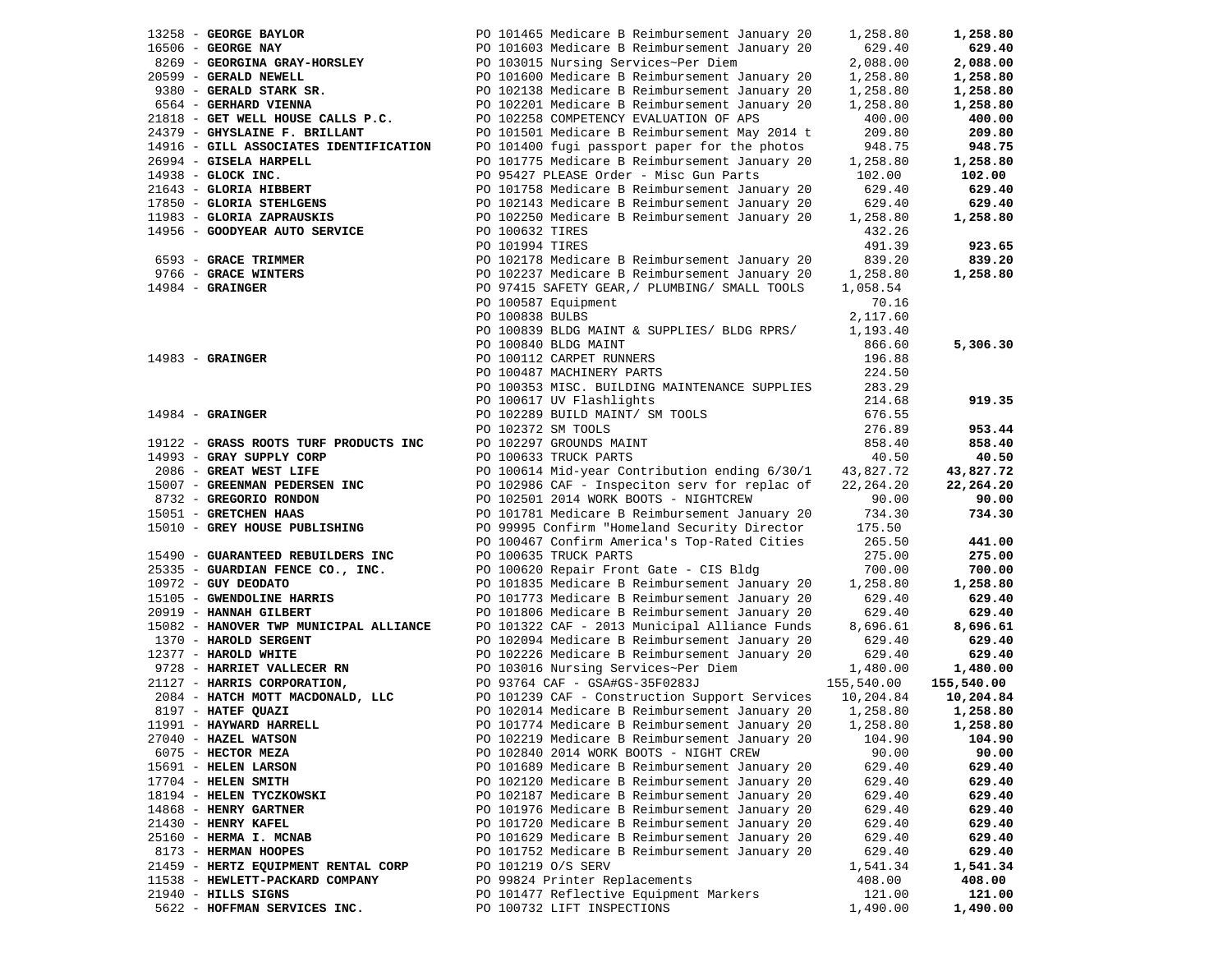| Vendor | Description | Amount | Total |
|---|---|---|---|
| 13258 - **GEORGE BAYLOR** | PO 101465 Medicare B Reimbursement January 20 | 1,258.80 | **1,258.80** |
| 16506 - **GEORGE NAY** | PO 101603 Medicare B Reimbursement January 20 | 629.40 | **629.40** |
| 8269 - **GEORGINA GRAY-HORSLEY** | PO 103015 Nursing Services~Per Diem | 2,088.00 | **2,088.00** |
| 20599 - **GERALD NEWELL** | PO 101600 Medicare B Reimbursement January 20 | 1,258.80 | **1,258.80** |
| 9380 - **GERALD STARK SR.** | PO 102138 Medicare B Reimbursement January 20 | 1,258.80 | **1,258.80** |
| 6564 - **GERHARD VIENNA** | PO 102201 Medicare B Reimbursement January 20 | 1,258.80 | **1,258.80** |
| 21818 - **GET WELL HOUSE CALLS P.C.** | PO 102258 COMPETENCY EVALUATION OF APS | 400.00 | **400.00** |
| 24379 - **GHYSLAINE F. BRILLANT** | PO 101501 Medicare B Reimbursement May 2014 t | 209.80 | **209.80** |
| 14916 - **GILL ASSOCIATES IDENTIFICATION** | PO 101400 fugi passport paper for the photos | 948.75 | **948.75** |
| 26994 - **GISELA HARPELL** | PO 101775 Medicare B Reimbursement January 20 | 1,258.80 | **1,258.80** |
| 14938 - **GLOCK INC.** | PO 95427 PLEASE Order - Misc Gun Parts | 102.00 | **102.00** |
| 21643 - **GLORIA HIBBERT** | PO 101758 Medicare B Reimbursement January 20 | 629.40 | **629.40** |
| 17850 - **GLORIA STEHLGENS** | PO 102143 Medicare B Reimbursement January 20 | 629.40 | **629.40** |
| 11983 - **GLORIA ZAPRAUSKIS** | PO 102250 Medicare B Reimbursement January 20 | 1,258.80 | **1,258.80** |
| 14956 - **GOODYEAR AUTO SERVICE** | PO 100632 TIRES | 432.26 | |
| | PO 101994 TIRES | 491.39 | **923.65** |
| 6593 - **GRACE TRIMMER** | PO 102178 Medicare B Reimbursement January 20 | 839.20 | **839.20** |
| 9766 - **GRACE WINTERS** | PO 102237 Medicare B Reimbursement January 20 | 1,258.80 | **1,258.80** |
| 14984 - **GRAINGER** | PO 97415 SAFETY GEAR,/ PLUMBING/ SMALL TOOLS | 1,058.54 | |
| | PO 100587 Equipment | 70.16 | |
| | PO 100838 BULBS | 2,117.60 | |
| | PO 100839 BLDG MAINT & SUPPLIES/ BLDG RPRS/ | 1,193.40 | |
| | PO 100840 BLDG MAINT | 866.60 | **5,306.30** |
| 14983 - **GRAINGER** | PO 100112 CARPET RUNNERS | 196.88 | |
| | PO 100487 MACHINERY PARTS | 224.50 | |
| | PO 100353 MISC. BUILDING MAINTENANCE SUPPLIES | 283.29 | |
| | PO 100617 UV Flashlights | 214.68 | **919.35** |
| 14984 - **GRAINGER** | PO 102289 BUILD MAINT/ SM TOOLS | 676.55 | |
| | PO 102372 SM TOOLS | 276.89 | **953.44** |
| 19122 - **GRASS ROOTS TURF PRODUCTS INC** | PO 102297 GROUNDS MAINT | 858.40 | **858.40** |
| 14993 - **GRAY SUPPLY CORP** | PO 100633 TRUCK PARTS | 40.50 | **40.50** |
| 2086 - **GREAT WEST LIFE** | PO 100614 Mid-year Contribution ending 6/30/1 | 43,827.72 | **43,827.72** |
| 15007 - **GREENMAN PEDERSEN INC** | PO 102986 CAF - Inspeciton serv for replac of | 22,264.20 | **22,264.20** |
| 8732 - **GREGORIO RONDON** | PO 102501 2014 WORK BOOTS - NIGHTCREW | 90.00 | **90.00** |
| 15051 - **GRETCHEN HAAS** | PO 101781 Medicare B Reimbursement January 20 | 734.30 | **734.30** |
| 15010 - **GREY HOUSE PUBLISHING** | PO 99995 Confirm "Homeland Security Director | 175.50 | |
| | PO 100467 Confirm America's Top-Rated Cities | 265.50 | **441.00** |
| 15490 - **GUARANTEED REBUILDERS INC** | PO 100635 TRUCK PARTS | 275.00 | **275.00** |
| 25335 - **GUARDIAN FENCE CO., INC.** | PO 100620 Repair Front Gate - CIS Bldg | 700.00 | **700.00** |
| 10972 - **GUY DEODATO** | PO 101835 Medicare B Reimbursement January 20 | 1,258.80 | **1,258.80** |
| 15105 - **GWENDOLINE HARRIS** | PO 101773 Medicare B Reimbursement January 20 | 629.40 | **629.40** |
| 20919 - **HANNAH GILBERT** | PO 101806 Medicare B Reimbursement January 20 | 629.40 | **629.40** |
| 15082 - **HANOVER TWP MUNICIPAL ALLIANCE** | PO 101322 CAF - 2013 Municipal Alliance Funds | 8,696.61 | **8,696.61** |
| 1370 - **HAROLD SERGENT** | PO 102094 Medicare B Reimbursement January 20 | 629.40 | **629.40** |
| 12377 - **HAROLD WHITE** | PO 102226 Medicare B Reimbursement January 20 | 629.40 | **629.40** |
| 9728 - **HARRIET VALLECER RN** | PO 103016 Nursing Services~Per Diem | 1,480.00 | **1,480.00** |
| 21127 - **HARRIS CORPORATION,** | PO 93764 CAF - GSA#GS-35F0283J | 155,540.00 | **155,540.00** |
| 2084 - **HATCH MOTT MACDONALD, LLC** | PO 101239 CAF - Construction Support Services | 10,204.84 | **10,204.84** |
| 8197 - **HATEF QUAZI** | PO 102014 Medicare B Reimbursement January 20 | 1,258.80 | **1,258.80** |
| 11991 - **HAYWARD HARRELL** | PO 101774 Medicare B Reimbursement January 20 | 1,258.80 | **1,258.80** |
| 27040 - **HAZEL WATSON** | PO 102219 Medicare B Reimbursement January 20 | 104.90 | **104.90** |
| 6075 - **HECTOR MEZA** | PO 102840 2014 WORK BOOTS - NIGHT CREW | 90.00 | **90.00** |
| 15691 - **HELEN LARSON** | PO 101689 Medicare B Reimbursement January 20 | 629.40 | **629.40** |
| 17704 - **HELEN SMITH** | PO 102120 Medicare B Reimbursement January 20 | 629.40 | **629.40** |
| 18194 - **HELEN TYCZKOWSKI** | PO 102187 Medicare B Reimbursement January 20 | 629.40 | **629.40** |
| 14868 - **HENRY GARTNER** | PO 101976 Medicare B Reimbursement January 20 | 629.40 | **629.40** |
| 21430 - **HENRY KAFEL** | PO 101720 Medicare B Reimbursement January 20 | 629.40 | **629.40** |
| 25160 - **HERMA I. MCNAB** | PO 101629 Medicare B Reimbursement January 20 | 629.40 | **629.40** |
| 8173 - **HERMAN HOOPES** | PO 101752 Medicare B Reimbursement January 20 | 629.40 | **629.40** |
| 21459 - **HERTZ EQUIPMENT RENTAL CORP** | PO 101219 O/S SERV | 1,541.34 | **1,541.34** |
| 11538 - **HEWLETT-PACKARD COMPANY** | PO 99824 Printer Replacements | 408.00 | **408.00** |
| 21940 - **HILLS SIGNS** | PO 101477 Reflective Equipment Markers | 121.00 | **121.00** |
| 5622 - **HOFFMAN SERVICES INC.** | PO 100732 LIFT INSPECTIONS | 1,490.00 | **1,490.00** |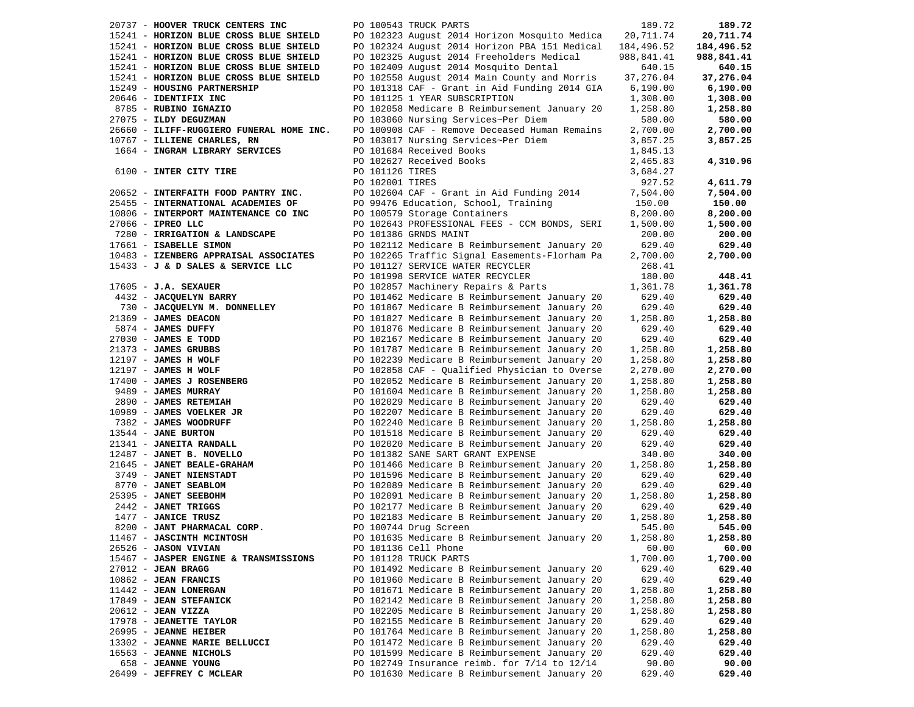| Vendor | PO / Description | Amount | Total |
|---|---|---|---|
| 20737 - **HOOVER TRUCK CENTERS INC** | PO 100543 TRUCK PARTS | 189.72 | **189.72** |
| 15241 - **HORIZON BLUE CROSS BLUE SHIELD** | PO 102323 August 2014 Horizon Mosquito Medica | 20,711.74 | **20,711.74** |
| 15241 - **HORIZON BLUE CROSS BLUE SHIELD** | PO 102324 August 2014 Horizon PBA 151 Medical | 184,496.52 | **184,496.52** |
| 15241 - **HORIZON BLUE CROSS BLUE SHIELD** | PO 102325 August 2014 Freeholders Medical | 988,841.41 | **988,841.41** |
| 15241 - **HORIZON BLUE CROSS BLUE SHIELD** | PO 102409 August 2014 Mosquito Dental | 640.15 | **640.15** |
| 15241 - **HORIZON BLUE CROSS BLUE SHIELD** | PO 102558 August 2014 Main County and Morris | 37,276.04 | **37,276.04** |
| 15249 - **HOUSING PARTNERSHIP** | PO 101318 CAF - Grant in Aid Funding 2014 GIA | 6,190.00 | **6,190.00** |
| 20646 - **IDENTIFIX INC** | PO 101125 1 YEAR SUBSCRIPTION | 1,308.00 | **1,308.00** |
| 8785 - **RUBINO IGNAZIO** | PO 102058 Medicare B Reimbursement January 20 | 1,258.80 | **1,258.80** |
| 27075 - **ILDY DEGUZMAN** | PO 103060 Nursing Services~Per Diem | 580.00 | **580.00** |
| 26660 - **ILIFF-RUGGIERO FUNERAL HOME INC.** | PO 100908 CAF - Remove Deceased Human Remains | 2,700.00 | **2,700.00** |
| 10767 - **ILLIENE CHARLES, RN** | PO 103017 Nursing Services~Per Diem | 3,857.25 | **3,857.25** |
| 1664 - **INGRAM LIBRARY SERVICES** | PO 101684 Received Books | 1,845.13 | |
| | PO 102627 Received Books | 2,465.83 | **4,310.96** |
| 6100 - **INTER CITY TIRE** | PO 101126 TIRES | 3,684.27 | |
| | PO 102001 TIRES | 927.52 | **4,611.79** |
| 20652 - **INTERFAITH FOOD PANTRY INC.** | PO 102604 CAF - Grant in Aid Funding 2014 | 7,504.00 | **7,504.00** |
| 25455 - **INTERNATIONAL ACADEMIES OF** | PO 99476 Education, School, Training | 150.00 | **150.00** |
| 10806 - **INTERPORT MAINTENANCE CO INC** | PO 100579 Storage Containers | 8,200.00 | **8,200.00** |
| 27066 - **IPREO LLC** | PO 102643 PROFESSIONAL FEES - CCM BONDS, SERI | 1,500.00 | **1,500.00** |
| 7280 - **IRRIGATION & LANDSCAPE** | PO 101386 GRNDS MAINT | 200.00 | **200.00** |
| 17661 - **ISABELLE SIMON** | PO 102112 Medicare B Reimbursement January 20 | 629.40 | **629.40** |
| 10483 - **IZENBERG APPRAISAL ASSOCIATES** | PO 102265 Traffic Signal Easements-Florham Pa | 2,700.00 | **2,700.00** |
| 15433 - **J & D SALES & SERVICE LLC** | PO 101127 SERVICE WATER RECYCLER | 268.41 | |
| | PO 101998 SERVICE WATER RECYCLER | 180.00 | **448.41** |
| 17605 - **J.A. SEXAUER** | PO 102857 Machinery Repairs & Parts | 1,361.78 | **1,361.78** |
| 4432 - **JACQUELYN BARRY** | PO 101462 Medicare B Reimbursement January 20 | 629.40 | **629.40** |
| 730 - **JACQUELYN M. DONNELLEY** | PO 101867 Medicare B Reimbursement January 20 | 629.40 | **629.40** |
| 21369 - **JAMES DEACON** | PO 101827 Medicare B Reimbursement January 20 | 1,258.80 | **1,258.80** |
| 5874 - **JAMES DUFFY** | PO 101876 Medicare B Reimbursement January 20 | 629.40 | **629.40** |
| 27030 - **JAMES E TODD** | PO 102167 Medicare B Reimbursement January 20 | 629.40 | **629.40** |
| 21373 - **JAMES GRUBBS** | PO 101787 Medicare B Reimbursement January 20 | 1,258.80 | **1,258.80** |
| 12197 - **JAMES H WOLF** | PO 102239 Medicare B Reimbursement January 20 | 1,258.80 | **1,258.80** |
| 12197 - **JAMES H WOLF** | PO 102858 CAF - Qualified Physician to Overse | 2,270.00 | **2,270.00** |
| 17400 - **JAMES J ROSENBERG** | PO 102052 Medicare B Reimbursement January 20 | 1,258.80 | **1,258.80** |
| 9489 - **JAMES MURRAY** | PO 101604 Medicare B Reimbursement January 20 | 1,258.80 | **1,258.80** |
| 2890 - **JAMES RETEMIAH** | PO 102029 Medicare B Reimbursement January 20 | 629.40 | **629.40** |
| 10989 - **JAMES VOELKER JR** | PO 102207 Medicare B Reimbursement January 20 | 629.40 | **629.40** |
| 7382 - **JAMES WOODRUFF** | PO 102240 Medicare B Reimbursement January 20 | 1,258.80 | **1,258.80** |
| 13544 - **JANE BURTON** | PO 101518 Medicare B Reimbursement January 20 | 629.40 | **629.40** |
| 21341 - **JANEITA RANDALL** | PO 102020 Medicare B Reimbursement January 20 | 629.40 | **629.40** |
| 12487 - **JANET B. NOVELLO** | PO 101382 SANE SART GRANT EXPENSE | 340.00 | **340.00** |
| 21645 - **JANET BEALE-GRAHAM** | PO 101466 Medicare B Reimbursement January 20 | 1,258.80 | **1,258.80** |
| 3749 - **JANET NIENSTADT** | PO 101596 Medicare B Reimbursement January 20 | 629.40 | **629.40** |
| 8770 - **JANET SEABLOM** | PO 102089 Medicare B Reimbursement January 20 | 629.40 | **629.40** |
| 25395 - **JANET SEEBOHM** | PO 102091 Medicare B Reimbursement January 20 | 1,258.80 | **1,258.80** |
| 2442 - **JANET TRIGGS** | PO 102177 Medicare B Reimbursement January 20 | 629.40 | **629.40** |
| 1477 - **JANICE TRUSZ** | PO 102183 Medicare B Reimbursement January 20 | 1,258.80 | **1,258.80** |
| 8200 - **JANT PHARMACAL CORP.** | PO 100744 Drug Screen | 545.00 | **545.00** |
| 11467 - **JASCINTH MCINTOSH** | PO 101635 Medicare B Reimbursement January 20 | 1,258.80 | **1,258.80** |
| 26526 - **JASON VIVIAN** | PO 101136 Cell Phone | 60.00 | **60.00** |
| 15467 - **JASPER ENGINE & TRANSMISSIONS** | PO 101128 TRUCK PARTS | 1,700.00 | **1,700.00** |
| 27012 - **JEAN BRAGG** | PO 101492 Medicare B Reimbursement January 20 | 629.40 | **629.40** |
| 10862 - **JEAN FRANCIS** | PO 101960 Medicare B Reimbursement January 20 | 629.40 | **629.40** |
| 11442 - **JEAN LONERGAN** | PO 101671 Medicare B Reimbursement January 20 | 1,258.80 | **1,258.80** |
| 17849 - **JEAN STEFANICK** | PO 102142 Medicare B Reimbursement January 20 | 1,258.80 | **1,258.80** |
| 20612 - **JEAN VIZZA** | PO 102205 Medicare B Reimbursement January 20 | 1,258.80 | **1,258.80** |
| 17978 - **JEANETTE TAYLOR** | PO 102155 Medicare B Reimbursement January 20 | 629.40 | **629.40** |
| 26995 - **JEANNE HEIBER** | PO 101764 Medicare B Reimbursement January 20 | 1,258.80 | **1,258.80** |
| 13302 - **JEANNE MARIE BELLUCCI** | PO 101472 Medicare B Reimbursement January 20 | 629.40 | **629.40** |
| 16563 - **JEANNE NICHOLS** | PO 101599 Medicare B Reimbursement January 20 | 629.40 | **629.40** |
| 658 - **JEANNE YOUNG** | PO 102749 Insurance reimb. for 7/14 to 12/14 | 90.00 | **90.00** |
| 26499 - **JEFFREY C MCLEAR** | PO 101630 Medicare B Reimbursement January 20 | 629.40 | **629.40** |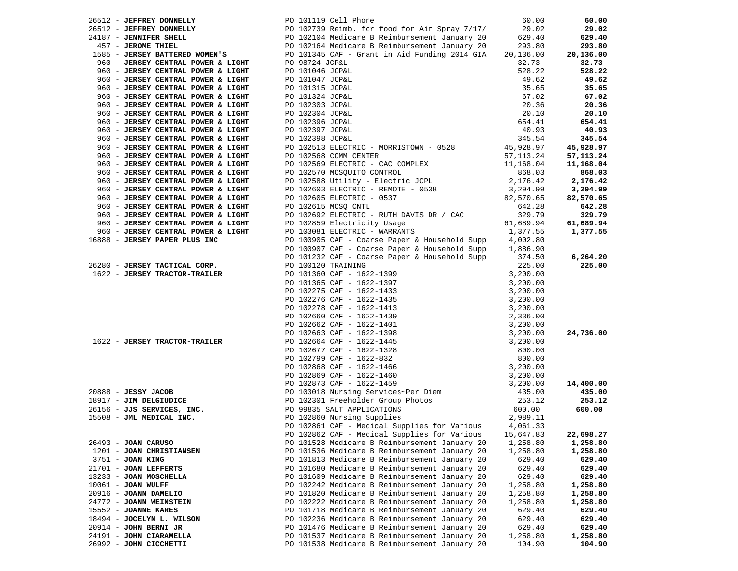| Vendor | PO / Description | Amount | Total |
|---|---|---|---|
| 26512 - **JEFFREY DONNELLY** | PO 101119 Cell Phone | 60.00 | **60.00** |
| 26512 - **JEFFREY DONNELLY** | PO 102739 Reimb. for food for Air Spray 7/17/ | 29.02 | **29.02** |
| 24187 - **JENNIFER SHELL** | PO 102104 Medicare B Reimbursement January 20 | 629.40 | **629.40** |
| 457 - **JEROME THIEL** | PO 102164 Medicare B Reimbursement January 20 | 293.80 | **293.80** |
| 1585 - **JERSEY BATTERED WOMEN'S** | PO 101345 CAF - Grant in Aid Funding 2014 GIA | 20,136.00 | **20,136.00** |
| 960 - **JERSEY CENTRAL POWER & LIGHT** | PO 98724 JCP&L | 32.73 | **32.73** |
| 960 - **JERSEY CENTRAL POWER & LIGHT** | PO 101046 JCP&L | 528.22 | **528.22** |
| 960 - **JERSEY CENTRAL POWER & LIGHT** | PO 101047 JCP&L | 49.62 | **49.62** |
| 960 - **JERSEY CENTRAL POWER & LIGHT** | PO 101315 JCP&L | 35.65 | **35.65** |
| 960 - **JERSEY CENTRAL POWER & LIGHT** | PO 101324 JCP&L | 67.02 | **67.02** |
| 960 - **JERSEY CENTRAL POWER & LIGHT** | PO 102303 JCP&L | 20.36 | **20.36** |
| 960 - **JERSEY CENTRAL POWER & LIGHT** | PO 102304 JCP&L | 20.10 | **20.10** |
| 960 - **JERSEY CENTRAL POWER & LIGHT** | PO 102396 JCP&L | 654.41 | **654.41** |
| 960 - **JERSEY CENTRAL POWER & LIGHT** | PO 102397 JCP&L | 40.93 | **40.93** |
| 960 - **JERSEY CENTRAL POWER & LIGHT** | PO 102398 JCP&L | 345.54 | **345.54** |
| 960 - **JERSEY CENTRAL POWER & LIGHT** | PO 102513 ELECTRIC - MORRISTOWN - 0528 | 45,928.97 | **45,928.97** |
| 960 - **JERSEY CENTRAL POWER & LIGHT** | PO 102568 COMM CENTER | 57,113.24 | **57,113.24** |
| 960 - **JERSEY CENTRAL POWER & LIGHT** | PO 102569 ELECTRIC - CAC COMPLEX | 11,168.04 | **11,168.04** |
| 960 - **JERSEY CENTRAL POWER & LIGHT** | PO 102570 MOSQUITO CONTROL | 868.03 | **868.03** |
| 960 - **JERSEY CENTRAL POWER & LIGHT** | PO 102588 Utility - Electric JCPL | 2,176.42 | **2,176.42** |
| 960 - **JERSEY CENTRAL POWER & LIGHT** | PO 102603 ELECTRIC - REMOTE - 0538 | 3,294.99 | **3,294.99** |
| 960 - **JERSEY CENTRAL POWER & LIGHT** | PO 102605 ELECTRIC - 0537 | 82,570.65 | **82,570.65** |
| 960 - **JERSEY CENTRAL POWER & LIGHT** | PO 102615 MOSQ CNTL | 642.28 | **642.28** |
| 960 - **JERSEY CENTRAL POWER & LIGHT** | PO 102692 ELECTRIC - RUTH DAVIS DR / CAC | 329.79 | **329.79** |
| 960 - **JERSEY CENTRAL POWER & LIGHT** | PO 102859 Electricity Usage | 61,689.94 | **61,689.94** |
| 960 - **JERSEY CENTRAL POWER & LIGHT** | PO 103081 ELECTRIC - WARRANTS | 1,377.55 | **1,377.55** |
| 16888 - **JERSEY PAPER PLUS INC** | PO 100905 CAF - Coarse Paper & Household Supp | 4,002.80 | |
| | PO 100907 CAF - Coarse Paper & Household Supp | 1,886.90 | |
| | PO 101232 CAF - Coarse Paper & Household Supp | 374.50 | **6,264.20** |
| 26280 - **JERSEY TACTICAL CORP.** | PO 100120 TRAINING | 225.00 | **225.00** |
| 1622 - **JERSEY TRACTOR-TRAILER** | PO 101360 CAF - 1622-1399 | 3,200.00 | |
| | PO 101365 CAF - 1622-1397 | 3,200.00 | |
| | PO 102275 CAF - 1622-1433 | 3,200.00 | |
| | PO 102276 CAF - 1622-1435 | 3,200.00 | |
| | PO 102278 CAF - 1622-1413 | 3,200.00 | |
| | PO 102660 CAF - 1622-1439 | 2,336.00 | |
| | PO 102662 CAF - 1622-1401 | 3,200.00 | |
| | PO 102663 CAF - 1622-1398 | 3,200.00 | **24,736.00** |
| 1622 - **JERSEY TRACTOR-TRAILER** | PO 102664 CAF - 1622-1445 | 3,200.00 | |
| | PO 102677 CAF - 1622-1328 | 800.00 | |
| | PO 102799 CAF - 1622-832 | 800.00 | |
| | PO 102868 CAF - 1622-1466 | 3,200.00 | |
| | PO 102869 CAF - 1622-1460 | 3,200.00 | |
| | PO 102873 CAF - 1622-1459 | 3,200.00 | **14,400.00** |
| 20888 - **JESSY JACOB** | PO 103018 Nursing Services~Per Diem | 435.00 | **435.00** |
| 18917 - **JIM DELGIUDICE** | PO 102301 Freeholder Group Photos | 253.12 | **253.12** |
| 26156 - **JJS SERVICES, INC.** | PO 99835 SALT APPLICATIONS | 600.00 | **600.00** |
| 15508 - **JML MEDICAL INC.** | PO 102860 Nursing Supplies | 2,989.11 | |
| | PO 102861 CAF - Medical Supplies for Various | 4,061.33 | |
| | PO 102862 CAF - Medical Supplies for Various | 15,647.83 | **22,698.27** |
| 26493 - **JOAN CARUSO** | PO 101528 Medicare B Reimbursement January 20 | 1,258.80 | **1,258.80** |
| 1201 - **JOAN CHRISTIANSEN** | PO 101536 Medicare B Reimbursement January 20 | 1,258.80 | **1,258.80** |
| 3751 - **JOAN KING** | PO 101813 Medicare B Reimbursement January 20 | 629.40 | **629.40** |
| 21701 - **JOAN LEFFERTS** | PO 101680 Medicare B Reimbursement January 20 | 629.40 | **629.40** |
| 13233 - **JOAN MOSCHELLA** | PO 101609 Medicare B Reimbursement January 20 | 629.40 | **629.40** |
| 10061 - **JOAN WULFF** | PO 102242 Medicare B Reimbursement January 20 | 1,258.80 | **1,258.80** |
| 20916 - **JOANN DAMELIO** | PO 101820 Medicare B Reimbursement January 20 | 1,258.80 | **1,258.80** |
| 24772 - **JOANN WEINSTEIN** | PO 102222 Medicare B Reimbursement January 20 | 1,258.80 | **1,258.80** |
| 15552 - **JOANNE KARES** | PO 101718 Medicare B Reimbursement January 20 | 629.40 | **629.40** |
| 18494 - **JOCELYN L. WILSON** | PO 102236 Medicare B Reimbursement January 20 | 629.40 | **629.40** |
| 20914 - **JOHN BERNI JR** | PO 101476 Medicare B Reimbursement January 20 | 629.40 | **629.40** |
| 24191 - **JOHN CIARAMELLA** | PO 101537 Medicare B Reimbursement January 20 | 1,258.80 | **1,258.80** |
| 26992 - **JOHN CICCHETTI** | PO 101538 Medicare B Reimbursement January 20 | 104.90 | **104.90** |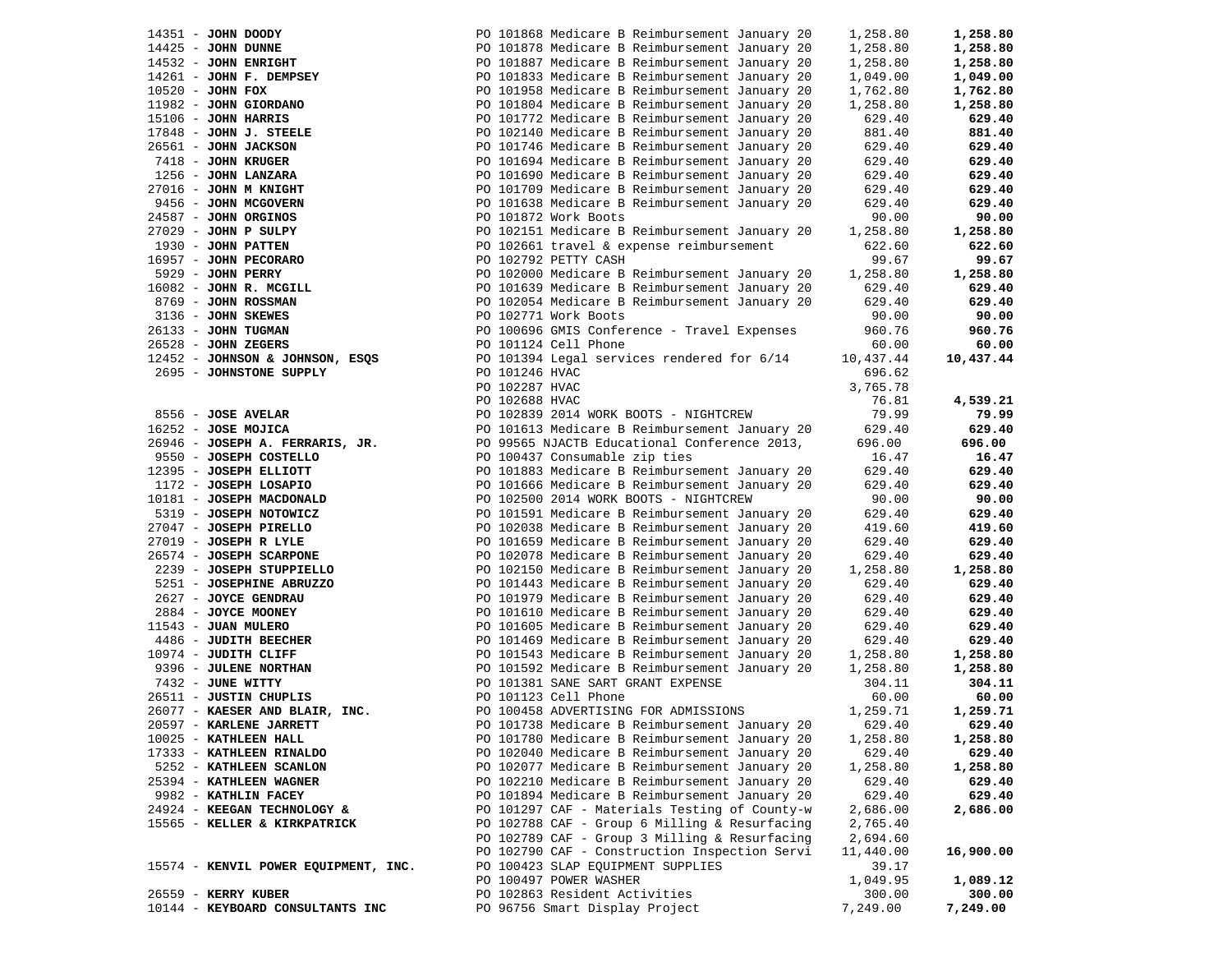| Vendor | PO / Description | Amount | Total |
|---|---|---|---|
| 14351 - **JOHN DOODY** | PO 101868 Medicare B Reimbursement January 20 | 1,258.80 | **1,258.80** |
| 14425 - **JOHN DUNNE** | PO 101878 Medicare B Reimbursement January 20 | 1,258.80 | **1,258.80** |
| 14532 - **JOHN ENRIGHT** | PO 101887 Medicare B Reimbursement January 20 | 1,258.80 | **1,258.80** |
| 14261 - **JOHN F. DEMPSEY** | PO 101833 Medicare B Reimbursement January 20 | 1,049.00 | **1,049.00** |
| 10520 - **JOHN FOX** | PO 101958 Medicare B Reimbursement January 20 | 1,762.80 | **1,762.80** |
| 11982 - **JOHN GIORDANO** | PO 101804 Medicare B Reimbursement January 20 | 1,258.80 | **1,258.80** |
| 15106 - **JOHN HARRIS** | PO 101772 Medicare B Reimbursement January 20 | 629.40 | **629.40** |
| 17848 - **JOHN J. STEELE** | PO 102140 Medicare B Reimbursement January 20 | 881.40 | **881.40** |
| 26561 - **JOHN JACKSON** | PO 101746 Medicare B Reimbursement January 20 | 629.40 | **629.40** |
| 7418 - **JOHN KRUGER** | PO 101694 Medicare B Reimbursement January 20 | 629.40 | **629.40** |
| 1256 - **JOHN LANZARA** | PO 101690 Medicare B Reimbursement January 20 | 629.40 | **629.40** |
| 27016 - **JOHN M KNIGHT** | PO 101709 Medicare B Reimbursement January 20 | 629.40 | **629.40** |
| 9456 - **JOHN MCGOVERN** | PO 101638 Medicare B Reimbursement January 20 | 629.40 | **629.40** |
| 24587 - **JOHN ORGINOS** | PO 101872 Work Boots | 90.00 | **90.00** |
| 27029 - **JOHN P SULPY** | PO 102151 Medicare B Reimbursement January 20 | 1,258.80 | **1,258.80** |
| 1930 - **JOHN PATTEN** | PO 102661 travel & expense reimbursement | 622.60 | **622.60** |
| 16957 - **JOHN PECORARO** | PO 102792 PETTY CASH | 99.67 | **99.67** |
| 5929 - **JOHN PERRY** | PO 102000 Medicare B Reimbursement January 20 | 1,258.80 | **1,258.80** |
| 16082 - **JOHN R. MCGILL** | PO 101639 Medicare B Reimbursement January 20 | 629.40 | **629.40** |
| 8769 - **JOHN ROSSMAN** | PO 102054 Medicare B Reimbursement January 20 | 629.40 | **629.40** |
| 3136 - **JOHN SKEWES** | PO 102771 Work Boots | 90.00 | **90.00** |
| 26133 - **JOHN TUGMAN** | PO 100696 GMIS Conference - Travel Expenses | 960.76 | **960.76** |
| 26528 - **JOHN ZEGERS** | PO 101124 Cell Phone | 60.00 | **60.00** |
| 12452 - **JOHNSON & JOHNSON, ESQS** | PO 101394 Legal services rendered for 6/14 | 10,437.44 | **10,437.44** |
| 2695 - **JOHNSTONE SUPPLY** | PO 101246 HVAC | 696.62 | |
| | PO 102287 HVAC | 3,765.78 | |
| | PO 102688 HVAC | 76.81 | **4,539.21** |
| 8556 - **JOSE AVELAR** | PO 102839 2014 WORK BOOTS - NIGHTCREW | 79.99 | **79.99** |
| 16252 - **JOSE MOJICA** | PO 101613 Medicare B Reimbursement January 20 | 629.40 | **629.40** |
| 26946 - **JOSEPH A. FERRARIS, JR.** | PO 99565 NJACTB Educational Conference 2013, | 696.00 | **696.00** |
| 9550 - **JOSEPH COSTELLO** | PO 100437 Consumable zip ties | 16.47 | **16.47** |
| 12395 - **JOSEPH ELLIOTT** | PO 101883 Medicare B Reimbursement January 20 | 629.40 | **629.40** |
| 1172 - **JOSEPH LOSAPIO** | PO 101666 Medicare B Reimbursement January 20 | 629.40 | **629.40** |
| 10181 - **JOSEPH MACDONALD** | PO 102500 2014 WORK BOOTS - NIGHTCREW | 90.00 | **90.00** |
| 5319 - **JOSEPH NOTOWICZ** | PO 101591 Medicare B Reimbursement January 20 | 629.40 | **629.40** |
| 27047 - **JOSEPH PIRELLO** | PO 102038 Medicare B Reimbursement January 20 | 419.60 | **419.60** |
| 27019 - **JOSEPH R LYLE** | PO 101659 Medicare B Reimbursement January 20 | 629.40 | **629.40** |
| 26574 - **JOSEPH SCARPONE** | PO 102078 Medicare B Reimbursement January 20 | 629.40 | **629.40** |
| 2239 - **JOSEPH STUPPIELLO** | PO 102150 Medicare B Reimbursement January 20 | 1,258.80 | **1,258.80** |
| 5251 - **JOSEPHINE ABRUZZO** | PO 101443 Medicare B Reimbursement January 20 | 629.40 | **629.40** |
| 2627 - **JOYCE GENDRAU** | PO 101979 Medicare B Reimbursement January 20 | 629.40 | **629.40** |
| 2884 - **JOYCE MOONEY** | PO 101610 Medicare B Reimbursement January 20 | 629.40 | **629.40** |
| 11543 - **JUAN MULERO** | PO 101605 Medicare B Reimbursement January 20 | 629.40 | **629.40** |
| 4486 - **JUDITH BEECHER** | PO 101469 Medicare B Reimbursement January 20 | 629.40 | **629.40** |
| 10974 - **JUDITH CLIFF** | PO 101543 Medicare B Reimbursement January 20 | 1,258.80 | **1,258.80** |
| 9396 - **JULENE NORTHAN** | PO 101592 Medicare B Reimbursement January 20 | 1,258.80 | **1,258.80** |
| 7432 - **JUNE WITTY** | PO 101381 SANE SART GRANT EXPENSE | 304.11 | **304.11** |
| 26511 - **JUSTIN CHUPLIS** | PO 101123 Cell Phone | 60.00 | **60.00** |
| 26077 - **KAESER AND BLAIR, INC.** | PO 100458 ADVERTISING FOR ADMISSIONS | 1,259.71 | **1,259.71** |
| 20597 - **KARLENE JARRETT** | PO 101738 Medicare B Reimbursement January 20 | 629.40 | **629.40** |
| 10025 - **KATHLEEN HALL** | PO 101780 Medicare B Reimbursement January 20 | 1,258.80 | **1,258.80** |
| 17333 - **KATHLEEN RINALDO** | PO 102040 Medicare B Reimbursement January 20 | 629.40 | **629.40** |
| 5252 - **KATHLEEN SCANLON** | PO 102077 Medicare B Reimbursement January 20 | 1,258.80 | **1,258.80** |
| 25394 - **KATHLEEN WAGNER** | PO 102210 Medicare B Reimbursement January 20 | 629.40 | **629.40** |
| 9982 - **KATHLIN FACEY** | PO 101894 Medicare B Reimbursement January 20 | 629.40 | **629.40** |
| 24924 - **KEEGAN TECHNOLOGY &** | PO 101297 CAF - Materials Testing of County-w | 2,686.00 | **2,686.00** |
| 15565 - **KELLER & KIRKPATRICK** | PO 102788 CAF - Group 6 Milling & Resurfacing | 2,765.40 | |
| | PO 102789 CAF - Group 3 Milling & Resurfacing | 2,694.60 | |
| | PO 102790 CAF - Construction Inspection Servi | 11,440.00 | **16,900.00** |
| 15574 - **KENVIL POWER EQUIPMENT, INC.** | PO 100423 SLAP EQUIPMENT SUPPLIES | 39.17 | |
| | PO 100497 POWER WASHER | 1,049.95 | **1,089.12** |
| 26559 - **KERRY KUBER** | PO 102863 Resident Activities | 300.00 | **300.00** |
| 10144 - **KEYBOARD CONSULTANTS INC** | PO 96756 Smart Display Project | 7,249.00 | **7,249.00** |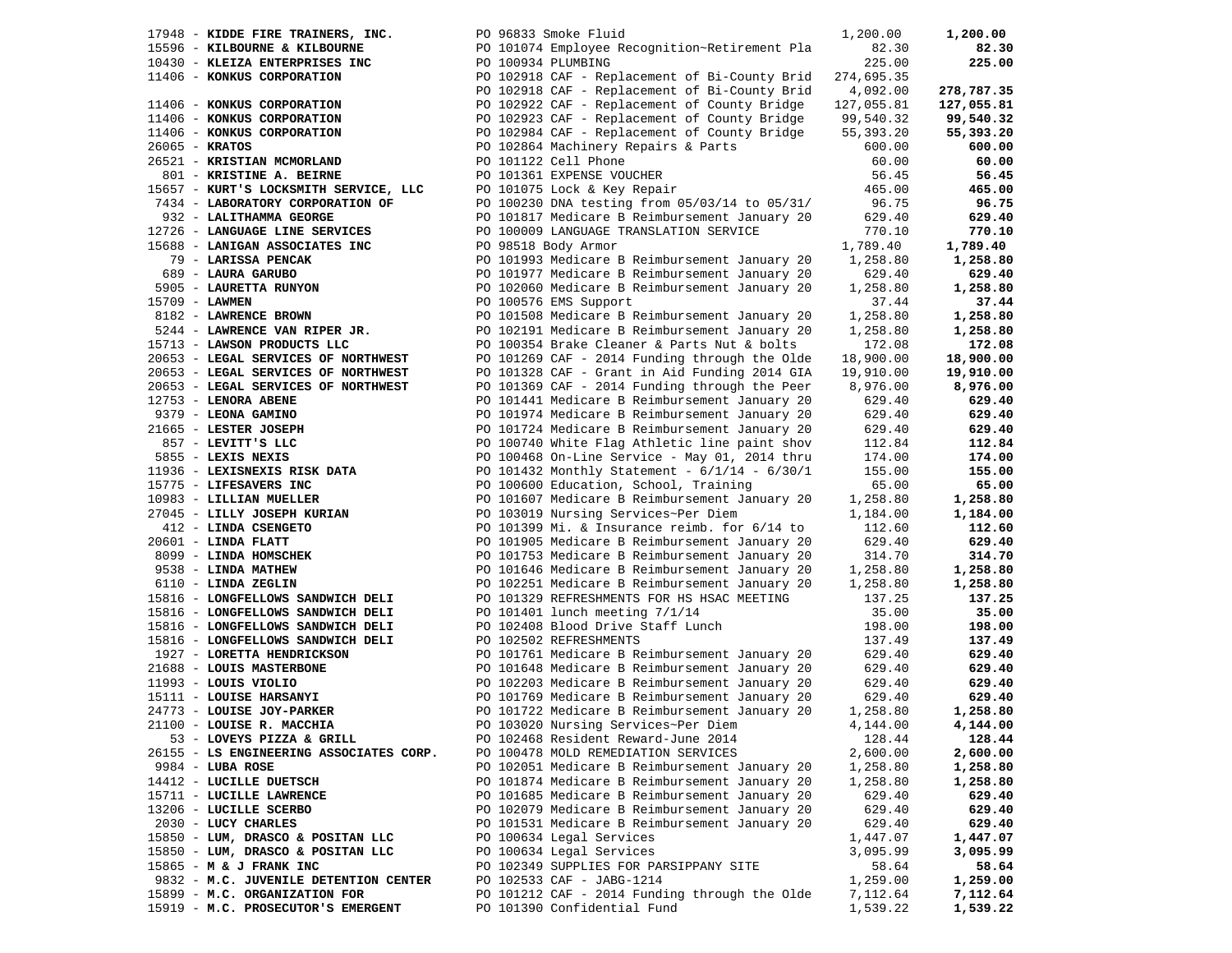| Vendor | Description | Amount | Total |
|---|---|---|---|
| 17948 - **KIDDE FIRE TRAINERS, INC.** | PO 96833 Smoke Fluid | 1,200.00 | **1,200.00** |
| 15596 - **KILBOURNE & KILBOURNE** | PO 101074 Employee Recognition~Retirement Pla | 82.30 | **82.30** |
| 10430 - **KLEIZA ENTERPRISES INC** | PO 100934 PLUMBING | 225.00 | **225.00** |
| 11406 - **KONKUS CORPORATION** | PO 102918 CAF - Replacement of Bi-County Brid | 274,695.35 | |
| | PO 102918 CAF - Replacement of Bi-County Brid | 4,092.00 | **278,787.35** |
| 11406 - **KONKUS CORPORATION** | PO 102922 CAF - Replacement of County Bridge | 127,055.81 | **127,055.81** |
| 11406 - **KONKUS CORPORATION** | PO 102923 CAF - Replacement of County Bridge | 99,540.32 | **99,540.32** |
| 11406 - **KONKUS CORPORATION** | PO 102984 CAF - Replacement of County Bridge | 55,393.20 | **55,393.20** |
| 26065 - **KRATOS** | PO 102864 Machinery Repairs & Parts | 600.00 | **600.00** |
| 26521 - **KRISTIAN MCMORLAND** | PO 101122 Cell Phone | 60.00 | **60.00** |
| 801 - **KRISTINE A. BEIRNE** | PO 101361 EXPENSE VOUCHER | 56.45 | **56.45** |
| 15657 - **KURT'S LOCKSMITH SERVICE, LLC** | PO 101075 Lock & Key Repair | 465.00 | **465.00** |
| 7434 - **LABORATORY CORPORATION OF** | PO 100230 DNA testing from 05/03/14 to 05/31/ | 96.75 | **96.75** |
| 932 - **LALITHAMMA GEORGE** | PO 101817 Medicare B Reimbursement January 20 | 629.40 | **629.40** |
| 12726 - **LANGUAGE LINE SERVICES** | PO 100009 LANGUAGE TRANSLATION SERVICE | 770.10 | **770.10** |
| 15688 - **LANIGAN ASSOCIATES INC** | PO 98518 Body Armor | 1,789.40 | **1,789.40** |
| 79 - **LARISSA PENCAK** | PO 101993 Medicare B Reimbursement January 20 | 1,258.80 | **1,258.80** |
| 689 - **LAURA GARUBO** | PO 101977 Medicare B Reimbursement January 20 | 629.40 | **629.40** |
| 5905 - **LAURETTA RUNYON** | PO 102060 Medicare B Reimbursement January 20 | 1,258.80 | **1,258.80** |
| 15709 - **LAWMEN** | PO 100576 EMS Support | 37.44 | **37.44** |
| 8182 - **LAWRENCE BROWN** | PO 101508 Medicare B Reimbursement January 20 | 1,258.80 | **1,258.80** |
| 5244 - **LAWRENCE VAN RIPER JR.** | PO 102191 Medicare B Reimbursement January 20 | 1,258.80 | **1,258.80** |
| 15713 - **LAWSON PRODUCTS LLC** | PO 100354 Brake Cleaner & Parts Nut & bolts | 172.08 | **172.08** |
| 20653 - **LEGAL SERVICES OF NORTHWEST** | PO 101269 CAF - 2014 Funding through the Olde | 18,900.00 | **18,900.00** |
| 20653 - **LEGAL SERVICES OF NORTHWEST** | PO 101328 CAF - Grant in Aid Funding 2014 GIA | 19,910.00 | **19,910.00** |
| 20653 - **LEGAL SERVICES OF NORTHWEST** | PO 101369 CAF - 2014 Funding through the Peer | 8,976.00 | **8,976.00** |
| 12753 - **LENORA ABENE** | PO 101441 Medicare B Reimbursement January 20 | 629.40 | **629.40** |
| 9379 - **LEONA GAMINO** | PO 101974 Medicare B Reimbursement January 20 | 629.40 | **629.40** |
| 21665 - **LESTER JOSEPH** | PO 101724 Medicare B Reimbursement January 20 | 629.40 | **629.40** |
| 857 - **LEVITT'S LLC** | PO 100740 White Flag Athletic line paint shov | 112.84 | **112.84** |
| 5855 - **LEXIS NEXIS** | PO 100468 On-Line Service - May 01, 2014 thru | 174.00 | **174.00** |
| 11936 - **LEXISNEXIS RISK DATA** | PO 101432 Monthly Statement - 6/1/14 - 6/30/1 | 155.00 | **155.00** |
| 15775 - **LIFESAVERS INC** | PO 100600 Education, School, Training | 65.00 | **65.00** |
| 10983 - **LILLIAN MUELLER** | PO 101607 Medicare B Reimbursement January 20 | 1,258.80 | **1,258.80** |
| 27045 - **LILLY JOSEPH KURIAN** | PO 103019 Nursing Services~Per Diem | 1,184.00 | **1,184.00** |
| 412 - **LINDA CSENGETO** | PO 101399 Mi. & Insurance reimb. for 6/14 to | 112.60 | **112.60** |
| 20601 - **LINDA FLATT** | PO 101905 Medicare B Reimbursement January 20 | 629.40 | **629.40** |
| 8099 - **LINDA HOMSCHEK** | PO 101753 Medicare B Reimbursement January 20 | 314.70 | **314.70** |
| 9538 - **LINDA MATHEW** | PO 101646 Medicare B Reimbursement January 20 | 1,258.80 | **1,258.80** |
| 6110 - **LINDA ZEGLIN** | PO 102251 Medicare B Reimbursement January 20 | 1,258.80 | **1,258.80** |
| 15816 - **LONGFELLOWS SANDWICH DELI** | PO 101329 REFRESHMENTS FOR HS HSAC MEETING | 137.25 | **137.25** |
| 15816 - **LONGFELLOWS SANDWICH DELI** | PO 101401 lunch meeting 7/1/14 | 35.00 | **35.00** |
| 15816 - **LONGFELLOWS SANDWICH DELI** | PO 102408 Blood Drive Staff Lunch | 198.00 | **198.00** |
| 15816 - **LONGFELLOWS SANDWICH DELI** | PO 102502 REFRESHMENTS | 137.49 | **137.49** |
| 1927 - **LORETTA HENDRICKSON** | PO 101761 Medicare B Reimbursement January 20 | 629.40 | **629.40** |
| 21688 - **LOUIS MASTERBONE** | PO 101648 Medicare B Reimbursement January 20 | 629.40 | **629.40** |
| 11993 - **LOUIS VIOLIO** | PO 102203 Medicare B Reimbursement January 20 | 629.40 | **629.40** |
| 15111 - **LOUISE HARSANYI** | PO 101769 Medicare B Reimbursement January 20 | 629.40 | **629.40** |
| 24773 - **LOUISE JOY-PARKER** | PO 101722 Medicare B Reimbursement January 20 | 1,258.80 | **1,258.80** |
| 21100 - **LOUISE R. MACCHIA** | PO 103020 Nursing Services~Per Diem | 4,144.00 | **4,144.00** |
| 53 - **LOVEYS PIZZA & GRILL** | PO 102468 Resident Reward-June 2014 | 128.44 | **128.44** |
| 26155 - **LS ENGINEERING ASSOCIATES CORP.** | PO 100478 MOLD REMEDIATION SERVICES | 2,600.00 | **2,600.00** |
| 9984 - **LUBA ROSE** | PO 102051 Medicare B Reimbursement January 20 | 1,258.80 | **1,258.80** |
| 14412 - **LUCILLE DUETSCH** | PO 101874 Medicare B Reimbursement January 20 | 1,258.80 | **1,258.80** |
| 15711 - **LUCILLE LAWRENCE** | PO 101685 Medicare B Reimbursement January 20 | 629.40 | **629.40** |
| 13206 - **LUCILLE SCERBO** | PO 102079 Medicare B Reimbursement January 20 | 629.40 | **629.40** |
| 2030 - **LUCY CHARLES** | PO 101531 Medicare B Reimbursement January 20 | 629.40 | **629.40** |
| 15850 - **LUM, DRASCO & POSITAN LLC** | PO 100634 Legal Services | 1,447.07 | **1,447.07** |
| 15850 - **LUM, DRASCO & POSITAN LLC** | PO 100634 Legal Services | 3,095.99 | **3,095.99** |
| 15865 - **M & J FRANK INC** | PO 102349 SUPPLIES FOR PARSIPPANY SITE | 58.64 | **58.64** |
| 9832 - **M.C. JUVENILE DETENTION CENTER** | PO 102533 CAF - JABG-1214 | 1,259.00 | **1,259.00** |
| 15899 - **M.C. ORGANIZATION FOR** | PO 101212 CAF - 2014 Funding through the Olde | 7,112.64 | **7,112.64** |
| 15919 - **M.C. PROSECUTOR'S EMERGENT** | PO 101390 Confidential Fund | 1,539.22 | **1,539.22** |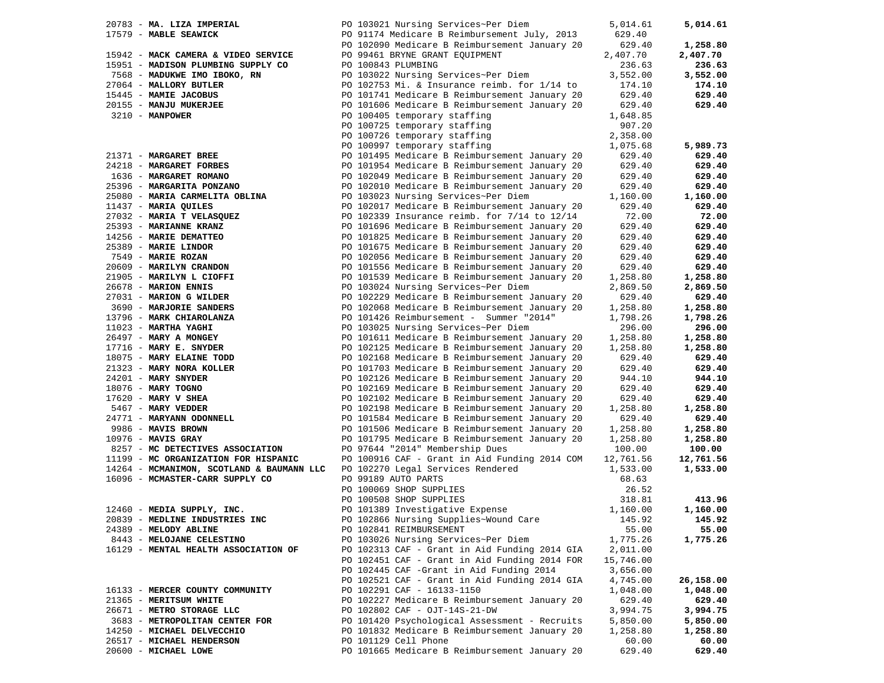| Vendor | Description | Amount | Total |
|---|---|---|---|
| 20783 - **MA. LIZA IMPERIAL** | PO 103021 Nursing Services~Per Diem | 5,014.61 | **5,014.61** |
| 17579 - **MABLE SEAWICK** | PO 91174 Medicare B Reimbursement July, 2013 | 629.40 | |
| | PO 102090 Medicare B Reimbursement January 20 | 629.40 | **1,258.80** |
| 15942 - **MACK CAMERA & VIDEO SERVICE** | PO 99461 BRYNE GRANT EQUIPMENT | 2,407.70 | **2,407.70** |
| 15951 - **MADISON PLUMBING SUPPLY CO** | PO 100843 PLUMBING | 236.63 | **236.63** |
| 7568 - **MADUKWE IMO IBOKO, RN** | PO 103022 Nursing Services~Per Diem | 3,552.00 | **3,552.00** |
| 27064 - **MALLORY BUTLER** | PO 102753 Mi. & Insurance reimb. for 1/14 to | 174.10 | **174.10** |
| 15445 - **MAMIE JACOBUS** | PO 101741 Medicare B Reimbursement January 20 | 629.40 | **629.40** |
| 20155 - **MANJU MUKERJEE** | PO 101606 Medicare B Reimbursement January 20 | 629.40 | **629.40** |
| 3210 - **MANPOWER** | PO 100405 temporary staffing | 1,648.85 | |
| | PO 100725 temporary staffing | 907.20 | |
| | PO 100726 temporary staffing | 2,358.00 | |
| | PO 100997 temporary staffing | 1,075.68 | **5,989.73** |
| 21371 - **MARGARET BREE** | PO 101495 Medicare B Reimbursement January 20 | 629.40 | **629.40** |
| 24218 - **MARGARET FORBES** | PO 101954 Medicare B Reimbursement January 20 | 629.40 | **629.40** |
| 1636 - **MARGARET ROMANO** | PO 102049 Medicare B Reimbursement January 20 | 629.40 | **629.40** |
| 25396 - **MARGARITA PONZANO** | PO 102010 Medicare B Reimbursement January 20 | 629.40 | **629.40** |
| 25080 - **MARIA CARMELITA OBLINA** | PO 103023 Nursing Services~Per Diem | 1,160.00 | **1,160.00** |
| 11437 - **MARIA QUILES** | PO 102017 Medicare B Reimbursement January 20 | 629.40 | **629.40** |
| 27032 - **MARIA T VELASQUEZ** | PO 102339 Insurance reimb. for 7/14 to 12/14 | 72.00 | **72.00** |
| 25393 - **MARIANNE KRANZ** | PO 101696 Medicare B Reimbursement January 20 | 629.40 | **629.40** |
| 14256 - **MARIE DEMATTEO** | PO 101825 Medicare B Reimbursement January 20 | 629.40 | **629.40** |
| 25389 - **MARIE LINDOR** | PO 101675 Medicare B Reimbursement January 20 | 629.40 | **629.40** |
| 7549 - **MARIE ROZAN** | PO 102056 Medicare B Reimbursement January 20 | 629.40 | **629.40** |
| 20609 - **MARILYN CRANDON** | PO 101556 Medicare B Reimbursement January 20 | 629.40 | **629.40** |
| 21905 - **MARILYN L CIOFFI** | PO 101539 Medicare B Reimbursement January 20 | 1,258.80 | **1,258.80** |
| 26678 - **MARION ENNIS** | PO 103024 Nursing Services~Per Diem | 2,869.50 | **2,869.50** |
| 27031 - **MARION G WILDER** | PO 102229 Medicare B Reimbursement January 20 | 629.40 | **629.40** |
| 3690 - **MARJORIE SANDERS** | PO 102068 Medicare B Reimbursement January 20 | 1,258.80 | **1,258.80** |
| 13796 - **MARK CHIAROLANZA** | PO 101426 Reimbursement - Summer "2014" | 1,798.26 | **1,798.26** |
| 11023 - **MARTHA YAGHI** | PO 103025 Nursing Services~Per Diem | 296.00 | **296.00** |
| 26497 - **MARY A MONGEY** | PO 101611 Medicare B Reimbursement January 20 | 1,258.80 | **1,258.80** |
| 17716 - **MARY E. SNYDER** | PO 102125 Medicare B Reimbursement January 20 | 1,258.80 | **1,258.80** |
| 18075 - **MARY ELAINE TODD** | PO 102168 Medicare B Reimbursement January 20 | 629.40 | **629.40** |
| 21323 - **MARY NORA KOLLER** | PO 101703 Medicare B Reimbursement January 20 | 629.40 | **629.40** |
| 24201 - **MARY SNYDER** | PO 102126 Medicare B Reimbursement January 20 | 944.10 | **944.10** |
| 18076 - **MARY TOGNO** | PO 102169 Medicare B Reimbursement January 20 | 629.40 | **629.40** |
| 17620 - **MARY V SHEA** | PO 102102 Medicare B Reimbursement January 20 | 629.40 | **629.40** |
| 5467 - **MARY VEDDER** | PO 102198 Medicare B Reimbursement January 20 | 1,258.80 | **1,258.80** |
| 24771 - **MARYANN ODONNELL** | PO 101584 Medicare B Reimbursement January 20 | 629.40 | **629.40** |
| 9986 - **MAVIS BROWN** | PO 101506 Medicare B Reimbursement January 20 | 1,258.80 | **1,258.80** |
| 10976 - **MAVIS GRAY** | PO 101795 Medicare B Reimbursement January 20 | 1,258.80 | **1,258.80** |
| 8257 - **MC DETECTIVES ASSOCIATION** | PO 97644 "2014" Membership Dues | 100.00 | **100.00** |
| 11199 - **MC ORGANIZATION FOR HISPANIC** | PO 100916 CAF - Grant in Aid Funding 2014 COM | 12,761.56 | **12,761.56** |
| 14264 - **MCMANIMON, SCOTLAND & BAUMANN LLC** | PO 102270 Legal Services Rendered | 1,533.00 | **1,533.00** |
| 16096 - **MCMASTER-CARR SUPPLY CO** | PO 99189 AUTO PARTS | 68.63 | |
| | PO 100069 SHOP SUPPLIES | 26.52 | |
| | PO 100508 SHOP SUPPLIES | 318.81 | **413.96** |
| 12460 - **MEDIA SUPPLY, INC.** | PO 101389 Investigative Expense | 1,160.00 | **1,160.00** |
| 20839 - **MEDLINE INDUSTRIES INC** | PO 102866 Nursing Supplies~Wound Care | 145.92 | **145.92** |
| 24389 - **MELODY ABLINE** | PO 102841 REIMBURSEMENT | 55.00 | **55.00** |
| 8443 - **MELOJANE CELESTINO** | PO 103026 Nursing Services~Per Diem | 1,775.26 | **1,775.26** |
| 16129 - **MENTAL HEALTH ASSOCIATION OF** | PO 102313 CAF - Grant in Aid Funding 2014 GIA | 2,011.00 | |
| | PO 102451 CAF - Grant in Aid Funding 2014 FOR | 15,746.00 | |
| | PO 102445 CAF -Grant in Aid Funding 2014 | 3,656.00 | |
| | PO 102521 CAF - Grant in Aid Funding 2014 GIA | 4,745.00 | **26,158.00** |
| 16133 - **MERCER COUNTY COMMUNITY** | PO 102291 CAF - 16133-1150 | 1,048.00 | **1,048.00** |
| 21365 - **MERITSUM WHITE** | PO 102227 Medicare B Reimbursement January 20 | 629.40 | **629.40** |
| 26671 - **METRO STORAGE LLC** | PO 102802 CAF - OJT-14S-21-DW | 3,994.75 | **3,994.75** |
| 3683 - **METROPOLITAN CENTER FOR** | PO 101420 Psychological Assessment - Recruits | 5,850.00 | **5,850.00** |
| 14250 - **MICHAEL DELVECCHIO** | PO 101832 Medicare B Reimbursement January 20 | 1,258.80 | **1,258.80** |
| 26517 - **MICHAEL HENDERSON** | PO 101129 Cell Phone | 60.00 | **60.00** |
| 20600 - **MICHAEL LOWE** | PO 101665 Medicare B Reimbursement January 20 | 629.40 | **629.40** |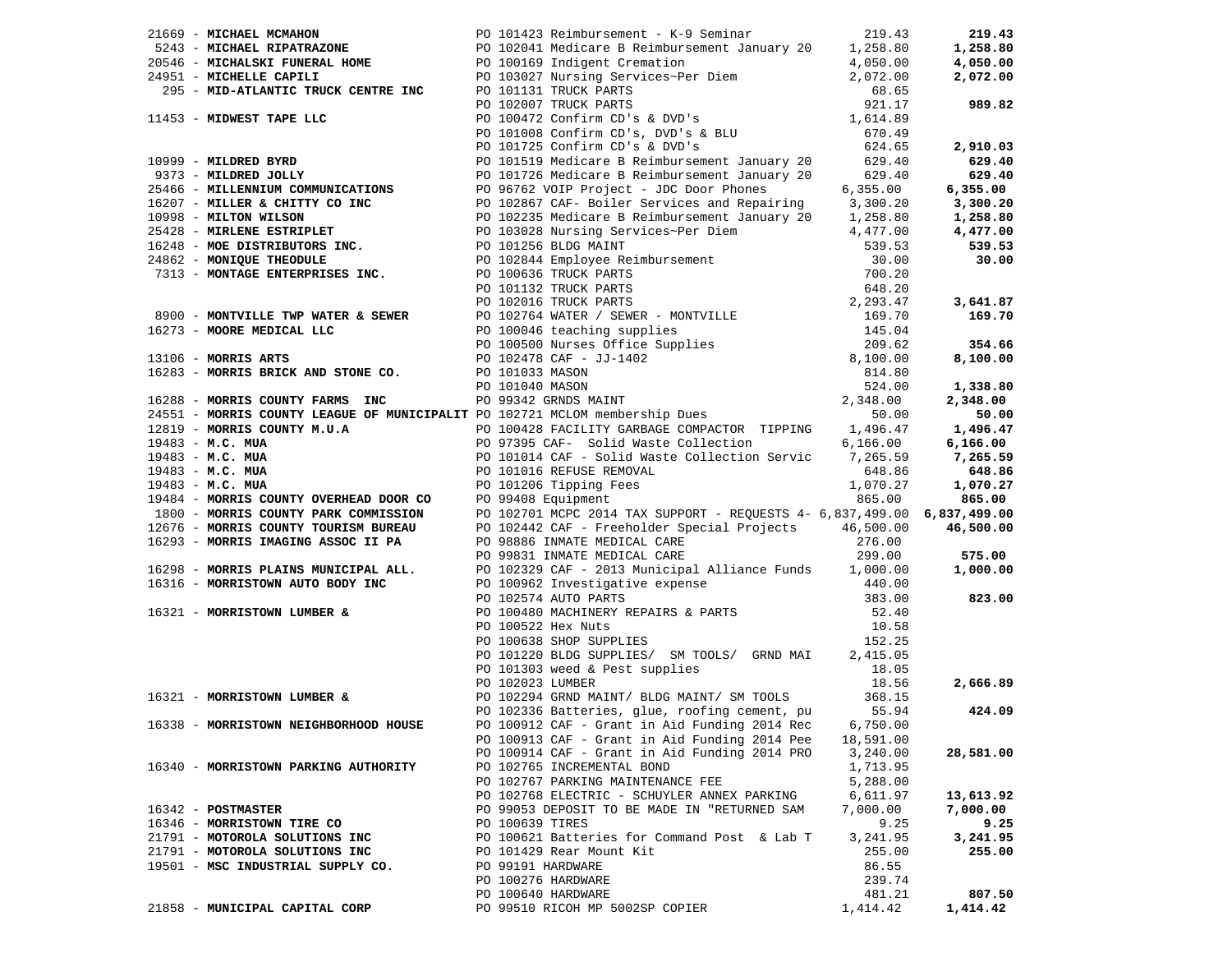| Vendor | PO / Description | Amount | Total |
|---|---|---|---|
| 21669 - **MICHAEL MCMAHON** | PO 101423 Reimbursement - K-9 Seminar | 219.43 | **219.43** |
| 5243 - **MICHAEL RIPATRAZONE** | PO 102041 Medicare B Reimbursement January 20 | 1,258.80 | **1,258.80** |
| 20546 - **MICHALSKI FUNERAL HOME** | PO 100169 Indigent Cremation | 4,050.00 | **4,050.00** |
| 24951 - **MICHELLE CAPILI** | PO 103027 Nursing Services~Per Diem | 2,072.00 | **2,072.00** |
| 295 - **MID-ATLANTIC TRUCK CENTRE INC** | PO 101131 TRUCK PARTS | 68.65 | |
| | PO 102007 TRUCK PARTS | 921.17 | **989.82** |
| 11453 - **MIDWEST TAPE LLC** | PO 100472 Confirm CD's & DVD's | 1,614.89 | |
| | PO 101008 Confirm CD's, DVD's & BLU | 670.49 | |
| | PO 101725 Confirm CD's & DVD's | 624.65 | **2,910.03** |
| 10999 - **MILDRED BYRD** | PO 101519 Medicare B Reimbursement January 20 | 629.40 | **629.40** |
| 9373 - **MILDRED JOLLY** | PO 101726 Medicare B Reimbursement January 20 | 629.40 | **629.40** |
| 25466 - **MILLENNIUM COMMUNICATIONS** | PO 96762 VOIP Project - JDC Door Phones | 6,355.00 | **6,355.00** |
| 16207 - **MILLER & CHITTY CO INC** | PO 102867 CAF- Boiler Services and Repairing | 3,300.20 | **3,300.20** |
| 10998 - **MILTON WILSON** | PO 102235 Medicare B Reimbursement January 20 | 1,258.80 | **1,258.80** |
| 25428 - **MIRLENE ESTRIPLET** | PO 103028 Nursing Services~Per Diem | 4,477.00 | **4,477.00** |
| 16248 - **MOE DISTRIBUTORS INC.** | PO 101256 BLDG MAINT | 539.53 | **539.53** |
| 24862 - **MONIQUE THEODULE** | PO 102844 Employee Reimbursement | 30.00 | **30.00** |
| 7313 - **MONTAGE ENTERPRISES INC.** | PO 100636 TRUCK PARTS | 700.20 | |
| | PO 101132 TRUCK PARTS | 648.20 | |
| | PO 102016 TRUCK PARTS | 2,293.47 | **3,641.87** |
| 8900 - **MONTVILLE TWP WATER & SEWER** | PO 102764 WATER / SEWER - MONTVILLE | 169.70 | **169.70** |
| 16273 - **MOORE MEDICAL LLC** | PO 100046 teaching supplies | 145.04 | |
| | PO 100500 Nurses Office Supplies | 209.62 | **354.66** |
| 13106 - **MORRIS ARTS** | PO 102478 CAF - JJ-1402 | 8,100.00 | **8,100.00** |
| 16283 - **MORRIS BRICK AND STONE CO.** | PO 101033 MASON | 814.80 | |
| | PO 101040 MASON | 524.00 | **1,338.80** |
| 16288 - **MORRIS COUNTY FARMS INC** | PO 99342 GRNDS MAINT | 2,348.00 | **2,348.00** |
| 24551 - **MORRIS COUNTY LEAGUE OF MUNICIPALIT** | PO 102721 MCLOM membership Dues | 50.00 | **50.00** |
| 12819 - **MORRIS COUNTY M.U.A** | PO 100428 FACILITY GARBAGE COMPACTOR TIPPING | 1,496.47 | **1,496.47** |
| 19483 - **M.C. MUA** | PO 97395 CAF- Solid Waste Collection | 6,166.00 | **6,166.00** |
| 19483 - **M.C. MUA** | PO 101014 CAF - Solid Waste Collection Servic | 7,265.59 | **7,265.59** |
| 19483 - **M.C. MUA** | PO 101016 REFUSE REMOVAL | 648.86 | **648.86** |
| 19483 - **M.C. MUA** | PO 101206 Tipping Fees | 1,070.27 | **1,070.27** |
| 19484 - **MORRIS COUNTY OVERHEAD DOOR CO** | PO 99408 Equipment | 865.00 | **865.00** |
| 1800 - **MORRIS COUNTY PARK COMMISSION** | PO 102701 MCPC 2014 TAX SUPPORT - REQUESTS 4- | 6,837,499.00 | **6,837,499.00** |
| 12676 - **MORRIS COUNTY TOURISM BUREAU** | PO 102442 CAF - Freeholder Special Projects | 46,500.00 | **46,500.00** |
| 16293 - **MORRIS IMAGING ASSOC II PA** | PO 98886 INMATE MEDICAL CARE | 276.00 | |
| | PO 99831 INMATE MEDICAL CARE | 299.00 | **575.00** |
| 16298 - **MORRIS PLAINS MUNICIPAL ALL.** | PO 102329 CAF - 2013 Municipal Alliance Funds | 1,000.00 | **1,000.00** |
| 16316 - **MORRISTOWN AUTO BODY INC** | PO 100962 Investigative expense | 440.00 | |
| | PO 102574 AUTO PARTS | 383.00 | **823.00** |
| 16321 - **MORRISTOWN LUMBER &** | PO 100480 MACHINERY REPAIRS & PARTS | 52.40 | |
| | PO 100522 Hex Nuts | 10.58 | |
| | PO 100638 SHOP SUPPLIES | 152.25 | |
| | PO 101220 BLDG SUPPLIES/ SM TOOLS/ GRND MAI | 2,415.05 | |
| | PO 101303 weed & Pest supplies | 18.05 | |
| | PO 102023 LUMBER | 18.56 | **2,666.89** |
| 16321 - **MORRISTOWN LUMBER &** | PO 102294 GRND MAINT/ BLDG MAINT/ SM TOOLS | 368.15 | |
| | PO 102336 Batteries, glue, roofing cement, pu | 55.94 | **424.09** |
| 16338 - **MORRISTOWN NEIGHBORHOOD HOUSE** | PO 100912 CAF - Grant in Aid Funding 2014 Rec | 6,750.00 | |
| | PO 100913 CAF - Grant in Aid Funding 2014 Pee | 18,591.00 | |
| | PO 100914 CAF - Grant in Aid Funding 2014 PRO | 3,240.00 | **28,581.00** |
| 16340 - **MORRISTOWN PARKING AUTHORITY** | PO 102765 INCREMENTAL BOND | 1,713.95 | |
| | PO 102767 PARKING MAINTENANCE FEE | 5,288.00 | |
| | PO 102768 ELECTRIC - SCHUYLER ANNEX PARKING | 6,611.97 | **13,613.92** |
| 16342 - **POSTMASTER** | PO 99053 DEPOSIT TO BE MADE IN "RETURNED SAM | 7,000.00 | **7,000.00** |
| 16346 - **MORRISTOWN TIRE CO** | PO 100639 TIRES | 9.25 | **9.25** |
| 21791 - **MOTOROLA SOLUTIONS INC** | PO 100621 Batteries for Command Post & Lab T | 3,241.95 | **3,241.95** |
| 21791 - **MOTOROLA SOLUTIONS INC** | PO 101429 Rear Mount Kit | 255.00 | **255.00** |
| 19501 - **MSC INDUSTRIAL SUPPLY CO.** | PO 99191 HARDWARE | 86.55 | |
| | PO 100276 HARDWARE | 239.74 | |
| | PO 100640 HARDWARE | 481.21 | **807.50** |
| 21858 - **MUNICIPAL CAPITAL CORP** | PO 99510 RICOH MP 5002SP COPIER | 1,414.42 | **1,414.42** |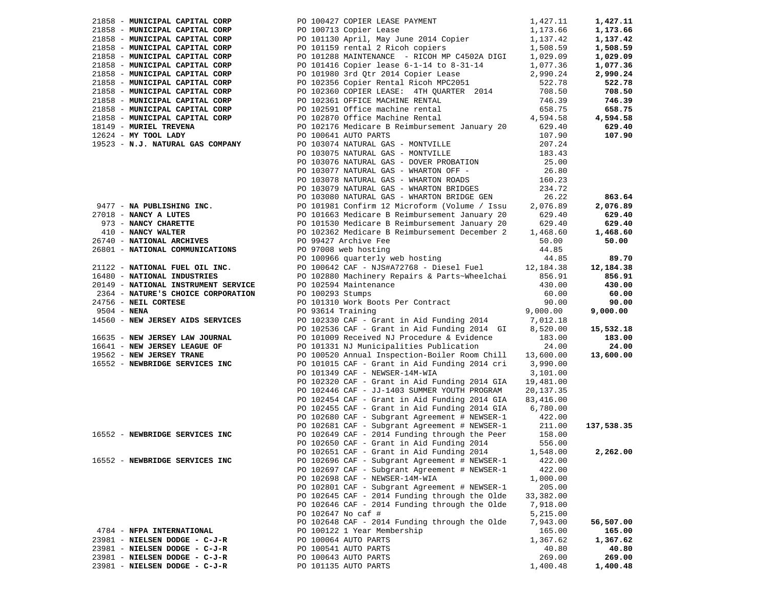| Vendor | PO / Description | Amount | Total |
|---|---|---|---|
| 21858 - **MUNICIPAL CAPITAL CORP** | PO 100427 COPIER LEASE PAYMENT | 1,427.11 | **1,427.11** |
| 21858 - **MUNICIPAL CAPITAL CORP** | PO 100713 Copier Lease | 1,173.66 | **1,173.66** |
| 21858 - **MUNICIPAL CAPITAL CORP** | PO 101130 April, May June 2014 Copier | 1,137.42 | **1,137.42** |
| 21858 - **MUNICIPAL CAPITAL CORP** | PO 101159 rental 2 Ricoh copiers | 1,508.59 | **1,508.59** |
| 21858 - **MUNICIPAL CAPITAL CORP** | PO 101288 MAINTENANCE - RICOH MP C4502A DIGI | 1,029.09 | **1,029.09** |
| 21858 - **MUNICIPAL CAPITAL CORP** | PO 101416 Copier lease 6-1-14 to 8-31-14 | 1,077.36 | **1,077.36** |
| 21858 - **MUNICIPAL CAPITAL CORP** | PO 101980 3rd Qtr 2014 Copier Lease | 2,990.24 | **2,990.24** |
| 21858 - **MUNICIPAL CAPITAL CORP** | PO 102356 Copier Rental Ricoh MPC2051 | 522.78 | **522.78** |
| 21858 - **MUNICIPAL CAPITAL CORP** | PO 102360 COPIER LEASE: 4TH QUARTER 2014 | 708.50 | **708.50** |
| 21858 - **MUNICIPAL CAPITAL CORP** | PO 102361 OFFICE MACHINE RENTAL | 746.39 | **746.39** |
| 21858 - **MUNICIPAL CAPITAL CORP** | PO 102591 Office machine rental | 658.75 | **658.75** |
| 21858 - **MUNICIPAL CAPITAL CORP** | PO 102870 Office Machine Rental | 4,594.58 | **4,594.58** |
| 18149 - **MURIEL TREVENA** | PO 102176 Medicare B Reimbursement January 20 | 629.40 | **629.40** |
| 12624 - **MY TOOL LADY** | PO 100641 AUTO PARTS | 107.90 | **107.90** |
| 19523 - **N.J. NATURAL GAS COMPANY** | PO 103074 NATURAL GAS - MONTVILLE | 207.24 | |
| | PO 103075 NATURAL GAS - MONTVILLE | 183.43 | |
| | PO 103076 NATURAL GAS - DOVER PROBATION | 25.00 | |
| | PO 103077 NATURAL GAS - WHARTON OFF - | 26.80 | |
| | PO 103078 NATURAL GAS - WHARTON ROADS | 160.23 | |
| | PO 103079 NATURAL GAS - WHARTON BRIDGES | 234.72 | |
| | PO 103080 NATURAL GAS - WHARTON BRIDGE GEN | 26.22 | **863.64** |
| 9477 - **NA PUBLISHING INC.** | PO 101981 Confirm 12 Microform (Volume / Issu | 2,076.89 | **2,076.89** |
| 27018 - **NANCY A LUTES** | PO 101663 Medicare B Reimbursement January 20 | 629.40 | **629.40** |
| 973 - **NANCY CHARETTE** | PO 101530 Medicare B Reimbursement January 20 | 629.40 | **629.40** |
| 410 - **NANCY WALTER** | PO 102362 Medicare B Reimbursement December 2 | 1,468.60 | **1,468.60** |
| 26740 - **NATIONAL ARCHIVES** | PO 99427 Archive Fee | 50.00 | **50.00** |
| 26801 - **NATIONAL COMMUNICATIONS** | PO 97008 web hosting | 44.85 | |
| | PO 100966 quarterly web hosting | 44.85 | **89.70** |
| 21122 - **NATIONAL FUEL OIL INC.** | PO 100642 CAF - NJS#A72768 - Diesel Fuel | 12,184.38 | **12,184.38** |
| 16480 - **NATIONAL INDUSTRIES** | PO 102880 Machinery Repairs & Parts~Wheelchai | 856.91 | **856.91** |
| 20149 - **NATIONAL INSTRUMENT SERVICE** | PO 102594 Maintenance | 430.00 | **430.00** |
| 2364 - **NATURE'S CHOICE CORPORATION** | PO 100293 Stumps | 60.00 | **60.00** |
| 24756 - **NEIL CORTESE** | PO 101310 Work Boots Per Contract | 90.00 | **90.00** |
| 9504 - **NENA** | PO 93614 Training | 9,000.00 | **9,000.00** |
| 14560 - **NEW JERSEY AIDS SERVICES** | PO 102330 CAF - Grant in Aid Funding 2014 | 7,012.18 | |
| | PO 102536 CAF - Grant in Aid Funding 2014 GI | 8,520.00 | **15,532.18** |
| 16635 - **NEW JERSEY LAW JOURNAL** | PO 101009 Received NJ Procedure & Evidence | 183.00 | **183.00** |
| 16641 - **NEW JERSEY LEAGUE OF** | PO 101331 NJ Municipalities Publication | 24.00 | **24.00** |
| 19562 - **NEW JERSEY TRANE** | PO 100520 Annual Inspection-Boiler Room Chill | 13,600.00 | **13,600.00** |
| 16552 - **NEWBRIDGE SERVICES INC** | PO 101015 CAF - Grant in Aid Funding 2014 cri | 3,990.00 | |
| | PO 101349 CAF - NEWSER-14M-WIA | 3,101.00 | |
| | PO 102320 CAF - Grant in Aid Funding 2014 GIA | 19,481.00 | |
| | PO 102446 CAF - JJ-1403 SUMMER YOUTH PROGRAM | 20,137.35 | |
| | PO 102454 CAF - Grant in Aid Funding 2014 GIA | 83,416.00 | |
| | PO 102455 CAF - Grant in Aid Funding 2014 GIA | 6,780.00 | |
| | PO 102680 CAF - Subgrant Agreement # NEWSER-1 | 422.00 | |
| | PO 102681 CAF - Subgrant Agreement # NEWSER-1 | 211.00 | **137,538.35** |
| 16552 - **NEWBRIDGE SERVICES INC** | PO 102649 CAF - 2014 Funding through the Peer | 158.00 | |
| | PO 102650 CAF - Grant in Aid Funding 2014 | 556.00 | |
| | PO 102651 CAF - Grant in Aid Funding 2014 | 1,548.00 | **2,262.00** |
| 16552 - **NEWBRIDGE SERVICES INC** | PO 102696 CAF - Subgrant Agreement # NEWSER-1 | 422.00 | |
| | PO 102697 CAF - Subgrant Agreement # NEWSER-1 | 422.00 | |
| | PO 102698 CAF - NEWSER-14M-WIA | 1,000.00 | |
| | PO 102801 CAF - Subgrant Agreement # NEWSER-1 | 205.00 | |
| | PO 102645 CAF - 2014 Funding through the Olde | 33,382.00 | |
| | PO 102646 CAF - 2014 Funding through the Olde | 7,918.00 | |
| | PO 102647 No caf # | 5,215.00 | |
| | PO 102648 CAF - 2014 Funding through the Olde | 7,943.00 | **56,507.00** |
| 4784 - **NFPA INTERNATIONAL** | PO 100122 1 Year Membership | 165.00 | **165.00** |
| 23981 - **NIELSEN DODGE - C-J-R** | PO 100064 AUTO PARTS | 1,367.62 | **1,367.62** |
| 23981 - **NIELSEN DODGE - C-J-R** | PO 100541 AUTO PARTS | 40.80 | **40.80** |
| 23981 - **NIELSEN DODGE - C-J-R** | PO 100643 AUTO PARTS | 269.00 | **269.00** |
| 23981 - **NIELSEN DODGE - C-J-R** | PO 101135 AUTO PARTS | 1,400.48 | **1,400.48** |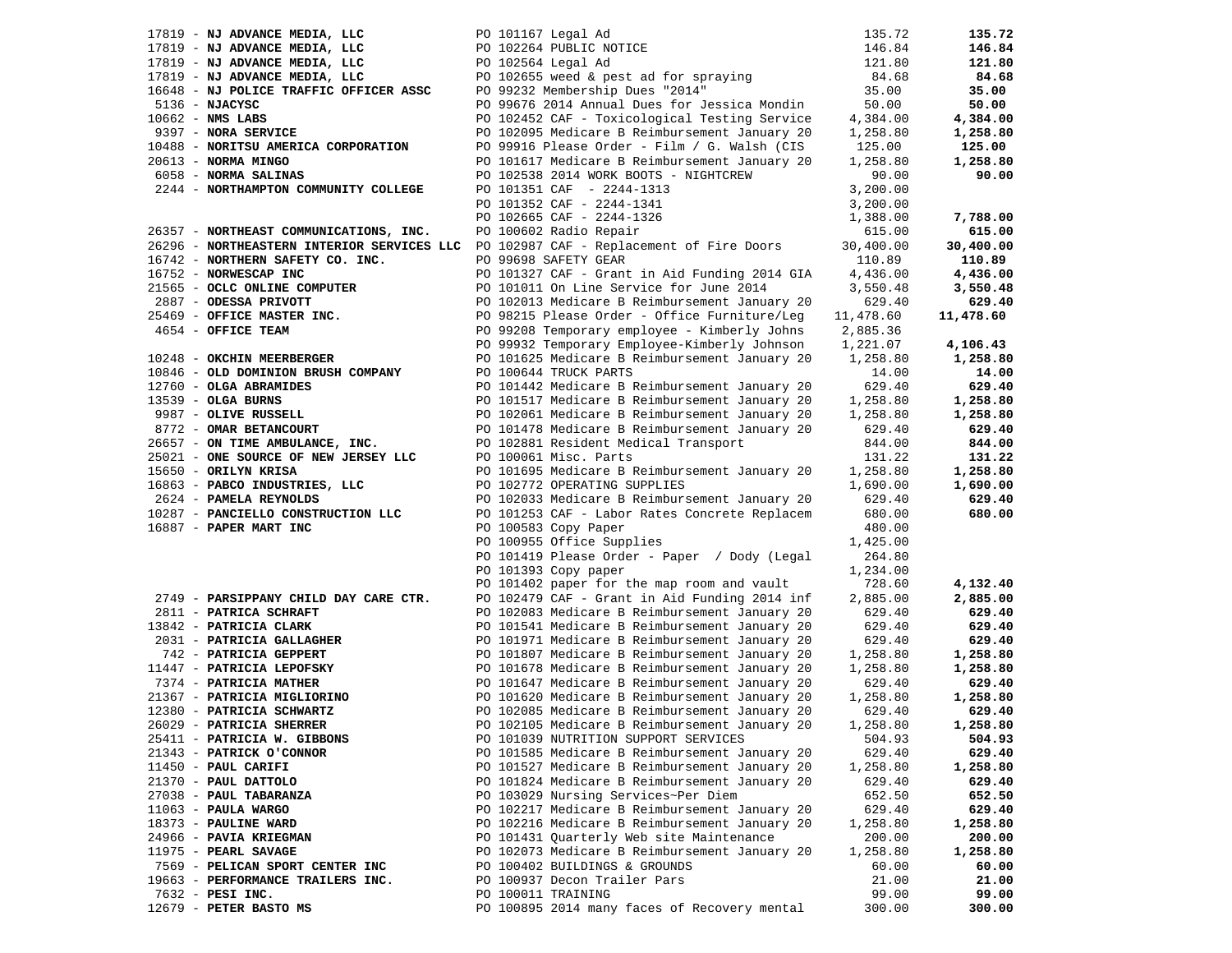| Vendor | Description | Amount | Total |
|---|---|---|---|
| 17819 - **NJ ADVANCE MEDIA, LLC** | PO 101167 Legal Ad | 135.72 | **135.72** |
| 17819 - **NJ ADVANCE MEDIA, LLC** | PO 102264 PUBLIC NOTICE | 146.84 | **146.84** |
| 17819 - **NJ ADVANCE MEDIA, LLC** | PO 102564 Legal Ad | 121.80 | **121.80** |
| 17819 - **NJ ADVANCE MEDIA, LLC** | PO 102655 weed & pest ad for spraying | 84.68 | **84.68** |
| 16648 - **NJ POLICE TRAFFIC OFFICER ASSC** | PO 99232 Membership Dues "2014" | 35.00 | **35.00** |
| 5136 - **NJACYSC** | PO 99676 2014 Annual Dues for Jessica Mondin | 50.00 | **50.00** |
| 10662 - **NMS LABS** | PO 102452 CAF - Toxicological Testing Service | 4,384.00 | **4,384.00** |
| 9397 - **NORA SERVICE** | PO 102095 Medicare B Reimbursement January 20 | 1,258.80 | **1,258.80** |
| 10488 - **NORITSU AMERICA CORPORATION** | PO 99916 Please Order - Film / G. Walsh (CIS | 125.00 | **125.00** |
| 20613 - **NORMA MINGO** | PO 101617 Medicare B Reimbursement January 20 | 1,258.80 | **1,258.80** |
| 6058 - **NORMA SALINAS** | PO 102538 2014 WORK BOOTS - NIGHTCREW | 90.00 | **90.00** |
| 2244 - **NORTHAMPTON COMMUNITY COLLEGE** | PO 101351 CAF - 2244-1313 | 3,200.00 | |
| | PO 101352 CAF - 2244-1341 | 3,200.00 | |
| | PO 102665 CAF - 2244-1326 | 1,388.00 | **7,788.00** |
| 26357 - **NORTHEAST COMMUNICATIONS, INC.** | PO 100602 Radio Repair | 615.00 | **615.00** |
| 26296 - **NORTHEASTERN INTERIOR SERVICES LLC** | PO 102987 CAF - Replacement of Fire Doors | 30,400.00 | **30,400.00** |
| 16742 - **NORTHERN SAFETY CO. INC.** | PO 99698 SAFETY GEAR | 110.89 | **110.89** |
| 16752 - **NORWESCAP INC** | PO 101327 CAF - Grant in Aid Funding 2014 GIA | 4,436.00 | **4,436.00** |
| 21565 - **OCLC ONLINE COMPUTER** | PO 101011 On Line Service for June 2014 | 3,550.48 | **3,550.48** |
| 2887 - **ODESSA PRIVOTT** | PO 102013 Medicare B Reimbursement January 20 | 629.40 | **629.40** |
| 25469 - **OFFICE MASTER INC.** | PO 98215 Please Order - Office Furniture/Leg | 11,478.60 | **11,478.60** |
| 4654 - **OFFICE TEAM** | PO 99208 Temporary employee - Kimberly Johns | 2,885.36 | |
| | PO 99932 Temporary Employee-Kimberly Johnson | 1,221.07 | **4,106.43** |
| 10248 - **OKCHIN MEERBERGER** | PO 101625 Medicare B Reimbursement January 20 | 1,258.80 | **1,258.80** |
| 10846 - **OLD DOMINION BRUSH COMPANY** | PO 100644 TRUCK PARTS | 14.00 | **14.00** |
| 12760 - **OLGA ABRAMIDES** | PO 101442 Medicare B Reimbursement January 20 | 629.40 | **629.40** |
| 13539 - **OLGA BURNS** | PO 101517 Medicare B Reimbursement January 20 | 1,258.80 | **1,258.80** |
| 9987 - **OLIVE RUSSELL** | PO 102061 Medicare B Reimbursement January 20 | 1,258.80 | **1,258.80** |
| 8772 - **OMAR BETANCOURT** | PO 101478 Medicare B Reimbursement January 20 | 629.40 | **629.40** |
| 26657 - **ON TIME AMBULANCE, INC.** | PO 102881 Resident Medical Transport | 844.00 | **844.00** |
| 25021 - **ONE SOURCE OF NEW JERSEY LLC** | PO 100061 Misc. Parts | 131.22 | **131.22** |
| 15650 - **ORILYN KRISA** | PO 101695 Medicare B Reimbursement January 20 | 1,258.80 | **1,258.80** |
| 16863 - **PABCO INDUSTRIES, LLC** | PO 102772 OPERATING SUPPLIES | 1,690.00 | **1,690.00** |
| 2624 - **PAMELA REYNOLDS** | PO 102033 Medicare B Reimbursement January 20 | 629.40 | **629.40** |
| 10287 - **PANCIELLO CONSTRUCTION LLC** | PO 101253 CAF - Labor Rates Concrete Replacem | 680.00 | **680.00** |
| 16887 - **PAPER MART INC** | PO 100583 Copy Paper | 480.00 | |
| | PO 100955 Office Supplies | 1,425.00 | |
| | PO 101419 Please Order - Paper / Dody (Legal | 264.80 | |
| | PO 101393 Copy paper | 1,234.00 | |
| | PO 101402 paper for the map room and vault | 728.60 | **4,132.40** |
| 2749 - **PARSIPPANY CHILD DAY CARE CTR.** | PO 102479 CAF - Grant in Aid Funding 2014 inf | 2,885.00 | **2,885.00** |
| 2811 - **PATRICA SCHRAFT** | PO 102083 Medicare B Reimbursement January 20 | 629.40 | **629.40** |
| 13842 - **PATRICIA CLARK** | PO 101541 Medicare B Reimbursement January 20 | 629.40 | **629.40** |
| 2031 - **PATRICIA GALLAGHER** | PO 101971 Medicare B Reimbursement January 20 | 629.40 | **629.40** |
| 742 - **PATRICIA GEPPERT** | PO 101807 Medicare B Reimbursement January 20 | 1,258.80 | **1,258.80** |
| 11447 - **PATRICIA LEPOFSKY** | PO 101678 Medicare B Reimbursement January 20 | 1,258.80 | **1,258.80** |
| 7374 - **PATRICIA MATHER** | PO 101647 Medicare B Reimbursement January 20 | 629.40 | **629.40** |
| 21367 - **PATRICIA MIGLIORINO** | PO 101620 Medicare B Reimbursement January 20 | 1,258.80 | **1,258.80** |
| 12380 - **PATRICIA SCHWARTZ** | PO 102085 Medicare B Reimbursement January 20 | 629.40 | **629.40** |
| 26029 - **PATRICIA SHERRER** | PO 102105 Medicare B Reimbursement January 20 | 1,258.80 | **1,258.80** |
| 25411 - **PATRICIA W. GIBBONS** | PO 101039 NUTRITION SUPPORT SERVICES | 504.93 | **504.93** |
| 21343 - **PATRICK O'CONNOR** | PO 101585 Medicare B Reimbursement January 20 | 629.40 | **629.40** |
| 11450 - **PAUL CARIFI** | PO 101527 Medicare B Reimbursement January 20 | 1,258.80 | **1,258.80** |
| 21370 - **PAUL DATTOLO** | PO 101824 Medicare B Reimbursement January 20 | 629.40 | **629.40** |
| 27038 - **PAUL TABARANZA** | PO 103029 Nursing Services~Per Diem | 652.50 | **652.50** |
| 11063 - **PAULA WARGO** | PO 102217 Medicare B Reimbursement January 20 | 629.40 | **629.40** |
| 18373 - **PAULINE WARD** | PO 102216 Medicare B Reimbursement January 20 | 1,258.80 | **1,258.80** |
| 24966 - **PAVIA KRIEGMAN** | PO 101431 Quarterly Web site Maintenance | 200.00 | **200.00** |
| 11975 - **PEARL SAVAGE** | PO 102073 Medicare B Reimbursement January 20 | 1,258.80 | **1,258.80** |
| 7569 - **PELICAN SPORT CENTER INC** | PO 100402 BUILDINGS & GROUNDS | 60.00 | **60.00** |
| 19663 - **PERFORMANCE TRAILERS INC.** | PO 100937 Decon Trailer Pars | 21.00 | **21.00** |
| 7632 - **PESI INC.** | PO 100011 TRAINING | 99.00 | **99.00** |
| 12679 - **PETER BASTO MS** | PO 100895 2014 many faces of Recovery mental | 300.00 | **300.00** |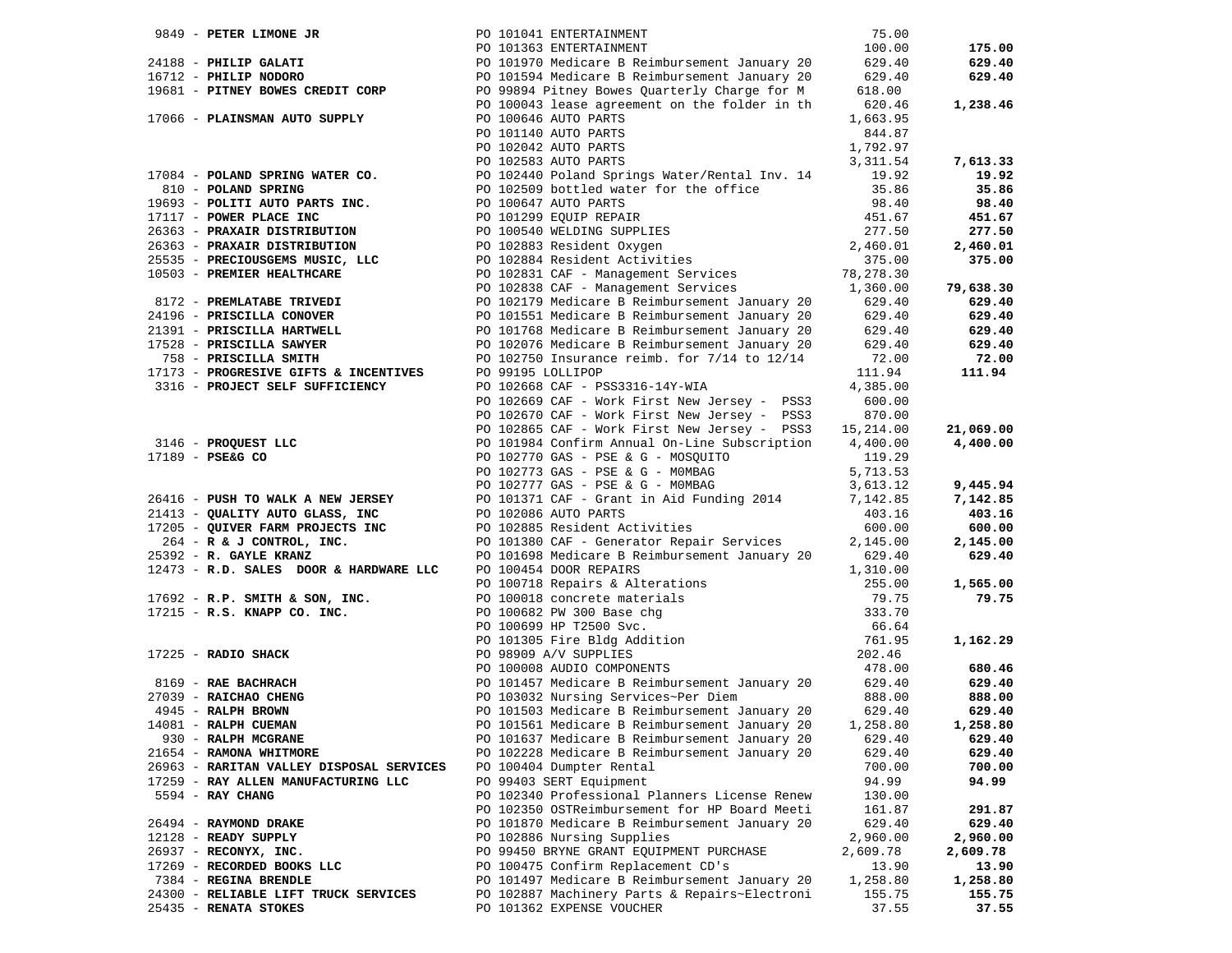| Vendor | PO / Description | Amount | Total |
|---|---|---|---|
| 9849 - **PETER LIMONE JR** | PO 101041 ENTERTAINMENT | 75.00 | |
| | PO 101363 ENTERTAINMENT | 100.00 | **175.00** |
| 24188 - **PHILIP GALATI** | PO 101970 Medicare B Reimbursement January 20 | 629.40 | **629.40** |
| 16712 - **PHILIP NODORO** | PO 101594 Medicare B Reimbursement January 20 | 629.40 | **629.40** |
| 19681 - **PITNEY BOWES CREDIT CORP** | PO 99894 Pitney Bowes Quarterly Charge for M | 618.00 | |
| | PO 100043 lease agreement on the folder in th | 620.46 | **1,238.46** |
| 17066 - **PLAINSMAN AUTO SUPPLY** | PO 100646 AUTO PARTS | 1,663.95 | |
| | PO 101140 AUTO PARTS | 844.87 | |
| | PO 102042 AUTO PARTS | 1,792.97 | |
| | PO 102583 AUTO PARTS | 3,311.54 | **7,613.33** |
| 17084 - **POLAND SPRING WATER CO.** | PO 102440 Poland Springs Water/Rental Inv. 14 | 19.92 | **19.92** |
| 810 - **POLAND SPRING** | PO 102509 bottled water for the office | 35.86 | **35.86** |
| 19693 - **POLITI AUTO PARTS INC.** | PO 100647 AUTO PARTS | 98.40 | **98.40** |
| 17117 - **POWER PLACE INC** | PO 101299 EQUIP REPAIR | 451.67 | **451.67** |
| 26363 - **PRAXAIR DISTRIBUTION** | PO 100540 WELDING SUPPLIES | 277.50 | **277.50** |
| 26363 - **PRAXAIR DISTRIBUTION** | PO 102883 Resident Oxygen | 2,460.01 | **2,460.01** |
| 25535 - **PRECIOUSGEMS MUSIC, LLC** | PO 102884 Resident Activities | 375.00 | **375.00** |
| 10503 - **PREMIER HEALTHCARE** | PO 102831 CAF - Management Services | 78,278.30 | |
| | PO 102838 CAF - Management Services | 1,360.00 | **79,638.30** |
| 8172 - **PREMLATABE TRIVEDI** | PO 102179 Medicare B Reimbursement January 20 | 629.40 | **629.40** |
| 24196 - **PRISCILLA CONOVER** | PO 101551 Medicare B Reimbursement January 20 | 629.40 | **629.40** |
| 21391 - **PRISCILLA HARTWELL** | PO 101768 Medicare B Reimbursement January 20 | 629.40 | **629.40** |
| 17528 - **PRISCILLA SAWYER** | PO 102076 Medicare B Reimbursement January 20 | 629.40 | **629.40** |
| 758 - **PRISCILLA SMITH** | PO 102750 Insurance reimb. for 7/14 to 12/14 | 72.00 | **72.00** |
| 17173 - **PROGRESIVE GIFTS & INCENTIVES** | PO 99195 LOLLIPOP | 111.94 | **111.94** |
| 3316 - **PROJECT SELF SUFFICIENCY** | PO 102668 CAF - PSS3316-14Y-WIA | 4,385.00 | |
| | PO 102669 CAF - Work First New Jersey - PSS3 | 600.00 | |
| | PO 102670 CAF - Work First New Jersey - PSS3 | 870.00 | |
| | PO 102865 CAF - Work First New Jersey - PSS3 | 15,214.00 | **21,069.00** |
| 3146 - **PROQUEST LLC** | PO 101984 Confirm Annual On-Line Subscription | 4,400.00 | **4,400.00** |
| 17189 - **PSE&G CO** | PO 102770 GAS - PSE & G - MOSQUITO | 119.29 | |
| | PO 102773 GAS - PSE & G - M0MBAG | 5,713.53 | |
| | PO 102777 GAS - PSE & G - M0MBAG | 3,613.12 | **9,445.94** |
| 26416 - **PUSH TO WALK A NEW JERSEY** | PO 101371 CAF - Grant in Aid Funding 2014 | 7,142.85 | **7,142.85** |
| 21413 - **QUALITY AUTO GLASS, INC** | PO 102086 AUTO PARTS | 403.16 | **403.16** |
| 17205 - **QUIVER FARM PROJECTS INC** | PO 102885 Resident Activities | 600.00 | **600.00** |
| 264 - **R & J CONTROL, INC.** | PO 101380 CAF - Generator Repair Services | 2,145.00 | **2,145.00** |
| 25392 - **R. GAYLE KRANZ** | PO 101698 Medicare B Reimbursement January 20 | 629.40 | **629.40** |
| 12473 - **R.D. SALES DOOR & HARDWARE LLC** | PO 100454 DOOR REPAIRS | 1,310.00 | |
| | PO 100718 Repairs & Alterations | 255.00 | **1,565.00** |
| 17692 - **R.P. SMITH & SON, INC.** | PO 100018 concrete materials | 79.75 | **79.75** |
| 17215 - **R.S. KNAPP CO. INC.** | PO 100682 PW 300 Base chg | 333.70 | |
| | PO 100699 HP T2500 Svc. | 66.64 | |
| | PO 101305 Fire Bldg Addition | 761.95 | **1,162.29** |
| 17225 - **RADIO SHACK** | PO 98909 A/V SUPPLIES | 202.46 | |
| | PO 100008 AUDIO COMPONENTS | 478.00 | **680.46** |
| 8169 - **RAE BACHRACH** | PO 101457 Medicare B Reimbursement January 20 | 629.40 | **629.40** |
| 27039 - **RAICHAO CHENG** | PO 103032 Nursing Services~Per Diem | 888.00 | **888.00** |
| 4945 - **RALPH BROWN** | PO 101503 Medicare B Reimbursement January 20 | 629.40 | **629.40** |
| 14081 - **RALPH CUEMAN** | PO 101561 Medicare B Reimbursement January 20 | 1,258.80 | **1,258.80** |
| 930 - **RALPH MCGRANE** | PO 101637 Medicare B Reimbursement January 20 | 629.40 | **629.40** |
| 21654 - **RAMONA WHITMORE** | PO 102228 Medicare B Reimbursement January 20 | 629.40 | **629.40** |
| 26963 - **RARITAN VALLEY DISPOSAL SERVICES** | PO 100404 Dumpter Rental | 700.00 | **700.00** |
| 17259 - **RAY ALLEN MANUFACTURING LLC** | PO 99403 SERT Equipment | 94.99 | **94.99** |
| 5594 - **RAY CHANG** | PO 102340 Professional Planners License Renew | 130.00 | |
| | PO 102350 OSTReimbursement for HP Board Meeti | 161.87 | **291.87** |
| 26494 - **RAYMOND DRAKE** | PO 101870 Medicare B Reimbursement January 20 | 629.40 | **629.40** |
| 12128 - **READY SUPPLY** | PO 102886 Nursing Supplies | 2,960.00 | **2,960.00** |
| 26937 - **RECONYX, INC.** | PO 99450 BRYNE GRANT EQUIPMENT PURCHASE | 2,609.78 | **2,609.78** |
| 17269 - **RECORDED BOOKS LLC** | PO 100475 Confirm Replacement CD's | 13.90 | **13.90** |
| 7384 - **REGINA BRENDLE** | PO 101497 Medicare B Reimbursement January 20 | 1,258.80 | **1,258.80** |
| 24300 - **RELIABLE LIFT TRUCK SERVICES** | PO 102887 Machinery Parts & Repairs~Electroni | 155.75 | **155.75** |
| 25435 - **RENATA STOKES** | PO 101362 EXPENSE VOUCHER | 37.55 | **37.55** |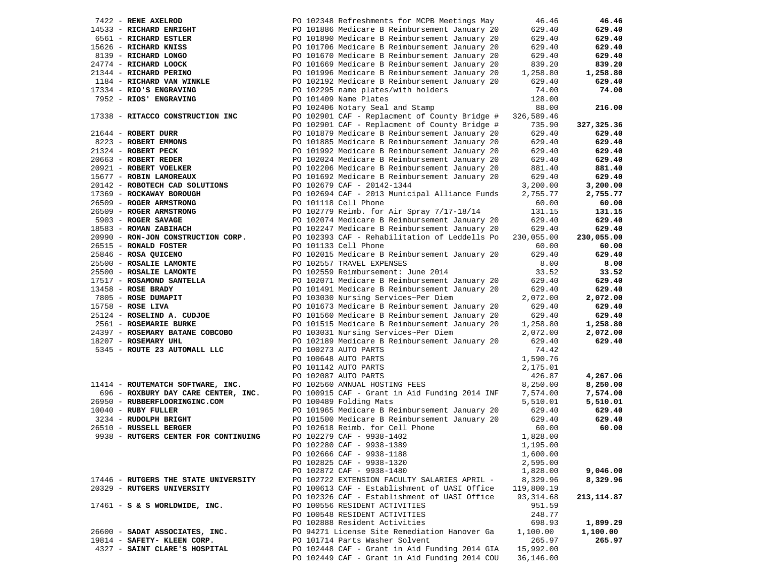| Vendor | Description | Amount | Total |
|---|---|---|---|
| 7422 - **RENE AXELROD** | PO 102348 Refreshments for MCPB Meetings May | 46.46 | **46.46** |
| 14533 - **RICHARD ENRIGHT** | PO 101886 Medicare B Reimbursement January 20 | 629.40 | **629.40** |
| 6561 - **RICHARD ESTLER** | PO 101890 Medicare B Reimbursement January 20 | 629.40 | **629.40** |
| 15626 - **RICHARD KNISS** | PO 101706 Medicare B Reimbursement January 20 | 629.40 | **629.40** |
| 8139 - **RICHARD LONGO** | PO 101670 Medicare B Reimbursement January 20 | 629.40 | **629.40** |
| 24774 - **RICHARD LOOCK** | PO 101669 Medicare B Reimbursement January 20 | 839.20 | **839.20** |
| 21344 - **RICHARD PERINO** | PO 101996 Medicare B Reimbursement January 20 | 1,258.80 | **1,258.80** |
| 1184 - **RICHARD VAN WINKLE** | PO 102192 Medicare B Reimbursement January 20 | 629.40 | **629.40** |
| 17334 - **RIO'S ENGRAVING** | PO 102295 name plates/with holders | 74.00 | **74.00** |
| 7952 - **RIOS' ENGRAVING** | PO 101409 Name Plates | 128.00 | |
| | PO 102406 Notary Seal and Stamp | 88.00 | **216.00** |
| 17338 - **RITACCO CONSTRUCTION INC** | PO 102901 CAF - Replacment of County Bridge # | 326,589.46 | |
| | PO 102901 CAF - Replacment of County Bridge # | 735.90 | **327,325.36** |
| 21644 - **ROBERT DURR** | PO 101879 Medicare B Reimbursement January 20 | 629.40 | **629.40** |
| 8223 - **ROBERT EMMONS** | PO 101885 Medicare B Reimbursement January 20 | 629.40 | **629.40** |
| 21324 - **ROBERT PECK** | PO 101992 Medicare B Reimbursement January 20 | 629.40 | **629.40** |
| 20663 - **ROBERT REDER** | PO 102024 Medicare B Reimbursement January 20 | 629.40 | **629.40** |
| 20921 - **ROBERT VOELKER** | PO 102206 Medicare B Reimbursement January 20 | 881.40 | **881.40** |
| 15677 - **ROBIN LAMOREAUX** | PO 101692 Medicare B Reimbursement January 20 | 629.40 | **629.40** |
| 20142 - **ROBOTECH CAD SOLUTIONS** | PO 102679 CAF - 20142-1344 | 3,200.00 | **3,200.00** |
| 17369 - **ROCKAWAY BOROUGH** | PO 102694 CAF - 2013 Municipal Alliance Funds | 2,755.77 | **2,755.77** |
| 26509 - **ROGER ARMSTRONG** | PO 101118 Cell Phone | 60.00 | **60.00** |
| 26509 - **ROGER ARMSTRONG** | PO 102779 Reimb. for Air Spray 7/17-18/14 | 131.15 | **131.15** |
| 5903 - **ROGER SAVAGE** | PO 102074 Medicare B Reimbursement January 20 | 629.40 | **629.40** |
| 18583 - **ROMAN ZABIHACH** | PO 102247 Medicare B Reimbursement January 20 | 629.40 | **629.40** |
| 20990 - **RON-JON CONSTRUCTION CORP.** | PO 102393 CAF - Rehabilitation of Leddells Po | 230,055.00 | **230,055.00** |
| 26515 - **RONALD FOSTER** | PO 101133 Cell Phone | 60.00 | **60.00** |
| 25846 - **ROSA QUICENO** | PO 102015 Medicare B Reimbursement January 20 | 629.40 | **629.40** |
| 25500 - **ROSALIE LAMONTE** | PO 102557 TRAVEL EXPENSES | 8.00 | **8.00** |
| 25500 - **ROSALIE LAMONTE** | PO 102559 Reimbursement: June 2014 | 33.52 | **33.52** |
| 17517 - **ROSAMOND SANTELLA** | PO 102071 Medicare B Reimbursement January 20 | 629.40 | **629.40** |
| 13458 - **ROSE BRADY** | PO 101491 Medicare B Reimbursement January 20 | 629.40 | **629.40** |
| 7805 - **ROSE DUMAPIT** | PO 103030 Nursing Services~Per Diem | 2,072.00 | **2,072.00** |
| 15758 - **ROSE LIVA** | PO 101673 Medicare B Reimbursement January 20 | 629.40 | **629.40** |
| 25124 - **ROSELIND A. CUDJOE** | PO 101560 Medicare B Reimbursement January 20 | 629.40 | **629.40** |
| 2561 - **ROSEMARIE BURKE** | PO 101515 Medicare B Reimbursement January 20 | 1,258.80 | **1,258.80** |
| 24397 - **ROSEMARY BATANE COBCOBO** | PO 103031 Nursing Services~Per Diem | 2,072.00 | **2,072.00** |
| 18207 - **ROSEMARY UHL** | PO 102189 Medicare B Reimbursement January 20 | 629.40 | **629.40** |
| 5345 - **ROUTE 23 AUTOMALL LLC** | PO 100273 AUTO PARTS | 74.42 | |
| | PO 100648 AUTO PARTS | 1,590.76 | |
| | PO 101142 AUTO PARTS | 2,175.01 | |
| | PO 102087 AUTO PARTS | 426.87 | **4,267.06** |
| 11414 - **ROUTEMATCH SOFTWARE, INC.** | PO 102560 ANNUAL HOSTING FEES | 8,250.00 | **8,250.00** |
| 696 - **ROXBURY DAY CARE CENTER, INC.** | PO 100915 CAF - Grant in Aid Funding 2014 INF | 7,574.00 | **7,574.00** |
| 26950 - **RUBBERFLOORINGINC.COM** | PO 100489 Folding Mats | 5,510.01 | **5,510.01** |
| 10040 - **RUBY FULLER** | PO 101965 Medicare B Reimbursement January 20 | 629.40 | **629.40** |
| 3234 - **RUDOLPH BRIGHT** | PO 101500 Medicare B Reimbursement January 20 | 629.40 | **629.40** |
| 26510 - **RUSSELL BERGER** | PO 102618 Reimb. for Cell Phone | 60.00 | **60.00** |
| 9938 - **RUTGERS CENTER FOR CONTINUING** | PO 102279 CAF - 9938-1402 | 1,828.00 | |
| | PO 102280 CAF - 9938-1389 | 1,195.00 | |
| | PO 102666 CAF - 9938-1188 | 1,600.00 | |
| | PO 102825 CAF - 9938-1320 | 2,595.00 | |
| | PO 102872 CAF - 9938-1480 | 1,828.00 | **9,046.00** |
| 17446 - **RUTGERS THE STATE UNIVERSITY** | PO 102722 EXTENSION FACULTY SALARIES APRIL - | 8,329.96 | **8,329.96** |
| 20329 - **RUTGERS UNIVERSITY** | PO 100613 CAF - Establishment of UASI Office | 119,800.19 | |
| | PO 102326 CAF - Establishment of UASI Office | 93,314.68 | **213,114.87** |
| 17461 - **S & S WORLDWIDE, INC.** | PO 100556 RESIDENT ACTIVITIES | 951.59 | |
| | PO 100548 RESIDENT ACTIVITIES | 248.77 | |
| | PO 102888 Resident Activities | 698.93 | **1,899.29** |
| 26600 - **SADAT ASSOCIATES, INC.** | PO 94271 License Site Remediation Hanover Ga | 1,100.00 | **1,100.00** |
| 19814 - **SAFETY- KLEEN CORP.** | PO 101714 Parts Washer Solvent | 265.97 | **265.97** |
| 4327 - **SAINT CLARE'S HOSPITAL** | PO 102448 CAF - Grant in Aid Funding 2014 GIA | 15,992.00 | |
| | PO 102449 CAF - Grant in Aid Funding 2014 COU | 36,146.00 | |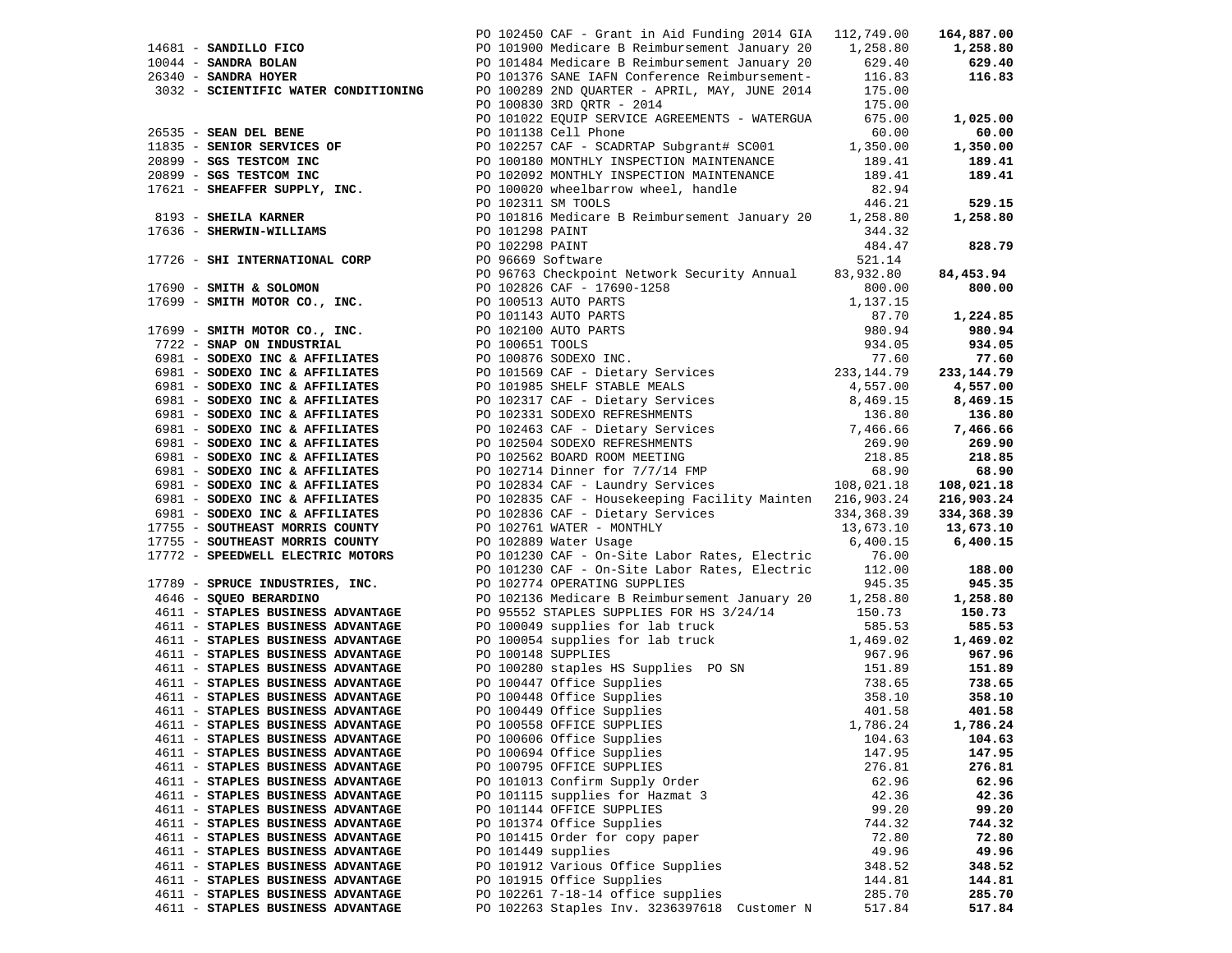| Vendor | PO / Description | Amount | Total |
|---|---|---|---|
| | PO 102450 CAF - Grant in Aid Funding 2014 GIA | 112,749.00 | **164,887.00** |
| 14681 - **SANDILLO FICO** | PO 101900 Medicare B Reimbursement January 20 | 1,258.80 | **1,258.80** |
| 10044 - **SANDRA BOLAN** | PO 101484 Medicare B Reimbursement January 20 | 629.40 | **629.40** |
| 26340 - **SANDRA HOYER** | PO 101376 SANE IAFN Conference Reimbursement- | 116.83 | **116.83** |
| 3032 - **SCIENTIFIC WATER CONDITIONING** | PO 100289 2ND QUARTER - APRIL, MAY, JUNE 2014 | 175.00 | |
| | PO 100830 3RD QRTR - 2014 | 175.00 | |
| | PO 101022 EQUIP SERVICE AGREEMENTS - WATERGUA | 675.00 | **1,025.00** |
| 26535 - **SEAN DEL BENE** | PO 101138 Cell Phone | 60.00 | **60.00** |
| 11835 - **SENIOR SERVICES OF** | PO 102257 CAF - SCADRTAP Subgrant# SC001 | 1,350.00 | **1,350.00** |
| 20899 - **SGS TESTCOM INC** | PO 100180 MONTHLY INSPECTION MAINTENANCE | 189.41 | **189.41** |
| 20899 - **SGS TESTCOM INC** | PO 102092 MONTHLY INSPECTION MAINTENANCE | 189.41 | **189.41** |
| 17621 - **SHEAFFER SUPPLY, INC.** | PO 100020 wheelbarrow wheel, handle | 82.94 | |
| | PO 102311 SM TOOLS | 446.21 | **529.15** |
| 8193 - **SHEILA KARNER** | PO 101816 Medicare B Reimbursement January 20 | 1,258.80 | **1,258.80** |
| 17636 - **SHERWIN-WILLIAMS** | PO 101298 PAINT | 344.32 | |
| | PO 102298 PAINT | 484.47 | **828.79** |
| 17726 - **SHI INTERNATIONAL CORP** | PO 96669 Software | 521.14 | |
| | PO 96763 Checkpoint Network Security Annual | 83,932.80 | **84,453.94** |
| 17690 - **SMITH & SOLOMON** | PO 102826 CAF - 17690-1258 | 800.00 | **800.00** |
| 17699 - **SMITH MOTOR CO., INC.** | PO 100513 AUTO PARTS | 1,137.15 | |
| | PO 101143 AUTO PARTS | 87.70 | **1,224.85** |
| 17699 - **SMITH MOTOR CO., INC.** | PO 102100 AUTO PARTS | 980.94 | **980.94** |
| 7722 - **SNAP ON INDUSTRIAL** | PO 100651 TOOLS | 934.05 | **934.05** |
| 6981 - **SODEXO INC & AFFILIATES** | PO 100876 SODEXO INC. | 77.60 | **77.60** |
| 6981 - **SODEXO INC & AFFILIATES** | PO 101569 CAF - Dietary Services | 233,144.79 | **233,144.79** |
| 6981 - **SODEXO INC & AFFILIATES** | PO 101985 SHELF STABLE MEALS | 4,557.00 | **4,557.00** |
| 6981 - **SODEXO INC & AFFILIATES** | PO 102317 CAF - Dietary Services | 8,469.15 | **8,469.15** |
| 6981 - **SODEXO INC & AFFILIATES** | PO 102331 SODEXO REFRESHMENTS | 136.80 | **136.80** |
| 6981 - **SODEXO INC & AFFILIATES** | PO 102463 CAF - Dietary Services | 7,466.66 | **7,466.66** |
| 6981 - **SODEXO INC & AFFILIATES** | PO 102504 SODEXO REFRESHMENTS | 269.90 | **269.90** |
| 6981 - **SODEXO INC & AFFILIATES** | PO 102562 BOARD ROOM MEETING | 218.85 | **218.85** |
| 6981 - **SODEXO INC & AFFILIATES** | PO 102714 Dinner for 7/7/14 FMP | 68.90 | **68.90** |
| 6981 - **SODEXO INC & AFFILIATES** | PO 102834 CAF - Laundry Services | 108,021.18 | **108,021.18** |
| 6981 - **SODEXO INC & AFFILIATES** | PO 102835 CAF - Housekeeping Facility Mainten | 216,903.24 | **216,903.24** |
| 6981 - **SODEXO INC & AFFILIATES** | PO 102836 CAF - Dietary Services | 334,368.39 | **334,368.39** |
| 17755 - **SOUTHEAST MORRIS COUNTY** | PO 102761 WATER - MONTHLY | 13,673.10 | **13,673.10** |
| 17755 - **SOUTHEAST MORRIS COUNTY** | PO 102889 Water Usage | 6,400.15 | **6,400.15** |
| 17772 - **SPEEDWELL ELECTRIC MOTORS** | PO 101230 CAF - On-Site Labor Rates, Electric | 76.00 | |
| | PO 101230 CAF - On-Site Labor Rates, Electric | 112.00 | **188.00** |
| 17789 - **SPRUCE INDUSTRIES, INC.** | PO 102774 OPERATING SUPPLIES | 945.35 | **945.35** |
| 4646 - **SQUEO BERARDINO** | PO 102136 Medicare B Reimbursement January 20 | 1,258.80 | **1,258.80** |
| 4611 - **STAPLES BUSINESS ADVANTAGE** | PO 95552 STAPLES SUPPLIES FOR HS 3/24/14 | 150.73 | **150.73** |
| 4611 - **STAPLES BUSINESS ADVANTAGE** | PO 100049 supplies for lab truck | 585.53 | **585.53** |
| 4611 - **STAPLES BUSINESS ADVANTAGE** | PO 100054 supplies for lab truck | 1,469.02 | **1,469.02** |
| 4611 - **STAPLES BUSINESS ADVANTAGE** | PO 100148 SUPPLIES | 967.96 | **967.96** |
| 4611 - **STAPLES BUSINESS ADVANTAGE** | PO 100280 staples HS Supplies PO SN | 151.89 | **151.89** |
| 4611 - **STAPLES BUSINESS ADVANTAGE** | PO 100447 Office Supplies | 738.65 | **738.65** |
| 4611 - **STAPLES BUSINESS ADVANTAGE** | PO 100448 Office Supplies | 358.10 | **358.10** |
| 4611 - **STAPLES BUSINESS ADVANTAGE** | PO 100449 Office Supplies | 401.58 | **401.58** |
| 4611 - **STAPLES BUSINESS ADVANTAGE** | PO 100558 OFFICE SUPPLIES | 1,786.24 | **1,786.24** |
| 4611 - **STAPLES BUSINESS ADVANTAGE** | PO 100606 Office Supplies | 104.63 | **104.63** |
| 4611 - **STAPLES BUSINESS ADVANTAGE** | PO 100694 Office Supplies | 147.95 | **147.95** |
| 4611 - **STAPLES BUSINESS ADVANTAGE** | PO 100795 OFFICE SUPPLIES | 276.81 | **276.81** |
| 4611 - **STAPLES BUSINESS ADVANTAGE** | PO 101013 Confirm Supply Order | 62.96 | **62.96** |
| 4611 - **STAPLES BUSINESS ADVANTAGE** | PO 101115 supplies for Hazmat 3 | 42.36 | **42.36** |
| 4611 - **STAPLES BUSINESS ADVANTAGE** | PO 101144 OFFICE SUPPLIES | 99.20 | **99.20** |
| 4611 - **STAPLES BUSINESS ADVANTAGE** | PO 101374 Office Supplies | 744.32 | **744.32** |
| 4611 - **STAPLES BUSINESS ADVANTAGE** | PO 101415 Order for copy paper | 72.80 | **72.80** |
| 4611 - **STAPLES BUSINESS ADVANTAGE** | PO 101449 supplies | 49.96 | **49.96** |
| 4611 - **STAPLES BUSINESS ADVANTAGE** | PO 101912 Various Office Supplies | 348.52 | **348.52** |
| 4611 - **STAPLES BUSINESS ADVANTAGE** | PO 101915 Office Supplies | 144.81 | **144.81** |
| 4611 - **STAPLES BUSINESS ADVANTAGE** | PO 102261 7-18-14 office supplies | 285.70 | **285.70** |
| 4611 - **STAPLES BUSINESS ADVANTAGE** | PO 102263 Staples Inv. 3236397618 Customer N | 517.84 | **517.84** |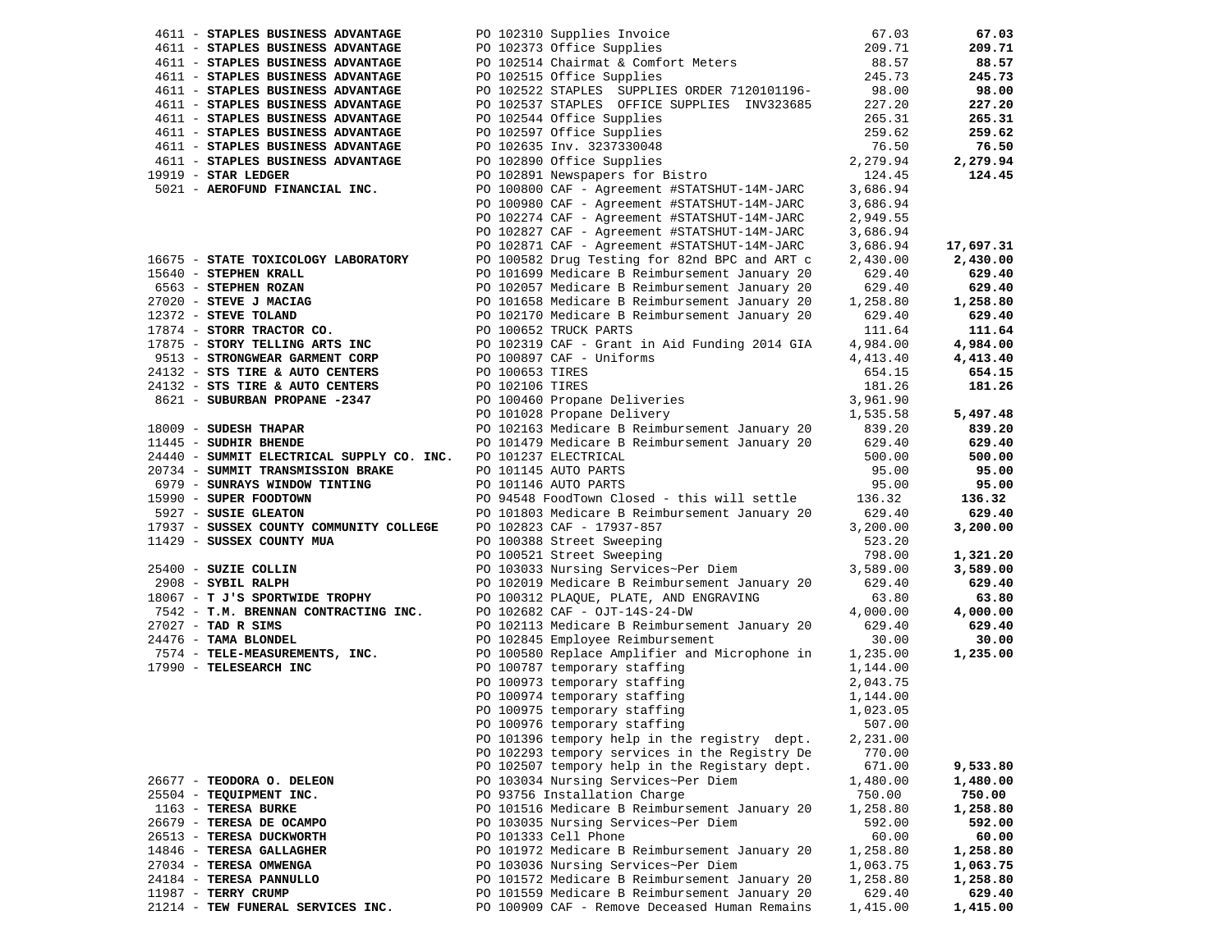| Vendor | Description | Amount | Total |
|---|---|---|---|
| 4611 - **STAPLES BUSINESS ADVANTAGE** | PO 102310 Supplies Invoice | 67.03 | **67.03** |
| 4611 - **STAPLES BUSINESS ADVANTAGE** | PO 102373 Office Supplies | 209.71 | **209.71** |
| 4611 - **STAPLES BUSINESS ADVANTAGE** | PO 102514 Chairmat & Comfort Meters | 88.57 | **88.57** |
| 4611 - **STAPLES BUSINESS ADVANTAGE** | PO 102515 Office Supplies | 245.73 | **245.73** |
| 4611 - **STAPLES BUSINESS ADVANTAGE** | PO 102522 STAPLES SUPPLIES ORDER 7120101196- | 98.00 | **98.00** |
| 4611 - **STAPLES BUSINESS ADVANTAGE** | PO 102537 STAPLES OFFICE SUPPLIES INV323685 | 227.20 | **227.20** |
| 4611 - **STAPLES BUSINESS ADVANTAGE** | PO 102544 Office Supplies | 265.31 | **265.31** |
| 4611 - **STAPLES BUSINESS ADVANTAGE** | PO 102597 Office Supplies | 259.62 | **259.62** |
| 4611 - **STAPLES BUSINESS ADVANTAGE** | PO 102635 Inv. 3237330048 | 76.50 | **76.50** |
| 4611 - **STAPLES BUSINESS ADVANTAGE** | PO 102890 Office Supplies | 2,279.94 | **2,279.94** |
| 19919 - **STAR LEDGER** | PO 102891 Newspapers for Bistro | 124.45 | **124.45** |
| 5021 - **AEROFUND FINANCIAL INC.** | PO 100800 CAF - Agreement #STATSHUT-14M-JARC | 3,686.94 | |
| | PO 100980 CAF - Agreement #STATSHUT-14M-JARC | 3,686.94 | |
| | PO 102274 CAF - Agreement #STATSHUT-14M-JARC | 2,949.55 | |
| | PO 102827 CAF - Agreement #STATSHUT-14M-JARC | 3,686.94 | |
| | PO 102871 CAF - Agreement #STATSHUT-14M-JARC | 3,686.94 | **17,697.31** |
| 16675 - **STATE TOXICOLOGY LABORATORY** | PO 100582 Drug Testing for 82nd BPC and ART c | 2,430.00 | **2,430.00** |
| 15640 - **STEPHEN KRALL** | PO 101699 Medicare B Reimbursement January 20 | 629.40 | **629.40** |
| 6563 - **STEPHEN ROZAN** | PO 102057 Medicare B Reimbursement January 20 | 629.40 | **629.40** |
| 27020 - **STEVE J MACIAG** | PO 101658 Medicare B Reimbursement January 20 | 1,258.80 | **1,258.80** |
| 12372 - **STEVE TOLAND** | PO 102170 Medicare B Reimbursement January 20 | 629.40 | **629.40** |
| 17874 - **STORR TRACTOR CO.** | PO 100652 TRUCK PARTS | 111.64 | **111.64** |
| 17875 - **STORY TELLING ARTS INC** | PO 102319 CAF - Grant in Aid Funding 2014 GIA | 4,984.00 | **4,984.00** |
| 9513 - **STRONGWEAR GARMENT CORP** | PO 100897 CAF - Uniforms | 4,413.40 | **4,413.40** |
| 24132 - **STS TIRE & AUTO CENTERS** | PO 100653 TIRES | 654.15 | **654.15** |
| 24132 - **STS TIRE & AUTO CENTERS** | PO 102106 TIRES | 181.26 | **181.26** |
| 8621 - **SUBURBAN PROPANE -2347** | PO 100460 Propane Deliveries | 3,961.90 | |
| | PO 101028 Propane Delivery | 1,535.58 | **5,497.48** |
| 18009 - **SUDESH THAPAR** | PO 102163 Medicare B Reimbursement January 20 | 839.20 | **839.20** |
| 11445 - **SUDHIR BHENDE** | PO 101479 Medicare B Reimbursement January 20 | 629.40 | **629.40** |
| 24440 - **SUMMIT ELECTRICAL SUPPLY CO. INC.** | PO 101237 ELECTRICAL | 500.00 | **500.00** |
| 20734 - **SUMMIT TRANSMISSION BRAKE** | PO 101145 AUTO PARTS | 95.00 | **95.00** |
| 6979 - **SUNRAYS WINDOW TINTING** | PO 101146 AUTO PARTS | 95.00 | **95.00** |
| 15990 - **SUPER FOODTOWN** | PO 94548 FoodTown Closed - this will settle | 136.32 | **136.32** |
| 5927 - **SUSIE GLEATON** | PO 101803 Medicare B Reimbursement January 20 | 629.40 | **629.40** |
| 17937 - **SUSSEX COUNTY COMMUNITY COLLEGE** | PO 102823 CAF - 17937-857 | 3,200.00 | **3,200.00** |
| 11429 - **SUSSEX COUNTY MUA** | PO 100388 Street Sweeping | 523.20 | |
| | PO 100521 Street Sweeping | 798.00 | **1,321.20** |
| 25400 - **SUZIE COLLIN** | PO 103033 Nursing Services~Per Diem | 3,589.00 | **3,589.00** |
| 2908 - **SYBIL RALPH** | PO 102019 Medicare B Reimbursement January 20 | 629.40 | **629.40** |
| 18067 - **T J'S SPORTWIDE TROPHY** | PO 100312 PLAQUE, PLATE, AND ENGRAVING | 63.80 | **63.80** |
| 7542 - **T.M. BRENNAN CONTRACTING INC.** | PO 102682 CAF - OJT-14S-24-DW | 4,000.00 | **4,000.00** |
| 27027 - **TAD R SIMS** | PO 102113 Medicare B Reimbursement January 20 | 629.40 | **629.40** |
| 24476 - **TAMA BLONDEL** | PO 102845 Employee Reimbursement | 30.00 | **30.00** |
| 7574 - **TELE-MEASUREMENTS, INC.** | PO 100580 Replace Amplifier and Microphone in | 1,235.00 | **1,235.00** |
| 17990 - **TELESEARCH INC** | PO 100787 temporary staffing | 1,144.00 | |
| | PO 100973 temporary staffing | 2,043.75 | |
| | PO 100974 temporary staffing | 1,144.00 | |
| | PO 100975 temporary staffing | 1,023.05 | |
| | PO 100976 temporary staffing | 507.00 | |
| | PO 101396 tempory help in the registry dept. | 2,231.00 | |
| | PO 102293 tempory services in the Registry De | 770.00 | |
| | PO 102507 tempory help in the Registary dept. | 671.00 | **9,533.80** |
| 26677 - **TEODORA O. DELEON** | PO 103034 Nursing Services~Per Diem | 1,480.00 | **1,480.00** |
| 25504 - **TEQUIPMENT INC.** | PO 93756 Installation Charge | 750.00 | **750.00** |
| 1163 - **TERESA BURKE** | PO 101516 Medicare B Reimbursement January 20 | 1,258.80 | **1,258.80** |
| 26679 - **TERESA DE OCAMPO** | PO 103035 Nursing Services~Per Diem | 592.00 | **592.00** |
| 26513 - **TERESA DUCKWORTH** | PO 101333 Cell Phone | 60.00 | **60.00** |
| 14846 - **TERESA GALLAGHER** | PO 101972 Medicare B Reimbursement January 20 | 1,258.80 | **1,258.80** |
| 27034 - **TERESA OMWENGA** | PO 103036 Nursing Services~Per Diem | 1,063.75 | **1,063.75** |
| 24184 - **TERESA PANNULLO** | PO 101572 Medicare B Reimbursement January 20 | 1,258.80 | **1,258.80** |
| 11987 - **TERRY CRUMP** | PO 101559 Medicare B Reimbursement January 20 | 629.40 | **629.40** |
| 21214 - **TEW FUNERAL SERVICES INC.** | PO 100909 CAF - Remove Deceased Human Remains | 1,415.00 | **1,415.00** |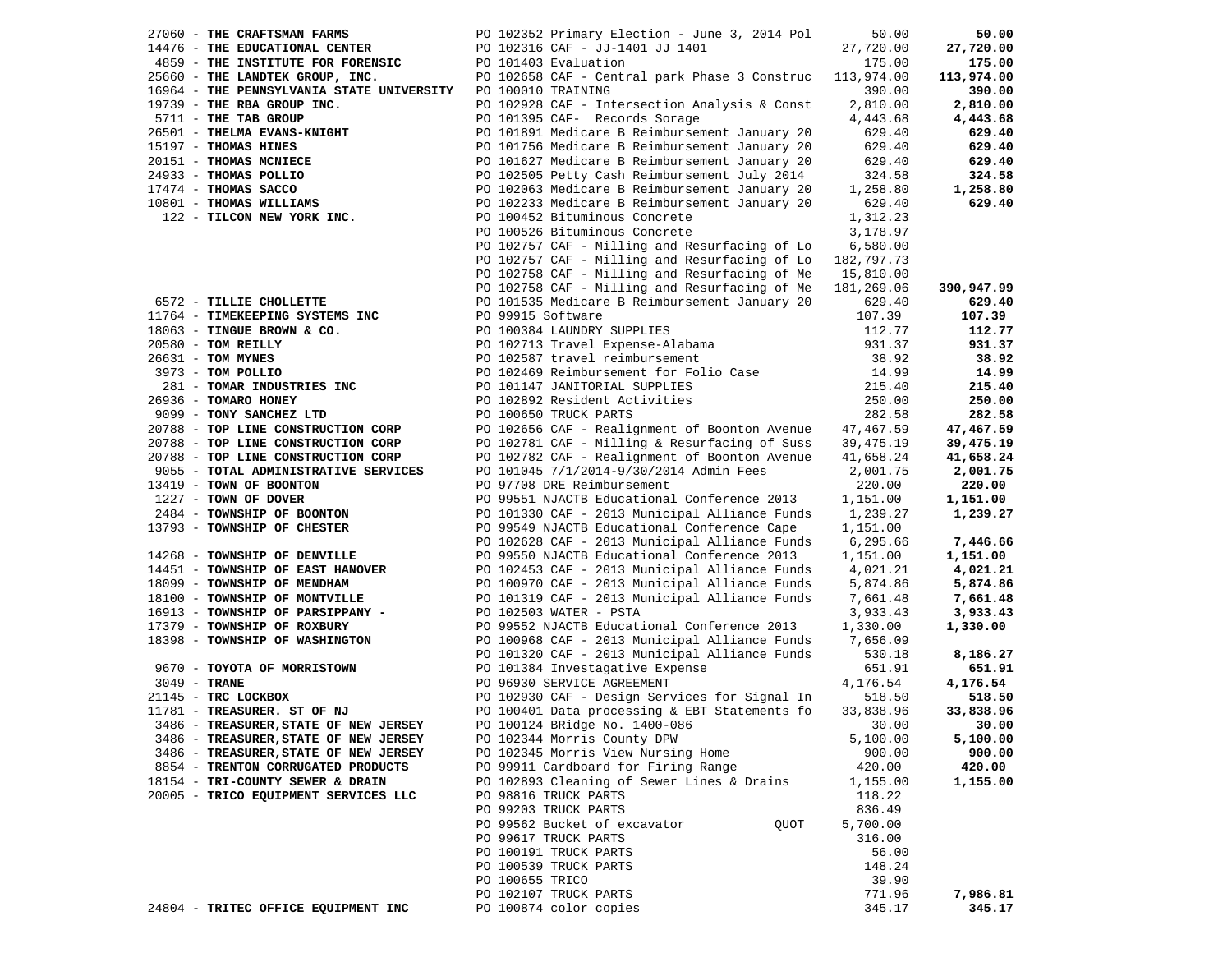| Vendor | PO / Description | Amount | Total |
|---|---|---|---|
| 27060 - **THE CRAFTSMAN FARMS** | PO 102352 Primary Election - June 3, 2014 Pol | 50.00 | **50.00** |
| 14476 - **THE EDUCATIONAL CENTER** | PO 102316 CAF - JJ-1401 JJ 1401 | 27,720.00 | **27,720.00** |
| 4859 - **THE INSTITUTE FOR FORENSIC** | PO 101403 Evaluation | 175.00 | **175.00** |
| 25660 - **THE LANDTEK GROUP, INC.** | PO 102658 CAF - Central park Phase 3 Construc | 113,974.00 | **113,974.00** |
| 16964 - **THE PENNSYLVANIA STATE UNIVERSITY** | PO 100010 TRAINING | 390.00 | **390.00** |
| 19739 - **THE RBA GROUP INC.** | PO 102928 CAF - Intersection Analysis & Const | 2,810.00 | **2,810.00** |
| 5711 - **THE TAB GROUP** | PO 101395 CAF- Records Sorage | 4,443.68 | **4,443.68** |
| 26501 - **THELMA EVANS-KNIGHT** | PO 101891 Medicare B Reimbursement January 20 | 629.40 | **629.40** |
| 15197 - **THOMAS HINES** | PO 101756 Medicare B Reimbursement January 20 | 629.40 | **629.40** |
| 20151 - **THOMAS MCNIECE** | PO 101627 Medicare B Reimbursement January 20 | 629.40 | **629.40** |
| 24933 - **THOMAS POLLIO** | PO 102505 Petty Cash Reimbursement July 2014 | 324.58 | **324.58** |
| 17474 - **THOMAS SACCO** | PO 102063 Medicare B Reimbursement January 20 | 1,258.80 | **1,258.80** |
| 10801 - **THOMAS WILLIAMS** | PO 102233 Medicare B Reimbursement January 20 | 629.40 | **629.40** |
| 122 - **TILCON NEW YORK INC.** | PO 100452 Bituminous Concrete | 1,312.23 | |
| | PO 100526 Bituminous Concrete | 3,178.97 | |
| | PO 102757 CAF - Milling and Resurfacing of Lo | 6,580.00 | |
| | PO 102757 CAF - Milling and Resurfacing of Lo | 182,797.73 | |
| | PO 102758 CAF - Milling and Resurfacing of Me | 15,810.00 | |
| | PO 102758 CAF - Milling and Resurfacing of Me | 181,269.06 | **390,947.99** |
| 6572 - **TILLIE CHOLLETTE** | PO 101535 Medicare B Reimbursement January 20 | 629.40 | **629.40** |
| 11764 - **TIMEKEEPING SYSTEMS INC** | PO 99915 Software | 107.39 | **107.39** |
| 18063 - **TINGUE BROWN & CO.** | PO 100384 LAUNDRY SUPPLIES | 112.77 | **112.77** |
| 20580 - **TOM REILLY** | PO 102713 Travel Expense-Alabama | 931.37 | **931.37** |
| 26631 - **TOM MYNES** | PO 102587 travel reimbursement | 38.92 | **38.92** |
| 3973 - **TOM POLLIO** | PO 102469 Reimbursement for Folio Case | 14.99 | **14.99** |
| 281 - **TOMAR INDUSTRIES INC** | PO 101147 JANITORIAL SUPPLIES | 215.40 | **215.40** |
| 26936 - **TOMARO HONEY** | PO 102892 Resident Activities | 250.00 | **250.00** |
| 9099 - **TONY SANCHEZ LTD** | PO 100650 TRUCK PARTS | 282.58 | **282.58** |
| 20788 - **TOP LINE CONSTRUCTION CORP** | PO 102656 CAF - Realignment of Boonton Avenue | 47,467.59 | **47,467.59** |
| 20788 - **TOP LINE CONSTRUCTION CORP** | PO 102781 CAF - Milling & Resurfacing of Suss | 39,475.19 | **39,475.19** |
| 20788 - **TOP LINE CONSTRUCTION CORP** | PO 102782 CAF - Realignment of Boonton Avenue | 41,658.24 | **41,658.24** |
| 9055 - **TOTAL ADMINISTRATIVE SERVICES** | PO 101045 7/1/2014-9/30/2014 Admin Fees | 2,001.75 | **2,001.75** |
| 13419 - **TOWN OF BOONTON** | PO 97708 DRE Reimbursement | 220.00 | **220.00** |
| 1227 - **TOWN OF DOVER** | PO 99551 NJACTB Educational Conference 2013 | 1,151.00 | **1,151.00** |
| 2484 - **TOWNSHIP OF BOONTON** | PO 101330 CAF - 2013 Municipal Alliance Funds | 1,239.27 | **1,239.27** |
| 13793 - **TOWNSHIP OF CHESTER** | PO 99549 NJACTB Educational Conference Cape | 1,151.00 | |
| | PO 102628 CAF - 2013 Municipal Alliance Funds | 6,295.66 | **7,446.66** |
| 14268 - **TOWNSHIP OF DENVILLE** | PO 99550 NJACTB Educational Conference 2013 | 1,151.00 | **1,151.00** |
| 14451 - **TOWNSHIP OF EAST HANOVER** | PO 102453 CAF - 2013 Municipal Alliance Funds | 4,021.21 | **4,021.21** |
| 18099 - **TOWNSHIP OF MENDHAM** | PO 100970 CAF - 2013 Municipal Alliance Funds | 5,874.86 | **5,874.86** |
| 18100 - **TOWNSHIP OF MONTVILLE** | PO 101319 CAF - 2013 Municipal Alliance Funds | 7,661.48 | **7,661.48** |
| 16913 - **TOWNSHIP OF PARSIPPANY -** | PO 102503 WATER - PSTA | 3,933.43 | **3,933.43** |
| 17379 - **TOWNSHIP OF ROXBURY** | PO 99552 NJACTB Educational Conference 2013 | 1,330.00 | **1,330.00** |
| 18398 - **TOWNSHIP OF WASHINGTON** | PO 100968 CAF - 2013 Municipal Alliance Funds | 7,656.09 | |
| | PO 101320 CAF - 2013 Municipal Alliance Funds | 530.18 | **8,186.27** |
| 9670 - **TOYOTA OF MORRISTOWN** | PO 101384 Investagative Expense | 651.91 | **651.91** |
| 3049 - **TRANE** | PO 96930 SERVICE AGREEMENT | 4,176.54 | **4,176.54** |
| 21145 - **TRC LOCKBOX** | PO 102930 CAF - Design Services for Signal In | 518.50 | **518.50** |
| 11781 - **TREASURER. ST OF NJ** | PO 100401 Data processing & EBT Statements fo | 33,838.96 | **33,838.96** |
| 3486 - **TREASURER,STATE OF NEW JERSEY** | PO 100124 BRidge No. 1400-086 | 30.00 | **30.00** |
| 3486 - **TREASURER,STATE OF NEW JERSEY** | PO 102344 Morris County DPW | 5,100.00 | **5,100.00** |
| 3486 - **TREASURER,STATE OF NEW JERSEY** | PO 102345 Morris View Nursing Home | 900.00 | **900.00** |
| 8854 - **TRENTON CORRUGATED PRODUCTS** | PO 99911 Cardboard for Firing Range | 420.00 | **420.00** |
| 18154 - **TRI-COUNTY SEWER & DRAIN** | PO 102893 Cleaning of Sewer Lines & Drains | 1,155.00 | **1,155.00** |
| 20005 - **TRICO EQUIPMENT SERVICES LLC** | PO 98816 TRUCK PARTS | 118.22 | |
| | PO 99203 TRUCK PARTS | 836.49 | |
| | PO 99562 Bucket of excavator QUOT | 5,700.00 | |
| | PO 99617 TRUCK PARTS | 316.00 | |
| | PO 100191 TRUCK PARTS | 56.00 | |
| | PO 100539 TRUCK PARTS | 148.24 | |
| | PO 100655 TRICO | 39.90 | |
| | PO 102107 TRUCK PARTS | 771.96 | **7,986.81** |
| 24804 - **TRITEC OFFICE EQUIPMENT INC** | PO 100874 color copies | 345.17 | **345.17** |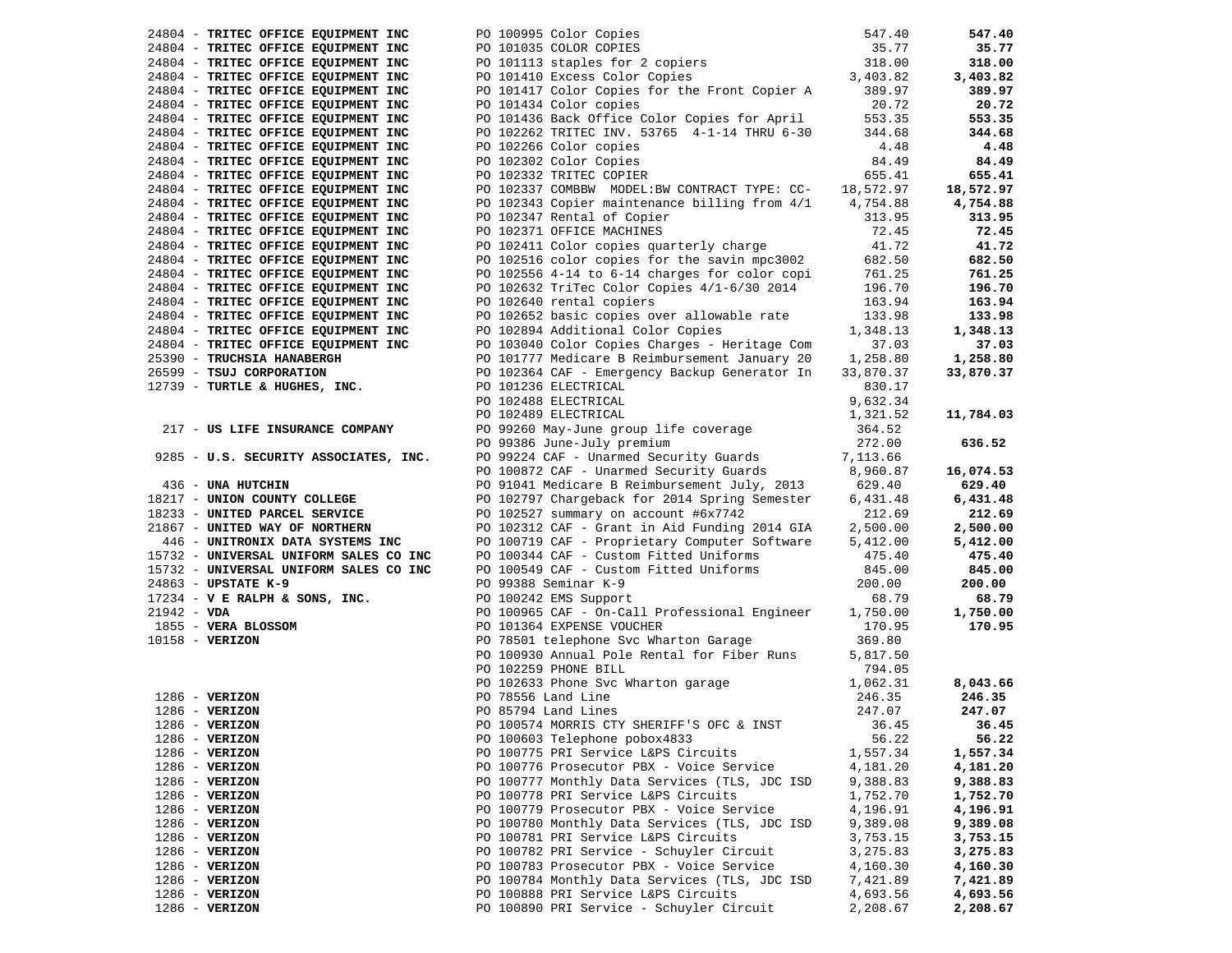| Vendor | Description | Amount | Total |
|---|---|---|---|
| 24804 - **TRITEC OFFICE EQUIPMENT INC** | PO 100995 Color Copies | 547.40 | **547.40** |
| 24804 - **TRITEC OFFICE EQUIPMENT INC** | PO 101035 COLOR COPIES | 35.77 | **35.77** |
| 24804 - **TRITEC OFFICE EQUIPMENT INC** | PO 101113 staples for 2 copiers | 318.00 | **318.00** |
| 24804 - **TRITEC OFFICE EQUIPMENT INC** | PO 101410 Excess Color Copies | 3,403.82 | **3,403.82** |
| 24804 - **TRITEC OFFICE EQUIPMENT INC** | PO 101417 Color Copies for the Front Copier A | 389.97 | **389.97** |
| 24804 - **TRITEC OFFICE EQUIPMENT INC** | PO 101434 Color copies | 20.72 | **20.72** |
| 24804 - **TRITEC OFFICE EQUIPMENT INC** | PO 101436 Back Office Color Copies for April | 553.35 | **553.35** |
| 24804 - **TRITEC OFFICE EQUIPMENT INC** | PO 102262 TRITEC INV. 53765 4-1-14 THRU 6-30 | 344.68 | **344.68** |
| 24804 - **TRITEC OFFICE EQUIPMENT INC** | PO 102266 Color copies | 4.48 | **4.48** |
| 24804 - **TRITEC OFFICE EQUIPMENT INC** | PO 102302 Color Copies | 84.49 | **84.49** |
| 24804 - **TRITEC OFFICE EQUIPMENT INC** | PO 102332 TRITEC COPIER | 655.41 | **655.41** |
| 24804 - **TRITEC OFFICE EQUIPMENT INC** | PO 102337 COMBBW MODEL:BW CONTRACT TYPE: CC- | 18,572.97 | **18,572.97** |
| 24804 - **TRITEC OFFICE EQUIPMENT INC** | PO 102343 Copier maintenance billing from 4/1 | 4,754.88 | **4,754.88** |
| 24804 - **TRITEC OFFICE EQUIPMENT INC** | PO 102347 Rental of Copier | 313.95 | **313.95** |
| 24804 - **TRITEC OFFICE EQUIPMENT INC** | PO 102371 OFFICE MACHINES | 72.45 | **72.45** |
| 24804 - **TRITEC OFFICE EQUIPMENT INC** | PO 102411 Color copies quarterly charge | 41.72 | **41.72** |
| 24804 - **TRITEC OFFICE EQUIPMENT INC** | PO 102516 color copies for the savin mpc3002 | 682.50 | **682.50** |
| 24804 - **TRITEC OFFICE EQUIPMENT INC** | PO 102556 4-14 to 6-14 charges for color copi | 761.25 | **761.25** |
| 24804 - **TRITEC OFFICE EQUIPMENT INC** | PO 102632 TriTec Color Copies 4/1-6/30 2014 | 196.70 | **196.70** |
| 24804 - **TRITEC OFFICE EQUIPMENT INC** | PO 102640 rental copiers | 163.94 | **163.94** |
| 24804 - **TRITEC OFFICE EQUIPMENT INC** | PO 102652 basic copies over allowable rate | 133.98 | **133.98** |
| 24804 - **TRITEC OFFICE EQUIPMENT INC** | PO 102894 Additional Color Copies | 1,348.13 | **1,348.13** |
| 24804 - **TRITEC OFFICE EQUIPMENT INC** | PO 103040 Color Copies Charges - Heritage Com | 37.03 | **37.03** |
| 25390 - **TRUCHSIA HANABERGH** | PO 101777 Medicare B Reimbursement January 20 | 1,258.80 | **1,258.80** |
| 26599 - **TSUJ CORPORATION** | PO 102364 CAF - Emergency Backup Generator In | 33,870.37 | **33,870.37** |
| 12739 - **TURTLE & HUGHES, INC.** | PO 101236 ELECTRICAL | 830.17 | |
| | PO 102488 ELECTRICAL | 9,632.34 | |
| | PO 102489 ELECTRICAL | 1,321.52 | **11,784.03** |
| 217 - **US LIFE INSURANCE COMPANY** | PO 99260 May-June group life coverage | 364.52 | |
| | PO 99386 June-July premium | 272.00 | **636.52** |
| 9285 - **U.S. SECURITY ASSOCIATES, INC.** | PO 99224 CAF - Unarmed Security Guards | 7,113.66 | |
| | PO 100872 CAF - Unarmed Security Guards | 8,960.87 | **16,074.53** |
| 436 - **UNA HUTCHIN** | PO 91041 Medicare B Reimbursement July, 2013 | 629.40 | **629.40** |
| 18217 - **UNION COUNTY COLLEGE** | PO 102797 Chargeback for 2014 Spring Semester | 6,431.48 | **6,431.48** |
| 18233 - **UNITED PARCEL SERVICE** | PO 102527 summary on account #6x7742 | 212.69 | **212.69** |
| 21867 - **UNITED WAY OF NORTHERN** | PO 102312 CAF - Grant in Aid Funding 2014 GIA | 2,500.00 | **2,500.00** |
| 446 - **UNITRONIX DATA SYSTEMS INC** | PO 100719 CAF - Proprietary Computer Software | 5,412.00 | **5,412.00** |
| 15732 - **UNIVERSAL UNIFORM SALES CO INC** | PO 100344 CAF - Custom Fitted Uniforms | 475.40 | **475.40** |
| 15732 - **UNIVERSAL UNIFORM SALES CO INC** | PO 100549 CAF - Custom Fitted Uniforms | 845.00 | **845.00** |
| 24863 - **UPSTATE K-9** | PO 99388 Seminar K-9 | 200.00 | **200.00** |
| 17234 - **V E RALPH & SONS, INC.** | PO 100242 EMS Support | 68.79 | **68.79** |
| 21942 - **VDA** | PO 100965 CAF - On-Call Professional Engineer | 1,750.00 | **1,750.00** |
| 1855 - **VERA BLOSSOM** | PO 101364 EXPENSE VOUCHER | 170.95 | **170.95** |
| 10158 - **VERIZON** | PO 78501 telephone Svc Wharton Garage | 369.80 | |
| | PO 100930 Annual Pole Rental for Fiber Runs | 5,817.50 | |
| | PO 102259 PHONE BILL | 794.05 | |
| | PO 102633 Phone Svc Wharton garage | 1,062.31 | **8,043.66** |
| 1286 - **VERIZON** | PO 78556 Land Line | 246.35 | **246.35** |
| 1286 - **VERIZON** | PO 85794 Land Lines | 247.07 | **247.07** |
| 1286 - **VERIZON** | PO 100574 MORRIS CTY SHERIFF'S OFC & INST | 36.45 | **36.45** |
| 1286 - **VERIZON** | PO 100603 Telephone pobox4833 | 56.22 | **56.22** |
| 1286 - **VERIZON** | PO 100775 PRI Service L&PS Circuits | 1,557.34 | **1,557.34** |
| 1286 - **VERIZON** | PO 100776 Prosecutor PBX - Voice Service | 4,181.20 | **4,181.20** |
| 1286 - **VERIZON** | PO 100777 Monthly Data Services (TLS, JDC ISD | 9,388.83 | **9,388.83** |
| 1286 - **VERIZON** | PO 100778 PRI Service L&PS Circuits | 1,752.70 | **1,752.70** |
| 1286 - **VERIZON** | PO 100779 Prosecutor PBX - Voice Service | 4,196.91 | **4,196.91** |
| 1286 - **VERIZON** | PO 100780 Monthly Data Services (TLS, JDC ISD | 9,389.08 | **9,389.08** |
| 1286 - **VERIZON** | PO 100781 PRI Service L&PS Circuits | 3,753.15 | **3,753.15** |
| 1286 - **VERIZON** | PO 100782 PRI Service - Schuyler Circuit | 3,275.83 | **3,275.83** |
| 1286 - **VERIZON** | PO 100783 Prosecutor PBX - Voice Service | 4,160.30 | **4,160.30** |
| 1286 - **VERIZON** | PO 100784 Monthly Data Services (TLS, JDC ISD | 7,421.89 | **7,421.89** |
| 1286 - **VERIZON** | PO 100888 PRI Service L&PS Circuits | 4,693.56 | **4,693.56** |
| 1286 - **VERIZON** | PO 100890 PRI Service - Schuyler Circuit | 2,208.67 | **2,208.67** |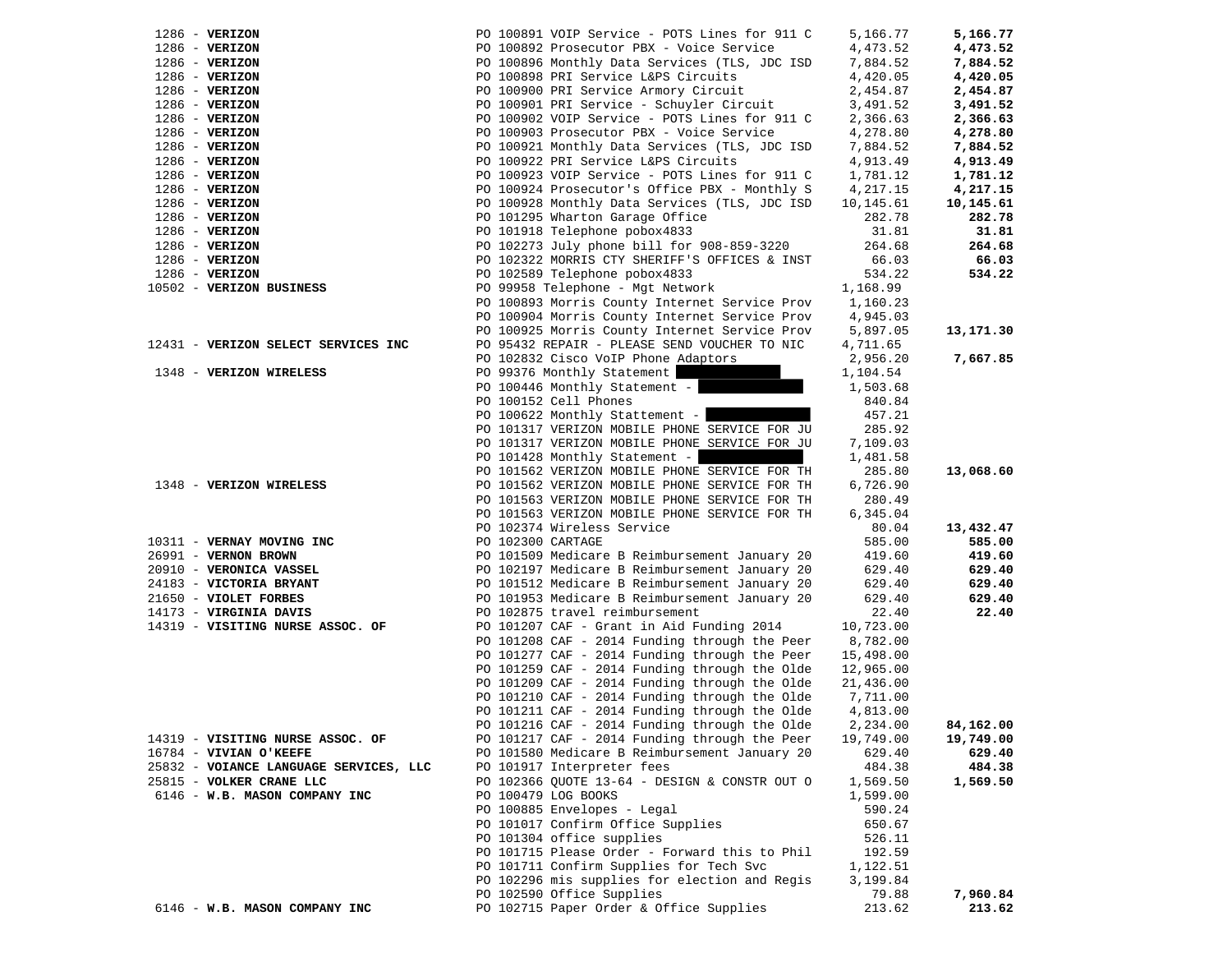| Vendor | Description | Amount | Total |
|---|---|---|---|
| 1286 - **VERIZON** | PO 100891 VOIP Service - POTS Lines for 911 C | 5,166.77 | **5,166.77** |
| 1286 - **VERIZON** | PO 100892 Prosecutor PBX - Voice Service | 4,473.52 | **4,473.52** |
| 1286 - **VERIZON** | PO 100896 Monthly Data Services (TLS, JDC ISD | 7,884.52 | **7,884.52** |
| 1286 - **VERIZON** | PO 100898 PRI Service L&PS Circuits | 4,420.05 | **4,420.05** |
| 1286 - **VERIZON** | PO 100900 PRI Service Armory Circuit | 2,454.87 | **2,454.87** |
| 1286 - **VERIZON** | PO 100901 PRI Service - Schuyler Circuit | 3,491.52 | **3,491.52** |
| 1286 - **VERIZON** | PO 100902 VOIP Service - POTS Lines for 911 C | 2,366.63 | **2,366.63** |
| 1286 - **VERIZON** | PO 100903 Prosecutor PBX - Voice Service | 4,278.80 | **4,278.80** |
| 1286 - **VERIZON** | PO 100921 Monthly Data Services (TLS, JDC ISD | 7,884.52 | **7,884.52** |
| 1286 - **VERIZON** | PO 100922 PRI Service L&PS Circuits | 4,913.49 | **4,913.49** |
| 1286 - **VERIZON** | PO 100923 VOIP Service - POTS Lines for 911 C | 1,781.12 | **1,781.12** |
| 1286 - **VERIZON** | PO 100924 Prosecutor's Office PBX - Monthly S | 4,217.15 | **4,217.15** |
| 1286 - **VERIZON** | PO 100928 Monthly Data Services (TLS, JDC ISD | 10,145.61 | **10,145.61** |
| 1286 - **VERIZON** | PO 101295 Wharton Garage Office | 282.78 | **282.78** |
| 1286 - **VERIZON** | PO 101918 Telephone pobox4833 | 31.81 | **31.81** |
| 1286 - **VERIZON** | PO 102273 July phone bill for 908-859-3220 | 264.68 | **264.68** |
| 1286 - **VERIZON** | PO 102322 MORRIS CTY SHERIFF'S OFFICES & INST | 66.03 | **66.03** |
| 1286 - **VERIZON** | PO 102589 Telephone pobox4833 | 534.22 | **534.22** |
| 10502 - **VERIZON BUSINESS** | PO 99958 Telephone - Mgt Network | 1,168.99 | |
| | PO 100893 Morris County Internet Service Prov | 1,160.23 | |
| | PO 100904 Morris County Internet Service Prov | 4,945.03 | |
| | PO 100925 Morris County Internet Service Prov | 5,897.05 | **13,171.30** |
| 12431 - **VERIZON SELECT SERVICES INC** | PO 95432 REPAIR - PLEASE SEND VOUCHER TO NIC | 4,711.65 | |
| | PO 102832 Cisco VoIP Phone Adaptors | 2,956.20 | **7,667.85** |
| 1348 - **VERIZON WIRELESS** | PO 99376 Monthly Statement | 1,104.54 | |
| | PO 100446 Monthly Statement - | 1,503.68 | |
| | PO 100152 Cell Phones | 840.84 | |
| | PO 100622 Monthly Stattement - | 457.21 | |
| | PO 101317 VERIZON MOBILE PHONE SERVICE FOR JU | 285.92 | |
| | PO 101317 VERIZON MOBILE PHONE SERVICE FOR JU | 7,109.03 | |
| | PO 101428 Monthly Statement - | 1,481.58 | |
| | PO 101562 VERIZON MOBILE PHONE SERVICE FOR TH | 285.80 | **13,068.60** |
| 1348 - **VERIZON WIRELESS** | PO 101562 VERIZON MOBILE PHONE SERVICE FOR TH | 6,726.90 | |
| | PO 101563 VERIZON MOBILE PHONE SERVICE FOR TH | 280.49 | |
| | PO 101563 VERIZON MOBILE PHONE SERVICE FOR TH | 6,345.04 | |
| | PO 102374 Wireless Service | 80.04 | **13,432.47** |
| 10311 - **VERNAY MOVING INC** | PO 102300 CARTAGE | 585.00 | **585.00** |
| 26991 - **VERNON BROWN** | PO 101509 Medicare B Reimbursement January 20 | 419.60 | **419.60** |
| 20910 - **VERONICA VASSEL** | PO 102197 Medicare B Reimbursement January 20 | 629.40 | **629.40** |
| 24183 - **VICTORIA BRYANT** | PO 101512 Medicare B Reimbursement January 20 | 629.40 | **629.40** |
| 21650 - **VIOLET FORBES** | PO 101953 Medicare B Reimbursement January 20 | 629.40 | **629.40** |
| 14173 - **VIRGINIA DAVIS** | PO 102875 travel reimbursement | 22.40 | **22.40** |
| 14319 - **VISITING NURSE ASSOC. OF** | PO 101207 CAF - Grant in Aid Funding 2014 | 10,723.00 | |
| | PO 101208 CAF - 2014 Funding through the Peer | 8,782.00 | |
| | PO 101277 CAF - 2014 Funding through the Peer | 15,498.00 | |
| | PO 101259 CAF - 2014 Funding through the Olde | 12,965.00 | |
| | PO 101209 CAF - 2014 Funding through the Olde | 21,436.00 | |
| | PO 101210 CAF - 2014 Funding through the Olde | 7,711.00 | |
| | PO 101211 CAF - 2014 Funding through the Olde | 4,813.00 | |
| | PO 101216 CAF - 2014 Funding through the Olde | 2,234.00 | **84,162.00** |
| 14319 - **VISITING NURSE ASSOC. OF** | PO 101217 CAF - 2014 Funding through the Peer | 19,749.00 | **19,749.00** |
| 16784 - **VIVIAN O'KEEFE** | PO 101580 Medicare B Reimbursement January 20 | 629.40 | **629.40** |
| 25832 - **VOIANCE LANGUAGE SERVICES, LLC** | PO 101917 Interpreter fees | 484.38 | **484.38** |
| 25815 - **VOLKER CRANE LLC** | PO 102366 QUOTE 13-64 - DESIGN & CONSTR OUT O | 1,569.50 | **1,569.50** |
| 6146 - **W.B. MASON COMPANY INC** | PO 100479 LOG BOOKS | 1,599.00 | |
| | PO 100885 Envelopes - Legal | 590.24 | |
| | PO 101017 Confirm Office Supplies | 650.67 | |
| | PO 101304 office supplies | 526.11 | |
| | PO 101715 Please Order - Forward this to Phil | 192.59 | |
| | PO 101711 Confirm Supplies for Tech Svc | 1,122.51 | |
| | PO 102296 mis supplies for election and Regis | 3,199.84 | |
| | PO 102590 Office Supplies | 79.88 | **7,960.84** |
| 6146 - **W.B. MASON COMPANY INC** | PO 102715 Paper Order & Office Supplies | 213.62 | **213.62** |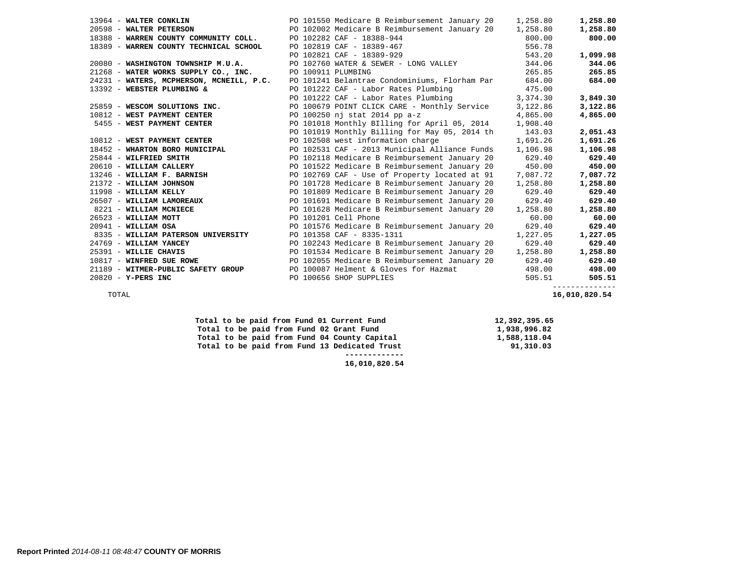| Vendor | PO / Description | Amount | Total |
|---|---|---|---|
| 13964 - **WALTER CONKLIN** | PO 101550 Medicare B Reimbursement January 20 | 1,258.80 | **1,258.80** |
| 20598 - **WALTER PETERSON** | PO 102002 Medicare B Reimbursement January 20 | 1,258.80 | **1,258.80** |
| 18388 - **WARREN COUNTY COMMUNITY COLL.** | PO 102282 CAF - 18388-944 | 800.00 | **800.00** |
| 18389 - **WARREN COUNTY TECHNICAL SCHOOL** | PO 102819 CAF - 18389-467 | 556.78 | |
| | PO 102821 CAF - 18389-929 | 543.20 | **1,099.98** |
| 20080 - **WASHINGTON TOWNSHIP M.U.A.** | PO 102760 WATER & SEWER - LONG VALLEY | 344.06 | **344.06** |
| 21268 - **WATER WORKS SUPPLY CO., INC.** | PO 100911 PLUMBING | 265.85 | **265.85** |
| 24231 - **WATERS, MCPHERSON, MCNEILL, P.C.** | PO 101241 Belantrae Condominiums, Florham Par | 684.00 | **684.00** |
| 13392 - **WEBSTER PLUMBING &** | PO 101222 CAF - Labor Rates Plumbing | 475.00 | |
| | PO 101222 CAF - Labor Rates Plumbing | 3,374.30 | **3,849.30** |
| 25859 - **WESCOM SOLUTIONS INC.** | PO 100679 POINT CLICK CARE - Monthly Service | 3,122.86 | **3,122.86** |
| 10812 - **WEST PAYMENT CENTER** | PO 100250 nj stat 2014 pp a-z | 4,865.00 | **4,865.00** |
| 5455 - **WEST PAYMENT CENTER** | PO 101018 Monthly BIlling for April 05, 2014 | 1,908.40 | |
| | PO 101019 Monthly Billing for May 05, 2014 th | 143.03 | **2,051.43** |
| 10812 - **WEST PAYMENT CENTER** | PO 102508 west information charge | 1,691.26 | **1,691.26** |
| 18452 - **WHARTON BORO MUNICIPAL** | PO 102531 CAF - 2013 Municipal Alliance Funds | 1,106.98 | **1,106.98** |
| 25844 - **WILFRIED SMITH** | PO 102118 Medicare B Reimbursement January 20 | 629.40 | **629.40** |
| 20610 - **WILLIAM CALLERY** | PO 101522 Medicare B Reimbursement January 20 | 450.00 | **450.00** |
| 13246 - **WILLIAM F. BARNISH** | PO 102769 CAF - Use of Property located at 91 | 7,087.72 | **7,087.72** |
| 21372 - **WILLIAM JOHNSON** | PO 101728 Medicare B Reimbursement January 20 | 1,258.80 | **1,258.80** |
| 11998 - **WILLIAM KELLY** | PO 101809 Medicare B Reimbursement January 20 | 629.40 | **629.40** |
| 26507 - **WILLIAM LAMOREAUX** | PO 101691 Medicare B Reimbursement January 20 | 629.40 | **629.40** |
| 8221 - **WILLIAM MCNIECE** | PO 101628 Medicare B Reimbursement January 20 | 1,258.80 | **1,258.80** |
| 26523 - **WILLIAM MOTT** | PO 101201 Cell Phone | 60.00 | **60.00** |
| 20941 - **WILLIAM OSA** | PO 101576 Medicare B Reimbursement January 20 | 629.40 | **629.40** |
| 8335 - **WILLIAM PATERSON UNIVERSITY** | PO 101358 CAF - 8335-1311 | 1,227.05 | **1,227.05** |
| 24769 - **WILLIAM YANCEY** | PO 102243 Medicare B Reimbursement January 20 | 629.40 | **629.40** |
| 25391 - **WILLIE CHAVIS** | PO 101534 Medicare B Reimbursement January 20 | 1,258.80 | **1,258.80** |
| 10817 - **WINFRED SUE ROWE** | PO 102055 Medicare B Reimbursement January 20 | 629.40 | **629.40** |
| 21189 - **WITMER-PUBLIC SAFETY GROUP** | PO 100087 Helment & Gloves for Hazmat | 498.00 | **498.00** |
| 20820 - **Y-PERS INC** | PO 100656 SHOP SUPPLIES | 505.51 | **505.51** |
| TOTAL | | | **16,010,820.54** |

| | |
|---|---|
| **Total to be paid from Fund 01 Current Fund** | **12,392,395.65** |
| **Total to be paid from Fund 02 Grant Fund** | **1,938,996.82** |
| **Total to be paid from Fund 04 County Capital** | **1,588,118.04** |
| **Total to be paid from Fund 13 Dedicated Trust** | **91,310.03** |
| | **16,010,820.54** |

**Report Printed** *2014-08-11 08:48:47* **COUNTY OF MORRIS**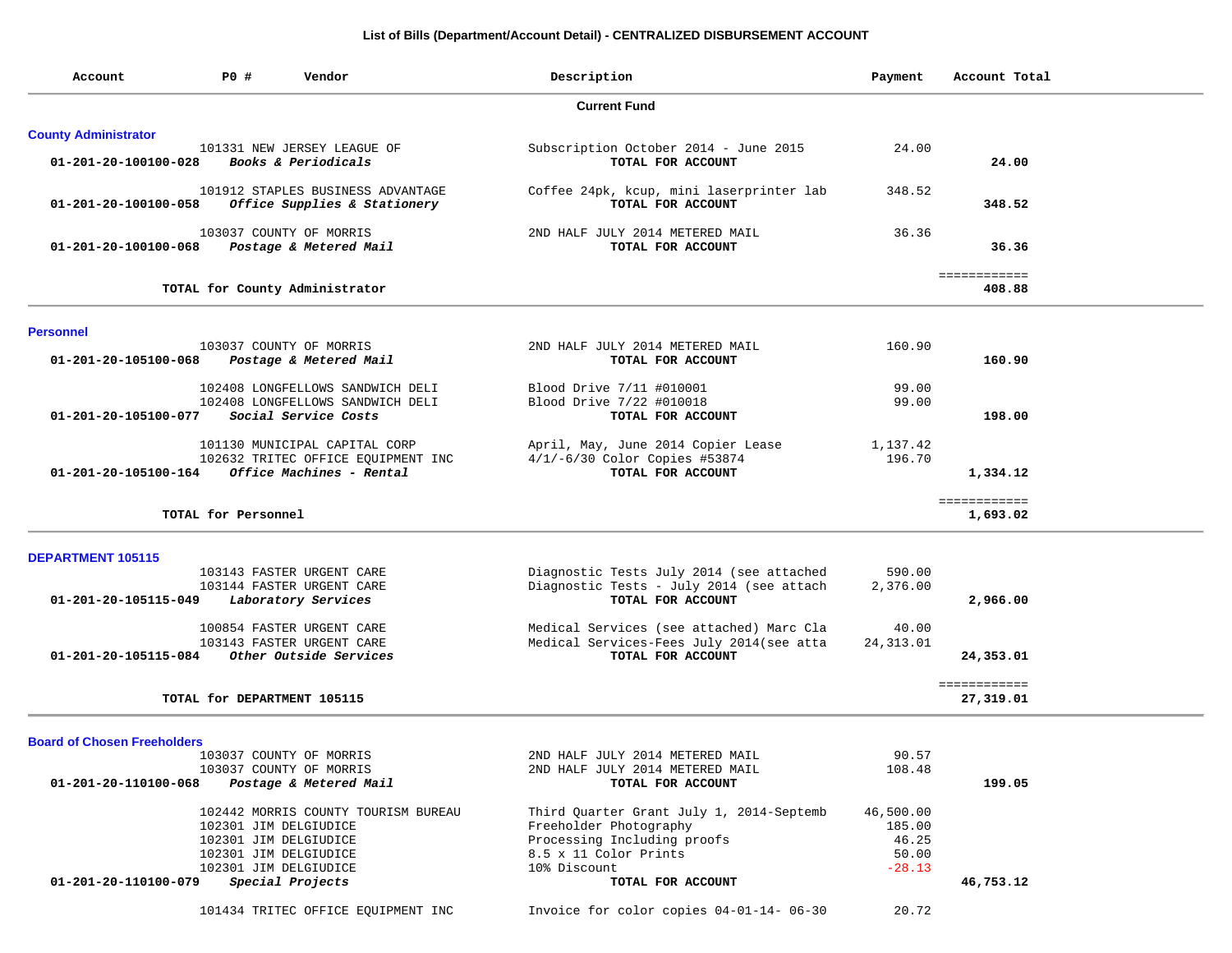# List of Bills (Department/Account Detail) - CENTRALIZED DISBURSEMENT ACCOUNT

| Account | PO # | Vendor | Description | Payment | Account Total |
|---|---|---|---|---|---|
| | | | **Current Fund** | | |
| **County Administrator** | | | | | |
| | 101331 | NEW JERSEY LEAGUE OF | Subscription October 2014 - June 2015 | 24.00 | |
| **01-201-20-100100-028** | | ***Books & Periodicals*** | **TOTAL FOR ACCOUNT** | | **24.00** |
| | 101912 | STAPLES BUSINESS ADVANTAGE | Coffee 24pk, kcup, mini laserprinter lab | 348.52 | |
| **01-201-20-100100-058** | | ***Office Supplies & Stationery*** | **TOTAL FOR ACCOUNT** | | **348.52** |
| | 103037 | COUNTY OF MORRIS | 2ND HALF JULY 2014 METERED MAIL | 36.36 | |
| **01-201-20-100100-068** | | ***Postage & Metered Mail*** | **TOTAL FOR ACCOUNT** | | **36.36** |
| | | **TOTAL for County Administrator** | | | ============ **408.88** |
| **Personnel** | | | | | |
| | 103037 | COUNTY OF MORRIS | 2ND HALF JULY 2014 METERED MAIL | 160.90 | |
| **01-201-20-105100-068** | | ***Postage & Metered Mail*** | **TOTAL FOR ACCOUNT** | | **160.90** |
| | 102408 | LONGFELLOWS SANDWICH DELI | Blood Drive 7/11 #010001 | 99.00 | |
| | 102408 | LONGFELLOWS SANDWICH DELI | Blood Drive 7/22 #010018 | 99.00 | |
| **01-201-20-105100-077** | | ***Social Service Costs*** | **TOTAL FOR ACCOUNT** | | **198.00** |
| | 101130 | MUNICIPAL CAPITAL CORP | April, May, June 2014 Copier Lease | 1,137.42 | |
| | 102632 | TRITEC OFFICE EQUIPMENT INC | 4/1/-6/30 Color Copies #53874 | 196.70 | |
| **01-201-20-105100-164** | | ***Office Machines - Rental*** | **TOTAL FOR ACCOUNT** | | **1,334.12** |
| | | **TOTAL for Personnel** | | | ============ **1,693.02** |
| **DEPARTMENT 105115** | | | | | |
| | 103143 | FASTER URGENT CARE | Diagnostic Tests July 2014 (see attached | 590.00 | |
| | 103144 | FASTER URGENT CARE | Diagnostic Tests - July 2014 (see attach | 2,376.00 | |
| **01-201-20-105115-049** | | ***Laboratory Services*** | **TOTAL FOR ACCOUNT** | | **2,966.00** |
| | 100854 | FASTER URGENT CARE | Medical Services (see attached) Marc Cla | 40.00 | |
| | 103143 | FASTER URGENT CARE | Medical Services-Fees July 2014(see atta | 24,313.01 | |
| **01-201-20-105115-084** | | ***Other Outside Services*** | **TOTAL FOR ACCOUNT** | | **24,353.01** |
| | | **TOTAL for DEPARTMENT 105115** | | | ============ **27,319.01** |
| **Board of Chosen Freeholders** | | | | | |
| | 103037 | COUNTY OF MORRIS | 2ND HALF JULY 2014 METERED MAIL | 90.57 | |
| | 103037 | COUNTY OF MORRIS | 2ND HALF JULY 2014 METERED MAIL | 108.48 | |
| **01-201-20-110100-068** | | ***Postage & Metered Mail*** | **TOTAL FOR ACCOUNT** | | **199.05** |
| | 102442 | MORRIS COUNTY TOURISM BUREAU | Third Quarter Grant July 1, 2014-Septemb | 46,500.00 | |
| | 102301 | JIM DELGIUDICE | Freeholder Photography | 185.00 | |
| | 102301 | JIM DELGIUDICE | Processing Including proofs | 46.25 | |
| | 102301 | JIM DELGIUDICE | 8.5 x 11 Color Prints | 50.00 | |
| | 102301 | JIM DELGIUDICE | 10% Discount | -28.13 | |
| **01-201-20-110100-079** | | ***Special Projects*** | **TOTAL FOR ACCOUNT** | | **46,753.12** |
| | 101434 | TRITEC OFFICE EQUIPMENT INC | Invoice for color copies 04-01-14- 06-30 | 20.72 | |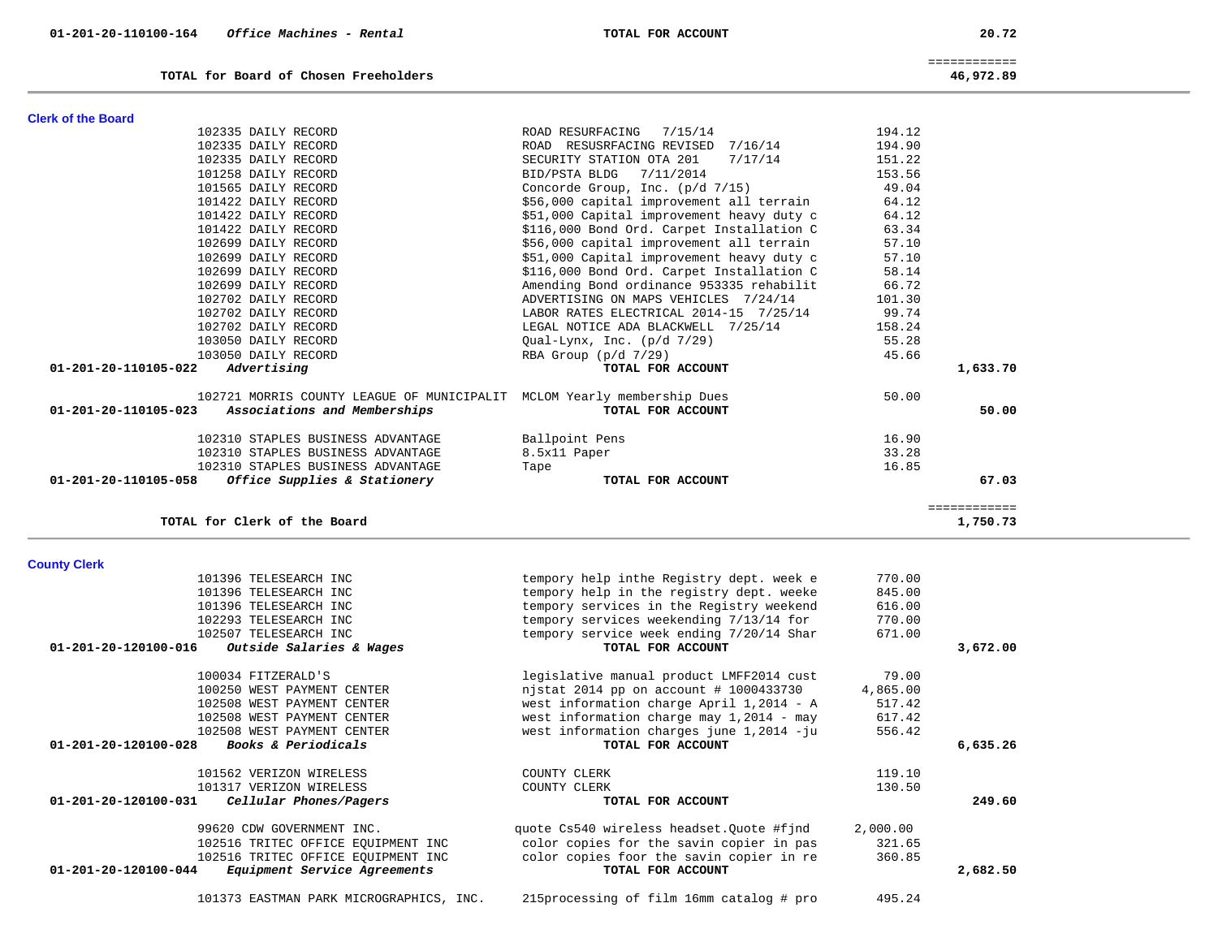| Account | Vendor / Description | Detail | Amount | Total |
|---|---|---|---|---|
| 01-201-20-110100-164 | *Office Machines - Rental* | **TOTAL FOR ACCOUNT** | | **20.72** |
| | **TOTAL for Board of Chosen Freeholders** | | | **46,972.89** |

## Clerk of the Board

| Account | Vendor / Description | Detail | Amount | Total |
|---|---|---|---|---|
| | 102335 DAILY RECORD | ROAD RESURFACING 7/15/14 | 194.12 | |
| | 102335 DAILY RECORD | ROAD RESUSRFACING REVISED 7/16/14 | 194.90 | |
| | 102335 DAILY RECORD | SECURITY STATION OTA 201 7/17/14 | 151.22 | |
| | 101258 DAILY RECORD | BID/PSTA BLDG 7/11/2014 | 153.56 | |
| | 101565 DAILY RECORD | Concorde Group, Inc. (p/d 7/15) | 49.04 | |
| | 101422 DAILY RECORD | $56,000 capital improvement all terrain | 64.12 | |
| | 101422 DAILY RECORD | $51,000 Capital improvement heavy duty c | 64.12 | |
| | 101422 DAILY RECORD | $116,000 Bond Ord. Carpet Installation C | 63.34 | |
| | 102699 DAILY RECORD | $56,000 capital improvement all terrain | 57.10 | |
| | 102699 DAILY RECORD | $51,000 Capital improvement heavy duty c | 57.10 | |
| | 102699 DAILY RECORD | $116,000 Bond Ord. Carpet Installation C | 58.14 | |
| | 102699 DAILY RECORD | Amending Bond ordinance 953335 rehabilit | 66.72 | |
| | 102702 DAILY RECORD | ADVERTISING ON MAPS VEHICLES 7/24/14 | 101.30 | |
| | 102702 DAILY RECORD | LABOR RATES ELECTRICAL 2014-15 7/25/14 | 99.74 | |
| | 102702 DAILY RECORD | LEGAL NOTICE ADA BLACKWELL 7/25/14 | 158.24 | |
| | 103050 DAILY RECORD | Qual-Lynx, Inc. (p/d 7/29) | 55.28 | |
| | 103050 DAILY RECORD | RBA Group (p/d 7/29) | 45.66 | |
| 01-201-20-110105-022 | *Advertising* | **TOTAL FOR ACCOUNT** | | **1,633.70** |
| | 102721 MORRIS COUNTY LEAGUE OF MUNICIPALIT | MCLOM Yearly membership Dues | 50.00 | |
| 01-201-20-110105-023 | *Associations and Memberships* | **TOTAL FOR ACCOUNT** | | **50.00** |
| | 102310 STAPLES BUSINESS ADVANTAGE | Ballpoint Pens | 16.90 | |
| | 102310 STAPLES BUSINESS ADVANTAGE | 8.5x11 Paper | 33.28 | |
| | 102310 STAPLES BUSINESS ADVANTAGE | Tape | 16.85 | |
| 01-201-20-110105-058 | *Office Supplies & Stationery* | **TOTAL FOR ACCOUNT** | | **67.03** |
| | **TOTAL for Clerk of the Board** | | | **1,750.73** |

## County Clerk

| Account | Vendor / Description | Detail | Amount | Total |
|---|---|---|---|---|
| | 101396 TELESEARCH INC | tempory help inthe Registry dept. week e | 770.00 | |
| | 101396 TELESEARCH INC | tempory help in the registry dept. weeke | 845.00 | |
| | 101396 TELESEARCH INC | tempory services in the Registry weekend | 616.00 | |
| | 102293 TELESEARCH INC | tempory services weekending 7/13/14 for | 770.00 | |
| | 102507 TELESEARCH INC | tempory service week ending 7/20/14 Shar | 671.00 | |
| 01-201-20-120100-016 | *Outside Salaries & Wages* | **TOTAL FOR ACCOUNT** | | **3,672.00** |
| | 100034 FITZERALD'S | legislative manual product LMFF2014 cust | 79.00 | |
| | 100250 WEST PAYMENT CENTER | njstat 2014 pp on account # 1000433730 | 4,865.00 | |
| | 102508 WEST PAYMENT CENTER | west information charge April 1,2014 - A | 517.42 | |
| | 102508 WEST PAYMENT CENTER | west information charge may 1,2014 - may | 617.42 | |
| | 102508 WEST PAYMENT CENTER | west information charges june 1,2014 -ju | 556.42 | |
| 01-201-20-120100-028 | *Books & Periodicals* | **TOTAL FOR ACCOUNT** | | **6,635.26** |
| | 101562 VERIZON WIRELESS | COUNTY CLERK | 119.10 | |
| | 101317 VERIZON WIRELESS | COUNTY CLERK | 130.50 | |
| 01-201-20-120100-031 | *Cellular Phones/Pagers* | **TOTAL FOR ACCOUNT** | | **249.60** |
| | 99620 CDW GOVERNMENT INC. | quote Cs540 wireless headset.Quote #fjnd | 2,000.00 | |
| | 102516 TRITEC OFFICE EQUIPMENT INC | color copies for the savin copier in pas | 321.65 | |
| | 102516 TRITEC OFFICE EQUIPMENT INC | color copies foor the savin copier in re | 360.85 | |
| 01-201-20-120100-044 | *Equipment Service Agreements* | **TOTAL FOR ACCOUNT** | | **2,682.50** |
| | 101373 EASTMAN PARK MICROGRAPHICS, INC. | 215processing of film 16mm catalog # pro | 495.24 | |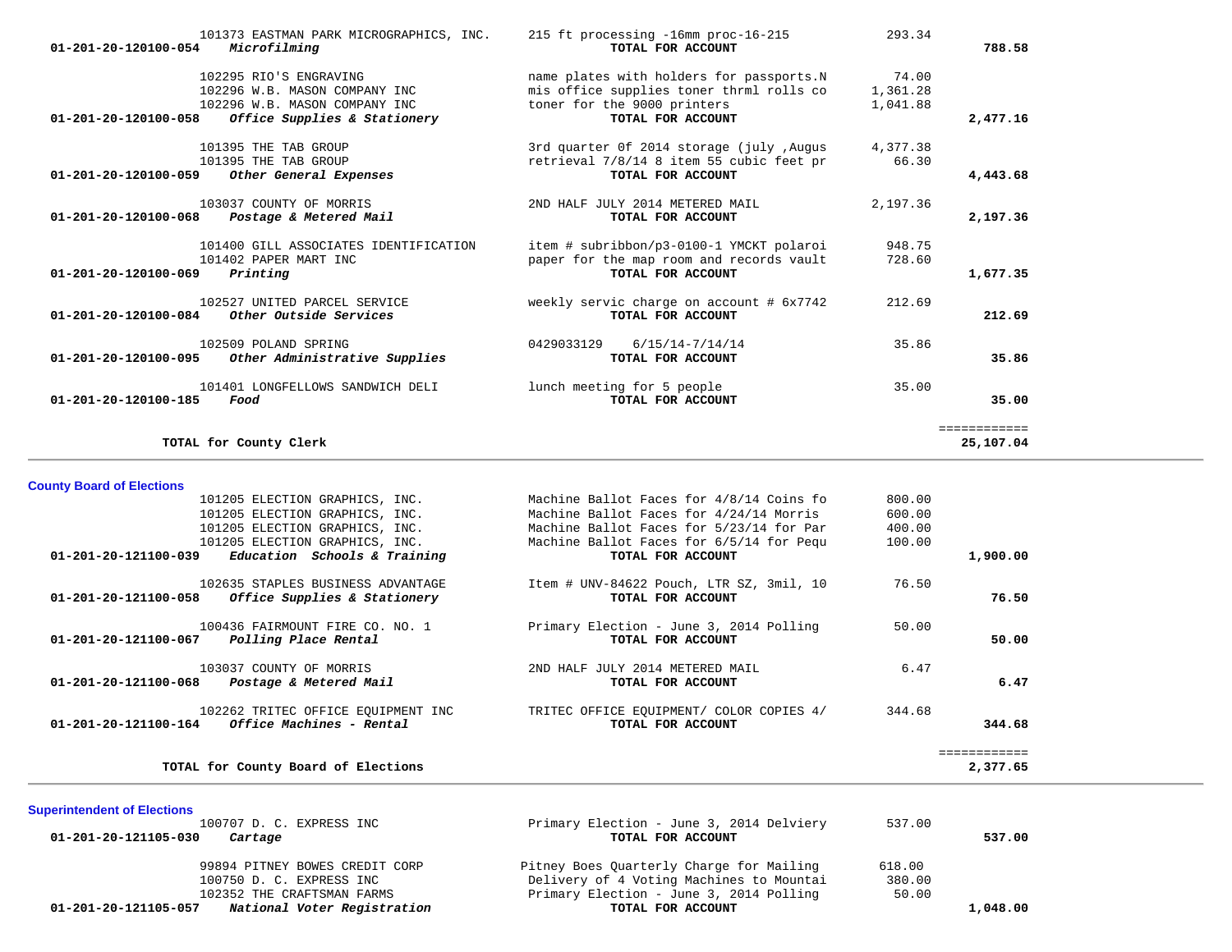| Account | Vendor | Description | Amount | Total |
|---|---|---|---|---|
| | 101373 EASTMAN PARK MICROGRAPHICS, INC. | 215 ft processing -16mm proc-16-215 | 293.34 | |
| 01-201-20-120100-054 | *Microfilming* | **TOTAL FOR ACCOUNT** | | **788.58** |
| | 102295 RIO'S ENGRAVING | name plates with holders for passports.N | 74.00 | |
| | 102296 W.B. MASON COMPANY INC | mis office supplies toner thrml rolls co | 1,361.28 | |
| | 102296 W.B. MASON COMPANY INC | toner for the 9000 printers | 1,041.88 | |
| 01-201-20-120100-058 | *Office Supplies & Stationery* | **TOTAL FOR ACCOUNT** | | **2,477.16** |
| | 101395 THE TAB GROUP | 3rd quarter 0f 2014 storage (july ,Augus | 4,377.38 | |
| | 101395 THE TAB GROUP | retrieval 7/8/14 8 item 55 cubic feet pr | 66.30 | |
| 01-201-20-120100-059 | *Other General Expenses* | **TOTAL FOR ACCOUNT** | | **4,443.68** |
| | 103037 COUNTY OF MORRIS | 2ND HALF JULY 2014 METERED MAIL | 2,197.36 | |
| 01-201-20-120100-068 | *Postage & Metered Mail* | **TOTAL FOR ACCOUNT** | | **2,197.36** |
| | 101400 GILL ASSOCIATES IDENTIFICATION | item # subribbon/p3-0100-1 YMCKT polaroi | 948.75 | |
| | 101402 PAPER MART INC | paper for the map room and records vault | 728.60 | |
| 01-201-20-120100-069 | *Printing* | **TOTAL FOR ACCOUNT** | | **1,677.35** |
| | 102527 UNITED PARCEL SERVICE | weekly servic charge on account # 6x7742 | 212.69 | |
| 01-201-20-120100-084 | *Other Outside Services* | **TOTAL FOR ACCOUNT** | | **212.69** |
| | 102509 POLAND SPRING | 0429033129 6/15/14-7/14/14 | 35.86 | |
| 01-201-20-120100-095 | *Other Administrative Supplies* | **TOTAL FOR ACCOUNT** | | **35.86** |
| | 101401 LONGFELLOWS SANDWICH DELI | lunch meeting for 5 people | 35.00 | |
| 01-201-20-120100-185 | *Food* | **TOTAL FOR ACCOUNT** | | **35.00** |
| | **TOTAL for County Clerk** | | | **25,107.04** |

## County Board of Elections

| Account | Vendor | Description | Amount | Total |
|---|---|---|---|---|
| | 101205 ELECTION GRAPHICS, INC. | Machine Ballot Faces for 4/8/14 Coins fo | 800.00 | |
| | 101205 ELECTION GRAPHICS, INC. | Machine Ballot Faces for 4/24/14 Morris | 600.00 | |
| | 101205 ELECTION GRAPHICS, INC. | Machine Ballot Faces for 5/23/14 for Par | 400.00 | |
| | 101205 ELECTION GRAPHICS, INC. | Machine Ballot Faces for 6/5/14 for Pequ | 100.00 | |
| 01-201-20-121100-039 | *Education Schools & Training* | **TOTAL FOR ACCOUNT** | | **1,900.00** |
| | 102635 STAPLES BUSINESS ADVANTAGE | Item # UNV-84622 Pouch, LTR SZ, 3mil, 10 | 76.50 | |
| 01-201-20-121100-058 | *Office Supplies & Stationery* | **TOTAL FOR ACCOUNT** | | **76.50** |
| | 100436 FAIRMOUNT FIRE CO. NO. 1 | Primary Election - June 3, 2014 Polling | 50.00 | |
| 01-201-20-121100-067 | *Polling Place Rental* | **TOTAL FOR ACCOUNT** | | **50.00** |
| | 103037 COUNTY OF MORRIS | 2ND HALF JULY 2014 METERED MAIL | 6.47 | |
| 01-201-20-121100-068 | *Postage & Metered Mail* | **TOTAL FOR ACCOUNT** | | **6.47** |
| | 102262 TRITEC OFFICE EQUIPMENT INC | TRITEC OFFICE EQUIPMENT/ COLOR COPIES 4/ | 344.68 | |
| 01-201-20-121100-164 | *Office Machines - Rental* | **TOTAL FOR ACCOUNT** | | **344.68** |
| | **TOTAL for County Board of Elections** | | | **2,377.65** |

## Superintendent of Elections

| Account | Vendor | Description | Amount | Total |
|---|---|---|---|---|
| | 100707 D. C. EXPRESS INC | Primary Election - June 3, 2014 Delviery | 537.00 | |
| 01-201-20-121105-030 | *Cartage* | **TOTAL FOR ACCOUNT** | | **537.00** |
| | 99894 PITNEY BOWES CREDIT CORP | Pitney Boes Quarterly Charge for Mailing | 618.00 | |
| | 100750 D. C. EXPRESS INC | Delivery of 4 Voting Machines to Mountai | 380.00 | |
| | 102352 THE CRAFTSMAN FARMS | Primary Election - June 3, 2014 Polling | 50.00 | |
| 01-201-20-121105-057 | *National Voter Registration* | **TOTAL FOR ACCOUNT** | | **1,048.00** |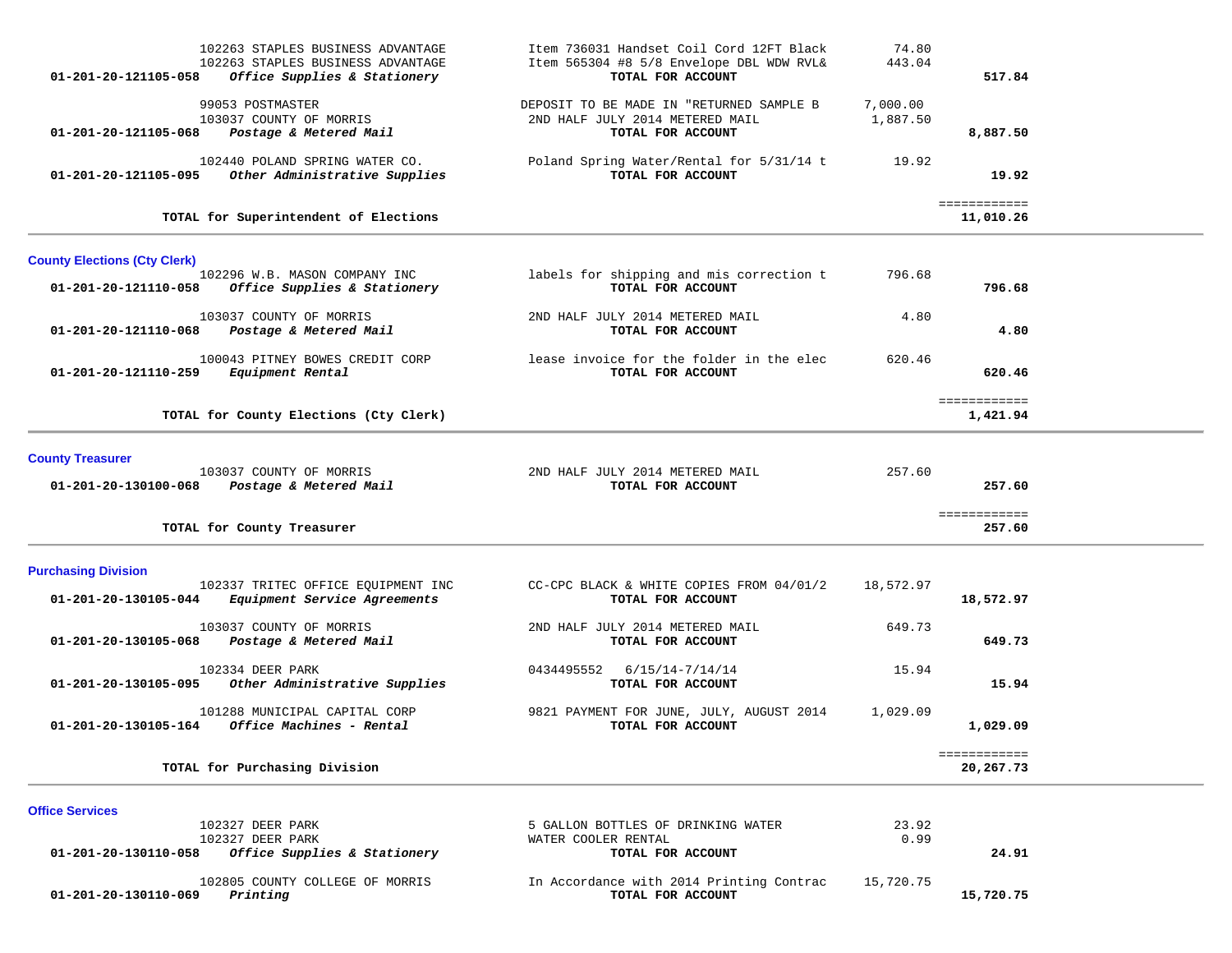| Account | Vendor / Description | Detail | Amount | Total |
|---|---|---|---|---|
| | 102263 STAPLES BUSINESS ADVANTAGE | Item 736031 Handset Coil Cord 12FT Black | 74.80 | |
| | 102263 STAPLES BUSINESS ADVANTAGE | Item 565304 #8 5/8 Envelope DBL WDW RVL& | 443.04 | |
| 01-201-20-121105-058 | *Office Supplies & Stationery* | **TOTAL FOR ACCOUNT** | | **517.84** |
| | 99053 POSTMASTER | DEPOSIT TO BE MADE IN "RETURNED SAMPLE B | 7,000.00 | |
| | 103037 COUNTY OF MORRIS | 2ND HALF JULY 2014 METERED MAIL | 1,887.50 | |
| 01-201-20-121105-068 | *Postage & Metered Mail* | **TOTAL FOR ACCOUNT** | | **8,887.50** |
| | 102440 POLAND SPRING WATER CO. | Poland Spring Water/Rental for 5/31/14 t | 19.92 | |
| 01-201-20-121105-095 | *Other Administrative Supplies* | **TOTAL FOR ACCOUNT** | | **19.92** |
| | **TOTAL for Superintendent of Elections** | | | **11,010.26** |

## County Elections (Cty Clerk)

| Account | Vendor / Description | Detail | Amount | Total |
|---|---|---|---|---|
| | 102296 W.B. MASON COMPANY INC | labels for shipping and mis correction t | 796.68 | |
| 01-201-20-121110-058 | *Office Supplies & Stationery* | **TOTAL FOR ACCOUNT** | | **796.68** |
| | 103037 COUNTY OF MORRIS | 2ND HALF JULY 2014 METERED MAIL | 4.80 | |
| 01-201-20-121110-068 | *Postage & Metered Mail* | **TOTAL FOR ACCOUNT** | | **4.80** |
| | 100043 PITNEY BOWES CREDIT CORP | lease invoice for the folder in the elec | 620.46 | |
| 01-201-20-121110-259 | *Equipment Rental* | **TOTAL FOR ACCOUNT** | | **620.46** |
| | **TOTAL for County Elections (Cty Clerk)** | | | **1,421.94** |

## County Treasurer

| Account | Vendor / Description | Detail | Amount | Total |
|---|---|---|---|---|
| | 103037 COUNTY OF MORRIS | 2ND HALF JULY 2014 METERED MAIL | 257.60 | |
| 01-201-20-130100-068 | *Postage & Metered Mail* | **TOTAL FOR ACCOUNT** | | **257.60** |
| | **TOTAL for County Treasurer** | | | **257.60** |

## Purchasing Division

| Account | Vendor / Description | Detail | Amount | Total |
|---|---|---|---|---|
| | 102337 TRITEC OFFICE EQUIPMENT INC | CC-CPC BLACK & WHITE COPIES FROM 04/01/2 | 18,572.97 | |
| 01-201-20-130105-044 | *Equipment Service Agreements* | **TOTAL FOR ACCOUNT** | | **18,572.97** |
| | 103037 COUNTY OF MORRIS | 2ND HALF JULY 2014 METERED MAIL | 649.73 | |
| 01-201-20-130105-068 | *Postage & Metered Mail* | **TOTAL FOR ACCOUNT** | | **649.73** |
| | 102334 DEER PARK | 0434495552 6/15/14-7/14/14 | 15.94 | |
| 01-201-20-130105-095 | *Other Administrative Supplies* | **TOTAL FOR ACCOUNT** | | **15.94** |
| | 101288 MUNICIPAL CAPITAL CORP | 9821 PAYMENT FOR JUNE, JULY, AUGUST 2014 | 1,029.09 | |
| 01-201-20-130105-164 | *Office Machines - Rental* | **TOTAL FOR ACCOUNT** | | **1,029.09** |
| | **TOTAL for Purchasing Division** | | | **20,267.73** |

## Office Services

| Account | Vendor / Description | Detail | Amount | Total |
|---|---|---|---|---|
| | 102327 DEER PARK | 5 GALLON BOTTLES OF DRINKING WATER | 23.92 | |
| | 102327 DEER PARK | WATER COOLER RENTAL | 0.99 | |
| 01-201-20-130110-058 | *Office Supplies & Stationery* | **TOTAL FOR ACCOUNT** | | **24.91** |
| | 102805 COUNTY COLLEGE OF MORRIS | In Accordance with 2014 Printing Contrac | 15,720.75 | |
| 01-201-20-130110-069 | *Printing* | **TOTAL FOR ACCOUNT** | | **15,720.75** |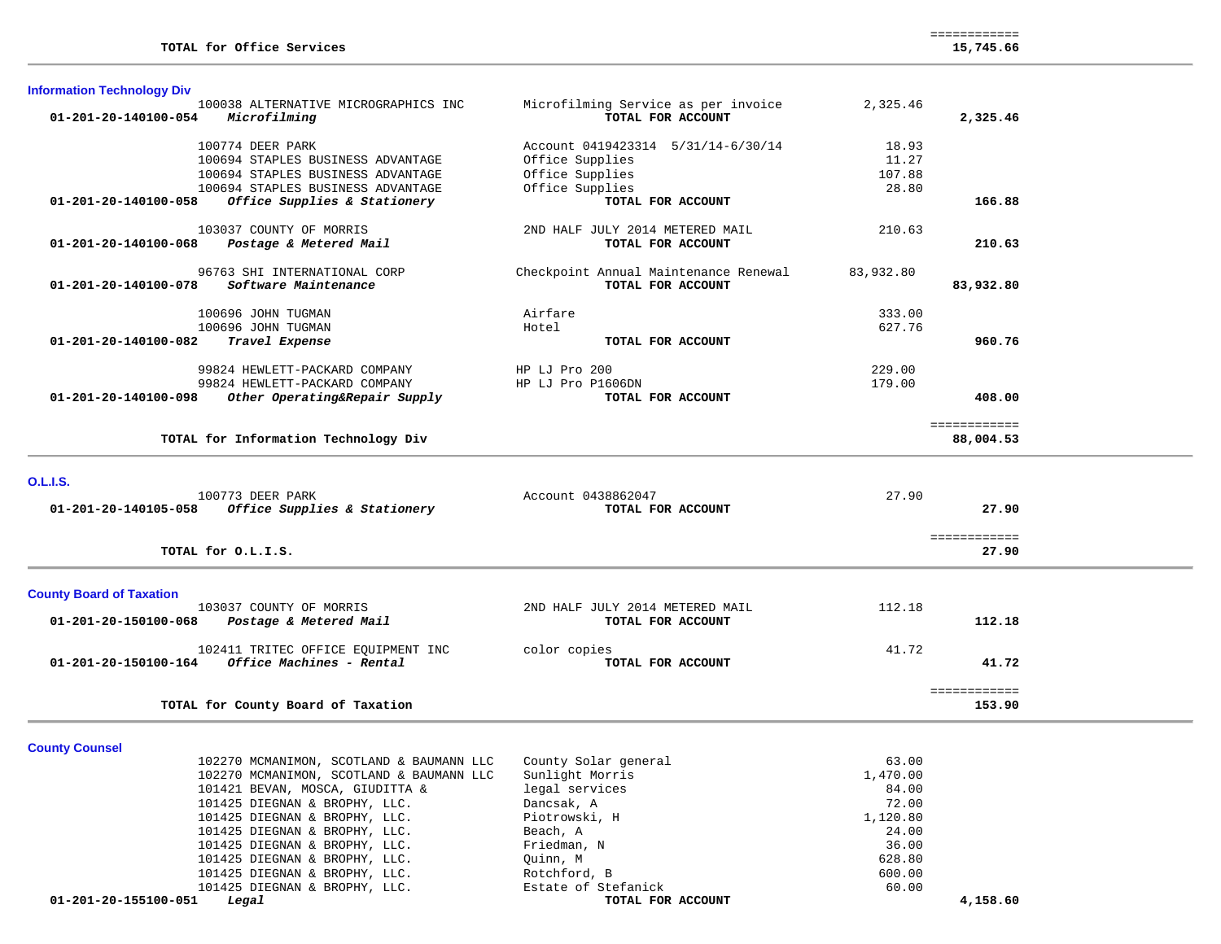| | | | | |
|---|---|---|---|---|
| | **TOTAL for Office Services** | | | ============ **15,745.66** |

## Information Technology Div

| Account | Vendor | Description | Amount | Total |
|---|---|---|---|---|
| | 100038 ALTERNATIVE MICROGRAPHICS INC | Microfilming Service as per invoice | 2,325.46 | |
| **01-201-20-140100-054** | ***Microfilming*** | **TOTAL FOR ACCOUNT** | | **2,325.46** |
| | 100774 DEER PARK | Account 0419423314 5/31/14-6/30/14 | 18.93 | |
| | 100694 STAPLES BUSINESS ADVANTAGE | Office Supplies | 11.27 | |
| | 100694 STAPLES BUSINESS ADVANTAGE | Office Supplies | 107.88 | |
| | 100694 STAPLES BUSINESS ADVANTAGE | Office Supplies | 28.80 | |
| **01-201-20-140100-058** | ***Office Supplies & Stationery*** | **TOTAL FOR ACCOUNT** | | **166.88** |
| | 103037 COUNTY OF MORRIS | 2ND HALF JULY 2014 METERED MAIL | 210.63 | |
| **01-201-20-140100-068** | ***Postage & Metered Mail*** | **TOTAL FOR ACCOUNT** | | **210.63** |
| | 96763 SHI INTERNATIONAL CORP | Checkpoint Annual Maintenance Renewal | 83,932.80 | |
| **01-201-20-140100-078** | ***Software Maintenance*** | **TOTAL FOR ACCOUNT** | | **83,932.80** |
| | 100696 JOHN TUGMAN | Airfare | 333.00 | |
| | 100696 JOHN TUGMAN | Hotel | 627.76 | |
| **01-201-20-140100-082** | ***Travel Expense*** | **TOTAL FOR ACCOUNT** | | **960.76** |
| | 99824 HEWLETT-PACKARD COMPANY | HP LJ Pro 200 | 229.00 | |
| | 99824 HEWLETT-PACKARD COMPANY | HP LJ Pro P1606DN | 179.00 | |
| **01-201-20-140100-098** | ***Other Operating&Repair Supply*** | **TOTAL FOR ACCOUNT** | | **408.00** |
| | **TOTAL for Information Technology Div** | | | ============ **88,004.53** |

## O.L.I.S.

| Account | Vendor | Description | Amount | Total |
|---|---|---|---|---|
| | 100773 DEER PARK | Account 0438862047 | 27.90 | |
| **01-201-20-140105-058** | ***Office Supplies & Stationery*** | **TOTAL FOR ACCOUNT** | | **27.90** |
| | **TOTAL for O.L.I.S.** | | | ============ **27.90** |

## County Board of Taxation

| Account | Vendor | Description | Amount | Total |
|---|---|---|---|---|
| | 103037 COUNTY OF MORRIS | 2ND HALF JULY 2014 METERED MAIL | 112.18 | |
| **01-201-20-150100-068** | ***Postage & Metered Mail*** | **TOTAL FOR ACCOUNT** | | **112.18** |
| | 102411 TRITEC OFFICE EQUIPMENT INC | color copies | 41.72 | |
| **01-201-20-150100-164** | ***Office Machines - Rental*** | **TOTAL FOR ACCOUNT** | | **41.72** |
| | **TOTAL for County Board of Taxation** | | | ============ **153.90** |

## County Counsel

| Account | Vendor | Description | Amount | Total |
|---|---|---|---|---|
| | 102270 MCMANIMON, SCOTLAND & BAUMANN LLC | County Solar general | 63.00 | |
| | 102270 MCMANIMON, SCOTLAND & BAUMANN LLC | Sunlight Morris | 1,470.00 | |
| | 101421 BEVAN, MOSCA, GIUDITTA & | legal services | 84.00 | |
| | 101425 DIEGNAN & BROPHY, LLC. | Dancsak, A | 72.00 | |
| | 101425 DIEGNAN & BROPHY, LLC. | Piotrowski, H | 1,120.80 | |
| | 101425 DIEGNAN & BROPHY, LLC. | Beach, A | 24.00 | |
| | 101425 DIEGNAN & BROPHY, LLC. | Friedman, N | 36.00 | |
| | 101425 DIEGNAN & BROPHY, LLC. | Quinn, M | 628.80 | |
| | 101425 DIEGNAN & BROPHY, LLC. | Rotchford, B | 600.00 | |
| | 101425 DIEGNAN & BROPHY, LLC. | Estate of Stefanick | 60.00 | |
| **01-201-20-155100-051** | ***Legal*** | **TOTAL FOR ACCOUNT** | | **4,158.60** |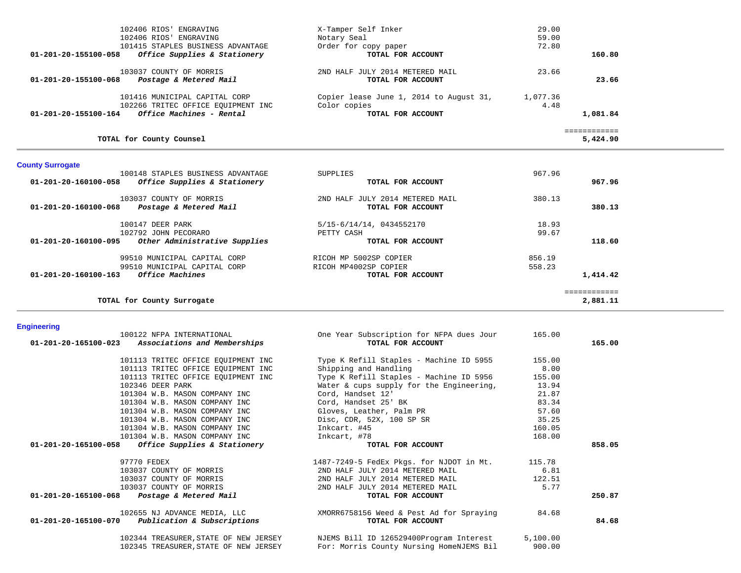| Account | Vendor | Description | Amount | Total |
|---|---|---|---|---|
| | 102406 RIOS' ENGRAVING | X-Tamper Self Inker | 29.00 | |
| | 102406 RIOS' ENGRAVING | Notary Seal | 59.00 | |
| | 101415 STAPLES BUSINESS ADVANTAGE | Order for copy paper | 72.80 | |
| **01-201-20-155100-058** | ***Office Supplies & Stationery*** | **TOTAL FOR ACCOUNT** | | **160.80** |
| | 103037 COUNTY OF MORRIS | 2ND HALF JULY 2014 METERED MAIL | 23.66 | |
| **01-201-20-155100-068** | ***Postage & Metered Mail*** | **TOTAL FOR ACCOUNT** | | **23.66** |
| | 101416 MUNICIPAL CAPITAL CORP | Copier lease June 1, 2014 to August 31, | 1,077.36 | |
| | 102266 TRITEC OFFICE EQUIPMENT INC | Color copies | 4.48 | |
| **01-201-20-155100-164** | ***Office Machines - Rental*** | **TOTAL FOR ACCOUNT** | | **1,081.84** |
| | | | | ============ |
| | **TOTAL for County Counsel** | | | **5,424.90** |

## County Surrogate

| Account | Vendor | Description | Amount | Total |
|---|---|---|---|---|
| | 100148 STAPLES BUSINESS ADVANTAGE | SUPPLIES | 967.96 | |
| **01-201-20-160100-058** | ***Office Supplies & Stationery*** | **TOTAL FOR ACCOUNT** | | **967.96** |
| | 103037 COUNTY OF MORRIS | 2ND HALF JULY 2014 METERED MAIL | 380.13 | |
| **01-201-20-160100-068** | ***Postage & Metered Mail*** | **TOTAL FOR ACCOUNT** | | **380.13** |
| | 100147 DEER PARK | 5/15-6/14/14, 0434552170 | 18.93 | |
| | 102792 JOHN PECORARO | PETTY CASH | 99.67 | |
| **01-201-20-160100-095** | ***Other Administrative Supplies*** | **TOTAL FOR ACCOUNT** | | **118.60** |
| | 99510 MUNICIPAL CAPITAL CORP | RICOH MP 5002SP COPIER | 856.19 | |
| | 99510 MUNICIPAL CAPITAL CORP | RICOH MP4002SP COPIER | 558.23 | |
| **01-201-20-160100-163** | ***Office Machines*** | **TOTAL FOR ACCOUNT** | | **1,414.42** |
| | | | | ============ |
| | **TOTAL for County Surrogate** | | | **2,881.11** |

## Engineering

| Account | Vendor | Description | Amount | Total |
|---|---|---|---|---|
| | 100122 NFPA INTERNATIONAL | One Year Subscription for NFPA dues Jour | 165.00 | |
| **01-201-20-165100-023** | ***Associations and Memberships*** | **TOTAL FOR ACCOUNT** | | **165.00** |
| | 101113 TRITEC OFFICE EQUIPMENT INC | Type K Refill Staples - Machine ID 5955 | 155.00 | |
| | 101113 TRITEC OFFICE EQUIPMENT INC | Shipping and Handling | 8.00 | |
| | 101113 TRITEC OFFICE EQUIPMENT INC | Type K Refill Staples - Machine ID 5956 | 155.00 | |
| | 102346 DEER PARK | Water & cups supply for the Engineering, | 13.94 | |
| | 101304 W.B. MASON COMPANY INC | Cord, Handset 12' | 21.87 | |
| | 101304 W.B. MASON COMPANY INC | Cord, Handset 25' BK | 83.34 | |
| | 101304 W.B. MASON COMPANY INC | Gloves, Leather, Palm PR | 57.60 | |
| | 101304 W.B. MASON COMPANY INC | Disc, CDR, 52X, 100 SP SR | 35.25 | |
| | 101304 W.B. MASON COMPANY INC | Inkcart. #45 | 160.05 | |
| | 101304 W.B. MASON COMPANY INC | Inkcart, #78 | 168.00 | |
| **01-201-20-165100-058** | ***Office Supplies & Stationery*** | **TOTAL FOR ACCOUNT** | | **858.05** |
| | 97770 FEDEX | 1487-7249-5 FedEx Pkgs. for NJDOT in Mt. | 115.78 | |
| | 103037 COUNTY OF MORRIS | 2ND HALF JULY 2014 METERED MAIL | 6.81 | |
| | 103037 COUNTY OF MORRIS | 2ND HALF JULY 2014 METERED MAIL | 122.51 | |
| | 103037 COUNTY OF MORRIS | 2ND HALF JULY 2014 METERED MAIL | 5.77 | |
| **01-201-20-165100-068** | ***Postage & Metered Mail*** | **TOTAL FOR ACCOUNT** | | **250.87** |
| | 102655 NJ ADVANCE MEDIA, LLC | XMORR6758156 Weed & Pest Ad for Spraying | 84.68 | |
| **01-201-20-165100-070** | ***Publication & Subscriptions*** | **TOTAL FOR ACCOUNT** | | **84.68** |
| | 102344 TREASURER,STATE OF NEW JERSEY | NJEMS Bill ID 126529400Program Interest | 5,100.00 | |
| | 102345 TREASURER,STATE OF NEW JERSEY | For: Morris County Nursing HomeNJEMS Bil | 900.00 | |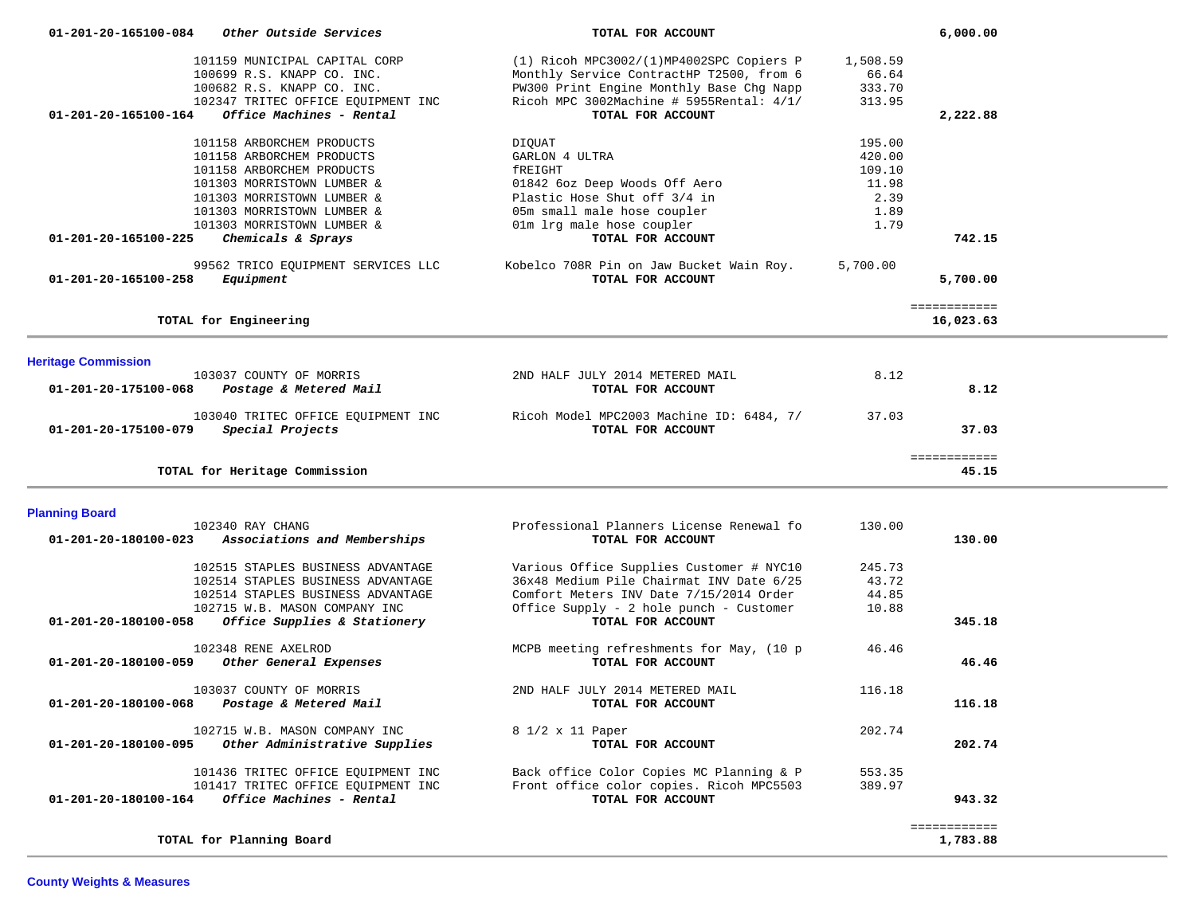| Account | Vendor / Description | Item | Amount | Total |
|---|---|---|---|---|
| 01-201-20-165100-084 | *Other Outside Services* | **TOTAL FOR ACCOUNT** | | **6,000.00** |
| | 101159 MUNICIPAL CAPITAL CORP | (1) Ricoh MPC3002/(1)MP4002SPC Copiers P | 1,508.59 | |
| | 100699 R.S. KNAPP CO. INC. | Monthly Service ContractHP T2500, from 6 | 66.64 | |
| | 100682 R.S. KNAPP CO. INC. | PW300 Print Engine Monthly Base Chg Napp | 333.70 | |
| | 102347 TRITEC OFFICE EQUIPMENT INC | Ricoh MPC 3002Machine # 5955Rental: 4/1/ | 313.95 | |
| 01-201-20-165100-164 | *Office Machines - Rental* | **TOTAL FOR ACCOUNT** | | **2,222.88** |
| | 101158 ARBORCHEM PRODUCTS | DIQUAT | 195.00 | |
| | 101158 ARBORCHEM PRODUCTS | GARLON 4 ULTRA | 420.00 | |
| | 101158 ARBORCHEM PRODUCTS | fREIGHT | 109.10 | |
| | 101303 MORRISTOWN LUMBER & | 01842 6oz Deep Woods Off Aero | 11.98 | |
| | 101303 MORRISTOWN LUMBER & | Plastic Hose Shut off 3/4 in | 2.39 | |
| | 101303 MORRISTOWN LUMBER & | 05m small male hose coupler | 1.89 | |
| | 101303 MORRISTOWN LUMBER & | 01m lrg male hose coupler | 1.79 | |
| 01-201-20-165100-225 | *Chemicals & Sprays* | **TOTAL FOR ACCOUNT** | | **742.15** |
| | 99562 TRICO EQUIPMENT SERVICES LLC | Kobelco 708R Pin on Jaw Bucket Wain Roy. | 5,700.00 | |
| 01-201-20-165100-258 | *Equipment* | **TOTAL FOR ACCOUNT** | | **5,700.00** |
| | **TOTAL for Engineering** | | | **16,023.63** |

## Heritage Commission

| Account | Vendor / Description | Item | Amount | Total |
|---|---|---|---|---|
| | 103037 COUNTY OF MORRIS | 2ND HALF JULY 2014 METERED MAIL | 8.12 | |
| 01-201-20-175100-068 | *Postage & Metered Mail* | **TOTAL FOR ACCOUNT** | | **8.12** |
| | 103040 TRITEC OFFICE EQUIPMENT INC | Ricoh Model MPC2003 Machine ID: 6484, 7/ | 37.03 | |
| 01-201-20-175100-079 | *Special Projects* | **TOTAL FOR ACCOUNT** | | **37.03** |
| | **TOTAL for Heritage Commission** | | | **45.15** |

## Planning Board

| Account | Vendor / Description | Item | Amount | Total |
|---|---|---|---|---|
| | 102340 RAY CHANG | Professional Planners License Renewal fo | 130.00 | |
| 01-201-20-180100-023 | *Associations and Memberships* | **TOTAL FOR ACCOUNT** | | **130.00** |
| | 102515 STAPLES BUSINESS ADVANTAGE | Various Office Supplies Customer # NYC10 | 245.73 | |
| | 102514 STAPLES BUSINESS ADVANTAGE | 36x48 Medium Pile Chairmat INV Date 6/25 | 43.72 | |
| | 102514 STAPLES BUSINESS ADVANTAGE | Comfort Meters INV Date 7/15/2014 Order | 44.85 | |
| | 102715 W.B. MASON COMPANY INC | Office Supply - 2 hole punch - Customer | 10.88 | |
| 01-201-20-180100-058 | *Office Supplies & Stationery* | **TOTAL FOR ACCOUNT** | | **345.18** |
| | 102348 RENE AXELROD | MCPB meeting refreshments for May, (10 p | 46.46 | |
| 01-201-20-180100-059 | *Other General Expenses* | **TOTAL FOR ACCOUNT** | | **46.46** |
| | 103037 COUNTY OF MORRIS | 2ND HALF JULY 2014 METERED MAIL | 116.18 | |
| 01-201-20-180100-068 | *Postage & Metered Mail* | **TOTAL FOR ACCOUNT** | | **116.18** |
| | 102715 W.B. MASON COMPANY INC | 8 1/2 x 11 Paper | 202.74 | |
| 01-201-20-180100-095 | *Other Administrative Supplies* | **TOTAL FOR ACCOUNT** | | **202.74** |
| | 101436 TRITEC OFFICE EQUIPMENT INC | Back office Color Copies MC Planning & P | 553.35 | |
| | 101417 TRITEC OFFICE EQUIPMENT INC | Front office color copies. Ricoh MPC5503 | 389.97 | |
| 01-201-20-180100-164 | *Office Machines - Rental* | **TOTAL FOR ACCOUNT** | | **943.32** |
| | **TOTAL for Planning Board** | | | **1,783.88** |

## County Weights & Measures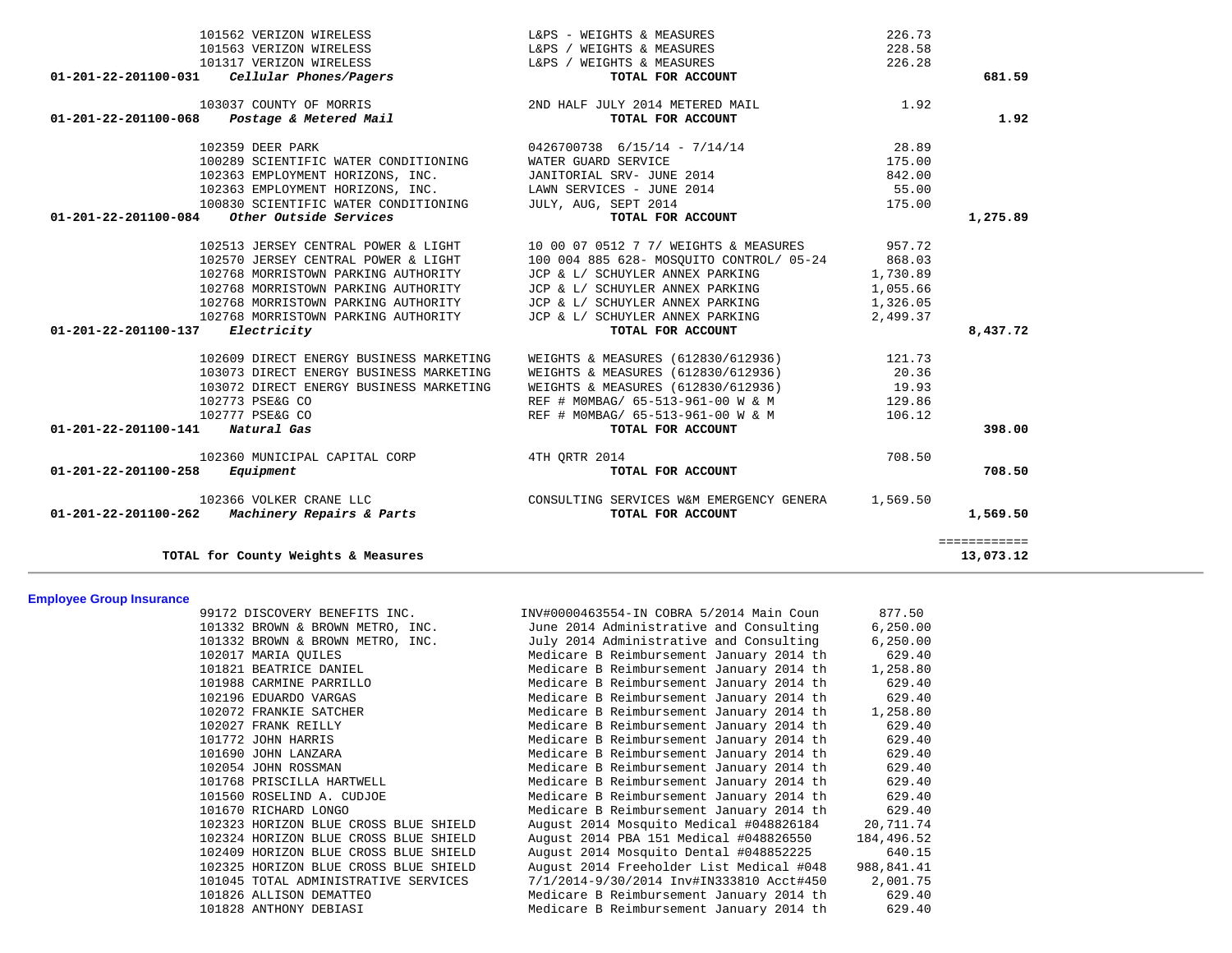| Account | Vendor | Description | Amount | Total |
|---|---|---|---|---|
| | 101562 VERIZON WIRELESS | L&PS - WEIGHTS & MEASURES | 226.73 | |
| | 101563 VERIZON WIRELESS | L&PS / WEIGHTS & MEASURES | 228.58 | |
| | 101317 VERIZON WIRELESS | L&PS / WEIGHTS & MEASURES | 226.28 | |
| **01-201-22-201100-031** | ***Cellular Phones/Pagers*** | **TOTAL FOR ACCOUNT** | | **681.59** |
| | 103037 COUNTY OF MORRIS | 2ND HALF JULY 2014 METERED MAIL | 1.92 | |
| **01-201-22-201100-068** | ***Postage & Metered Mail*** | **TOTAL FOR ACCOUNT** | | **1.92** |
| | 102359 DEER PARK | 0426700738 6/15/14 - 7/14/14 | 28.89 | |
| | 100289 SCIENTIFIC WATER CONDITIONING | WATER GUARD SERVICE | 175.00 | |
| | 102363 EMPLOYMENT HORIZONS, INC. | JANITORIAL SRV- JUNE 2014 | 842.00 | |
| | 102363 EMPLOYMENT HORIZONS, INC. | LAWN SERVICES - JUNE 2014 | 55.00 | |
| | 100830 SCIENTIFIC WATER CONDITIONING | JULY, AUG, SEPT 2014 | 175.00 | |
| **01-201-22-201100-084** | ***Other Outside Services*** | **TOTAL FOR ACCOUNT** | | **1,275.89** |
| | 102513 JERSEY CENTRAL POWER & LIGHT | 10 00 07 0512 7 7/ WEIGHTS & MEASURES | 957.72 | |
| | 102570 JERSEY CENTRAL POWER & LIGHT | 100 004 885 628- MOSQUITO CONTROL/ 05-24 | 868.03 | |
| | 102768 MORRISTOWN PARKING AUTHORITY | JCP & L/ SCHUYLER ANNEX PARKING | 1,730.89 | |
| | 102768 MORRISTOWN PARKING AUTHORITY | JCP & L/ SCHUYLER ANNEX PARKING | 1,055.66 | |
| | 102768 MORRISTOWN PARKING AUTHORITY | JCP & L/ SCHUYLER ANNEX PARKING | 1,326.05 | |
| | 102768 MORRISTOWN PARKING AUTHORITY | JCP & L/ SCHUYLER ANNEX PARKING | 2,499.37 | |
| **01-201-22-201100-137** | ***Electricity*** | **TOTAL FOR ACCOUNT** | | **8,437.72** |
| | 102609 DIRECT ENERGY BUSINESS MARKETING | WEIGHTS & MEASURES (612830/612936) | 121.73 | |
| | 103073 DIRECT ENERGY BUSINESS MARKETING | WEIGHTS & MEASURES (612830/612936) | 20.36 | |
| | 103072 DIRECT ENERGY BUSINESS MARKETING | WEIGHTS & MEASURES (612830/612936) | 19.93 | |
| | 102773 PSE&G CO | REF # M0MBAG/ 65-513-961-00 W & M | 129.86 | |
| | 102777 PSE&G CO | REF # M0MBAG/ 65-513-961-00 W & M | 106.12 | |
| **01-201-22-201100-141** | ***Natural Gas*** | **TOTAL FOR ACCOUNT** | | **398.00** |
| | 102360 MUNICIPAL CAPITAL CORP | 4TH QRTR 2014 | 708.50 | |
| **01-201-22-201100-258** | ***Equipment*** | **TOTAL FOR ACCOUNT** | | **708.50** |
| | 102366 VOLKER CRANE LLC | CONSULTING SERVICES W&M EMERGENCY GENERA | 1,569.50 | |
| **01-201-22-201100-262** | ***Machinery Repairs & Parts*** | **TOTAL FOR ACCOUNT** | | **1,569.50** |
| | | | | ============ |
| **TOTAL for County Weights & Measures** | | | | **13,073.12** |

## Employee Group Insurance

| Vendor | Description | Amount |
|---|---|---|
| 99172 DISCOVERY BENEFITS INC. | INV#0000463554-IN COBRA 5/2014 Main Coun | 877.50 |
| 101332 BROWN & BROWN METRO, INC. | June 2014 Administrative and Consulting | 6,250.00 |
| 101332 BROWN & BROWN METRO, INC. | July 2014 Administrative and Consulting | 6,250.00 |
| 102017 MARIA QUILES | Medicare B Reimbursement January 2014 th | 629.40 |
| 101821 BEATRICE DANIEL | Medicare B Reimbursement January 2014 th | 1,258.80 |
| 101988 CARMINE PARRILLO | Medicare B Reimbursement January 2014 th | 629.40 |
| 102196 EDUARDO VARGAS | Medicare B Reimbursement January 2014 th | 629.40 |
| 102072 FRANKIE SATCHER | Medicare B Reimbursement January 2014 th | 1,258.80 |
| 102027 FRANK REILLY | Medicare B Reimbursement January 2014 th | 629.40 |
| 101772 JOHN HARRIS | Medicare B Reimbursement January 2014 th | 629.40 |
| 101690 JOHN LANZARA | Medicare B Reimbursement January 2014 th | 629.40 |
| 102054 JOHN ROSSMAN | Medicare B Reimbursement January 2014 th | 629.40 |
| 101768 PRISCILLA HARTWELL | Medicare B Reimbursement January 2014 th | 629.40 |
| 101560 ROSELIND A. CUDJOE | Medicare B Reimbursement January 2014 th | 629.40 |
| 101670 RICHARD LONGO | Medicare B Reimbursement January 2014 th | 629.40 |
| 102323 HORIZON BLUE CROSS BLUE SHIELD | August 2014 Mosquito Medical #048826184 | 20,711.74 |
| 102324 HORIZON BLUE CROSS BLUE SHIELD | August 2014 PBA 151 Medical #048826550 | 184,496.52 |
| 102409 HORIZON BLUE CROSS BLUE SHIELD | August 2014 Mosquito Dental #048852225 | 640.15 |
| 102325 HORIZON BLUE CROSS BLUE SHIELD | August 2014 Freeholder List Medical #048 | 988,841.41 |
| 101045 TOTAL ADMINISTRATIVE SERVICES | 7/1/2014-9/30/2014 Inv#IN333810 Acct#450 | 2,001.75 |
| 101826 ALLISON DEMATTEO | Medicare B Reimbursement January 2014 th | 629.40 |
| 101828 ANTHONY DEBIASI | Medicare B Reimbursement January 2014 th | 629.40 |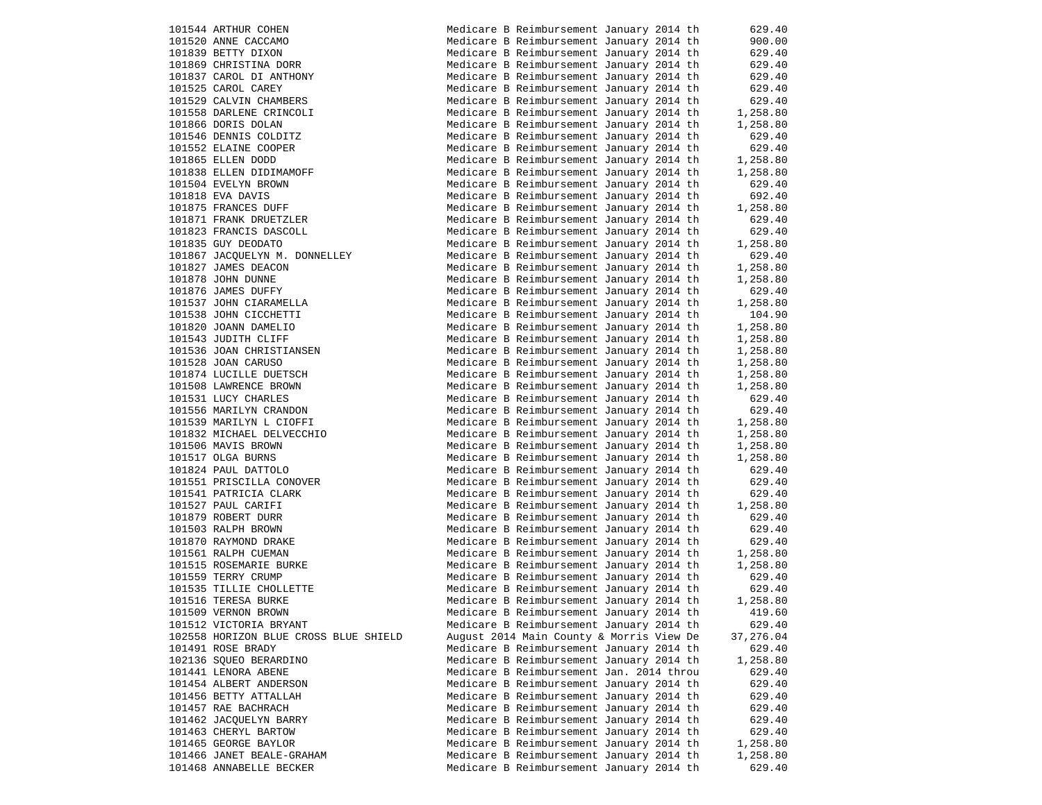| | | | |
|---|---|---|---|
| 101544 | ARTHUR COHEN | Medicare B Reimbursement January 2014 th | 629.40 |
| 101520 | ANNE CACCAMO | Medicare B Reimbursement January 2014 th | 900.00 |
| 101839 | BETTY DIXON | Medicare B Reimbursement January 2014 th | 629.40 |
| 101869 | CHRISTINA DORR | Medicare B Reimbursement January 2014 th | 629.40 |
| 101837 | CAROL DI ANTHONY | Medicare B Reimbursement January 2014 th | 629.40 |
| 101525 | CAROL CAREY | Medicare B Reimbursement January 2014 th | 629.40 |
| 101529 | CALVIN CHAMBERS | Medicare B Reimbursement January 2014 th | 629.40 |
| 101558 | DARLENE CRINCOLI | Medicare B Reimbursement January 2014 th | 1,258.80 |
| 101866 | DORIS DOLAN | Medicare B Reimbursement January 2014 th | 1,258.80 |
| 101546 | DENNIS COLDITZ | Medicare B Reimbursement January 2014 th | 629.40 |
| 101552 | ELAINE COOPER | Medicare B Reimbursement January 2014 th | 629.40 |
| 101865 | ELLEN DODD | Medicare B Reimbursement January 2014 th | 1,258.80 |
| 101838 | ELLEN DIDIMAMOFF | Medicare B Reimbursement January 2014 th | 1,258.80 |
| 101504 | EVELYN BROWN | Medicare B Reimbursement January 2014 th | 629.40 |
| 101818 | EVA DAVIS | Medicare B Reimbursement January 2014 th | 692.40 |
| 101875 | FRANCES DUFF | Medicare B Reimbursement January 2014 th | 1,258.80 |
| 101871 | FRANK DRUETZLER | Medicare B Reimbursement January 2014 th | 629.40 |
| 101823 | FRANCIS DASCOLL | Medicare B Reimbursement January 2014 th | 629.40 |
| 101835 | GUY DEODATO | Medicare B Reimbursement January 2014 th | 1,258.80 |
| 101867 | JACQUELYN M. DONNELLEY | Medicare B Reimbursement January 2014 th | 629.40 |
| 101827 | JAMES DEACON | Medicare B Reimbursement January 2014 th | 1,258.80 |
| 101878 | JOHN DUNNE | Medicare B Reimbursement January 2014 th | 1,258.80 |
| 101876 | JAMES DUFFY | Medicare B Reimbursement January 2014 th | 629.40 |
| 101537 | JOHN CIARAMELLA | Medicare B Reimbursement January 2014 th | 1,258.80 |
| 101538 | JOHN CICCHETTI | Medicare B Reimbursement January 2014 th | 104.90 |
| 101820 | JOANN DAMELIO | Medicare B Reimbursement January 2014 th | 1,258.80 |
| 101543 | JUDITH CLIFF | Medicare B Reimbursement January 2014 th | 1,258.80 |
| 101536 | JOAN CHRISTIANSEN | Medicare B Reimbursement January 2014 th | 1,258.80 |
| 101528 | JOAN CARUSO | Medicare B Reimbursement January 2014 th | 1,258.80 |
| 101874 | LUCILLE DUETSCH | Medicare B Reimbursement January 2014 th | 1,258.80 |
| 101508 | LAWRENCE BROWN | Medicare B Reimbursement January 2014 th | 1,258.80 |
| 101531 | LUCY CHARLES | Medicare B Reimbursement January 2014 th | 629.40 |
| 101556 | MARILYN CRANDON | Medicare B Reimbursement January 2014 th | 629.40 |
| 101539 | MARILYN L CIOFFI | Medicare B Reimbursement January 2014 th | 1,258.80 |
| 101832 | MICHAEL DELVECCHIO | Medicare B Reimbursement January 2014 th | 1,258.80 |
| 101506 | MAVIS BROWN | Medicare B Reimbursement January 2014 th | 1,258.80 |
| 101517 | OLGA BURNS | Medicare B Reimbursement January 2014 th | 1,258.80 |
| 101824 | PAUL DATTOLO | Medicare B Reimbursement January 2014 th | 629.40 |
| 101551 | PRISCILLA CONOVER | Medicare B Reimbursement January 2014 th | 629.40 |
| 101541 | PATRICIA CLARK | Medicare B Reimbursement January 2014 th | 629.40 |
| 101527 | PAUL CARIFI | Medicare B Reimbursement January 2014 th | 1,258.80 |
| 101879 | ROBERT DURR | Medicare B Reimbursement January 2014 th | 629.40 |
| 101503 | RALPH BROWN | Medicare B Reimbursement January 2014 th | 629.40 |
| 101870 | RAYMOND DRAKE | Medicare B Reimbursement January 2014 th | 629.40 |
| 101561 | RALPH CUEMAN | Medicare B Reimbursement January 2014 th | 1,258.80 |
| 101515 | ROSEMARIE BURKE | Medicare B Reimbursement January 2014 th | 1,258.80 |
| 101559 | TERRY CRUMP | Medicare B Reimbursement January 2014 th | 629.40 |
| 101535 | TILLIE CHOLLETTE | Medicare B Reimbursement January 2014 th | 629.40 |
| 101516 | TERESA BURKE | Medicare B Reimbursement January 2014 th | 1,258.80 |
| 101509 | VERNON BROWN | Medicare B Reimbursement January 2014 th | 419.60 |
| 101512 | VICTORIA BRYANT | Medicare B Reimbursement January 2014 th | 629.40 |
| 102558 | HORIZON BLUE CROSS BLUE SHIELD | August 2014 Main County & Morris View De | 37,276.04 |
| 101491 | ROSE BRADY | Medicare B Reimbursement January 2014 th | 629.40 |
| 102136 | SQUEO BERARDINO | Medicare B Reimbursement January 2014 th | 1,258.80 |
| 101441 | LENORA ABENE | Medicare B Reimbursement Jan. 2014 throu | 629.40 |
| 101454 | ALBERT ANDERSON | Medicare B Reimbursement January 2014 th | 629.40 |
| 101456 | BETTY ATTALLAH | Medicare B Reimbursement January 2014 th | 629.40 |
| 101457 | RAE BACHRACH | Medicare B Reimbursement January 2014 th | 629.40 |
| 101462 | JACQUELYN BARRY | Medicare B Reimbursement January 2014 th | 629.40 |
| 101463 | CHERYL BARTOW | Medicare B Reimbursement January 2014 th | 629.40 |
| 101465 | GEORGE BAYLOR | Medicare B Reimbursement January 2014 th | 1,258.80 |
| 101466 | JANET BEALE-GRAHAM | Medicare B Reimbursement January 2014 th | 1,258.80 |
| 101468 | ANNABELLE BECKER | Medicare B Reimbursement January 2014 th | 629.40 |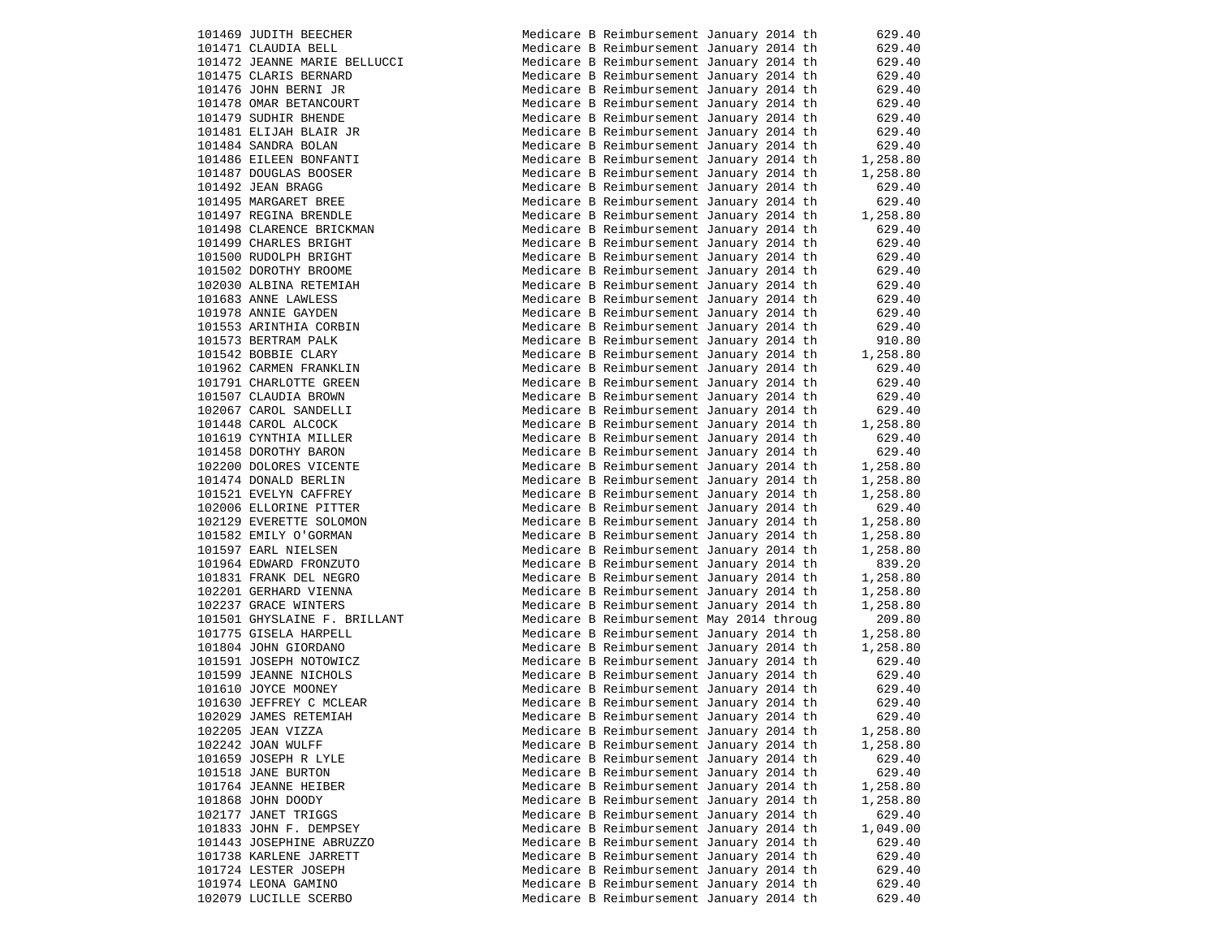| | | | |
|---|---|---|---|
| 101469 | JUDITH BEECHER | Medicare B Reimbursement January 2014 th | 629.40 |
| 101471 | CLAUDIA BELL | Medicare B Reimbursement January 2014 th | 629.40 |
| 101472 | JEANNE MARIE BELLUCCI | Medicare B Reimbursement January 2014 th | 629.40 |
| 101475 | CLARIS BERNARD | Medicare B Reimbursement January 2014 th | 629.40 |
| 101476 | JOHN BERNI JR | Medicare B Reimbursement January 2014 th | 629.40 |
| 101478 | OMAR BETANCOURT | Medicare B Reimbursement January 2014 th | 629.40 |
| 101479 | SUDHIR BHENDE | Medicare B Reimbursement January 2014 th | 629.40 |
| 101481 | ELIJAH BLAIR JR | Medicare B Reimbursement January 2014 th | 629.40 |
| 101484 | SANDRA BOLAN | Medicare B Reimbursement January 2014 th | 629.40 |
| 101486 | EILEEN BONFANTI | Medicare B Reimbursement January 2014 th | 1,258.80 |
| 101487 | DOUGLAS BOOSER | Medicare B Reimbursement January 2014 th | 1,258.80 |
| 101492 | JEAN BRAGG | Medicare B Reimbursement January 2014 th | 629.40 |
| 101495 | MARGARET BREE | Medicare B Reimbursement January 2014 th | 629.40 |
| 101497 | REGINA BRENDLE | Medicare B Reimbursement January 2014 th | 1,258.80 |
| 101498 | CLARENCE BRICKMAN | Medicare B Reimbursement January 2014 th | 629.40 |
| 101499 | CHARLES BRIGHT | Medicare B Reimbursement January 2014 th | 629.40 |
| 101500 | RUDOLPH BRIGHT | Medicare B Reimbursement January 2014 th | 629.40 |
| 101502 | DOROTHY BROOME | Medicare B Reimbursement January 2014 th | 629.40 |
| 102030 | ALBINA RETEMIAH | Medicare B Reimbursement January 2014 th | 629.40 |
| 101683 | ANNE LAWLESS | Medicare B Reimbursement January 2014 th | 629.40 |
| 101978 | ANNIE GAYDEN | Medicare B Reimbursement January 2014 th | 629.40 |
| 101553 | ARINTHIA CORBIN | Medicare B Reimbursement January 2014 th | 629.40 |
| 101573 | BERTRAM PALK | Medicare B Reimbursement January 2014 th | 910.80 |
| 101542 | BOBBIE CLARY | Medicare B Reimbursement January 2014 th | 1,258.80 |
| 101962 | CARMEN FRANKLIN | Medicare B Reimbursement January 2014 th | 629.40 |
| 101791 | CHARLOTTE GREEN | Medicare B Reimbursement January 2014 th | 629.40 |
| 101507 | CLAUDIA BROWN | Medicare B Reimbursement January 2014 th | 629.40 |
| 102067 | CAROL SANDELLI | Medicare B Reimbursement January 2014 th | 629.40 |
| 101448 | CAROL ALCOCK | Medicare B Reimbursement January 2014 th | 1,258.80 |
| 101619 | CYNTHIA MILLER | Medicare B Reimbursement January 2014 th | 629.40 |
| 101458 | DOROTHY BARON | Medicare B Reimbursement January 2014 th | 629.40 |
| 102200 | DOLORES VICENTE | Medicare B Reimbursement January 2014 th | 1,258.80 |
| 101474 | DONALD BERLIN | Medicare B Reimbursement January 2014 th | 1,258.80 |
| 101521 | EVELYN CAFFREY | Medicare B Reimbursement January 2014 th | 1,258.80 |
| 102006 | ELLORINE PITTER | Medicare B Reimbursement January 2014 th | 629.40 |
| 102129 | EVERETTE SOLOMON | Medicare B Reimbursement January 2014 th | 1,258.80 |
| 101582 | EMILY O'GORMAN | Medicare B Reimbursement January 2014 th | 1,258.80 |
| 101597 | EARL NIELSEN | Medicare B Reimbursement January 2014 th | 1,258.80 |
| 101964 | EDWARD FRONZUTO | Medicare B Reimbursement January 2014 th | 839.20 |
| 101831 | FRANK DEL NEGRO | Medicare B Reimbursement January 2014 th | 1,258.80 |
| 102201 | GERHARD VIENNA | Medicare B Reimbursement January 2014 th | 1,258.80 |
| 102237 | GRACE WINTERS | Medicare B Reimbursement January 2014 th | 1,258.80 |
| 101501 | GHYSLAINE F. BRILLANT | Medicare B Reimbursement May 2014 throug | 209.80 |
| 101775 | GISELA HARPELL | Medicare B Reimbursement January 2014 th | 1,258.80 |
| 101804 | JOHN GIORDANO | Medicare B Reimbursement January 2014 th | 1,258.80 |
| 101591 | JOSEPH NOTOWICZ | Medicare B Reimbursement January 2014 th | 629.40 |
| 101599 | JEANNE NICHOLS | Medicare B Reimbursement January 2014 th | 629.40 |
| 101610 | JOYCE MOONEY | Medicare B Reimbursement January 2014 th | 629.40 |
| 101630 | JEFFREY C MCLEAR | Medicare B Reimbursement January 2014 th | 629.40 |
| 102029 | JAMES RETEMIAH | Medicare B Reimbursement January 2014 th | 629.40 |
| 102205 | JEAN VIZZA | Medicare B Reimbursement January 2014 th | 1,258.80 |
| 102242 | JOAN WULFF | Medicare B Reimbursement January 2014 th | 1,258.80 |
| 101659 | JOSEPH R LYLE | Medicare B Reimbursement January 2014 th | 629.40 |
| 101518 | JANE BURTON | Medicare B Reimbursement January 2014 th | 629.40 |
| 101764 | JEANNE HEIBER | Medicare B Reimbursement January 2014 th | 1,258.80 |
| 101868 | JOHN DOODY | Medicare B Reimbursement January 2014 th | 1,258.80 |
| 102177 | JANET TRIGGS | Medicare B Reimbursement January 2014 th | 629.40 |
| 101833 | JOHN F. DEMPSEY | Medicare B Reimbursement January 2014 th | 1,049.00 |
| 101443 | JOSEPHINE ABRUZZO | Medicare B Reimbursement January 2014 th | 629.40 |
| 101738 | KARLENE JARRETT | Medicare B Reimbursement January 2014 th | 629.40 |
| 101724 | LESTER JOSEPH | Medicare B Reimbursement January 2014 th | 629.40 |
| 101974 | LEONA GAMINO | Medicare B Reimbursement January 2014 th | 629.40 |
| 102079 | LUCILLE SCERBO | Medicare B Reimbursement January 2014 th | 629.40 |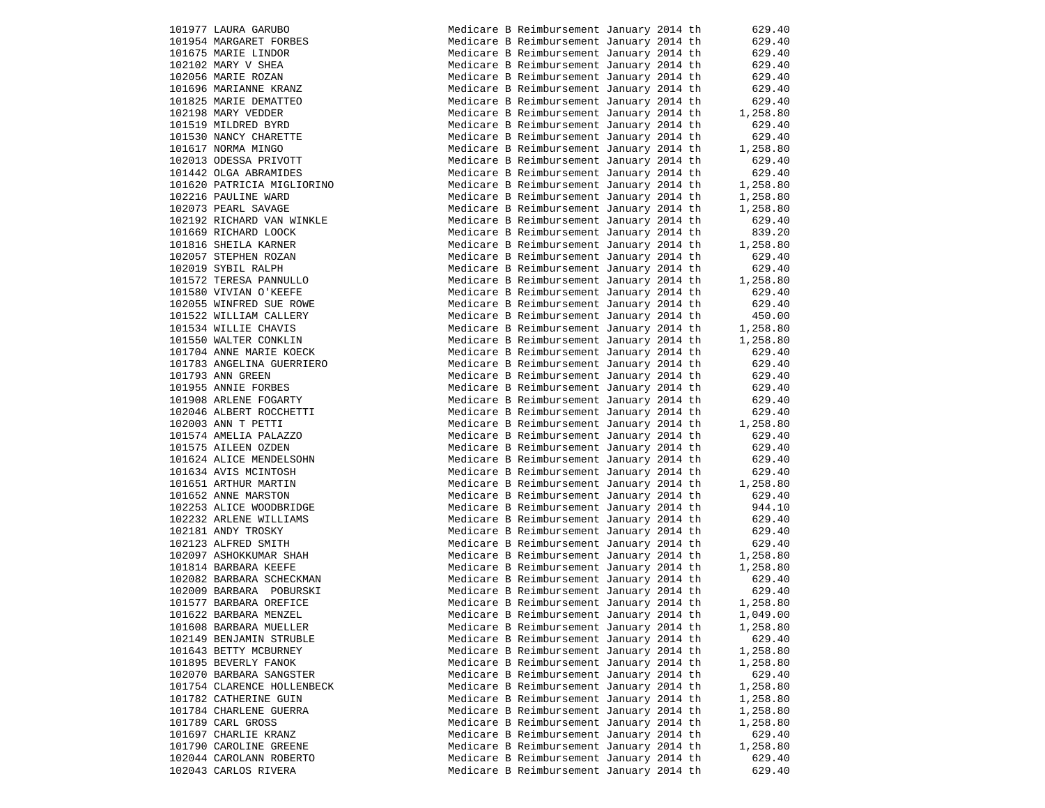| ID | Name | Description | Amount |
|---|---|---|---|
| 101977 | LAURA GARUBO | Medicare B Reimbursement January 2014 th | 629.40 |
| 101954 | MARGARET FORBES | Medicare B Reimbursement January 2014 th | 629.40 |
| 101675 | MARIE LINDOR | Medicare B Reimbursement January 2014 th | 629.40 |
| 102102 | MARY V SHEA | Medicare B Reimbursement January 2014 th | 629.40 |
| 102056 | MARIE ROZAN | Medicare B Reimbursement January 2014 th | 629.40 |
| 101696 | MARIANNE KRANZ | Medicare B Reimbursement January 2014 th | 629.40 |
| 101825 | MARIE DEMATTEO | Medicare B Reimbursement January 2014 th | 629.40 |
| 102198 | MARY VEDDER | Medicare B Reimbursement January 2014 th | 1,258.80 |
| 101519 | MILDRED BYRD | Medicare B Reimbursement January 2014 th | 629.40 |
| 101530 | NANCY CHARETTE | Medicare B Reimbursement January 2014 th | 629.40 |
| 101617 | NORMA MINGO | Medicare B Reimbursement January 2014 th | 1,258.80 |
| 102013 | ODESSA PRIVOTT | Medicare B Reimbursement January 2014 th | 629.40 |
| 101442 | OLGA ABRAMIDES | Medicare B Reimbursement January 2014 th | 629.40 |
| 101620 | PATRICIA MIGLIORINO | Medicare B Reimbursement January 2014 th | 1,258.80 |
| 102216 | PAULINE WARD | Medicare B Reimbursement January 2014 th | 1,258.80 |
| 102073 | PEARL SAVAGE | Medicare B Reimbursement January 2014 th | 1,258.80 |
| 102192 | RICHARD VAN WINKLE | Medicare B Reimbursement January 2014 th | 629.40 |
| 101669 | RICHARD LOOCK | Medicare B Reimbursement January 2014 th | 839.20 |
| 101816 | SHEILA KARNER | Medicare B Reimbursement January 2014 th | 1,258.80 |
| 102057 | STEPHEN ROZAN | Medicare B Reimbursement January 2014 th | 629.40 |
| 102019 | SYBIL RALPH | Medicare B Reimbursement January 2014 th | 629.40 |
| 101572 | TERESA PANNULLO | Medicare B Reimbursement January 2014 th | 1,258.80 |
| 101580 | VIVIAN O'KEEFE | Medicare B Reimbursement January 2014 th | 629.40 |
| 102055 | WINFRED SUE ROWE | Medicare B Reimbursement January 2014 th | 629.40 |
| 101522 | WILLIAM CALLERY | Medicare B Reimbursement January 2014 th | 450.00 |
| 101534 | WILLIE CHAVIS | Medicare B Reimbursement January 2014 th | 1,258.80 |
| 101550 | WALTER CONKLIN | Medicare B Reimbursement January 2014 th | 1,258.80 |
| 101704 | ANNE MARIE KOECK | Medicare B Reimbursement January 2014 th | 629.40 |
| 101783 | ANGELINA GUERRIERO | Medicare B Reimbursement January 2014 th | 629.40 |
| 101793 | ANN GREEN | Medicare B Reimbursement January 2014 th | 629.40 |
| 101955 | ANNIE FORBES | Medicare B Reimbursement January 2014 th | 629.40 |
| 101908 | ARLENE FOGARTY | Medicare B Reimbursement January 2014 th | 629.40 |
| 102046 | ALBERT ROCCHETTI | Medicare B Reimbursement January 2014 th | 629.40 |
| 102003 | ANN T PETTI | Medicare B Reimbursement January 2014 th | 1,258.80 |
| 101574 | AMELIA PALAZZO | Medicare B Reimbursement January 2014 th | 629.40 |
| 101575 | AILEEN OZDEN | Medicare B Reimbursement January 2014 th | 629.40 |
| 101624 | ALICE MENDELSOHN | Medicare B Reimbursement January 2014 th | 629.40 |
| 101634 | AVIS MCINTOSH | Medicare B Reimbursement January 2014 th | 629.40 |
| 101651 | ARTHUR MARTIN | Medicare B Reimbursement January 2014 th | 1,258.80 |
| 101652 | ANNE MARSTON | Medicare B Reimbursement January 2014 th | 629.40 |
| 102253 | ALICE WOODBRIDGE | Medicare B Reimbursement January 2014 th | 944.10 |
| 102232 | ARLENE WILLIAMS | Medicare B Reimbursement January 2014 th | 629.40 |
| 102181 | ANDY TROSKY | Medicare B Reimbursement January 2014 th | 629.40 |
| 102123 | ALFRED SMITH | Medicare B Reimbursement January 2014 th | 629.40 |
| 102097 | ASHOKKUMAR SHAH | Medicare B Reimbursement January 2014 th | 1,258.80 |
| 101814 | BARBARA KEEFE | Medicare B Reimbursement January 2014 th | 1,258.80 |
| 102082 | BARBARA SCHECKMAN | Medicare B Reimbursement January 2014 th | 629.40 |
| 102009 | BARBARA POBURSKI | Medicare B Reimbursement January 2014 th | 629.40 |
| 101577 | BARBARA OREFICE | Medicare B Reimbursement January 2014 th | 1,258.80 |
| 101622 | BARBARA MENZEL | Medicare B Reimbursement January 2014 th | 1,049.00 |
| 101608 | BARBARA MUELLER | Medicare B Reimbursement January 2014 th | 1,258.80 |
| 102149 | BENJAMIN STRUBLE | Medicare B Reimbursement January 2014 th | 629.40 |
| 101643 | BETTY MCBURNEY | Medicare B Reimbursement January 2014 th | 1,258.80 |
| 101895 | BEVERLY FANOK | Medicare B Reimbursement January 2014 th | 1,258.80 |
| 102070 | BARBARA SANGSTER | Medicare B Reimbursement January 2014 th | 629.40 |
| 101754 | CLARENCE HOLLENBECK | Medicare B Reimbursement January 2014 th | 1,258.80 |
| 101782 | CATHERINE GUIN | Medicare B Reimbursement January 2014 th | 1,258.80 |
| 101784 | CHARLENE GUERRA | Medicare B Reimbursement January 2014 th | 1,258.80 |
| 101789 | CARL GROSS | Medicare B Reimbursement January 2014 th | 1,258.80 |
| 101697 | CHARLIE KRANZ | Medicare B Reimbursement January 2014 th | 629.40 |
| 101790 | CAROLINE GREENE | Medicare B Reimbursement January 2014 th | 1,258.80 |
| 102044 | CAROLANN ROBERTO | Medicare B Reimbursement January 2014 th | 629.40 |
| 102043 | CARLOS RIVERA | Medicare B Reimbursement January 2014 th | 629.40 |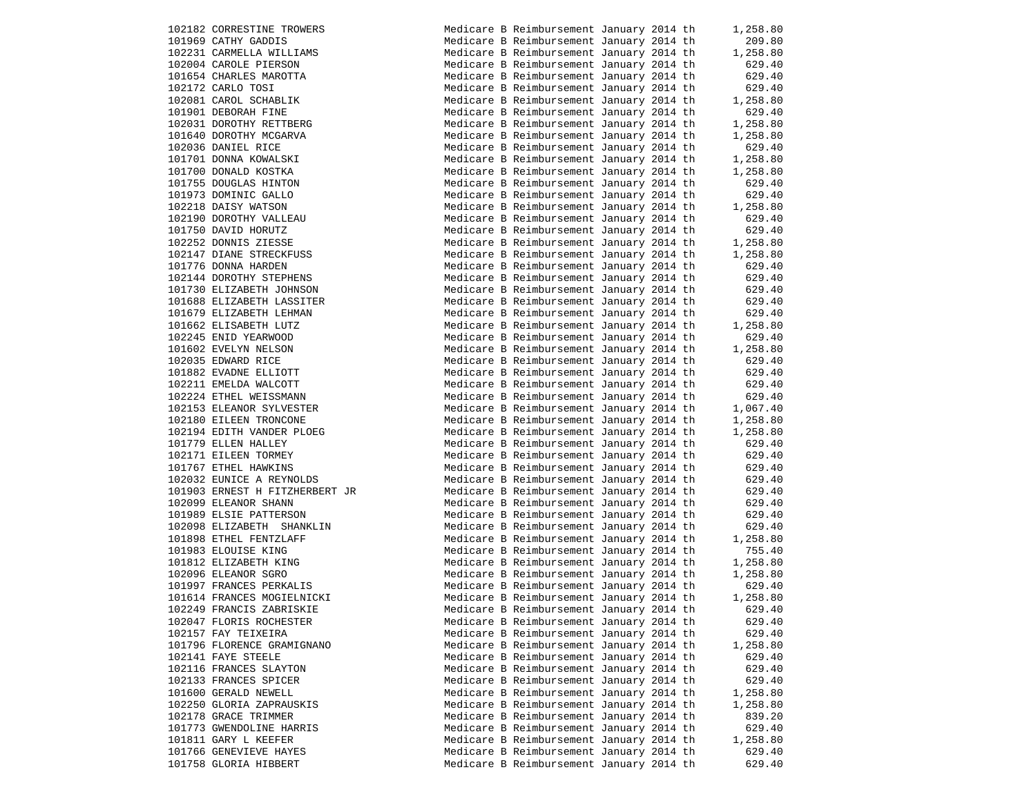| | | | |
|---|---|---|---|
| 102182 | CORRESTINE TROWERS | Medicare B Reimbursement January 2014 th | 1,258.80 |
| 101969 | CATHY GADDIS | Medicare B Reimbursement January 2014 th | 209.80 |
| 102231 | CARMELLA WILLIAMS | Medicare B Reimbursement January 2014 th | 1,258.80 |
| 102004 | CAROLE PIERSON | Medicare B Reimbursement January 2014 th | 629.40 |
| 101654 | CHARLES MAROTTA | Medicare B Reimbursement January 2014 th | 629.40 |
| 102172 | CARLO TOSI | Medicare B Reimbursement January 2014 th | 629.40 |
| 102081 | CAROL SCHABLIK | Medicare B Reimbursement January 2014 th | 1,258.80 |
| 101901 | DEBORAH FINE | Medicare B Reimbursement January 2014 th | 629.40 |
| 102031 | DOROTHY RETTBERG | Medicare B Reimbursement January 2014 th | 1,258.80 |
| 101640 | DOROTHY MCGARVA | Medicare B Reimbursement January 2014 th | 1,258.80 |
| 102036 | DANIEL RICE | Medicare B Reimbursement January 2014 th | 629.40 |
| 101701 | DONNA KOWALSKI | Medicare B Reimbursement January 2014 th | 1,258.80 |
| 101700 | DONALD KOSTKA | Medicare B Reimbursement January 2014 th | 1,258.80 |
| 101755 | DOUGLAS HINTON | Medicare B Reimbursement January 2014 th | 629.40 |
| 101973 | DOMINIC GALLO | Medicare B Reimbursement January 2014 th | 629.40 |
| 102218 | DAISY WATSON | Medicare B Reimbursement January 2014 th | 1,258.80 |
| 102190 | DOROTHY VALLEAU | Medicare B Reimbursement January 2014 th | 629.40 |
| 101750 | DAVID HORUTZ | Medicare B Reimbursement January 2014 th | 629.40 |
| 102252 | DONNIS ZIESSE | Medicare B Reimbursement January 2014 th | 1,258.80 |
| 102147 | DIANE STRECKFUSS | Medicare B Reimbursement January 2014 th | 1,258.80 |
| 101776 | DONNA HARDEN | Medicare B Reimbursement January 2014 th | 629.40 |
| 102144 | DOROTHY STEPHENS | Medicare B Reimbursement January 2014 th | 629.40 |
| 101730 | ELIZABETH JOHNSON | Medicare B Reimbursement January 2014 th | 629.40 |
| 101688 | ELIZABETH LASSITER | Medicare B Reimbursement January 2014 th | 629.40 |
| 101679 | ELIZABETH LEHMAN | Medicare B Reimbursement January 2014 th | 629.40 |
| 101662 | ELISABETH LUTZ | Medicare B Reimbursement January 2014 th | 1,258.80 |
| 102245 | ENID YEARWOOD | Medicare B Reimbursement January 2014 th | 629.40 |
| 101602 | EVELYN NELSON | Medicare B Reimbursement January 2014 th | 1,258.80 |
| 102035 | EDWARD RICE | Medicare B Reimbursement January 2014 th | 629.40 |
| 101882 | EVADNE ELLIOTT | Medicare B Reimbursement January 2014 th | 629.40 |
| 102211 | EMELDA WALCOTT | Medicare B Reimbursement January 2014 th | 629.40 |
| 102224 | ETHEL WEISSMANN | Medicare B Reimbursement January 2014 th | 629.40 |
| 102153 | ELEANOR SYLVESTER | Medicare B Reimbursement January 2014 th | 1,067.40 |
| 102180 | EILEEN TRONCONE | Medicare B Reimbursement January 2014 th | 1,258.80 |
| 102194 | EDITH VANDER PLOEG | Medicare B Reimbursement January 2014 th | 1,258.80 |
| 101779 | ELLEN HALLEY | Medicare B Reimbursement January 2014 th | 629.40 |
| 102171 | EILEEN TORMEY | Medicare B Reimbursement January 2014 th | 629.40 |
| 101767 | ETHEL HAWKINS | Medicare B Reimbursement January 2014 th | 629.40 |
| 102032 | EUNICE A REYNOLDS | Medicare B Reimbursement January 2014 th | 629.40 |
| 101903 | ERNEST H FITZHERBERT JR | Medicare B Reimbursement January 2014 th | 629.40 |
| 102099 | ELEANOR SHANN | Medicare B Reimbursement January 2014 th | 629.40 |
| 101989 | ELSIE PATTERSON | Medicare B Reimbursement January 2014 th | 629.40 |
| 102098 | ELIZABETH SHANKLIN | Medicare B Reimbursement January 2014 th | 629.40 |
| 101898 | ETHEL FENTZLAFF | Medicare B Reimbursement January 2014 th | 1,258.80 |
| 101983 | ELOUISE KING | Medicare B Reimbursement January 2014 th | 755.40 |
| 101812 | ELIZABETH KING | Medicare B Reimbursement January 2014 th | 1,258.80 |
| 102096 | ELEANOR SGRO | Medicare B Reimbursement January 2014 th | 1,258.80 |
| 101997 | FRANCES PERKALIS | Medicare B Reimbursement January 2014 th | 629.40 |
| 101614 | FRANCES MOGIELNICKI | Medicare B Reimbursement January 2014 th | 1,258.80 |
| 102249 | FRANCIS ZABRISKIE | Medicare B Reimbursement January 2014 th | 629.40 |
| 102047 | FLORIS ROCHESTER | Medicare B Reimbursement January 2014 th | 629.40 |
| 102157 | FAY TEIXEIRA | Medicare B Reimbursement January 2014 th | 629.40 |
| 101796 | FLORENCE GRAMIGNANO | Medicare B Reimbursement January 2014 th | 1,258.80 |
| 102141 | FAYE STEELE | Medicare B Reimbursement January 2014 th | 629.40 |
| 102116 | FRANCES SLAYTON | Medicare B Reimbursement January 2014 th | 629.40 |
| 102133 | FRANCES SPICER | Medicare B Reimbursement January 2014 th | 629.40 |
| 101600 | GERALD NEWELL | Medicare B Reimbursement January 2014 th | 1,258.80 |
| 102250 | GLORIA ZAPRAUSKIS | Medicare B Reimbursement January 2014 th | 1,258.80 |
| 102178 | GRACE TRIMMER | Medicare B Reimbursement January 2014 th | 839.20 |
| 101773 | GWENDOLINE HARRIS | Medicare B Reimbursement January 2014 th | 629.40 |
| 101811 | GARY L KEEFER | Medicare B Reimbursement January 2014 th | 1,258.80 |
| 101766 | GENEVIEVE HAYES | Medicare B Reimbursement January 2014 th | 629.40 |
| 101758 | GLORIA HIBBERT | Medicare B Reimbursement January 2014 th | 629.40 |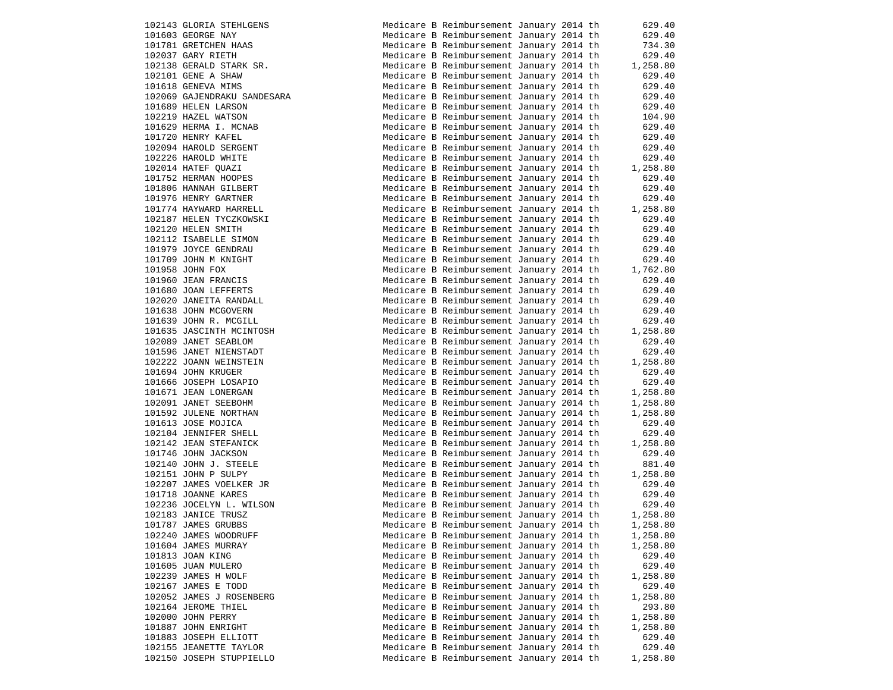| | | | |
|---|---|---|---|
| 102143 | GLORIA STEHLGENS | Medicare B Reimbursement January 2014 th | 629.40 |
| 101603 | GEORGE NAY | Medicare B Reimbursement January 2014 th | 629.40 |
| 101781 | GRETCHEN HAAS | Medicare B Reimbursement January 2014 th | 734.30 |
| 102037 | GARY RIETH | Medicare B Reimbursement January 2014 th | 629.40 |
| 102138 | GERALD STARK SR. | Medicare B Reimbursement January 2014 th | 1,258.80 |
| 102101 | GENE A SHAW | Medicare B Reimbursement January 2014 th | 629.40 |
| 101618 | GENEVA MIMS | Medicare B Reimbursement January 2014 th | 629.40 |
| 102069 | GAJENDRAKU SANDESARA | Medicare B Reimbursement January 2014 th | 629.40 |
| 101689 | HELEN LARSON | Medicare B Reimbursement January 2014 th | 629.40 |
| 102219 | HAZEL WATSON | Medicare B Reimbursement January 2014 th | 104.90 |
| 101629 | HERMA I. MCNAB | Medicare B Reimbursement January 2014 th | 629.40 |
| 101720 | HENRY KAFEL | Medicare B Reimbursement January 2014 th | 629.40 |
| 102094 | HAROLD SERGENT | Medicare B Reimbursement January 2014 th | 629.40 |
| 102226 | HAROLD WHITE | Medicare B Reimbursement January 2014 th | 629.40 |
| 102014 | HATEF QUAZI | Medicare B Reimbursement January 2014 th | 1,258.80 |
| 101752 | HERMAN HOOPES | Medicare B Reimbursement January 2014 th | 629.40 |
| 101806 | HANNAH GILBERT | Medicare B Reimbursement January 2014 th | 629.40 |
| 101976 | HENRY GARTNER | Medicare B Reimbursement January 2014 th | 629.40 |
| 101774 | HAYWARD HARRELL | Medicare B Reimbursement January 2014 th | 1,258.80 |
| 102187 | HELEN TYCZKOWSKI | Medicare B Reimbursement January 2014 th | 629.40 |
| 102120 | HELEN SMITH | Medicare B Reimbursement January 2014 th | 629.40 |
| 102112 | ISABELLE SIMON | Medicare B Reimbursement January 2014 th | 629.40 |
| 101979 | JOYCE GENDRAU | Medicare B Reimbursement January 2014 th | 629.40 |
| 101709 | JOHN M KNIGHT | Medicare B Reimbursement January 2014 th | 629.40 |
| 101958 | JOHN FOX | Medicare B Reimbursement January 2014 th | 1,762.80 |
| 101960 | JEAN FRANCIS | Medicare B Reimbursement January 2014 th | 629.40 |
| 101680 | JOAN LEFFERTS | Medicare B Reimbursement January 2014 th | 629.40 |
| 102020 | JANEITA RANDALL | Medicare B Reimbursement January 2014 th | 629.40 |
| 101638 | JOHN MCGOVERN | Medicare B Reimbursement January 2014 th | 629.40 |
| 101639 | JOHN R. MCGILL | Medicare B Reimbursement January 2014 th | 629.40 |
| 101635 | JASCINTH MCINTOSH | Medicare B Reimbursement January 2014 th | 1,258.80 |
| 102089 | JANET SEABLOM | Medicare B Reimbursement January 2014 th | 629.40 |
| 101596 | JANET NIENSTADT | Medicare B Reimbursement January 2014 th | 629.40 |
| 102222 | JOANN WEINSTEIN | Medicare B Reimbursement January 2014 th | 1,258.80 |
| 101694 | JOHN KRUGER | Medicare B Reimbursement January 2014 th | 629.40 |
| 101666 | JOSEPH LOSAPIO | Medicare B Reimbursement January 2014 th | 629.40 |
| 101671 | JEAN LONERGAN | Medicare B Reimbursement January 2014 th | 1,258.80 |
| 102091 | JANET SEEBOHM | Medicare B Reimbursement January 2014 th | 1,258.80 |
| 101592 | JULENE NORTHAN | Medicare B Reimbursement January 2014 th | 1,258.80 |
| 101613 | JOSE MOJICA | Medicare B Reimbursement January 2014 th | 629.40 |
| 102104 | JENNIFER SHELL | Medicare B Reimbursement January 2014 th | 629.40 |
| 102142 | JEAN STEFANICK | Medicare B Reimbursement January 2014 th | 1,258.80 |
| 101746 | JOHN JACKSON | Medicare B Reimbursement January 2014 th | 629.40 |
| 102140 | JOHN J. STEELE | Medicare B Reimbursement January 2014 th | 881.40 |
| 102151 | JOHN P SULPY | Medicare B Reimbursement January 2014 th | 1,258.80 |
| 102207 | JAMES VOELKER JR | Medicare B Reimbursement January 2014 th | 629.40 |
| 101718 | JOANNE KARES | Medicare B Reimbursement January 2014 th | 629.40 |
| 102236 | JOCELYN L. WILSON | Medicare B Reimbursement January 2014 th | 629.40 |
| 102183 | JANICE TRUSZ | Medicare B Reimbursement January 2014 th | 1,258.80 |
| 101787 | JAMES GRUBBS | Medicare B Reimbursement January 2014 th | 1,258.80 |
| 102240 | JAMES WOODRUFF | Medicare B Reimbursement January 2014 th | 1,258.80 |
| 101604 | JAMES MURRAY | Medicare B Reimbursement January 2014 th | 1,258.80 |
| 101813 | JOAN KING | Medicare B Reimbursement January 2014 th | 629.40 |
| 101605 | JUAN MULERO | Medicare B Reimbursement January 2014 th | 629.40 |
| 102239 | JAMES H WOLF | Medicare B Reimbursement January 2014 th | 1,258.80 |
| 102167 | JAMES E TODD | Medicare B Reimbursement January 2014 th | 629.40 |
| 102052 | JAMES J ROSENBERG | Medicare B Reimbursement January 2014 th | 1,258.80 |
| 102164 | JEROME THIEL | Medicare B Reimbursement January 2014 th | 293.80 |
| 102000 | JOHN PERRY | Medicare B Reimbursement January 2014 th | 1,258.80 |
| 101887 | JOHN ENRIGHT | Medicare B Reimbursement January 2014 th | 1,258.80 |
| 101883 | JOSEPH ELLIOTT | Medicare B Reimbursement January 2014 th | 629.40 |
| 102155 | JEANETTE TAYLOR | Medicare B Reimbursement January 2014 th | 629.40 |
| 102150 | JOSEPH STUPPIELLO | Medicare B Reimbursement January 2014 th | 1,258.80 |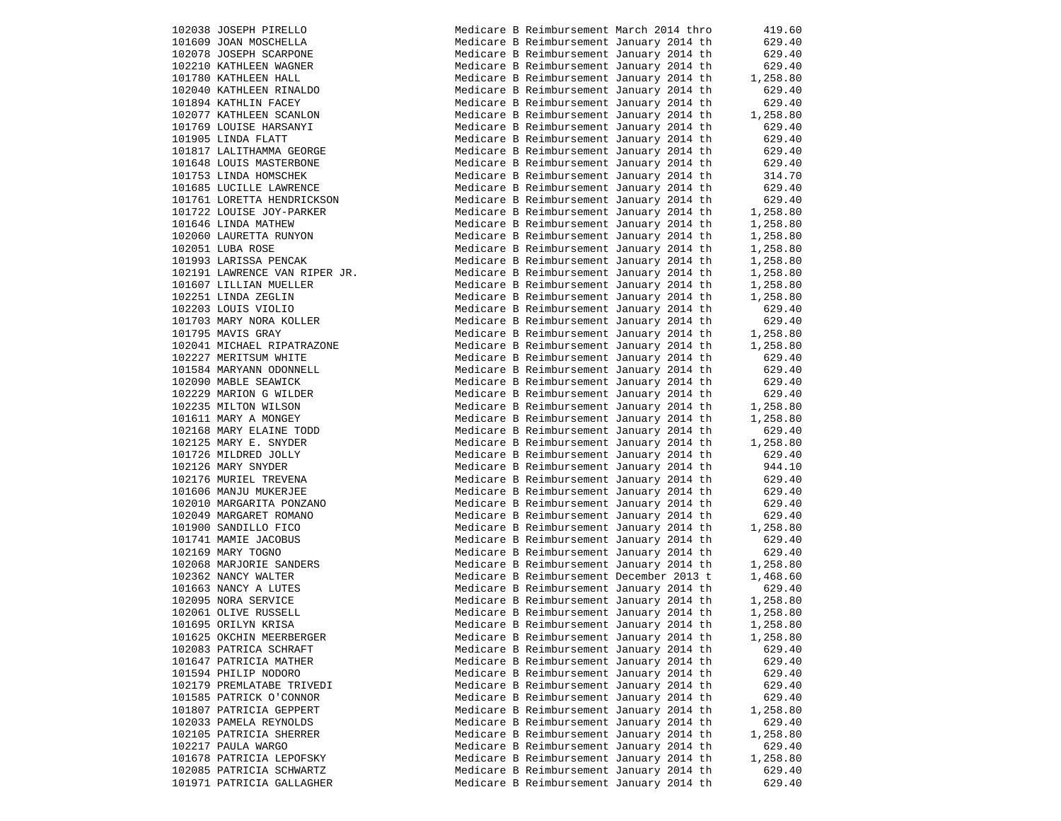| | | | |
|---|---|---|---|
| 102038 | JOSEPH PIRELLO | Medicare B Reimbursement March 2014 thro | 419.60 |
| 101609 | JOAN MOSCHELLA | Medicare B Reimbursement January 2014 th | 629.40 |
| 102078 | JOSEPH SCARPONE | Medicare B Reimbursement January 2014 th | 629.40 |
| 102210 | KATHLEEN WAGNER | Medicare B Reimbursement January 2014 th | 629.40 |
| 101780 | KATHLEEN HALL | Medicare B Reimbursement January 2014 th | 1,258.80 |
| 102040 | KATHLEEN RINALDO | Medicare B Reimbursement January 2014 th | 629.40 |
| 101894 | KATHLIN FACEY | Medicare B Reimbursement January 2014 th | 629.40 |
| 102077 | KATHLEEN SCANLON | Medicare B Reimbursement January 2014 th | 1,258.80 |
| 101769 | LOUISE HARSANYI | Medicare B Reimbursement January 2014 th | 629.40 |
| 101905 | LINDA FLATT | Medicare B Reimbursement January 2014 th | 629.40 |
| 101817 | LALITHAMMA GEORGE | Medicare B Reimbursement January 2014 th | 629.40 |
| 101648 | LOUIS MASTERBONE | Medicare B Reimbursement January 2014 th | 629.40 |
| 101753 | LINDA HOMSCHEK | Medicare B Reimbursement January 2014 th | 314.70 |
| 101685 | LUCILLE LAWRENCE | Medicare B Reimbursement January 2014 th | 629.40 |
| 101761 | LORETTA HENDRICKSON | Medicare B Reimbursement January 2014 th | 629.40 |
| 101722 | LOUISE JOY-PARKER | Medicare B Reimbursement January 2014 th | 1,258.80 |
| 101646 | LINDA MATHEW | Medicare B Reimbursement January 2014 th | 1,258.80 |
| 102060 | LAURETTA RUNYON | Medicare B Reimbursement January 2014 th | 1,258.80 |
| 102051 | LUBA ROSE | Medicare B Reimbursement January 2014 th | 1,258.80 |
| 101993 | LARISSA PENCAK | Medicare B Reimbursement January 2014 th | 1,258.80 |
| 102191 | LAWRENCE VAN RIPER JR. | Medicare B Reimbursement January 2014 th | 1,258.80 |
| 101607 | LILLIAN MUELLER | Medicare B Reimbursement January 2014 th | 1,258.80 |
| 102251 | LINDA ZEGLIN | Medicare B Reimbursement January 2014 th | 1,258.80 |
| 102203 | LOUIS VIOLIO | Medicare B Reimbursement January 2014 th | 629.40 |
| 101703 | MARY NORA KOLLER | Medicare B Reimbursement January 2014 th | 629.40 |
| 101795 | MAVIS GRAY | Medicare B Reimbursement January 2014 th | 1,258.80 |
| 102041 | MICHAEL RIPATRAZONE | Medicare B Reimbursement January 2014 th | 1,258.80 |
| 102227 | MERITSUM WHITE | Medicare B Reimbursement January 2014 th | 629.40 |
| 101584 | MARYANN ODONNELL | Medicare B Reimbursement January 2014 th | 629.40 |
| 102090 | MABLE SEAWICK | Medicare B Reimbursement January 2014 th | 629.40 |
| 102229 | MARION G WILDER | Medicare B Reimbursement January 2014 th | 629.40 |
| 102235 | MILTON WILSON | Medicare B Reimbursement January 2014 th | 1,258.80 |
| 101611 | MARY A MONGEY | Medicare B Reimbursement January 2014 th | 1,258.80 |
| 102168 | MARY ELAINE TODD | Medicare B Reimbursement January 2014 th | 629.40 |
| 102125 | MARY E. SNYDER | Medicare B Reimbursement January 2014 th | 1,258.80 |
| 101726 | MILDRED JOLLY | Medicare B Reimbursement January 2014 th | 629.40 |
| 102126 | MARY SNYDER | Medicare B Reimbursement January 2014 th | 944.10 |
| 102176 | MURIEL TREVENA | Medicare B Reimbursement January 2014 th | 629.40 |
| 101606 | MANJU MUKERJEE | Medicare B Reimbursement January 2014 th | 629.40 |
| 102010 | MARGARITA PONZANO | Medicare B Reimbursement January 2014 th | 629.40 |
| 102049 | MARGARET ROMANO | Medicare B Reimbursement January 2014 th | 629.40 |
| 101900 | SANDILLO FICO | Medicare B Reimbursement January 2014 th | 1,258.80 |
| 101741 | MAMIE JACOBUS | Medicare B Reimbursement January 2014 th | 629.40 |
| 102169 | MARY TOGNO | Medicare B Reimbursement January 2014 th | 629.40 |
| 102068 | MARJORIE SANDERS | Medicare B Reimbursement January 2014 th | 1,258.80 |
| 102362 | NANCY WALTER | Medicare B Reimbursement December 2013 t | 1,468.60 |
| 101663 | NANCY A LUTES | Medicare B Reimbursement January 2014 th | 629.40 |
| 102095 | NORA SERVICE | Medicare B Reimbursement January 2014 th | 1,258.80 |
| 102061 | OLIVE RUSSELL | Medicare B Reimbursement January 2014 th | 1,258.80 |
| 101695 | ORILYN KRISA | Medicare B Reimbursement January 2014 th | 1,258.80 |
| 101625 | OKCHIN MEERBERGER | Medicare B Reimbursement January 2014 th | 1,258.80 |
| 102083 | PATRICA SCHRAFT | Medicare B Reimbursement January 2014 th | 629.40 |
| 101647 | PATRICIA MATHER | Medicare B Reimbursement January 2014 th | 629.40 |
| 101594 | PHILIP NODORO | Medicare B Reimbursement January 2014 th | 629.40 |
| 102179 | PREMLATABE TRIVEDI | Medicare B Reimbursement January 2014 th | 629.40 |
| 101585 | PATRICK O'CONNOR | Medicare B Reimbursement January 2014 th | 629.40 |
| 101807 | PATRICIA GEPPERT | Medicare B Reimbursement January 2014 th | 1,258.80 |
| 102033 | PAMELA REYNOLDS | Medicare B Reimbursement January 2014 th | 629.40 |
| 102105 | PATRICIA SHERRER | Medicare B Reimbursement January 2014 th | 1,258.80 |
| 102217 | PAULA WARGO | Medicare B Reimbursement January 2014 th | 629.40 |
| 101678 | PATRICIA LEPOFSKY | Medicare B Reimbursement January 2014 th | 1,258.80 |
| 102085 | PATRICIA SCHWARTZ | Medicare B Reimbursement January 2014 th | 629.40 |
| 101971 | PATRICIA GALLAGHER | Medicare B Reimbursement January 2014 th | 629.40 |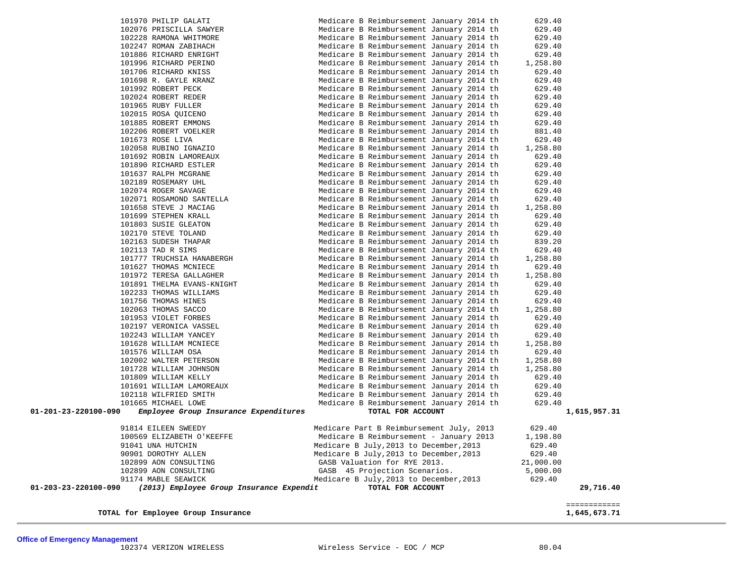| Account | Vendor | Description | Amount | Total |
|---|---|---|---|---|
| | 101970 PHILIP GALATI | Medicare B Reimbursement January 2014 th | 629.40 | |
| | 102076 PRISCILLA SAWYER | Medicare B Reimbursement January 2014 th | 629.40 | |
| | 102228 RAMONA WHITMORE | Medicare B Reimbursement January 2014 th | 629.40 | |
| | 102247 ROMAN ZABIHACH | Medicare B Reimbursement January 2014 th | 629.40 | |
| | 101886 RICHARD ENRIGHT | Medicare B Reimbursement January 2014 th | 629.40 | |
| | 101996 RICHARD PERINO | Medicare B Reimbursement January 2014 th | 1,258.80 | |
| | 101706 RICHARD KNISS | Medicare B Reimbursement January 2014 th | 629.40 | |
| | 101698 R. GAYLE KRANZ | Medicare B Reimbursement January 2014 th | 629.40 | |
| | 101992 ROBERT PECK | Medicare B Reimbursement January 2014 th | 629.40 | |
| | 102024 ROBERT REDER | Medicare B Reimbursement January 2014 th | 629.40 | |
| | 101965 RUBY FULLER | Medicare B Reimbursement January 2014 th | 629.40 | |
| | 102015 ROSA QUICENO | Medicare B Reimbursement January 2014 th | 629.40 | |
| | 101885 ROBERT EMMONS | Medicare B Reimbursement January 2014 th | 629.40 | |
| | 102206 ROBERT VOELKER | Medicare B Reimbursement January 2014 th | 881.40 | |
| | 101673 ROSE LIVA | Medicare B Reimbursement January 2014 th | 629.40 | |
| | 102058 RUBINO IGNAZIO | Medicare B Reimbursement January 2014 th | 1,258.80 | |
| | 101692 ROBIN LAMOREAUX | Medicare B Reimbursement January 2014 th | 629.40 | |
| | 101890 RICHARD ESTLER | Medicare B Reimbursement January 2014 th | 629.40 | |
| | 101637 RALPH MCGRANE | Medicare B Reimbursement January 2014 th | 629.40 | |
| | 102189 ROSEMARY UHL | Medicare B Reimbursement January 2014 th | 629.40 | |
| | 102074 ROGER SAVAGE | Medicare B Reimbursement January 2014 th | 629.40 | |
| | 102071 ROSAMOND SANTELLA | Medicare B Reimbursement January 2014 th | 629.40 | |
| | 101658 STEVE J MACIAG | Medicare B Reimbursement January 2014 th | 1,258.80 | |
| | 101699 STEPHEN KRALL | Medicare B Reimbursement January 2014 th | 629.40 | |
| | 101803 SUSIE GLEATON | Medicare B Reimbursement January 2014 th | 629.40 | |
| | 102170 STEVE TOLAND | Medicare B Reimbursement January 2014 th | 629.40 | |
| | 102163 SUDESH THAPAR | Medicare B Reimbursement January 2014 th | 839.20 | |
| | 102113 TAD R SIMS | Medicare B Reimbursement January 2014 th | 629.40 | |
| | 101777 TRUCHSIA HANABERGH | Medicare B Reimbursement January 2014 th | 1,258.80 | |
| | 101627 THOMAS MCNIECE | Medicare B Reimbursement January 2014 th | 629.40 | |
| | 101972 TERESA GALLAGHER | Medicare B Reimbursement January 2014 th | 1,258.80 | |
| | 101891 THELMA EVANS-KNIGHT | Medicare B Reimbursement January 2014 th | 629.40 | |
| | 102233 THOMAS WILLIAMS | Medicare B Reimbursement January 2014 th | 629.40 | |
| | 101756 THOMAS HINES | Medicare B Reimbursement January 2014 th | 629.40 | |
| | 102063 THOMAS SACCO | Medicare B Reimbursement January 2014 th | 1,258.80 | |
| | 101953 VIOLET FORBES | Medicare B Reimbursement January 2014 th | 629.40 | |
| | 102197 VERONICA VASSEL | Medicare B Reimbursement January 2014 th | 629.40 | |
| | 102243 WILLIAM YANCEY | Medicare B Reimbursement January 2014 th | 629.40 | |
| | 101628 WILLIAM MCNIECE | Medicare B Reimbursement January 2014 th | 1,258.80 | |
| | 101576 WILLIAM OSA | Medicare B Reimbursement January 2014 th | 629.40 | |
| | 102002 WALTER PETERSON | Medicare B Reimbursement January 2014 th | 1,258.80 | |
| | 101728 WILLIAM JOHNSON | Medicare B Reimbursement January 2014 th | 1,258.80 | |
| | 101809 WILLIAM KELLY | Medicare B Reimbursement January 2014 th | 629.40 | |
| | 101691 WILLIAM LAMOREAUX | Medicare B Reimbursement January 2014 th | 629.40 | |
| | 102118 WILFRIED SMITH | Medicare B Reimbursement January 2014 th | 629.40 | |
| | 101665 MICHAEL LOWE | Medicare B Reimbursement January 2014 th | 629.40 | |
| **01-201-23-220100-090** | ***Employee Group Insurance Expenditures*** | **TOTAL FOR ACCOUNT** | | **1,615,957.31** |
| | 91814 EILEEN SWEEDY | Medicare Part B Reimbursement July, 2013 | 629.40 | |
| | 100569 ELIZABETH O'KEEFFE | Medicare B Reimbursement - January 2013 | 1,198.80 | |
| | 91041 UNA HUTCHIN | Medicare B July,2013 to December,2013 | 629.40 | |
| | 90901 DOROTHY ALLEN | Medicare B July,2013 to December,2013 | 629.40 | |
| | 102899 AON CONSULTING | GASB Valuation for RYE 2013. | 21,000.00 | |
| | 102899 AON CONSULTING | GASB 45 Projection Scenarios. | 5,000.00 | |
| | 91174 MABLE SEAWICK | Medicare B July,2013 to December,2013 | 629.40 | |
| **01-203-23-220100-090** | ***(2013) Employee Group Insurance Expendit*** | **TOTAL FOR ACCOUNT** | | **29,716.40** |

**TOTAL for Employee Group Insurance** ============ **1,645,673.71**

**Office of Emergency Management**

| Vendor | Description | Amount |
|---|---|---|
| 102374 VERIZON WIRELESS | Wireless Service - EOC / MCP | 80.04 |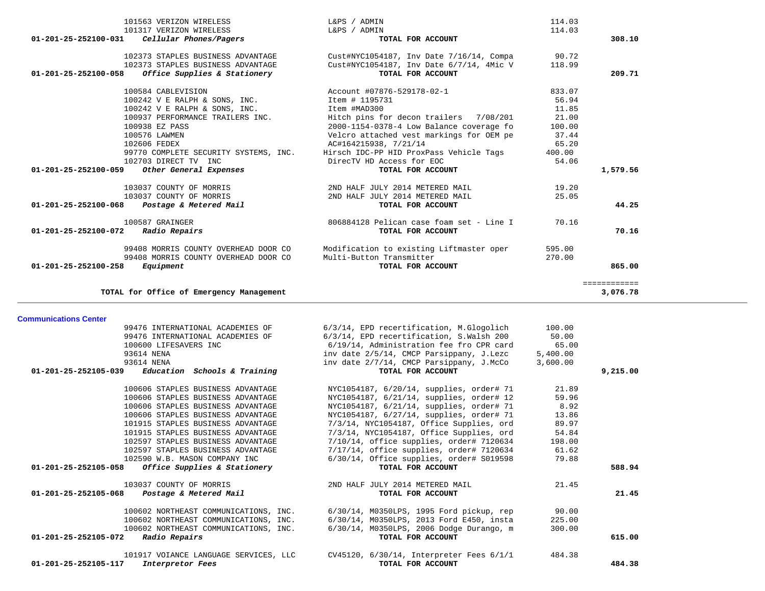| Account | Vendor | Description | Amount | Total |
|---|---|---|---|---|
| | 101563 VERIZON WIRELESS | L&PS / ADMIN | 114.03 | |
| | 101317 VERIZON WIRELESS | L&PS / ADMIN | 114.03 | |
| **01-201-25-252100-031** | ***Cellular Phones/Pagers*** | **TOTAL FOR ACCOUNT** | | **308.10** |
| | 102373 STAPLES BUSINESS ADVANTAGE | Cust#NYC1054187, Inv Date 7/16/14, Compa | 90.72 | |
| | 102373 STAPLES BUSINESS ADVANTAGE | Cust#NYC1054187, Inv Date 6/7/14, 4Mic V | 118.99 | |
| **01-201-25-252100-058** | ***Office Supplies & Stationery*** | **TOTAL FOR ACCOUNT** | | **209.71** |
| | 100584 CABLEVISION | Account #07876-529178-02-1 | 833.07 | |
| | 100242 V E RALPH & SONS, INC. | Item # 1195731 | 56.94 | |
| | 100242 V E RALPH & SONS, INC. | Item #MAD300 | 11.85 | |
| | 100937 PERFORMANCE TRAILERS INC. | Hitch pins for decon trailers 7/08/201 | 21.00 | |
| | 100938 EZ PASS | 2000-1154-0378-4 Low Balance coverage fo | 100.00 | |
| | 100576 LAWMEN | Velcro attached vest markings for OEM pe | 37.44 | |
| | 102606 FEDEX | AC#164215938, 7/21/14 | 65.20 | |
| | 99770 COMPLETE SECURITY SYSTEMS, INC. | Hirsch IDC-PP HID ProxPass Vehicle Tags | 400.00 | |
| | 102703 DIRECT TV INC | DirecTV HD Access for EOC | 54.06 | |
| **01-201-25-252100-059** | ***Other General Expenses*** | **TOTAL FOR ACCOUNT** | | **1,579.56** |
| | 103037 COUNTY OF MORRIS | 2ND HALF JULY 2014 METERED MAIL | 19.20 | |
| | 103037 COUNTY OF MORRIS | 2ND HALF JULY 2014 METERED MAIL | 25.05 | |
| **01-201-25-252100-068** | ***Postage & Metered Mail*** | **TOTAL FOR ACCOUNT** | | **44.25** |
| | 100587 GRAINGER | 806884128 Pelican case foam set - Line I | 70.16 | |
| **01-201-25-252100-072** | ***Radio Repairs*** | **TOTAL FOR ACCOUNT** | | **70.16** |
| | 99408 MORRIS COUNTY OVERHEAD DOOR CO | Modification to existing Liftmaster oper | 595.00 | |
| | 99408 MORRIS COUNTY OVERHEAD DOOR CO | Multi-Button Transmitter | 270.00 | |
| **01-201-25-252100-258** | ***Equipment*** | **TOTAL FOR ACCOUNT** | | **865.00** |
| | | | | ============ |
| | **TOTAL for Office of Emergency Management** | | | **3,076.78** |

## Communications Center

| Account | Vendor | Description | Amount | Total |
|---|---|---|---|---|
| | 99476 INTERNATIONAL ACADEMIES OF | 6/3/14, EPD recertification, M.Glogolich | 100.00 | |
| | 99476 INTERNATIONAL ACADEMIES OF | 6/3/14, EPD recertification, S.Walsh 200 | 50.00 | |
| | 100600 LIFESAVERS INC | 6/19/14, Administration fee fro CPR card | 65.00 | |
| | 93614 NENA | inv date 2/5/14, CMCP Parsippany, J.Lezc | 5,400.00 | |
| | 93614 NENA | inv date 2/7/14, CMCP Parsippany, J.McCo | 3,600.00 | |
| **01-201-25-252105-039** | ***Education Schools & Training*** | **TOTAL FOR ACCOUNT** | | **9,215.00** |
| | 100606 STAPLES BUSINESS ADVANTAGE | NYC1054187, 6/20/14, supplies, order# 71 | 21.89 | |
| | 100606 STAPLES BUSINESS ADVANTAGE | NYC1054187, 6/21/14, supplies, order# 12 | 59.96 | |
| | 100606 STAPLES BUSINESS ADVANTAGE | NYC1054187, 6/21/14, supplies, order# 71 | 8.92 | |
| | 100606 STAPLES BUSINESS ADVANTAGE | NYC1054187, 6/27/14, supplies, order# 71 | 13.86 | |
| | 101915 STAPLES BUSINESS ADVANTAGE | 7/3/14, NYC1054187, Office Supplies, ord | 89.97 | |
| | 101915 STAPLES BUSINESS ADVANTAGE | 7/3/14, NYC1054187, Office Supplies, ord | 54.84 | |
| | 102597 STAPLES BUSINESS ADVANTAGE | 7/10/14, office supplies, order# 7120634 | 198.00 | |
| | 102597 STAPLES BUSINESS ADVANTAGE | 7/17/14, office supplies, order# 7120634 | 61.62 | |
| | 102590 W.B. MASON COMPANY INC | 6/30/14, Office supplies, order# S019598 | 79.88 | |
| **01-201-25-252105-058** | ***Office Supplies & Stationery*** | **TOTAL FOR ACCOUNT** | | **588.94** |
| | 103037 COUNTY OF MORRIS | 2ND HALF JULY 2014 METERED MAIL | 21.45 | |
| **01-201-25-252105-068** | ***Postage & Metered Mail*** | **TOTAL FOR ACCOUNT** | | **21.45** |
| | 100602 NORTHEAST COMMUNICATIONS, INC. | 6/30/14, M0350LPS, 1995 Ford pickup, rep | 90.00 | |
| | 100602 NORTHEAST COMMUNICATIONS, INC. | 6/30/14, M0350LPS, 2013 Ford E450, insta | 225.00 | |
| | 100602 NORTHEAST COMMUNICATIONS, INC. | 6/30/14, M0350LPS, 2006 Dodge Durango, m | 300.00 | |
| **01-201-25-252105-072** | ***Radio Repairs*** | **TOTAL FOR ACCOUNT** | | **615.00** |
| | 101917 VOIANCE LANGUAGE SERVICES, LLC | CV45120, 6/30/14, Interpreter Fees 6/1/1 | 484.38 | |
| **01-201-25-252105-117** | ***Interpretor Fees*** | **TOTAL FOR ACCOUNT** | | **484.38** |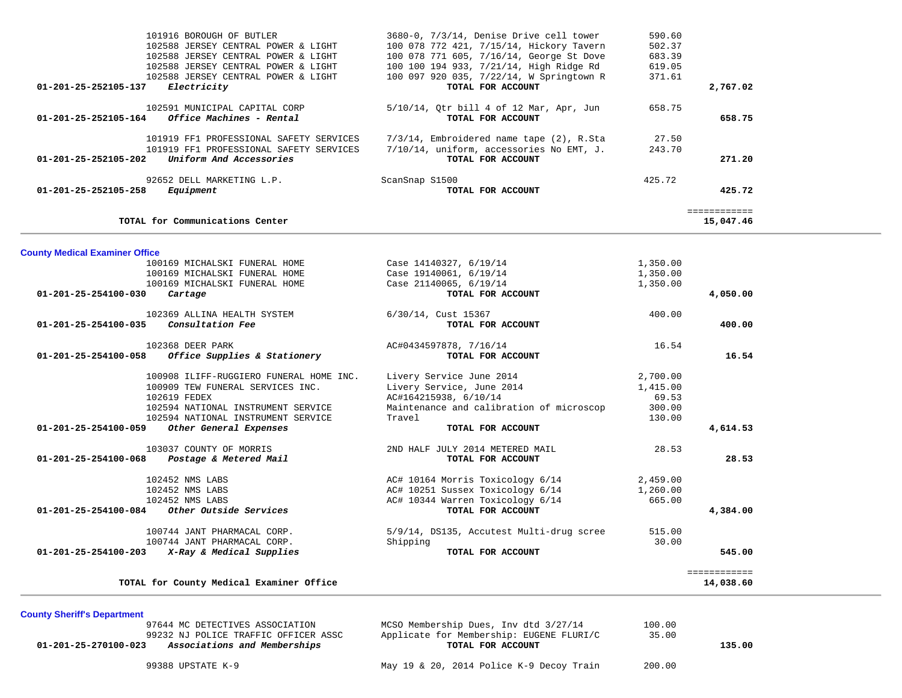| Account | Vendor | Description | Amount | Total |
|---|---|---|---|---|
| | 101916 BOROUGH OF BUTLER | 3680-0, 7/3/14, Denise Drive cell tower | 590.60 | |
| | 102588 JERSEY CENTRAL POWER & LIGHT | 100 078 772 421, 7/15/14, Hickory Tavern | 502.37 | |
| | 102588 JERSEY CENTRAL POWER & LIGHT | 100 078 771 605, 7/16/14, George St Dove | 683.39 | |
| | 102588 JERSEY CENTRAL POWER & LIGHT | 100 100 194 933, 7/21/14, High Ridge Rd | 619.05 | |
| | 102588 JERSEY CENTRAL POWER & LIGHT | 100 097 920 035, 7/22/14, W Springtown R | 371.61 | |
| **01-201-25-252105-137** | ***Electricity*** | **TOTAL FOR ACCOUNT** | | **2,767.02** |
| | 102591 MUNICIPAL CAPITAL CORP | 5/10/14, Qtr bill 4 of 12 Mar, Apr, Jun | 658.75 | |
| **01-201-25-252105-164** | ***Office Machines - Rental*** | **TOTAL FOR ACCOUNT** | | **658.75** |
| | 101919 FF1 PROFESSIONAL SAFETY SERVICES | 7/3/14, Embroidered name tape (2), R.Sta | 27.50 | |
| | 101919 FF1 PROFESSIONAL SAFETY SERVICES | 7/10/14, uniform, accessories No EMT, J. | 243.70 | |
| **01-201-25-252105-202** | ***Uniform And Accessories*** | **TOTAL FOR ACCOUNT** | | **271.20** |
| | 92652 DELL MARKETING L.P. | ScanSnap S1500 | 425.72 | |
| **01-201-25-252105-258** | ***Equipment*** | **TOTAL FOR ACCOUNT** | | **425.72** |
| | | | | ============ |
| | **TOTAL for Communications Center** | | | **15,047.46** |

**County Medical Examiner Office**

| Account | Vendor | Description | Amount | Total |
|---|---|---|---|---|
| | 100169 MICHALSKI FUNERAL HOME | Case 14140327, 6/19/14 | 1,350.00 | |
| | 100169 MICHALSKI FUNERAL HOME | Case 19140061, 6/19/14 | 1,350.00 | |
| | 100169 MICHALSKI FUNERAL HOME | Case 21140065, 6/19/14 | 1,350.00 | |
| **01-201-25-254100-030** | ***Cartage*** | **TOTAL FOR ACCOUNT** | | **4,050.00** |
| | 102369 ALLINA HEALTH SYSTEM | 6/30/14, Cust 15367 | 400.00 | |
| **01-201-25-254100-035** | ***Consultation Fee*** | **TOTAL FOR ACCOUNT** | | **400.00** |
| | 102368 DEER PARK | AC#0434597878, 7/16/14 | 16.54 | |
| **01-201-25-254100-058** | ***Office Supplies & Stationery*** | **TOTAL FOR ACCOUNT** | | **16.54** |
| | 100908 ILIFF-RUGGIERO FUNERAL HOME INC. | Livery Service June 2014 | 2,700.00 | |
| | 100909 TEW FUNERAL SERVICES INC. | Livery Service, June 2014 | 1,415.00 | |
| | 102619 FEDEX | AC#164215938, 6/10/14 | 69.53 | |
| | 102594 NATIONAL INSTRUMENT SERVICE | Maintenance and calibration of microscop | 300.00 | |
| | 102594 NATIONAL INSTRUMENT SERVICE | Travel | 130.00 | |
| **01-201-25-254100-059** | ***Other General Expenses*** | **TOTAL FOR ACCOUNT** | | **4,614.53** |
| | 103037 COUNTY OF MORRIS | 2ND HALF JULY 2014 METERED MAIL | 28.53 | |
| **01-201-25-254100-068** | ***Postage & Metered Mail*** | **TOTAL FOR ACCOUNT** | | **28.53** |
| | 102452 NMS LABS | AC# 10164 Morris Toxicology 6/14 | 2,459.00 | |
| | 102452 NMS LABS | AC# 10251 Sussex Toxicology 6/14 | 1,260.00 | |
| | 102452 NMS LABS | AC# 10344 Warren Toxicology 6/14 | 665.00 | |
| **01-201-25-254100-084** | ***Other Outside Services*** | **TOTAL FOR ACCOUNT** | | **4,384.00** |
| | 100744 JANT PHARMACAL CORP. | 5/9/14, DS135, Accutest Multi-drug scree | 515.00 | |
| | 100744 JANT PHARMACAL CORP. | Shipping | 30.00 | |
| **01-201-25-254100-203** | ***X-Ray & Medical Supplies*** | **TOTAL FOR ACCOUNT** | | **545.00** |
| | | | | ============ |
| | **TOTAL for County Medical Examiner Office** | | | **14,038.60** |

**County Sheriff's Department**

| Account | Vendor | Description | Amount | Total |
|---|---|---|---|---|
| | 97644 MC DETECTIVES ASSOCIATION | MCSO Membership Dues, Inv dtd 3/27/14 | 100.00 | |
| | 99232 NJ POLICE TRAFFIC OFFICER ASSC | Applicate for Membership: EUGENE FLURI/C | 35.00 | |
| **01-201-25-270100-023** | ***Associations and Memberships*** | **TOTAL FOR ACCOUNT** | | **135.00** |
| | 99388 UPSTATE K-9 | May 19 & 20, 2014 Police K-9 Decoy Train | 200.00 | |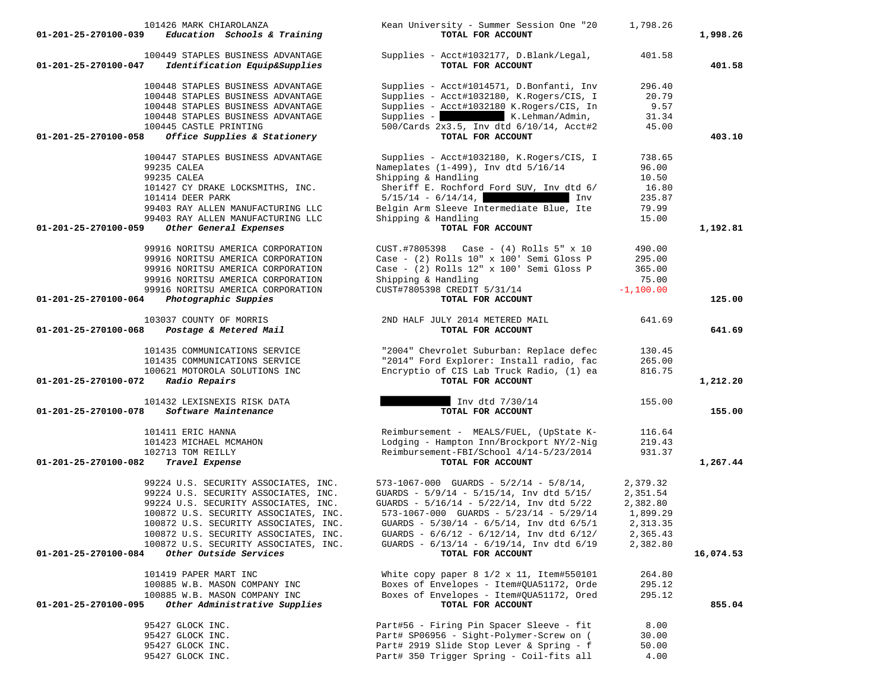| Account | Vendor | Description | Amount | Total |
|---|---|---|---|---|
| | 101426 MARK CHIAROLANZA | Kean University - Summer Session One "20 | 1,798.26 | |
| 01-201-25-270100-039 | *Education Schools & Training* | **TOTAL FOR ACCOUNT** | | **1,998.26** |
| | 100449 STAPLES BUSINESS ADVANTAGE | Supplies - Acct#1032177, D.Blank/Legal, | 401.58 | |
| 01-201-25-270100-047 | *Identification Equip&Supplies* | **TOTAL FOR ACCOUNT** | | **401.58** |
| | 100448 STAPLES BUSINESS ADVANTAGE | Supplies - Acct#1014571, D.Bonfanti, Inv | 296.40 | |
| | 100448 STAPLES BUSINESS ADVANTAGE | Supplies - Acct#1032180, K.Rogers/CIS, I | 20.79 | |
| | 100448 STAPLES BUSINESS ADVANTAGE | Supplies - Acct#1032180 K.Rogers/CIS, In | 9.57 | |
| | 100448 STAPLES BUSINESS ADVANTAGE | Supplies - [REDACTED] K.Lehman/Admin, | 31.34 | |
| | 100445 CASTLE PRINTING | 500/Cards 2x3.5, Inv dtd 6/10/14, Acct#2 | 45.00 | |
| 01-201-25-270100-058 | *Office Supplies & Stationery* | **TOTAL FOR ACCOUNT** | | **403.10** |
| | 100447 STAPLES BUSINESS ADVANTAGE | Supplies - Acct#1032180, K.Rogers/CIS, I | 738.65 | |
| | 99235 CALEA | Nameplates (1-499), Inv dtd 5/16/14 | 96.00 | |
| | 99235 CALEA | Shipping & Handling | 10.50 | |
| | 101427 CY DRAKE LOCKSMITHS, INC. | Sheriff E. Rochford Ford SUV, Inv dtd 6/ | 16.80 | |
| | 101414 DEER PARK | 5/15/14 - 6/14/14, [REDACTED] Inv | 235.87 | |
| | 99403 RAY ALLEN MANUFACTURING LLC | Belgin Arm Sleeve Intermediate Blue, Ite | 79.99 | |
| | 99403 RAY ALLEN MANUFACTURING LLC | Shipping & Handling | 15.00 | |
| 01-201-25-270100-059 | *Other General Expenses* | **TOTAL FOR ACCOUNT** | | **1,192.81** |
| | 99916 NORITSU AMERICA CORPORATION | CUST.#7805398 Case - (4) Rolls 5" x 10 | 490.00 | |
| | 99916 NORITSU AMERICA CORPORATION | Case - (2) Rolls 10" x 100' Semi Gloss P | 295.00 | |
| | 99916 NORITSU AMERICA CORPORATION | Case - (2) Rolls 12" x 100' Semi Gloss P | 365.00 | |
| | 99916 NORITSU AMERICA CORPORATION | Shipping & Handling | 75.00 | |
| | 99916 NORITSU AMERICA CORPORATION | CUST#7805398 CREDIT 5/31/14 | -1,100.00 | |
| 01-201-25-270100-064 | *Photographic Suppies* | **TOTAL FOR ACCOUNT** | | **125.00** |
| | 103037 COUNTY OF MORRIS | 2ND HALF JULY 2014 METERED MAIL | 641.69 | |
| 01-201-25-270100-068 | *Postage & Metered Mail* | **TOTAL FOR ACCOUNT** | | **641.69** |
| | 101435 COMMUNICATIONS SERVICE | "2004" Chevrolet Suburban: Replace defec | 130.45 | |
| | 101435 COMMUNICATIONS SERVICE | "2014" Ford Explorer: Install radio, fac | 265.00 | |
| | 100621 MOTOROLA SOLUTIONS INC | Encryptio of CIS Lab Truck Radio, (1) ea | 816.75 | |
| 01-201-25-270100-072 | *Radio Repairs* | **TOTAL FOR ACCOUNT** | | **1,212.20** |
| | 101432 LEXISNEXIS RISK DATA | [REDACTED] Inv dtd 7/30/14 | 155.00 | |
| 01-201-25-270100-078 | *Software Maintenance* | **TOTAL FOR ACCOUNT** | | **155.00** |
| | 101411 ERIC HANNA | Reimbursement - MEALS/FUEL, (UpState K- | 116.64 | |
| | 101423 MICHAEL MCMAHON | Lodging - Hampton Inn/Brockport NY/2-Nig | 219.43 | |
| | 102713 TOM REILLY | Reimbursement-FBI/School 4/14-5/23/2014 | 931.37 | |
| 01-201-25-270100-082 | *Travel Expense* | **TOTAL FOR ACCOUNT** | | **1,267.44** |
| | 99224 U.S. SECURITY ASSOCIATES, INC. | 573-1067-000 GUARDS - 5/2/14 - 5/8/14, | 2,379.32 | |
| | 99224 U.S. SECURITY ASSOCIATES, INC. | GUARDS - 5/9/14 - 5/15/14, Inv dtd 5/15/ | 2,351.54 | |
| | 99224 U.S. SECURITY ASSOCIATES, INC. | GUARDS - 5/16/14 - 5/22/14, Inv dtd 5/22 | 2,382.80 | |
| | 100872 U.S. SECURITY ASSOCIATES, INC. | 573-1067-000 GUARDS - 5/23/14 - 5/29/14 | 1,899.29 | |
| | 100872 U.S. SECURITY ASSOCIATES, INC. | GUARDS - 5/30/14 - 6/5/14, Inv dtd 6/5/1 | 2,313.35 | |
| | 100872 U.S. SECURITY ASSOCIATES, INC. | GUARDS - 6/6/12 - 6/12/14, Inv dtd 6/12/ | 2,365.43 | |
| | 100872 U.S. SECURITY ASSOCIATES, INC. | GUARDS - 6/13/14 - 6/19/14, Inv dtd 6/19 | 2,382.80 | |
| 01-201-25-270100-084 | *Other Outside Services* | **TOTAL FOR ACCOUNT** | | **16,074.53** |
| | 101419 PAPER MART INC | White copy paper 8 1/2 x 11, Item#550101 | 264.80 | |
| | 100885 W.B. MASON COMPANY INC | Boxes of Envelopes - Item#QUA51172, Orde | 295.12 | |
| | 100885 W.B. MASON COMPANY INC | Boxes of Envelopes - Item#QUA51172, Ored | 295.12 | |
| 01-201-25-270100-095 | *Other Administrative Supplies* | **TOTAL FOR ACCOUNT** | | **855.04** |
| | 95427 GLOCK INC. | Part#56 - Firing Pin Spacer Sleeve - fit | 8.00 | |
| | 95427 GLOCK INC. | Part# SP06956 - Sight-Polymer-Screw on ( | 30.00 | |
| | 95427 GLOCK INC. | Part# 2919 Slide Stop Lever & Spring - f | 50.00 | |
| | 95427 GLOCK INC. | Part# 350 Trigger Spring - Coil-fits all | 4.00 | |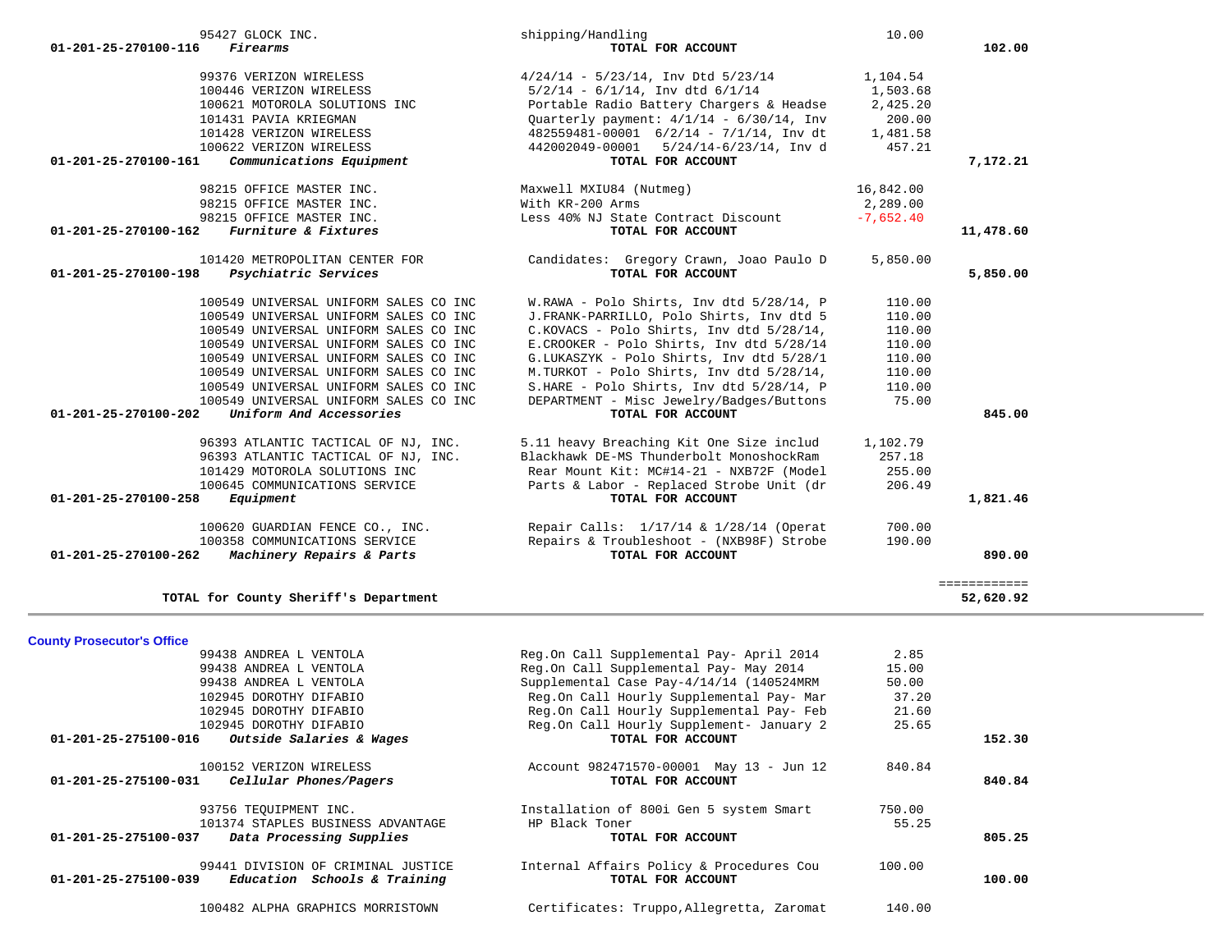| Account | Vendor | Description | Amount | Total |
|---|---|---|---|---|
| | 95427 GLOCK INC. | shipping/Handling | 10.00 | |
| 01-201-25-270100-116 | *Firearms* | **TOTAL FOR ACCOUNT** | | **102.00** |
| | 99376 VERIZON WIRELESS | 4/24/14 - 5/23/14, Inv Dtd 5/23/14 | 1,104.54 | |
| | 100446 VERIZON WIRELESS | 5/2/14 - 6/1/14, Inv dtd 6/1/14 | 1,503.68 | |
| | 100621 MOTOROLA SOLUTIONS INC | Portable Radio Battery Chargers & Headse | 2,425.20 | |
| | 101431 PAVIA KRIEGMAN | Quarterly payment: 4/1/14 - 6/30/14, Inv | 200.00 | |
| | 101428 VERIZON WIRELESS | 482559481-00001 6/2/14 - 7/1/14, Inv dt | 1,481.58 | |
| | 100622 VERIZON WIRELESS | 442002049-00001 5/24/14-6/23/14, Inv d | 457.21 | |
| 01-201-25-270100-161 | *Communications Equipment* | **TOTAL FOR ACCOUNT** | | **7,172.21** |
| | 98215 OFFICE MASTER INC. | Maxwell MXIU84 (Nutmeg) | 16,842.00 | |
| | 98215 OFFICE MASTER INC. | With KR-200 Arms | 2,289.00 | |
| | 98215 OFFICE MASTER INC. | Less 40% NJ State Contract Discount | -7,652.40 | |
| 01-201-25-270100-162 | *Furniture & Fixtures* | **TOTAL FOR ACCOUNT** | | **11,478.60** |
| | 101420 METROPOLITAN CENTER FOR | Candidates: Gregory Crawn, Joao Paulo D | 5,850.00 | |
| 01-201-25-270100-198 | *Psychiatric Services* | **TOTAL FOR ACCOUNT** | | **5,850.00** |
| | 100549 UNIVERSAL UNIFORM SALES CO INC | W.RAWA - Polo Shirts, Inv dtd 5/28/14, P | 110.00 | |
| | 100549 UNIVERSAL UNIFORM SALES CO INC | J.FRANK-PARRILLO, Polo Shirts, Inv dtd 5 | 110.00 | |
| | 100549 UNIVERSAL UNIFORM SALES CO INC | C.KOVACS - Polo Shirts, Inv dtd 5/28/14, | 110.00 | |
| | 100549 UNIVERSAL UNIFORM SALES CO INC | E.CROOKER - Polo Shirts, Inv dtd 5/28/14 | 110.00 | |
| | 100549 UNIVERSAL UNIFORM SALES CO INC | G.LUKASZYK - Polo Shirts, Inv dtd 5/28/1 | 110.00 | |
| | 100549 UNIVERSAL UNIFORM SALES CO INC | M.TURKOT - Polo Shirts, Inv dtd 5/28/14, | 110.00 | |
| | 100549 UNIVERSAL UNIFORM SALES CO INC | S.HARE - Polo Shirts, Inv dtd 5/28/14, P | 110.00 | |
| | 100549 UNIVERSAL UNIFORM SALES CO INC | DEPARTMENT - Misc Jewelry/Badges/Buttons | 75.00 | |
| 01-201-25-270100-202 | *Uniform And Accessories* | **TOTAL FOR ACCOUNT** | | **845.00** |
| | 96393 ATLANTIC TACTICAL OF NJ, INC. | 5.11 heavy Breaching Kit One Size includ | 1,102.79 | |
| | 96393 ATLANTIC TACTICAL OF NJ, INC. | Blackhawk DE-MS Thunderbolt MonoshockRam | 257.18 | |
| | 101429 MOTOROLA SOLUTIONS INC | Rear Mount Kit: MC#14-21 - NXB72F (Model | 255.00 | |
| | 100645 COMMUNICATIONS SERVICE | Parts & Labor - Replaced Strobe Unit (dr | 206.49 | |
| 01-201-25-270100-258 | *Equipment* | **TOTAL FOR ACCOUNT** | | **1,821.46** |
| | 100620 GUARDIAN FENCE CO., INC. | Repair Calls: 1/17/14 & 1/28/14 (Operat | 700.00 | |
| | 100358 COMMUNICATIONS SERVICE | Repairs & Troubleshoot - (NXB98F) Strobe | 190.00 | |
| 01-201-25-270100-262 | *Machinery Repairs & Parts* | **TOTAL FOR ACCOUNT** | | **890.00** |
| | **TOTAL for County Sheriff's Department** | | | **52,620.92** |

**County Prosecutor's Office**

| Account | Vendor | Description | Amount | Total |
|---|---|---|---|---|
| | 99438 ANDREA L VENTOLA | Reg.On Call Supplemental Pay- April 2014 | 2.85 | |
| | 99438 ANDREA L VENTOLA | Reg.On Call Supplemental Pay- May 2014 | 15.00 | |
| | 99438 ANDREA L VENTOLA | Supplemental Case Pay-4/14/14 (140524MRM | 50.00 | |
| | 102945 DOROTHY DIFABIO | Reg.On Call Hourly Supplemental Pay- Mar | 37.20 | |
| | 102945 DOROTHY DIFABIO | Reg.On Call Hourly Supplemental Pay- Feb | 21.60 | |
| | 102945 DOROTHY DIFABIO | Reg.On Call Hourly Supplement- January 2 | 25.65 | |
| 01-201-25-275100-016 | *Outside Salaries & Wages* | **TOTAL FOR ACCOUNT** | | **152.30** |
| | 100152 VERIZON WIRELESS | Account 982471570-00001 May 13 - Jun 12 | 840.84 | |
| 01-201-25-275100-031 | *Cellular Phones/Pagers* | **TOTAL FOR ACCOUNT** | | **840.84** |
| | 93756 TEQUIPMENT INC. | Installation of 800i Gen 5 system Smart | 750.00 | |
| | 101374 STAPLES BUSINESS ADVANTAGE | HP Black Toner | 55.25 | |
| 01-201-25-275100-037 | *Data Processing Supplies* | **TOTAL FOR ACCOUNT** | | **805.25** |
| | 99441 DIVISION OF CRIMINAL JUSTICE | Internal Affairs Policy & Procedures Cou | 100.00 | |
| 01-201-25-275100-039 | *Education Schools & Training* | **TOTAL FOR ACCOUNT** | | **100.00** |
| | 100482 ALPHA GRAPHICS MORRISTOWN | Certificates: Truppo,Allegretta, Zaromat | 140.00 | |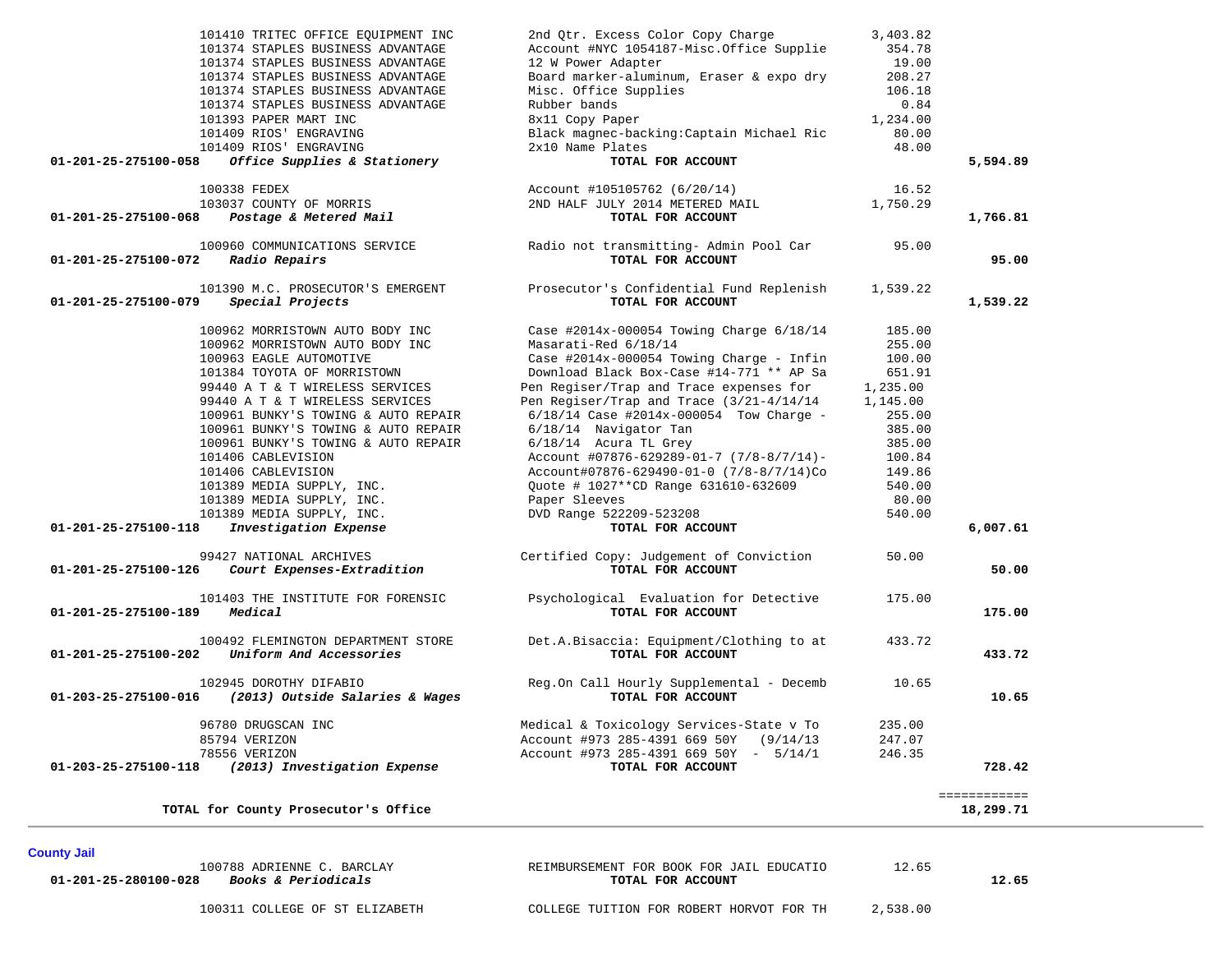| Account | Vendor | Description | Amount | Total |
|---|---|---|---|---|
| | 101410 TRITEC OFFICE EQUIPMENT INC | 2nd Qtr. Excess Color Copy Charge | 3,403.82 | |
| | 101374 STAPLES BUSINESS ADVANTAGE | Account #NYC 1054187-Misc.Office Supplie | 354.78 | |
| | 101374 STAPLES BUSINESS ADVANTAGE | 12 W Power Adapter | 19.00 | |
| | 101374 STAPLES BUSINESS ADVANTAGE | Board marker-aluminum, Eraser & expo dry | 208.27 | |
| | 101374 STAPLES BUSINESS ADVANTAGE | Misc. Office Supplies | 106.18 | |
| | 101374 STAPLES BUSINESS ADVANTAGE | Rubber bands | 0.84 | |
| | 101393 PAPER MART INC | 8x11 Copy Paper | 1,234.00 | |
| | 101409 RIOS' ENGRAVING | Black magnec-backing:Captain Michael Ric | 80.00 | |
| | 101409 RIOS' ENGRAVING | 2x10 Name Plates | 48.00 | |
| **01-201-25-275100-058** | ***Office Supplies & Stationery*** | **TOTAL FOR ACCOUNT** | | **5,594.89** |
| | 100338 FEDEX | Account #105105762 (6/20/14) | 16.52 | |
| | 103037 COUNTY OF MORRIS | 2ND HALF JULY 2014 METERED MAIL | 1,750.29 | |
| **01-201-25-275100-068** | ***Postage & Metered Mail*** | **TOTAL FOR ACCOUNT** | | **1,766.81** |
| | 100960 COMMUNICATIONS SERVICE | Radio not transmitting- Admin Pool Car | 95.00 | |
| **01-201-25-275100-072** | ***Radio Repairs*** | **TOTAL FOR ACCOUNT** | | **95.00** |
| | 101390 M.C. PROSECUTOR'S EMERGENT | Prosecutor's Confidential Fund Replenish | 1,539.22 | |
| **01-201-25-275100-079** | ***Special Projects*** | **TOTAL FOR ACCOUNT** | | **1,539.22** |
| | 100962 MORRISTOWN AUTO BODY INC | Case #2014x-000054 Towing Charge 6/18/14 | 185.00 | |
| | 100962 MORRISTOWN AUTO BODY INC | Masarati-Red 6/18/14 | 255.00 | |
| | 100963 EAGLE AUTOMOTIVE | Case #2014x-000054 Towing Charge - Infin | 100.00 | |
| | 101384 TOYOTA OF MORRISTOWN | Download Black Box-Case #14-771 ** AP Sa | 651.91 | |
| | 99440 A T & T WIRELESS SERVICES | Pen Regiser/Trap and Trace expenses for | 1,235.00 | |
| | 99440 A T & T WIRELESS SERVICES | Pen Regiser/Trap and Trace (3/21-4/14/14 | 1,145.00 | |
| | 100961 BUNKY'S TOWING & AUTO REPAIR | 6/18/14 Case #2014x-000054 Tow Charge - | 255.00 | |
| | 100961 BUNKY'S TOWING & AUTO REPAIR | 6/18/14 Navigator Tan | 385.00 | |
| | 100961 BUNKY'S TOWING & AUTO REPAIR | 6/18/14 Acura TL Grey | 385.00 | |
| | 101406 CABLEVISION | Account #07876-629289-01-7 (7/8-8/7/14)- | 100.84 | |
| | 101406 CABLEVISION | Account#07876-629490-01-0 (7/8-8/7/14)Co | 149.86 | |
| | 101389 MEDIA SUPPLY, INC. | Quote # 1027**CD Range 631610-632609 | 540.00 | |
| | 101389 MEDIA SUPPLY, INC. | Paper Sleeves | 80.00 | |
| | 101389 MEDIA SUPPLY, INC. | DVD Range 522209-523208 | 540.00 | |
| **01-201-25-275100-118** | ***Investigation Expense*** | **TOTAL FOR ACCOUNT** | | **6,007.61** |
| | 99427 NATIONAL ARCHIVES | Certified Copy: Judgement of Conviction | 50.00 | |
| **01-201-25-275100-126** | ***Court Expenses-Extradition*** | **TOTAL FOR ACCOUNT** | | **50.00** |
| | 101403 THE INSTITUTE FOR FORENSIC | Psychological Evaluation for Detective | 175.00 | |
| **01-201-25-275100-189** | ***Medical*** | **TOTAL FOR ACCOUNT** | | **175.00** |
| | 100492 FLEMINGTON DEPARTMENT STORE | Det.A.Bisaccia: Equipment/Clothing to at | 433.72 | |
| **01-201-25-275100-202** | ***Uniform And Accessories*** | **TOTAL FOR ACCOUNT** | | **433.72** |
| | 102945 DOROTHY DIFABIO | Reg.On Call Hourly Supplemental - Decemb | 10.65 | |
| **01-203-25-275100-016** | ***(2013) Outside Salaries & Wages*** | **TOTAL FOR ACCOUNT** | | **10.65** |
| | 96780 DRUGSCAN INC | Medical & Toxicology Services-State v To | 235.00 | |
| | 85794 VERIZON | Account #973 285-4391 669 50Y (9/14/13 | 247.07 | |
| | 78556 VERIZON | Account #973 285-4391 669 50Y - 5/14/1 | 246.35 | |
| **01-203-25-275100-118** | ***(2013) Investigation Expense*** | **TOTAL FOR ACCOUNT** | | **728.42** |
| | | | | ============ |
| | **TOTAL for County Prosecutor's Office** | | | **18,299.71** |

## County Jail

| Account | Vendor | Description | Amount | Total |
|---|---|---|---|---|
| | 100788 ADRIENNE C. BARCLAY | REIMBURSEMENT FOR BOOK FOR JAIL EDUCATIO | 12.65 | |
| **01-201-25-280100-028** | ***Books & Periodicals*** | **TOTAL FOR ACCOUNT** | | **12.65** |
| | 100311 COLLEGE OF ST ELIZABETH | COLLEGE TUITION FOR ROBERT HORVOT FOR TH | 2,538.00 | |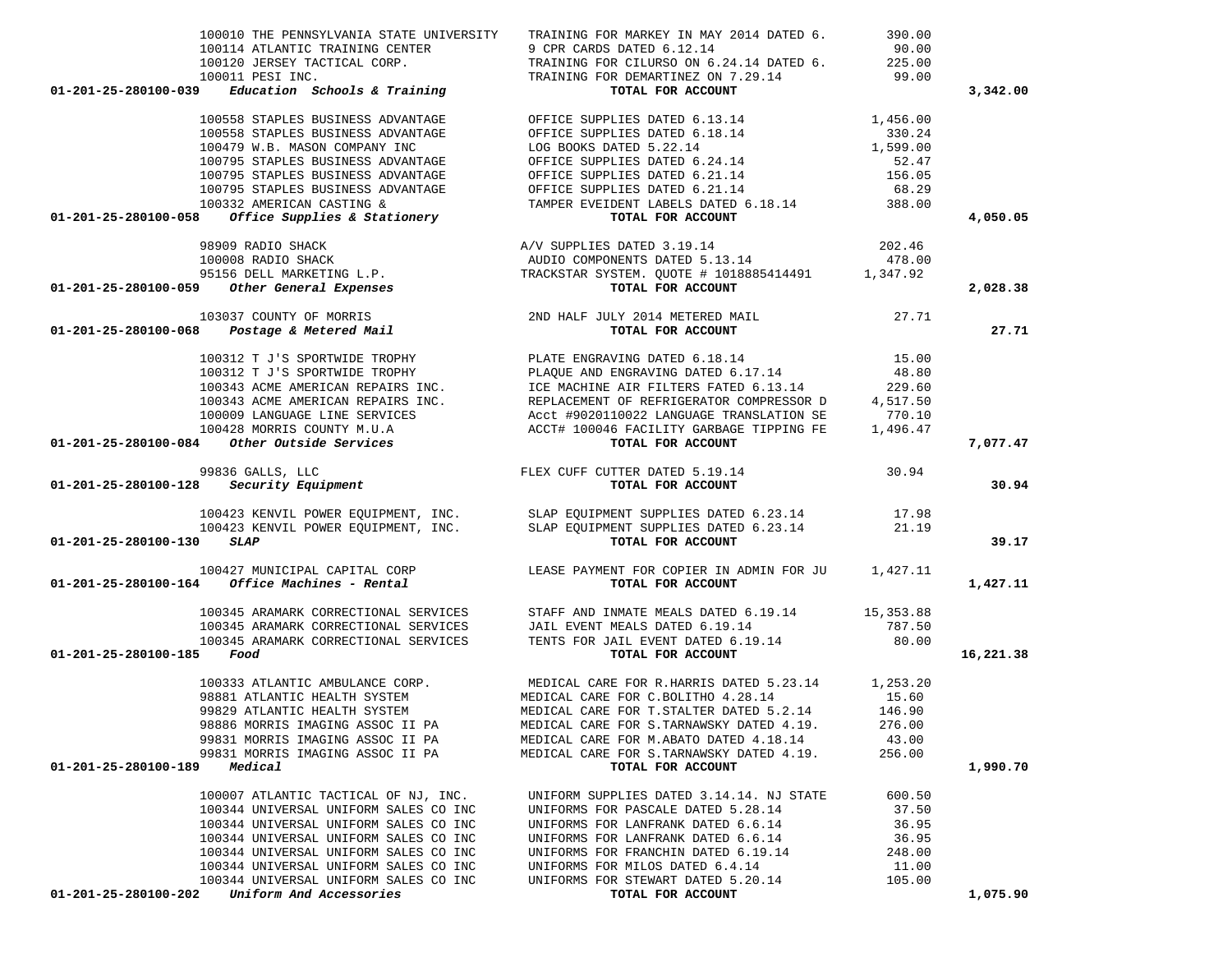| Account | Vendor | Description | Amount | Total |
|---|---|---|---|---|
| | 100010 THE PENNSYLVANIA STATE UNIVERSITY | TRAINING FOR MARKEY IN MAY 2014 DATED 6. | 390.00 | |
| | 100114 ATLANTIC TRAINING CENTER | 9 CPR CARDS DATED 6.12.14 | 90.00 | |
| | 100120 JERSEY TACTICAL CORP. | TRAINING FOR CILURSO ON 6.24.14 DATED 6. | 225.00 | |
| | 100011 PESI INC. | TRAINING FOR DEMARTINEZ ON 7.29.14 | 99.00 | |
| **01-201-25-280100-039** | ***Education Schools & Training*** | **TOTAL FOR ACCOUNT** | | **3,342.00** |
| | 100558 STAPLES BUSINESS ADVANTAGE | OFFICE SUPPLIES DATED 6.13.14 | 1,456.00 | |
| | 100558 STAPLES BUSINESS ADVANTAGE | OFFICE SUPPLIES DATED 6.18.14 | 330.24 | |
| | 100479 W.B. MASON COMPANY INC | LOG BOOKS DATED 5.22.14 | 1,599.00 | |
| | 100795 STAPLES BUSINESS ADVANTAGE | OFFICE SUPPLIES DATED 6.24.14 | 52.47 | |
| | 100795 STAPLES BUSINESS ADVANTAGE | OFFICE SUPPLIES DATED 6.21.14 | 156.05 | |
| | 100795 STAPLES BUSINESS ADVANTAGE | OFFICE SUPPLIES DATED 6.21.14 | 68.29 | |
| | 100332 AMERICAN CASTING & | TAMPER EVEIDENT LABELS DATED 6.18.14 | 388.00 | |
| **01-201-25-280100-058** | ***Office Supplies & Stationery*** | **TOTAL FOR ACCOUNT** | | **4,050.05** |
| | 98909 RADIO SHACK | A/V SUPPLIES DATED 3.19.14 | 202.46 | |
| | 100008 RADIO SHACK | AUDIO COMPONENTS DATED 5.13.14 | 478.00 | |
| | 95156 DELL MARKETING L.P. | TRACKSTAR SYSTEM. QUOTE # 1018885414491 | 1,347.92 | |
| **01-201-25-280100-059** | ***Other General Expenses*** | **TOTAL FOR ACCOUNT** | | **2,028.38** |
| | 103037 COUNTY OF MORRIS | 2ND HALF JULY 2014 METERED MAIL | 27.71 | |
| **01-201-25-280100-068** | ***Postage & Metered Mail*** | **TOTAL FOR ACCOUNT** | | **27.71** |
| | 100312 T J'S SPORTWIDE TROPHY | PLATE ENGRAVING DATED 6.18.14 | 15.00 | |
| | 100312 T J'S SPORTWIDE TROPHY | PLAQUE AND ENGRAVING DATED 6.17.14 | 48.80 | |
| | 100343 ACME AMERICAN REPAIRS INC. | ICE MACHINE AIR FILTERS FATED 6.13.14 | 229.60 | |
| | 100343 ACME AMERICAN REPAIRS INC. | REPLACEMENT OF REFRIGERATOR COMPRESSOR D | 4,517.50 | |
| | 100009 LANGUAGE LINE SERVICES | Acct #9020110022 LANGUAGE TRANSLATION SE | 770.10 | |
| | 100428 MORRIS COUNTY M.U.A | ACCT# 100046 FACILITY GARBAGE TIPPING FE | 1,496.47 | |
| **01-201-25-280100-084** | ***Other Outside Services*** | **TOTAL FOR ACCOUNT** | | **7,077.47** |
| | 99836 GALLS, LLC | FLEX CUFF CUTTER DATED 5.19.14 | 30.94 | |
| **01-201-25-280100-128** | ***Security Equipment*** | **TOTAL FOR ACCOUNT** | | **30.94** |
| | 100423 KENVIL POWER EQUIPMENT, INC. | SLAP EQUIPMENT SUPPLIES DATED 6.23.14 | 17.98 | |
| | 100423 KENVIL POWER EQUIPMENT, INC. | SLAP EQUIPMENT SUPPLIES DATED 6.23.14 | 21.19 | |
| **01-201-25-280100-130** | ***SLAP*** | **TOTAL FOR ACCOUNT** | | **39.17** |
| | 100427 MUNICIPAL CAPITAL CORP | LEASE PAYMENT FOR COPIER IN ADMIN FOR JU | 1,427.11 | |
| **01-201-25-280100-164** | ***Office Machines - Rental*** | **TOTAL FOR ACCOUNT** | | **1,427.11** |
| | 100345 ARAMARK CORRECTIONAL SERVICES | STAFF AND INMATE MEALS DATED 6.19.14 | 15,353.88 | |
| | 100345 ARAMARK CORRECTIONAL SERVICES | JAIL EVENT MEALS DATED 6.19.14 | 787.50 | |
| | 100345 ARAMARK CORRECTIONAL SERVICES | TENTS FOR JAIL EVENT DATED 6.19.14 | 80.00 | |
| **01-201-25-280100-185** | ***Food*** | **TOTAL FOR ACCOUNT** | | **16,221.38** |
| | 100333 ATLANTIC AMBULANCE CORP. | MEDICAL CARE FOR R.HARRIS DATED 5.23.14 | 1,253.20 | |
| | 98881 ATLANTIC HEALTH SYSTEM | MEDICAL CARE FOR C.BOLITHO 4.28.14 | 15.60 | |
| | 99829 ATLANTIC HEALTH SYSTEM | MEDICAL CARE FOR T.STALTER DATED 5.2.14 | 146.90 | |
| | 98886 MORRIS IMAGING ASSOC II PA | MEDICAL CARE FOR S.TARNAWSKY DATED 4.19. | 276.00 | |
| | 99831 MORRIS IMAGING ASSOC II PA | MEDICAL CARE FOR M.ABATO DATED 4.18.14 | 43.00 | |
| | 99831 MORRIS IMAGING ASSOC II PA | MEDICAL CARE FOR S.TARNAWSKY DATED 4.19. | 256.00 | |
| **01-201-25-280100-189** | ***Medical*** | **TOTAL FOR ACCOUNT** | | **1,990.70** |
| | 100007 ATLANTIC TACTICAL OF NJ, INC. | UNIFORM SUPPLIES DATED 3.14.14. NJ STATE | 600.50 | |
| | 100344 UNIVERSAL UNIFORM SALES CO INC | UNIFORMS FOR PASCALE DATED 5.28.14 | 37.50 | |
| | 100344 UNIVERSAL UNIFORM SALES CO INC | UNIFORMS FOR LANFRANK DATED 6.6.14 | 36.95 | |
| | 100344 UNIVERSAL UNIFORM SALES CO INC | UNIFORMS FOR LANFRANK DATED 6.6.14 | 36.95 | |
| | 100344 UNIVERSAL UNIFORM SALES CO INC | UNIFORMS FOR FRANCHIN DATED 6.19.14 | 248.00 | |
| | 100344 UNIVERSAL UNIFORM SALES CO INC | UNIFORMS FOR MILOS DATED 6.4.14 | 11.00 | |
| | 100344 UNIVERSAL UNIFORM SALES CO INC | UNIFORMS FOR STEWART DATED 5.20.14 | 105.00 | |
| **01-201-25-280100-202** | ***Uniform And Accessories*** | **TOTAL FOR ACCOUNT** | | **1,075.90** |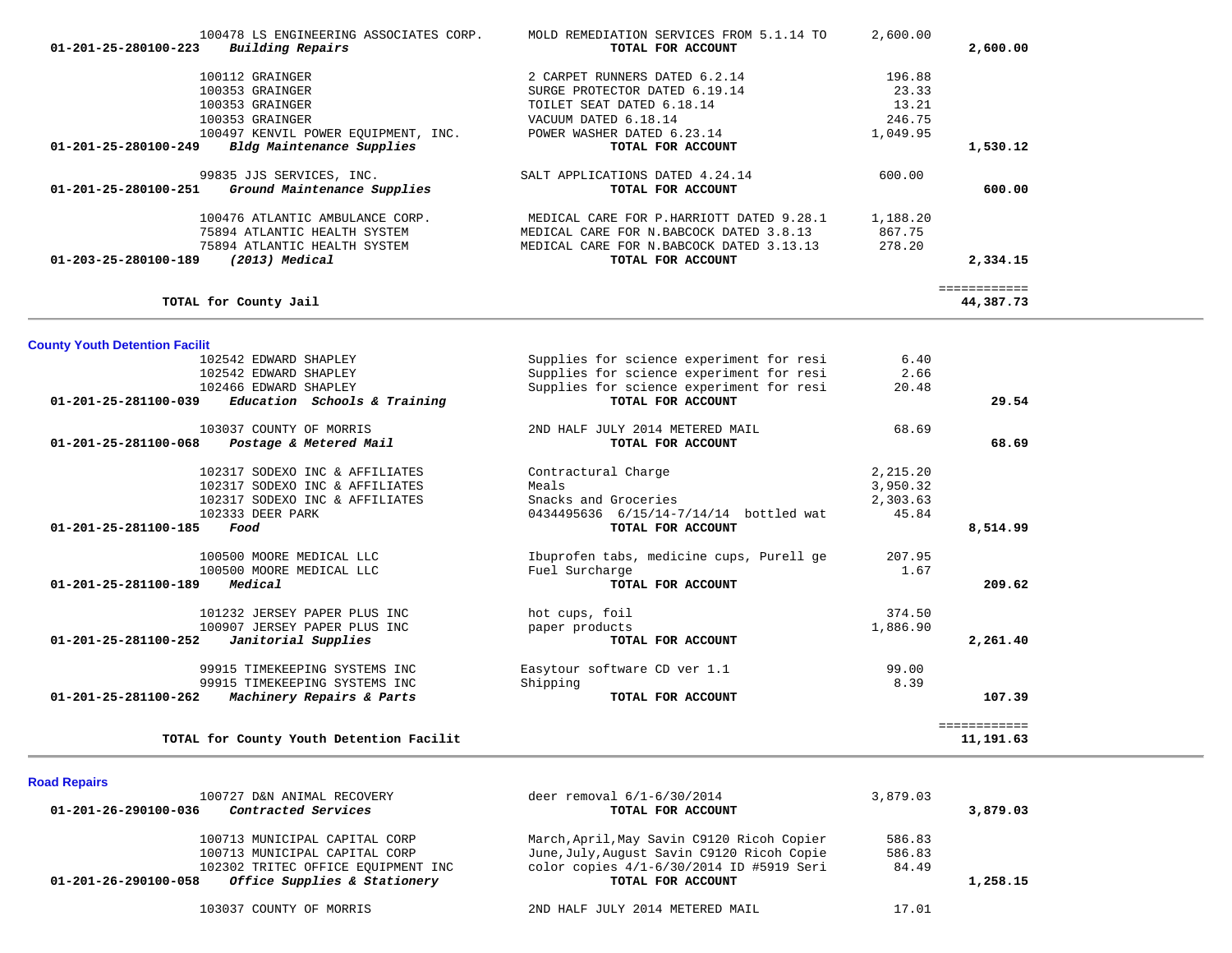| Account | Vendor / Description | Item | Amount | Total |
|---|---|---|---|---|
| | 100478 LS ENGINEERING ASSOCIATES CORP. | MOLD REMEDIATION SERVICES FROM 5.1.14 TO | 2,600.00 | |
| 01-201-25-280100-223 | *Building Repairs* | TOTAL FOR ACCOUNT | | 2,600.00 |
| | 100112 GRAINGER | 2 CARPET RUNNERS DATED 6.2.14 | 196.88 | |
| | 100353 GRAINGER | SURGE PROTECTOR DATED 6.19.14 | 23.33 | |
| | 100353 GRAINGER | TOILET SEAT DATED 6.18.14 | 13.21 | |
| | 100353 GRAINGER | VACUUM DATED 6.18.14 | 246.75 | |
| | 100497 KENVIL POWER EQUIPMENT, INC. | POWER WASHER DATED 6.23.14 | 1,049.95 | |
| 01-201-25-280100-249 | *Bldg Maintenance Supplies* | TOTAL FOR ACCOUNT | | 1,530.12 |
| | 99835 JJS SERVICES, INC. | SALT APPLICATIONS DATED 4.24.14 | 600.00 | |
| 01-201-25-280100-251 | *Ground Maintenance Supplies* | TOTAL FOR ACCOUNT | | 600.00 |
| | 100476 ATLANTIC AMBULANCE CORP. | MEDICAL CARE FOR P.HARRIOTT DATED 9.28.1 | 1,188.20 | |
| | 75894 ATLANTIC HEALTH SYSTEM | MEDICAL CARE FOR N.BABCOCK DATED 3.8.13 | 867.75 | |
| | 75894 ATLANTIC HEALTH SYSTEM | MEDICAL CARE FOR N.BABCOCK DATED 3.13.13 | 278.20 | |
| 01-203-25-280100-189 | *(2013) Medical* | TOTAL FOR ACCOUNT | | 2,334.15 |
| | **TOTAL for County Jail** | | | ============ 44,387.73 |

## County Youth Detention Facilit

| Account | Vendor / Description | Item | Amount | Total |
|---|---|---|---|---|
| | 102542 EDWARD SHAPLEY | Supplies for science experiment for resi | 6.40 | |
| | 102542 EDWARD SHAPLEY | Supplies for science experiment for resi | 2.66 | |
| | 102466 EDWARD SHAPLEY | Supplies for science experiment for resi | 20.48 | |
| 01-201-25-281100-039 | *Education Schools & Training* | TOTAL FOR ACCOUNT | | 29.54 |
| | 103037 COUNTY OF MORRIS | 2ND HALF JULY 2014 METERED MAIL | 68.69 | |
| 01-201-25-281100-068 | *Postage & Metered Mail* | TOTAL FOR ACCOUNT | | 68.69 |
| | 102317 SODEXO INC & AFFILIATES | Contractural Charge | 2,215.20 | |
| | 102317 SODEXO INC & AFFILIATES | Meals | 3,950.32 | |
| | 102317 SODEXO INC & AFFILIATES | Snacks and Groceries | 2,303.63 | |
| | 102333 DEER PARK | 0434495636 6/15/14-7/14/14 bottled wat | 45.84 | |
| 01-201-25-281100-185 | *Food* | TOTAL FOR ACCOUNT | | 8,514.99 |
| | 100500 MOORE MEDICAL LLC | Ibuprofen tabs, medicine cups, Purell ge | 207.95 | |
| | 100500 MOORE MEDICAL LLC | Fuel Surcharge | 1.67 | |
| 01-201-25-281100-189 | *Medical* | TOTAL FOR ACCOUNT | | 209.62 |
| | 101232 JERSEY PAPER PLUS INC | hot cups, foil | 374.50 | |
| | 100907 JERSEY PAPER PLUS INC | paper products | 1,886.90 | |
| 01-201-25-281100-252 | *Janitorial Supplies* | TOTAL FOR ACCOUNT | | 2,261.40 |
| | 99915 TIMEKEEPING SYSTEMS INC | Easytour software CD ver 1.1 | 99.00 | |
| | 99915 TIMEKEEPING SYSTEMS INC | Shipping | 8.39 | |
| 01-201-25-281100-262 | *Machinery Repairs & Parts* | TOTAL FOR ACCOUNT | | 107.39 |
| | **TOTAL for County Youth Detention Facilit** | | | ============ 11,191.63 |

## Road Repairs

| Account | Vendor / Description | Item | Amount | Total |
|---|---|---|---|---|
| | 100727 D&N ANIMAL RECOVERY | deer removal 6/1-6/30/2014 | 3,879.03 | |
| 01-201-26-290100-036 | *Contracted Services* | TOTAL FOR ACCOUNT | | 3,879.03 |
| | 100713 MUNICIPAL CAPITAL CORP | March,April,May Savin C9120 Ricoh Copier | 586.83 | |
| | 100713 MUNICIPAL CAPITAL CORP | June,July,August Savin C9120 Ricoh Copie | 586.83 | |
| | 102302 TRITEC OFFICE EQUIPMENT INC | color copies 4/1-6/30/2014 ID #5919 Seri | 84.49 | |
| 01-201-26-290100-058 | *Office Supplies & Stationery* | TOTAL FOR ACCOUNT | | 1,258.15 |
| | 103037 COUNTY OF MORRIS | 2ND HALF JULY 2014 METERED MAIL | 17.01 | |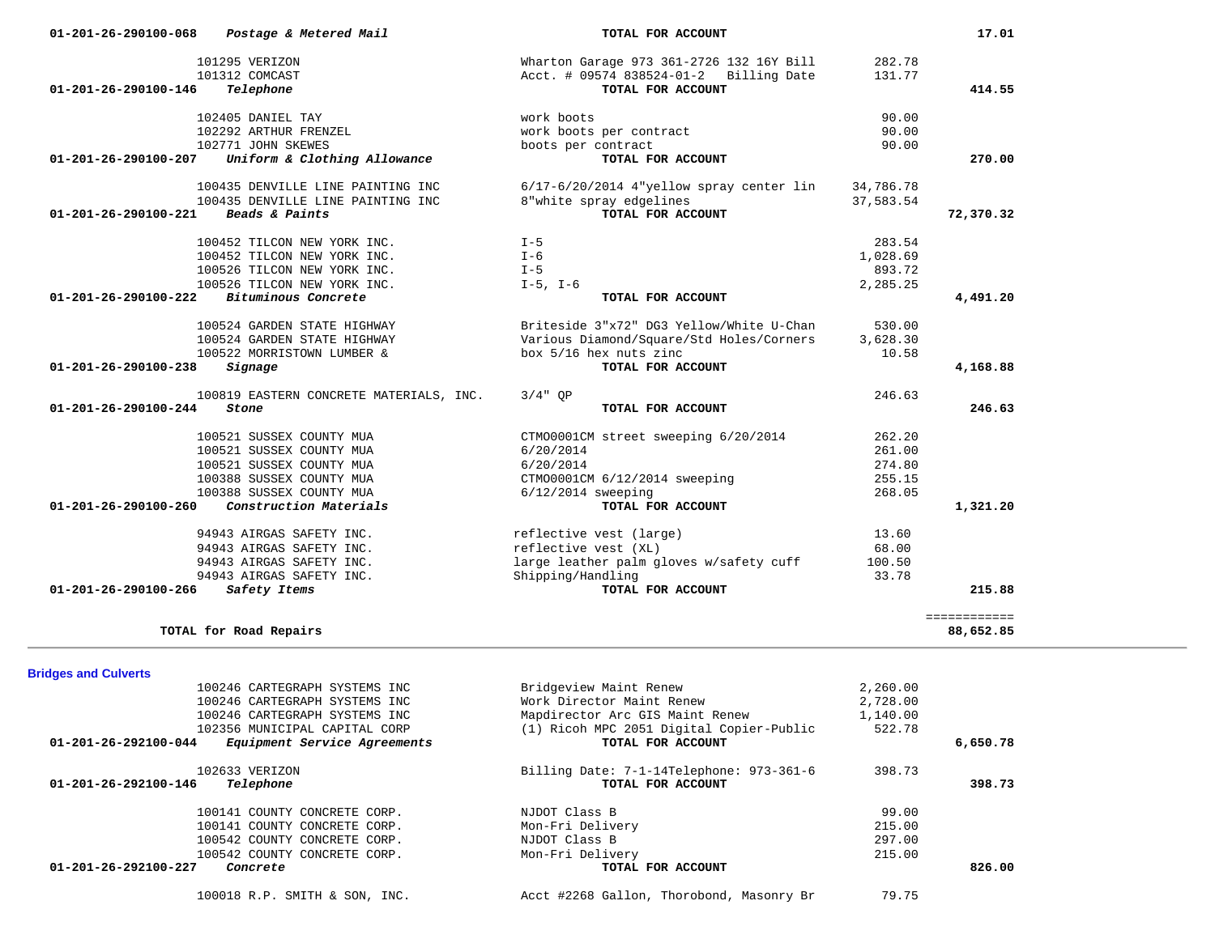| Account | Vendor / Description | | Amount | Total |
|---|---|---|---|---|
| 01-201-26-290100-068 | *Postage & Metered Mail* | **TOTAL FOR ACCOUNT** | | **17.01** |
| | 101295 VERIZON | Wharton Garage 973 361-2726 132 16Y Bill | 282.78 | |
| | 101312 COMCAST | Acct. # 09574 838524-01-2 Billing Date | 131.77 | |
| 01-201-26-290100-146 | *Telephone* | **TOTAL FOR ACCOUNT** | | **414.55** |
| | 102405 DANIEL TAY | work boots | 90.00 | |
| | 102292 ARTHUR FRENZEL | work boots per contract | 90.00 | |
| | 102771 JOHN SKEWES | boots per contract | 90.00 | |
| 01-201-26-290100-207 | *Uniform & Clothing Allowance* | **TOTAL FOR ACCOUNT** | | **270.00** |
| | 100435 DENVILLE LINE PAINTING INC | 6/17-6/20/2014 4"yellow spray center lin | 34,786.78 | |
| | 100435 DENVILLE LINE PAINTING INC | 8"white spray edgelines | 37,583.54 | |
| 01-201-26-290100-221 | *Beads & Paints* | **TOTAL FOR ACCOUNT** | | **72,370.32** |
| | 100452 TILCON NEW YORK INC. | I-5 | 283.54 | |
| | 100452 TILCON NEW YORK INC. | I-6 | 1,028.69 | |
| | 100526 TILCON NEW YORK INC. | I-5 | 893.72 | |
| | 100526 TILCON NEW YORK INC. | I-5, I-6 | 2,285.25 | |
| 01-201-26-290100-222 | *Bituminous Concrete* | **TOTAL FOR ACCOUNT** | | **4,491.20** |
| | 100524 GARDEN STATE HIGHWAY | Briteside 3"x72" DG3 Yellow/White U-Chan | 530.00 | |
| | 100524 GARDEN STATE HIGHWAY | Various Diamond/Square/Std Holes/Corners | 3,628.30 | |
| | 100522 MORRISTOWN LUMBER & | box 5/16 hex nuts zinc | 10.58 | |
| 01-201-26-290100-238 | *Signage* | **TOTAL FOR ACCOUNT** | | **4,168.88** |
| | 100819 EASTERN CONCRETE MATERIALS, INC. | 3/4" QP | 246.63 | |
| 01-201-26-290100-244 | *Stone* | **TOTAL FOR ACCOUNT** | | **246.63** |
| | 100521 SUSSEX COUNTY MUA | CTMO0001CM street sweeping 6/20/2014 | 262.20 | |
| | 100521 SUSSEX COUNTY MUA | 6/20/2014 | 261.00 | |
| | 100521 SUSSEX COUNTY MUA | 6/20/2014 | 274.80 | |
| | 100388 SUSSEX COUNTY MUA | CTMO0001CM 6/12/2014 sweeping | 255.15 | |
| | 100388 SUSSEX COUNTY MUA | 6/12/2014 sweeping | 268.05 | |
| 01-201-26-290100-260 | *Construction Materials* | **TOTAL FOR ACCOUNT** | | **1,321.20** |
| | 94943 AIRGAS SAFETY INC. | reflective vest (large) | 13.60 | |
| | 94943 AIRGAS SAFETY INC. | reflective vest (XL) | 68.00 | |
| | 94943 AIRGAS SAFETY INC. | large leather palm gloves w/safety cuff | 100.50 | |
| | 94943 AIRGAS SAFETY INC. | Shipping/Handling | 33.78 | |
| 01-201-26-290100-266 | *Safety Items* | **TOTAL FOR ACCOUNT** | | **215.88** |
| | **TOTAL for Road Repairs** | | | ============ **88,652.85** |

**Bridges and Culverts**

| Account | Vendor / Description | | Amount | Total |
|---|---|---|---|---|
| | 100246 CARTEGRAPH SYSTEMS INC | Bridgeview Maint Renew | 2,260.00 | |
| | 100246 CARTEGRAPH SYSTEMS INC | Work Director Maint Renew | 2,728.00 | |
| | 100246 CARTEGRAPH SYSTEMS INC | Mapdirector Arc GIS Maint Renew | 1,140.00 | |
| | 102356 MUNICIPAL CAPITAL CORP | (1) Ricoh MPC 2051 Digital Copier-Public | 522.78 | |
| 01-201-26-292100-044 | *Equipment Service Agreements* | **TOTAL FOR ACCOUNT** | | **6,650.78** |
| | 102633 VERIZON | Billing Date: 7-1-14Telephone: 973-361-6 | 398.73 | |
| 01-201-26-292100-146 | *Telephone* | **TOTAL FOR ACCOUNT** | | **398.73** |
| | 100141 COUNTY CONCRETE CORP. | NJDOT Class B | 99.00 | |
| | 100141 COUNTY CONCRETE CORP. | Mon-Fri Delivery | 215.00 | |
| | 100542 COUNTY CONCRETE CORP. | NJDOT Class B | 297.00 | |
| | 100542 COUNTY CONCRETE CORP. | Mon-Fri Delivery | 215.00 | |
| 01-201-26-292100-227 | *Concrete* | **TOTAL FOR ACCOUNT** | | **826.00** |
| | 100018 R.P. SMITH & SON, INC. | Acct #2268 Gallon, Thorobond, Masonry Br | 79.75 | |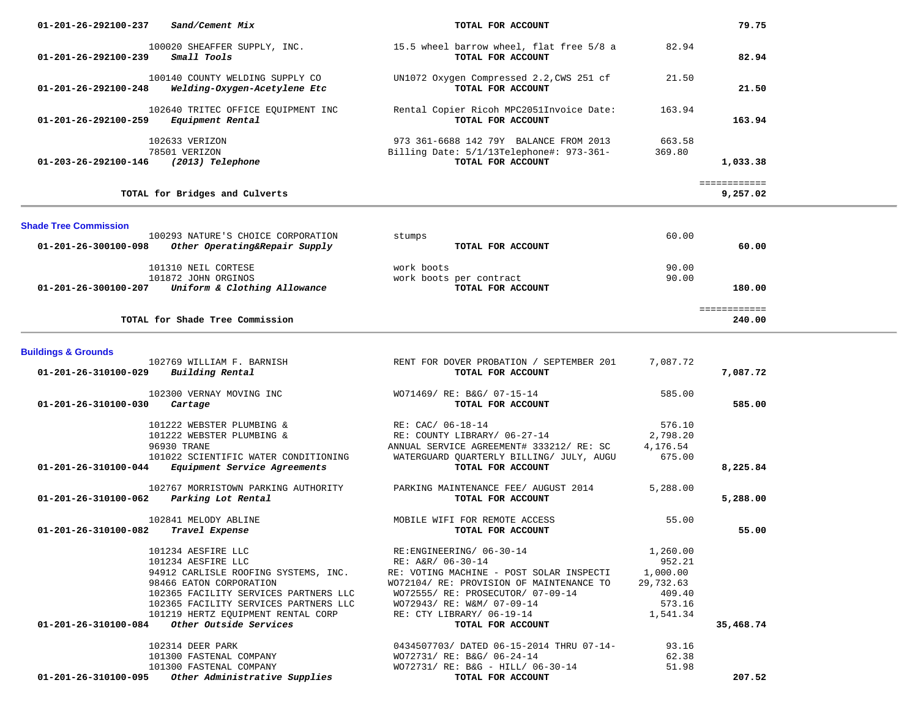| Account | Vendor | Description | Amount | Total |
|---|---|---|---|---|
| **01-201-26-292100-237** ***Sand/Cement Mix*** | | **TOTAL FOR ACCOUNT** | | **79.75** |
| | 100020 SHEAFFER SUPPLY, INC. | 15.5 wheel barrow wheel, flat free 5/8 a | 82.94 | |
| **01-201-26-292100-239** ***Small Tools*** | | **TOTAL FOR ACCOUNT** | | **82.94** |
| | 100140 COUNTY WELDING SUPPLY CO | UN1072 Oxygen Compressed 2.2,CWS 251 cf | 21.50 | |
| **01-201-26-292100-248** ***Welding-Oxygen-Acetylene Etc*** | | **TOTAL FOR ACCOUNT** | | **21.50** |
| | 102640 TRITEC OFFICE EQUIPMENT INC | Rental Copier Ricoh MPC2051Invoice Date: | 163.94 | |
| **01-201-26-292100-259** ***Equipment Rental*** | | **TOTAL FOR ACCOUNT** | | **163.94** |
| | 102633 VERIZON | 973 361-6688 142 79Y BALANCE FROM 2013 | 663.58 | |
| | 78501 VERIZON | Billing Date: 5/1/13Telephone#: 973-361- | 369.80 | |
| **01-203-26-292100-146** ***(2013) Telephone*** | | **TOTAL FOR ACCOUNT** | | **1,033.38** |
| | | | | ============ |
| **TOTAL for Bridges and Culverts** | | | | **9,257.02** |

## Shade Tree Commission

| Account | Vendor | Description | Amount | Total |
|---|---|---|---|---|
| | 100293 NATURE'S CHOICE CORPORATION | stumps | 60.00 | |
| **01-201-26-300100-098** ***Other Operating&Repair Supply*** | | **TOTAL FOR ACCOUNT** | | **60.00** |
| | 101310 NEIL CORTESE | work boots | 90.00 | |
| | 101872 JOHN ORGINOS | work boots per contract | 90.00 | |
| **01-201-26-300100-207** ***Uniform & Clothing Allowance*** | | **TOTAL FOR ACCOUNT** | | **180.00** |
| | | | | ============ |
| **TOTAL for Shade Tree Commission** | | | | **240.00** |

## Buildings & Grounds

| Account | Vendor | Description | Amount | Total |
|---|---|---|---|---|
| | 102769 WILLIAM F. BARNISH | RENT FOR DOVER PROBATION / SEPTEMBER 201 | 7,087.72 | |
| **01-201-26-310100-029** ***Building Rental*** | | **TOTAL FOR ACCOUNT** | | **7,087.72** |
| | 102300 VERNAY MOVING INC | WO71469/ RE: B&G/ 07-15-14 | 585.00 | |
| **01-201-26-310100-030** ***Cartage*** | | **TOTAL FOR ACCOUNT** | | **585.00** |
| | 101222 WEBSTER PLUMBING & | RE: CAC/ 06-18-14 | 576.10 | |
| | 101222 WEBSTER PLUMBING & | RE: COUNTY LIBRARY/ 06-27-14 | 2,798.20 | |
| | 96930 TRANE | ANNUAL SERVICE AGREEMENT# 333212/ RE: SC | 4,176.54 | |
| | 101022 SCIENTIFIC WATER CONDITIONING | WATERGUARD QUARTERLY BILLING/ JULY, AUGU | 675.00 | |
| **01-201-26-310100-044** ***Equipment Service Agreements*** | | **TOTAL FOR ACCOUNT** | | **8,225.84** |
| | 102767 MORRISTOWN PARKING AUTHORITY | PARKING MAINTENANCE FEE/ AUGUST 2014 | 5,288.00 | |
| **01-201-26-310100-062** ***Parking Lot Rental*** | | **TOTAL FOR ACCOUNT** | | **5,288.00** |
| | 102841 MELODY ABLINE | MOBILE WIFI FOR REMOTE ACCESS | 55.00 | |
| **01-201-26-310100-082** ***Travel Expense*** | | **TOTAL FOR ACCOUNT** | | **55.00** |
| | 101234 AESFIRE LLC | RE:ENGINEERING/ 06-30-14 | 1,260.00 | |
| | 101234 AESFIRE LLC | RE: A&R/ 06-30-14 | 952.21 | |
| | 94912 CARLISLE ROOFING SYSTEMS, INC. | RE: VOTING MACHINE - POST SOLAR INSPECTI | 1,000.00 | |
| | 98466 EATON CORPORATION | WO72104/ RE: PROVISION OF MAINTENANCE TO | 29,732.63 | |
| | 102365 FACILITY SERVICES PARTNERS LLC | WO72555/ RE: PROSECUTOR/ 07-09-14 | 409.40 | |
| | 102365 FACILITY SERVICES PARTNERS LLC | WO72943/ RE: W&M/ 07-09-14 | 573.16 | |
| | 101219 HERTZ EQUIPMENT RENTAL CORP | RE: CTY LIBRARY/ 06-19-14 | 1,541.34 | |
| **01-201-26-310100-084** ***Other Outside Services*** | | **TOTAL FOR ACCOUNT** | | **35,468.74** |
| | 102314 DEER PARK | 0434507703/ DATED 06-15-2014 THRU 07-14- | 93.16 | |
| | 101300 FASTENAL COMPANY | WO72731/ RE: B&G/ 06-24-14 | 62.38 | |
| | 101300 FASTENAL COMPANY | WO72731/ RE: B&G - HILL/ 06-30-14 | 51.98 | |
| **01-201-26-310100-095** ***Other Administrative Supplies*** | | **TOTAL FOR ACCOUNT** | | **207.52** |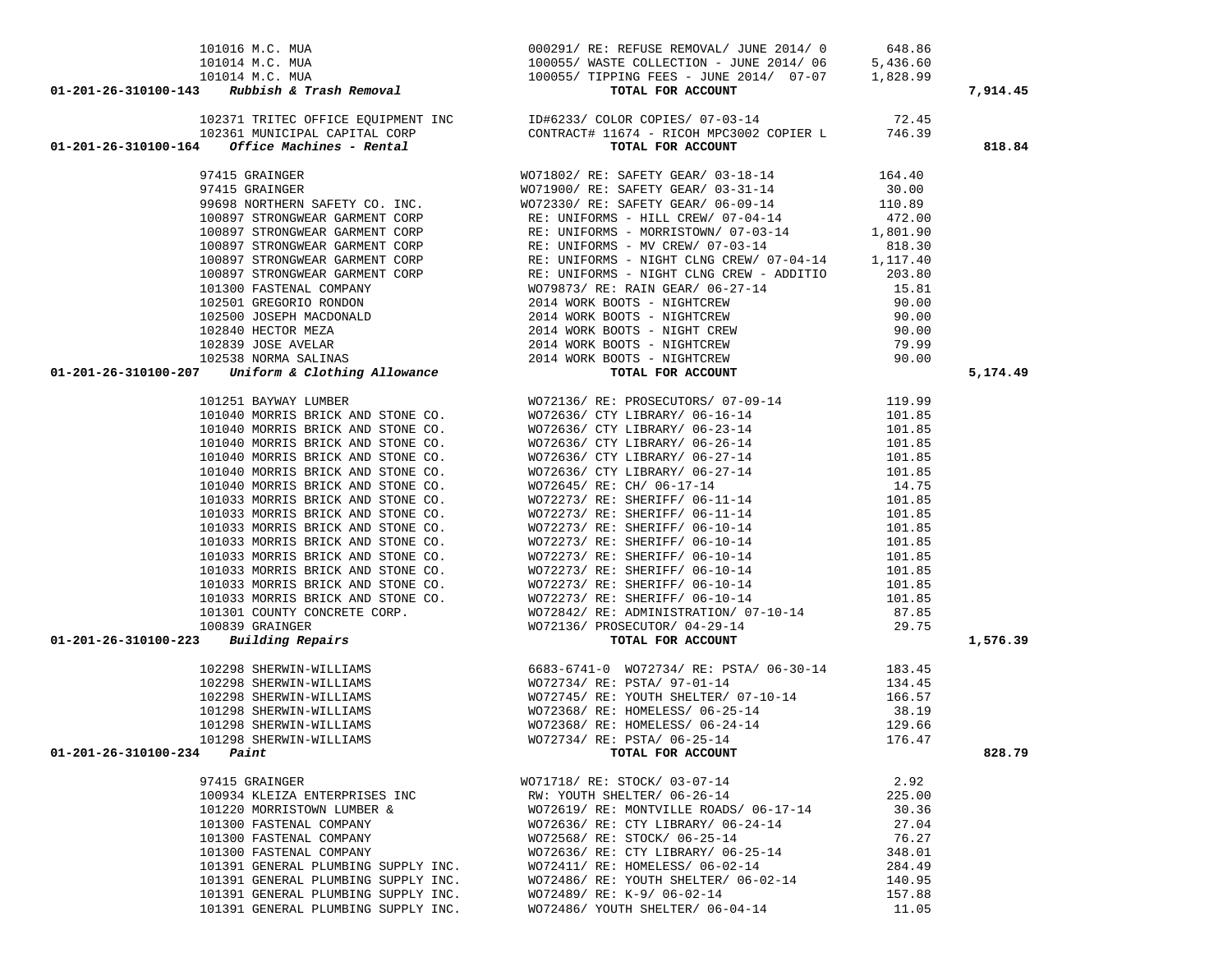| Account | Vendor | Description | Amount | Total |
|---|---|---|---|---|
| | 101016 M.C. MUA | 000291/ RE: REFUSE REMOVAL/ JUNE 2014/ 0 | 648.86 | |
| | 101014 M.C. MUA | 100055/ WASTE COLLECTION - JUNE 2014/ 06 | 5,436.60 | |
| | 101014 M.C. MUA | 100055/ TIPPING FEES - JUNE 2014/ 07-07 | 1,828.99 | |
| **01-201-26-310100-143** *Rubbish & Trash Removal* | | **TOTAL FOR ACCOUNT** | | **7,914.45** |
| | 102371 TRITEC OFFICE EQUIPMENT INC | ID#6233/ COLOR COPIES/ 07-03-14 | 72.45 | |
| | 102361 MUNICIPAL CAPITAL CORP | CONTRACT# 11674 - RICOH MPC3002 COPIER L | 746.39 | |
| **01-201-26-310100-164** *Office Machines - Rental* | | **TOTAL FOR ACCOUNT** | | **818.84** |
| | 97415 GRAINGER | WO71802/ RE: SAFETY GEAR/ 03-18-14 | 164.40 | |
| | 97415 GRAINGER | WO71900/ RE: SAFETY GEAR/ 03-31-14 | 30.00 | |
| | 99698 NORTHERN SAFETY CO. INC. | WO72330/ RE: SAFETY GEAR/ 06-09-14 | 110.89 | |
| | 100897 STRONGWEAR GARMENT CORP | RE: UNIFORMS - HILL CREW/ 07-04-14 | 472.00 | |
| | 100897 STRONGWEAR GARMENT CORP | RE: UNIFORMS - MORRISTOWN/ 07-03-14 | 1,801.90 | |
| | 100897 STRONGWEAR GARMENT CORP | RE: UNIFORMS - MV CREW/ 07-03-14 | 818.30 | |
| | 100897 STRONGWEAR GARMENT CORP | RE: UNIFORMS - NIGHT CLNG CREW/ 07-04-14 | 1,117.40 | |
| | 100897 STRONGWEAR GARMENT CORP | RE: UNIFORMS - NIGHT CLNG CREW - ADDITIO | 203.80 | |
| | 101300 FASTENAL COMPANY | WO79873/ RE: RAIN GEAR/ 06-27-14 | 15.81 | |
| | 102501 GREGORIO RONDON | 2014 WORK BOOTS - NIGHTCREW | 90.00 | |
| | 102500 JOSEPH MACDONALD | 2014 WORK BOOTS - NIGHTCREW | 90.00 | |
| | 102840 HECTOR MEZA | 2014 WORK BOOTS - NIGHT CREW | 90.00 | |
| | 102839 JOSE AVELAR | 2014 WORK BOOTS - NIGHTCREW | 79.99 | |
| | 102538 NORMA SALINAS | 2014 WORK BOOTS - NIGHTCREW | 90.00 | |
| **01-201-26-310100-207** *Uniform & Clothing Allowance* | | **TOTAL FOR ACCOUNT** | | **5,174.49** |
| | 101251 BAYWAY LUMBER | WO72136/ RE: PROSECUTORS/ 07-09-14 | 119.99 | |
| | 101040 MORRIS BRICK AND STONE CO. | WO72636/ CTY LIBRARY/ 06-16-14 | 101.85 | |
| | 101040 MORRIS BRICK AND STONE CO. | WO72636/ CTY LIBRARY/ 06-23-14 | 101.85 | |
| | 101040 MORRIS BRICK AND STONE CO. | WO72636/ CTY LIBRARY/ 06-26-14 | 101.85 | |
| | 101040 MORRIS BRICK AND STONE CO. | WO72636/ CTY LIBRARY/ 06-27-14 | 101.85 | |
| | 101040 MORRIS BRICK AND STONE CO. | WO72636/ CTY LIBRARY/ 06-27-14 | 101.85 | |
| | 101040 MORRIS BRICK AND STONE CO. | WO72645/ RE: CH/ 06-17-14 | 14.75 | |
| | 101033 MORRIS BRICK AND STONE CO. | WO72273/ RE: SHERIFF/ 06-11-14 | 101.85 | |
| | 101033 MORRIS BRICK AND STONE CO. | WO72273/ RE: SHERIFF/ 06-11-14 | 101.85 | |
| | 101033 MORRIS BRICK AND STONE CO. | WO72273/ RE: SHERIFF/ 06-10-14 | 101.85 | |
| | 101033 MORRIS BRICK AND STONE CO. | WO72273/ RE: SHERIFF/ 06-10-14 | 101.85 | |
| | 101033 MORRIS BRICK AND STONE CO. | WO72273/ RE: SHERIFF/ 06-10-14 | 101.85 | |
| | 101033 MORRIS BRICK AND STONE CO. | WO72273/ RE: SHERIFF/ 06-10-14 | 101.85 | |
| | 101033 MORRIS BRICK AND STONE CO. | WO72273/ RE: SHERIFF/ 06-10-14 | 101.85 | |
| | 101033 MORRIS BRICK AND STONE CO. | WO72273/ RE: SHERIFF/ 06-10-14 | 101.85 | |
| | 101301 COUNTY CONCRETE CORP. | WO72842/ RE: ADMINISTRATION/ 07-10-14 | 87.85 | |
| | 100839 GRAINGER | WO72136/ PROSECUTOR/ 04-29-14 | 29.75 | |
| **01-201-26-310100-223** *Building Repairs* | | **TOTAL FOR ACCOUNT** | | **1,576.39** |
| | 102298 SHERWIN-WILLIAMS | 6683-6741-0 WO72734/ RE: PSTA/ 06-30-14 | 183.45 | |
| | 102298 SHERWIN-WILLIAMS | WO72734/ RE: PSTA/ 97-01-14 | 134.45 | |
| | 102298 SHERWIN-WILLIAMS | WO72745/ RE: YOUTH SHELTER/ 07-10-14 | 166.57 | |
| | 101298 SHERWIN-WILLIAMS | WO72368/ RE: HOMELESS/ 06-25-14 | 38.19 | |
| | 101298 SHERWIN-WILLIAMS | WO72368/ RE: HOMELESS/ 06-24-14 | 129.66 | |
| | 101298 SHERWIN-WILLIAMS | WO72734/ RE: PSTA/ 06-25-14 | 176.47 | |
| **01-201-26-310100-234** *Paint* | | **TOTAL FOR ACCOUNT** | | **828.79** |
| | 97415 GRAINGER | WO71718/ RE: STOCK/ 03-07-14 | 2.92 | |
| | 100934 KLEIZA ENTERPRISES INC | RW: YOUTH SHELTER/ 06-26-14 | 225.00 | |
| | 101220 MORRISTOWN LUMBER & | WO72619/ RE: MONTVILLE ROADS/ 06-17-14 | 30.36 | |
| | 101300 FASTENAL COMPANY | WO72636/ RE: CTY LIBRARY/ 06-24-14 | 27.04 | |
| | 101300 FASTENAL COMPANY | WO72568/ RE: STOCK/ 06-25-14 | 76.27 | |
| | 101300 FASTENAL COMPANY | WO72636/ RE: CTY LIBRARY/ 06-25-14 | 348.01 | |
| | 101391 GENERAL PLUMBING SUPPLY INC. | WO72411/ RE: HOMELESS/ 06-02-14 | 284.49 | |
| | 101391 GENERAL PLUMBING SUPPLY INC. | WO72486/ RE: YOUTH SHELTER/ 06-02-14 | 140.95 | |
| | 101391 GENERAL PLUMBING SUPPLY INC. | WO72489/ RE: K-9/ 06-02-14 | 157.88 | |
| | 101391 GENERAL PLUMBING SUPPLY INC. | WO72486/ YOUTH SHELTER/ 06-04-14 | 11.05 | |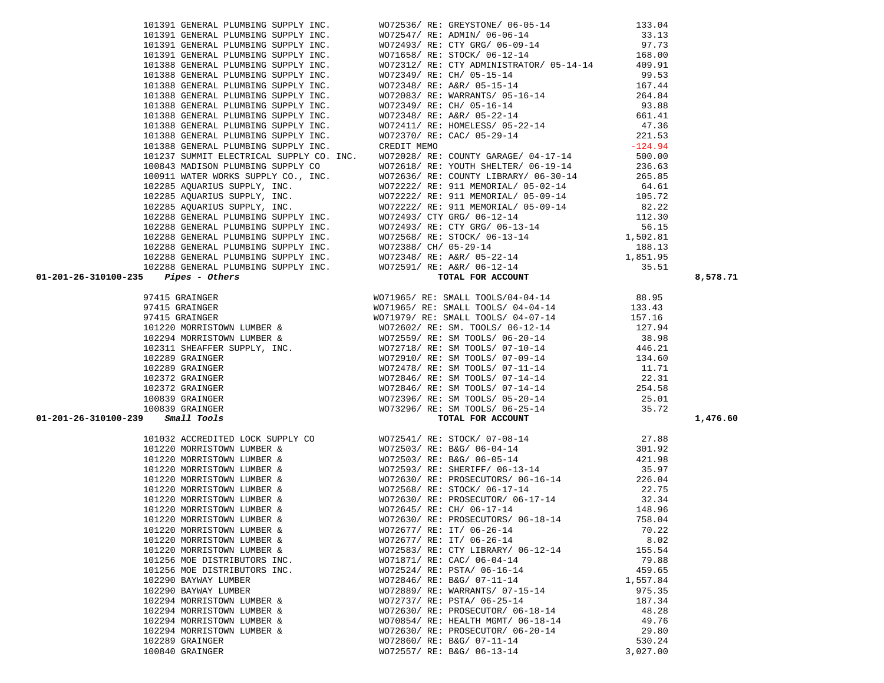| Account | Vendor | Description | Amount | Total |
|---|---|---|---|---|
| | 101391 GENERAL PLUMBING SUPPLY INC. | WO72536/ RE: GREYSTONE/ 06-05-14 | 133.04 | |
| | 101391 GENERAL PLUMBING SUPPLY INC. | WO72547/ RE: ADMIN/ 06-06-14 | 33.13 | |
| | 101391 GENERAL PLUMBING SUPPLY INC. | WO72493/ RE: CTY GRG/ 06-09-14 | 97.73 | |
| | 101391 GENERAL PLUMBING SUPPLY INC. | WO71658/ RE: STOCK/ 06-12-14 | 168.00 | |
| | 101388 GENERAL PLUMBING SUPPLY INC. | WO72312/ RE: CTY ADMINISTRATOR/ 05-14-14 | 409.91 | |
| | 101388 GENERAL PLUMBING SUPPLY INC. | WO72349/ RE: CH/ 05-15-14 | 99.53 | |
| | 101388 GENERAL PLUMBING SUPPLY INC. | WO72348/ RE: A&R/ 05-15-14 | 167.44 | |
| | 101388 GENERAL PLUMBING SUPPLY INC. | WO72083/ RE: WARRANTS/ 05-16-14 | 264.84 | |
| | 101388 GENERAL PLUMBING SUPPLY INC. | WO72349/ RE: CH/ 05-16-14 | 93.88 | |
| | 101388 GENERAL PLUMBING SUPPLY INC. | WO72348/ RE: A&R/ 05-22-14 | 661.41 | |
| | 101388 GENERAL PLUMBING SUPPLY INC. | WO72411/ RE: HOMELESS/ 05-22-14 | 47.36 | |
| | 101388 GENERAL PLUMBING SUPPLY INC. | WO72370/ RE: CAC/ 05-29-14 | 221.53 | |
| | 101388 GENERAL PLUMBING SUPPLY INC. | CREDIT MEMO | -124.94 | |
| | 101237 SUMMIT ELECTRICAL SUPPLY CO. INC. | WO72028/ RE: COUNTY GARAGE/ 04-17-14 | 500.00 | |
| | 100843 MADISON PLUMBING SUPPLY CO | WO72618/ RE: YOUTH SHELTER/ 06-19-14 | 236.63 | |
| | 100911 WATER WORKS SUPPLY CO., INC. | WO72636/ RE: COUNTY LIBRARY/ 06-30-14 | 265.85 | |
| | 102285 AQUARIUS SUPPLY, INC. | WO72222/ RE: 911 MEMORIAL/ 05-02-14 | 64.61 | |
| | 102285 AQUARIUS SUPPLY, INC. | WO72222/ RE: 911 MEMORIAL/ 05-09-14 | 105.72 | |
| | 102285 AQUARIUS SUPPLY, INC. | WO72222/ RE: 911 MEMORIAL/ 05-09-14 | 82.22 | |
| | 102288 GENERAL PLUMBING SUPPLY INC. | WO72493/ CTY GRG/ 06-12-14 | 112.30 | |
| | 102288 GENERAL PLUMBING SUPPLY INC. | WO72493/ RE: CTY GRG/ 06-13-14 | 56.15 | |
| | 102288 GENERAL PLUMBING SUPPLY INC. | WO72568/ RE: STOCK/ 06-13-14 | 1,502.81 | |
| | 102288 GENERAL PLUMBING SUPPLY INC. | WO72388/ CH/ 05-29-14 | 188.13 | |
| | 102288 GENERAL PLUMBING SUPPLY INC. | WO72348/ RE: A&R/ 05-22-14 | 1,851.95 | |
| | 102288 GENERAL PLUMBING SUPPLY INC. | WO72591/ RE: A&R/ 06-12-14 | 35.51 | |
| **01-201-26-310100-235** | ***Pipes - Others*** | **TOTAL FOR ACCOUNT** | | **8,578.71** |
| | 97415 GRAINGER | WO71965/ RE: SMALL TOOLS/04-04-14 | 88.95 | |
| | 97415 GRAINGER | WO71965/ RE: SMALL TOOLS/ 04-04-14 | 133.43 | |
| | 97415 GRAINGER | WO71979/ RE: SMALL TOOLS/ 04-07-14 | 157.16 | |
| | 101220 MORRISTOWN LUMBER & | WO72602/ RE: SM. TOOLS/ 06-12-14 | 127.94 | |
| | 102294 MORRISTOWN LUMBER & | WO72559/ RE: SM TOOLS/ 06-20-14 | 38.98 | |
| | 102311 SHEAFFER SUPPLY, INC. | WO72718/ RE: SM TOOLS/ 07-10-14 | 446.21 | |
| | 102289 GRAINGER | WO72910/ RE: SM TOOLS/ 07-09-14 | 134.60 | |
| | 102289 GRAINGER | WO72478/ RE: SM TOOLS/ 07-11-14 | 11.71 | |
| | 102372 GRAINGER | WO72846/ RE: SM TOOLS/ 07-14-14 | 22.31 | |
| | 102372 GRAINGER | WO72846/ RE: SM TOOLS/ 07-14-14 | 254.58 | |
| | 100839 GRAINGER | WO72396/ RE: SM TOOLS/ 05-20-14 | 25.01 | |
| | 100839 GRAINGER | WO73296/ RE: SM TOOLS/ 06-25-14 | 35.72 | |
| **01-201-26-310100-239** | ***Small Tools*** | **TOTAL FOR ACCOUNT** | | **1,476.60** |
| | 101032 ACCREDITED LOCK SUPPLY CO | WO72541/ RE: STOCK/ 07-08-14 | 27.88 | |
| | 101220 MORRISTOWN LUMBER & | WO72503/ RE: B&G/ 06-04-14 | 301.92 | |
| | 101220 MORRISTOWN LUMBER & | WO72503/ RE: B&G/ 06-05-14 | 421.98 | |
| | 101220 MORRISTOWN LUMBER & | WO72593/ RE: SHERIFF/ 06-13-14 | 35.97 | |
| | 101220 MORRISTOWN LUMBER & | WO72630/ RE: PROSECUTORS/ 06-16-14 | 226.04 | |
| | 101220 MORRISTOWN LUMBER & | WO72568/ RE: STOCK/ 06-17-14 | 22.75 | |
| | 101220 MORRISTOWN LUMBER & | WO72630/ RE: PROSECUTOR/ 06-17-14 | 32.34 | |
| | 101220 MORRISTOWN LUMBER & | WO72645/ RE: CH/ 06-17-14 | 148.96 | |
| | 101220 MORRISTOWN LUMBER & | WO72630/ RE: PROSECUTORS/ 06-18-14 | 758.04 | |
| | 101220 MORRISTOWN LUMBER & | WO72677/ RE: IT/ 06-26-14 | 70.22 | |
| | 101220 MORRISTOWN LUMBER & | WO72677/ RE: IT/ 06-26-14 | 8.02 | |
| | 101220 MORRISTOWN LUMBER & | WO72583/ RE: CTY LIBRARY/ 06-12-14 | 155.54 | |
| | 101256 MOE DISTRIBUTORS INC. | WO71871/ RE: CAC/ 06-04-14 | 79.88 | |
| | 101256 MOE DISTRIBUTORS INC. | WO72524/ RE: PSTA/ 06-16-14 | 459.65 | |
| | 102290 BAYWAY LUMBER | WO72846/ RE: B&G/ 07-11-14 | 1,557.84 | |
| | 102290 BAYWAY LUMBER | WO72889/ RE: WARRANTS/ 07-15-14 | 975.35 | |
| | 102294 MORRISTOWN LUMBER & | WO72737/ RE: PSTA/ 06-25-14 | 187.34 | |
| | 102294 MORRISTOWN LUMBER & | WO72630/ RE: PROSECUTOR/ 06-18-14 | 48.28 | |
| | 102294 MORRISTOWN LUMBER & | WO70854/ RE: HEALTH MGMT/ 06-18-14 | 49.76 | |
| | 102294 MORRISTOWN LUMBER & | WO72630/ RE: PROSECUTOR/ 06-20-14 | 29.80 | |
| | 102289 GRAINGER | WO72860/ RE: B&G/ 07-11-14 | 530.24 | |
| | 100840 GRAINGER | WO72557/ RE: B&G/ 06-13-14 | 3,027.00 | |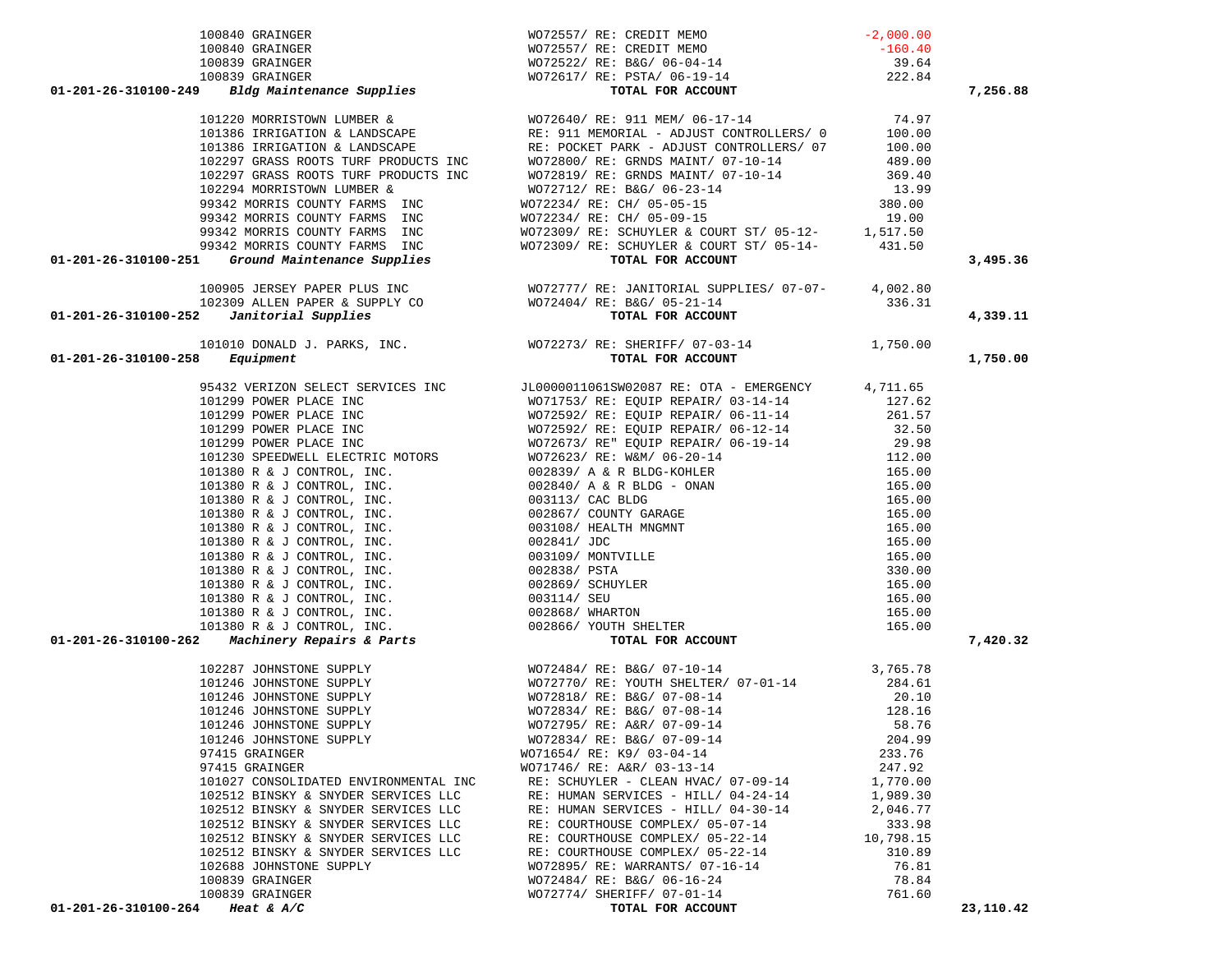| Account | Vendor | Description | Amount | Total |
|---|---|---|---|---|
| | 100840 GRAINGER | WO72557/ RE: CREDIT MEMO | -2,000.00 | |
| | 100840 GRAINGER | WO72557/ RE: CREDIT MEMO | -160.40 | |
| | 100839 GRAINGER | WO72522/ RE: B&G/ 06-04-14 | 39.64 | |
| | 100839 GRAINGER | WO72617/ RE: PSTA/ 06-19-14 | 222.84 | |
| **01-201-26-310100-249** | ***Bldg Maintenance Supplies*** | **TOTAL FOR ACCOUNT** | | **7,256.88** |
| | 101220 MORRISTOWN LUMBER & | WO72640/ RE: 911 MEM/ 06-17-14 | 74.97 | |
| | 101386 IRRIGATION & LANDSCAPE | RE: 911 MEMORIAL - ADJUST CONTROLLERS/ 0 | 100.00 | |
| | 101386 IRRIGATION & LANDSCAPE | RE: POCKET PARK - ADJUST CONTROLLERS/ 07 | 100.00 | |
| | 102297 GRASS ROOTS TURF PRODUCTS INC | WO72800/ RE: GRNDS MAINT/ 07-10-14 | 489.00 | |
| | 102297 GRASS ROOTS TURF PRODUCTS INC | WO72819/ RE: GRNDS MAINT/ 07-10-14 | 369.40 | |
| | 102294 MORRISTOWN LUMBER & | WO72712/ RE: B&G/ 06-23-14 | 13.99 | |
| | 99342 MORRIS COUNTY FARMS INC | WO72234/ RE: CH/ 05-05-15 | 380.00 | |
| | 99342 MORRIS COUNTY FARMS INC | WO72234/ RE: CH/ 05-09-15 | 19.00 | |
| | 99342 MORRIS COUNTY FARMS INC | WO72309/ RE: SCHUYLER & COURT ST/ 05-12- | 1,517.50 | |
| | 99342 MORRIS COUNTY FARMS INC | WO72309/ RE: SCHUYLER & COURT ST/ 05-14- | 431.50 | |
| **01-201-26-310100-251** | ***Ground Maintenance Supplies*** | **TOTAL FOR ACCOUNT** | | **3,495.36** |
| | 100905 JERSEY PAPER PLUS INC | WO72777/ RE: JANITORIAL SUPPLIES/ 07-07- | 4,002.80 | |
| | 102309 ALLEN PAPER & SUPPLY CO | WO72404/ RE: B&G/ 05-21-14 | 336.31 | |
| **01-201-26-310100-252** | ***Janitorial Supplies*** | **TOTAL FOR ACCOUNT** | | **4,339.11** |
| | 101010 DONALD J. PARKS, INC. | WO72273/ RE: SHERIFF/ 07-03-14 | 1,750.00 | |
| **01-201-26-310100-258** | ***Equipment*** | **TOTAL FOR ACCOUNT** | | **1,750.00** |
| | 95432 VERIZON SELECT SERVICES INC | JL0000011061SW02087 RE: OTA - EMERGENCY | 4,711.65 | |
| | 101299 POWER PLACE INC | WO71753/ RE: EQUIP REPAIR/ 03-14-14 | 127.62 | |
| | 101299 POWER PLACE INC | WO72592/ RE: EQUIP REPAIR/ 06-11-14 | 261.57 | |
| | 101299 POWER PLACE INC | WO72592/ RE: EQUIP REPAIR/ 06-12-14 | 32.50 | |
| | 101299 POWER PLACE INC | WO72673/ RE" EQUIP REPAIR/ 06-19-14 | 29.98 | |
| | 101230 SPEEDWELL ELECTRIC MOTORS | WO72623/ RE: W&M/ 06-20-14 | 112.00 | |
| | 101380 R & J CONTROL, INC. | 002839/ A & R BLDG-KOHLER | 165.00 | |
| | 101380 R & J CONTROL, INC. | 002840/ A & R BLDG - ONAN | 165.00 | |
| | 101380 R & J CONTROL, INC. | 003113/ CAC BLDG | 165.00 | |
| | 101380 R & J CONTROL, INC. | 002867/ COUNTY GARAGE | 165.00 | |
| | 101380 R & J CONTROL, INC. | 003108/ HEALTH MNGMNT | 165.00 | |
| | 101380 R & J CONTROL, INC. | 002841/ JDC | 165.00 | |
| | 101380 R & J CONTROL, INC. | 003109/ MONTVILLE | 165.00 | |
| | 101380 R & J CONTROL, INC. | 002838/ PSTA | 330.00 | |
| | 101380 R & J CONTROL, INC. | 002869/ SCHUYLER | 165.00 | |
| | 101380 R & J CONTROL, INC. | 003114/ SEU | 165.00 | |
| | 101380 R & J CONTROL, INC. | 002868/ WHARTON | 165.00 | |
| | 101380 R & J CONTROL, INC. | 002866/ YOUTH SHELTER | 165.00 | |
| **01-201-26-310100-262** | ***Machinery Repairs & Parts*** | **TOTAL FOR ACCOUNT** | | **7,420.32** |
| | 102287 JOHNSTONE SUPPLY | WO72484/ RE: B&G/ 07-10-14 | 3,765.78 | |
| | 101246 JOHNSTONE SUPPLY | WO72770/ RE: YOUTH SHELTER/ 07-01-14 | 284.61 | |
| | 101246 JOHNSTONE SUPPLY | WO72818/ RE: B&G/ 07-08-14 | 20.10 | |
| | 101246 JOHNSTONE SUPPLY | WO72834/ RE: B&G/ 07-08-14 | 128.16 | |
| | 101246 JOHNSTONE SUPPLY | WO72795/ RE: A&R/ 07-09-14 | 58.76 | |
| | 101246 JOHNSTONE SUPPLY | WO72834/ RE: B&G/ 07-09-14 | 204.99 | |
| | 97415 GRAINGER | WO71654/ RE: K9/ 03-04-14 | 233.76 | |
| | 97415 GRAINGER | WO71746/ RE: A&R/ 03-13-14 | 247.92 | |
| | 101027 CONSOLIDATED ENVIRONMENTAL INC | RE: SCHUYLER - CLEAN HVAC/ 07-09-14 | 1,770.00 | |
| | 102512 BINSKY & SNYDER SERVICES LLC | RE: HUMAN SERVICES - HILL/ 04-24-14 | 1,989.30 | |
| | 102512 BINSKY & SNYDER SERVICES LLC | RE: HUMAN SERVICES - HILL/ 04-30-14 | 2,046.77 | |
| | 102512 BINSKY & SNYDER SERVICES LLC | RE: COURTHOUSE COMPLEX/ 05-07-14 | 333.98 | |
| | 102512 BINSKY & SNYDER SERVICES LLC | RE: COURTHOUSE COMPLEX/ 05-22-14 | 10,798.15 | |
| | 102512 BINSKY & SNYDER SERVICES LLC | RE: COURTHOUSE COMPLEX/ 05-22-14 | 310.89 | |
| | 102688 JOHNSTONE SUPPLY | WO72895/ RE: WARRANTS/ 07-16-14 | 76.81 | |
| | 100839 GRAINGER | WO72484/ RE: B&G/ 06-16-24 | 78.84 | |
| | 100839 GRAINGER | WO72774/ SHERIFF/ 07-01-14 | 761.60 | |
| **01-201-26-310100-264** | ***Heat & A/C*** | **TOTAL FOR ACCOUNT** | | **23,110.42** |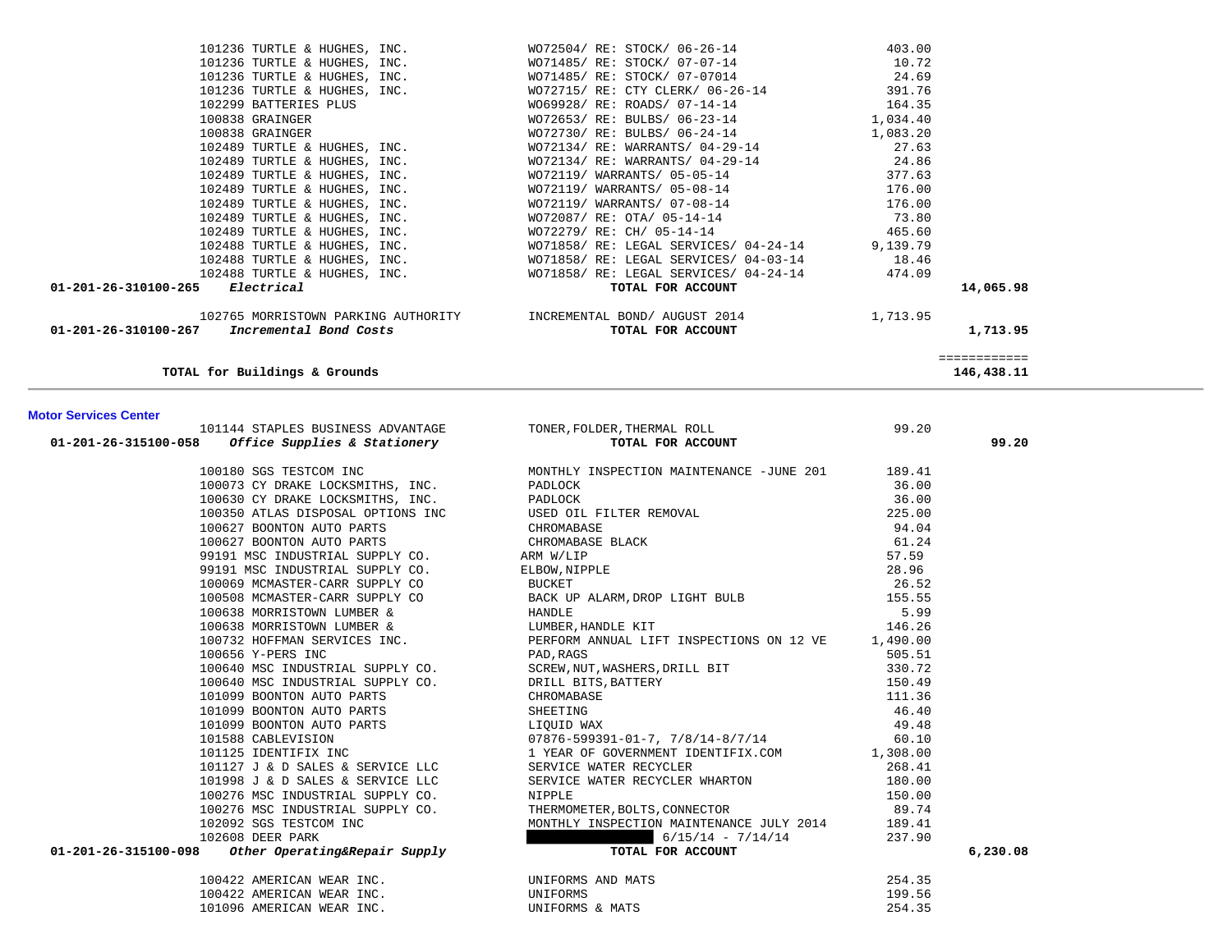| Vendor | Description | Amount | Total |
|---|---|---|---|
| 101236 TURTLE & HUGHES, INC. | WO72504/ RE: STOCK/ 06-26-14 | 403.00 | |
| 101236 TURTLE & HUGHES, INC. | WO71485/ RE: STOCK/ 07-07-14 | 10.72 | |
| 101236 TURTLE & HUGHES, INC. | WO71485/ RE: STOCK/ 07-07014 | 24.69 | |
| 101236 TURTLE & HUGHES, INC. | WO72715/ RE: CTY CLERK/ 06-26-14 | 391.76 | |
| 102299 BATTERIES PLUS | WO69928/ RE: ROADS/ 07-14-14 | 164.35 | |
| 100838 GRAINGER | WO72653/ RE: BULBS/ 06-23-14 | 1,034.40 | |
| 100838 GRAINGER | WO72730/ RE: BULBS/ 06-24-14 | 1,083.20 | |
| 102489 TURTLE & HUGHES, INC. | WO72134/ RE: WARRANTS/ 04-29-14 | 27.63 | |
| 102489 TURTLE & HUGHES, INC. | WO72134/ RE: WARRANTS/ 04-29-14 | 24.86 | |
| 102489 TURTLE & HUGHES, INC. | WO72119/ WARRANTS/ 05-05-14 | 377.63 | |
| 102489 TURTLE & HUGHES, INC. | WO72119/ WARRANTS/ 05-08-14 | 176.00 | |
| 102489 TURTLE & HUGHES, INC. | WO72119/ WARRANTS/ 07-08-14 | 176.00 | |
| 102489 TURTLE & HUGHES, INC. | WO72087/ RE: OTA/ 05-14-14 | 73.80 | |
| 102489 TURTLE & HUGHES, INC. | WO72279/ RE: CH/ 05-14-14 | 465.60 | |
| 102488 TURTLE & HUGHES, INC. | WO71858/ RE: LEGAL SERVICES/ 04-24-14 | 9,139.79 | |
| 102488 TURTLE & HUGHES, INC. | WO71858/ RE: LEGAL SERVICES/ 04-03-14 | 18.46 | |
| 102488 TURTLE & HUGHES, INC. | WO71858/ RE: LEGAL SERVICES/ 04-24-14 | 474.09 | |
| **01-201-26-310100-265** ***Electrical*** | **TOTAL FOR ACCOUNT** | | **14,065.98** |
| 102765 MORRISTOWN PARKING AUTHORITY | INCREMENTAL BOND/ AUGUST 2014 | 1,713.95 | |
| **01-201-26-310100-267** ***Incremental Bond Costs*** | **TOTAL FOR ACCOUNT** | | **1,713.95** |
| | | | ============ |
| **TOTAL for Buildings & Grounds** | | | **146,438.11** |

## Motor Services Center

| Vendor | Description | Amount | Total |
|---|---|---|---|
| 101144 STAPLES BUSINESS ADVANTAGE | TONER,FOLDER,THERMAL ROLL | 99.20 | |
| **01-201-26-315100-058** ***Office Supplies & Stationery*** | **TOTAL FOR ACCOUNT** | | **99.20** |
| 100180 SGS TESTCOM INC | MONTHLY INSPECTION MAINTENANCE -JUNE 201 | 189.41 | |
| 100073 CY DRAKE LOCKSMITHS, INC. | PADLOCK | 36.00 | |
| 100630 CY DRAKE LOCKSMITHS, INC. | PADLOCK | 36.00 | |
| 100350 ATLAS DISPOSAL OPTIONS INC | USED OIL FILTER REMOVAL | 225.00 | |
| 100627 BOONTON AUTO PARTS | CHROMABASE | 94.04 | |
| 100627 BOONTON AUTO PARTS | CHROMABASE BLACK | 61.24 | |
| 99191 MSC INDUSTRIAL SUPPLY CO. | ARM W/LIP | 57.59 | |
| 99191 MSC INDUSTRIAL SUPPLY CO. | ELBOW,NIPPLE | 28.96 | |
| 100069 MCMASTER-CARR SUPPLY CO | BUCKET | 26.52 | |
| 100508 MCMASTER-CARR SUPPLY CO | BACK UP ALARM,DROP LIGHT BULB | 155.55 | |
| 100638 MORRISTOWN LUMBER & | HANDLE | 5.99 | |
| 100638 MORRISTOWN LUMBER & | LUMBER,HANDLE KIT | 146.26 | |
| 100732 HOFFMAN SERVICES INC. | PERFORM ANNUAL LIFT INSPECTIONS ON 12 VE | 1,490.00 | |
| 100656 Y-PERS INC | PAD,RAGS | 505.51 | |
| 100640 MSC INDUSTRIAL SUPPLY CO. | SCREW,NUT,WASHERS,DRILL BIT | 330.72 | |
| 100640 MSC INDUSTRIAL SUPPLY CO. | DRILL BITS,BATTERY | 150.49 | |
| 101099 BOONTON AUTO PARTS | CHROMABASE | 111.36 | |
| 101099 BOONTON AUTO PARTS | SHEETING | 46.40 | |
| 101099 BOONTON AUTO PARTS | LIQUID WAX | 49.48 | |
| 101588 CABLEVISION | 07876-599391-01-7, 7/8/14-8/7/14 | 60.10 | |
| 101125 IDENTIFIX INC | 1 YEAR OF GOVERNMENT IDENTIFIX.COM | 1,308.00 | |
| 101127 J & D SALES & SERVICE LLC | SERVICE WATER RECYCLER | 268.41 | |
| 101998 J & D SALES & SERVICE LLC | SERVICE WATER RECYCLER WHARTON | 180.00 | |
| 100276 MSC INDUSTRIAL SUPPLY CO. | NIPPLE | 150.00 | |
| 100276 MSC INDUSTRIAL SUPPLY CO. | THERMOMETER,BOLTS,CONNECTOR | 89.74 | |
| 102092 SGS TESTCOM INC | MONTHLY INSPECTION MAINTENANCE JULY 2014 | 189.41 | |
| 102608 DEER PARK | [REDACTED] 6/15/14 - 7/14/14 | 237.90 | |
| **01-201-26-315100-098** ***Other Operating&Repair Supply*** | **TOTAL FOR ACCOUNT** | | **6,230.08** |
| 100422 AMERICAN WEAR INC. | UNIFORMS AND MATS | 254.35 | |
| 100422 AMERICAN WEAR INC. | UNIFORMS | 199.56 | |
| 101096 AMERICAN WEAR INC. | UNIFORMS & MATS | 254.35 | |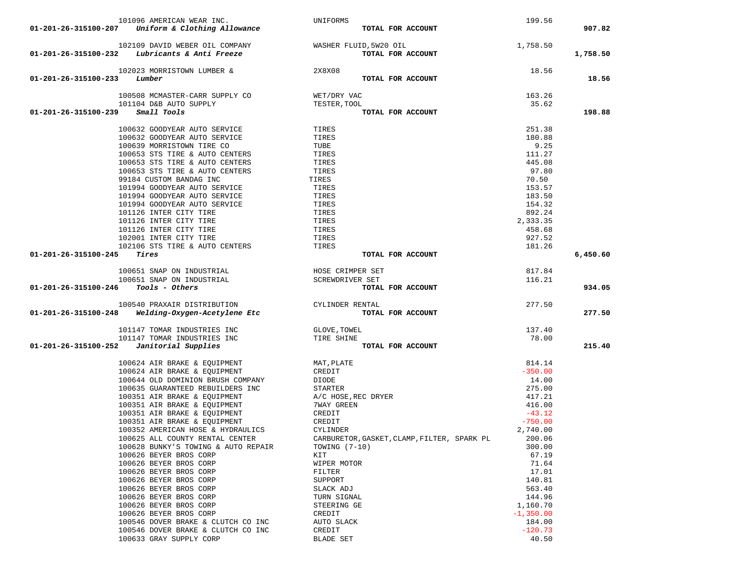| Account | Vendor | Description | Amount | Total |
|---|---|---|---|---|
| | 101096 AMERICAN WEAR INC. | UNIFORMS | 199.56 | |
| **01-201-26-315100-207** | ***Uniform & Clothing Allowance*** | **TOTAL FOR ACCOUNT** | | **907.82** |
| | 102109 DAVID WEBER OIL COMPANY | WASHER FLUID,5W20 OIL | 1,758.50 | |
| **01-201-26-315100-232** | ***Lubricants & Anti Freeze*** | **TOTAL FOR ACCOUNT** | | **1,758.50** |
| | 102023 MORRISTOWN LUMBER & | 2X8X08 | 18.56 | |
| **01-201-26-315100-233** | ***Lumber*** | **TOTAL FOR ACCOUNT** | | **18.56** |
| | 100508 MCMASTER-CARR SUPPLY CO | WET/DRY VAC | 163.26 | |
| | 101104 D&B AUTO SUPPLY | TESTER,TOOL | 35.62 | |
| **01-201-26-315100-239** | ***Small Tools*** | **TOTAL FOR ACCOUNT** | | **198.88** |
| | 100632 GOODYEAR AUTO SERVICE | TIRES | 251.38 | |
| | 100632 GOODYEAR AUTO SERVICE | TIRES | 180.88 | |
| | 100639 MORRISTOWN TIRE CO | TUBE | 9.25 | |
| | 100653 STS TIRE & AUTO CENTERS | TIRES | 111.27 | |
| | 100653 STS TIRE & AUTO CENTERS | TIRES | 445.08 | |
| | 100653 STS TIRE & AUTO CENTERS | TIRES | 97.80 | |
| | 99184 CUSTOM BANDAG INC | TIRES | 70.50 | |
| | 101994 GOODYEAR AUTO SERVICE | TIRES | 153.57 | |
| | 101994 GOODYEAR AUTO SERVICE | TIRES | 183.50 | |
| | 101994 GOODYEAR AUTO SERVICE | TIRES | 154.32 | |
| | 101126 INTER CITY TIRE | TIRES | 892.24 | |
| | 101126 INTER CITY TIRE | TIRES | 2,333.35 | |
| | 101126 INTER CITY TIRE | TIRES | 458.68 | |
| | 102001 INTER CITY TIRE | TIRES | 927.52 | |
| | 102106 STS TIRE & AUTO CENTERS | TIRES | 181.26 | |
| **01-201-26-315100-245** | ***Tires*** | **TOTAL FOR ACCOUNT** | | **6,450.60** |
| | 100651 SNAP ON INDUSTRIAL | HOSE CRIMPER SET | 817.84 | |
| | 100651 SNAP ON INDUSTRIAL | SCREWDRIVER SET | 116.21 | |
| **01-201-26-315100-246** | ***Tools - Others*** | **TOTAL FOR ACCOUNT** | | **934.05** |
| | 100540 PRAXAIR DISTRIBUTION | CYLINDER RENTAL | 277.50 | |
| **01-201-26-315100-248** | ***Welding-Oxygen-Acetylene Etc*** | **TOTAL FOR ACCOUNT** | | **277.50** |
| | 101147 TOMAR INDUSTRIES INC | GLOVE,TOWEL | 137.40 | |
| | 101147 TOMAR INDUSTRIES INC | TIRE SHINE | 78.00 | |
| **01-201-26-315100-252** | ***Janitorial Supplies*** | **TOTAL FOR ACCOUNT** | | **215.40** |
| | 100624 AIR BRAKE & EQUIPMENT | MAT,PLATE | 814.14 | |
| | 100624 AIR BRAKE & EQUIPMENT | CREDIT | -350.00 | |
| | 100644 OLD DOMINION BRUSH COMPANY | DIODE | 14.00 | |
| | 100635 GUARANTEED REBUILDERS INC | STARTER | 275.00 | |
| | 100351 AIR BRAKE & EQUIPMENT | A/C HOSE,REC DRYER | 417.21 | |
| | 100351 AIR BRAKE & EQUIPMENT | 7WAY GREEN | 416.00 | |
| | 100351 AIR BRAKE & EQUIPMENT | CREDIT | -43.12 | |
| | 100351 AIR BRAKE & EQUIPMENT | CREDIT | -750.00 | |
| | 100352 AMERICAN HOSE & HYDRAULICS | CYLINDER | 2,740.00 | |
| | 100625 ALL COUNTY RENTAL CENTER | CARBURETOR,GASKET,CLAMP,FILTER, SPARK PL | 200.06 | |
| | 100628 BUNKY'S TOWING & AUTO REPAIR | TOWING (7-10) | 300.00 | |
| | 100626 BEYER BROS CORP | KIT | 67.19 | |
| | 100626 BEYER BROS CORP | WIPER MOTOR | 71.64 | |
| | 100626 BEYER BROS CORP | FILTER | 17.01 | |
| | 100626 BEYER BROS CORP | SUPPORT | 140.81 | |
| | 100626 BEYER BROS CORP | SLACK ADJ | 563.40 | |
| | 100626 BEYER BROS CORP | TURN SIGNAL | 144.96 | |
| | 100626 BEYER BROS CORP | STEERING GE | 1,160.70 | |
| | 100626 BEYER BROS CORP | CREDIT | -1,350.00 | |
| | 100546 DOVER BRAKE & CLUTCH CO INC | AUTO SLACK | 184.00 | |
| | 100546 DOVER BRAKE & CLUTCH CO INC | CREDIT | -120.73 | |
| | 100633 GRAY SUPPLY CORP | BLADE SET | 40.50 | |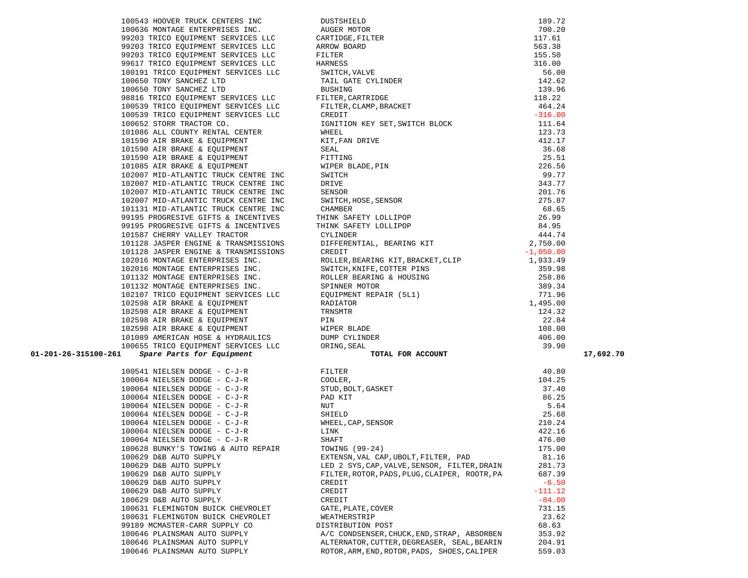| PO # | Vendor | Description | Amount | Account Total |
|---|---|---|---|---|
| 100543 | HOOVER TRUCK CENTERS INC | DUSTSHIELD | 189.72 | |
| 100636 | MONTAGE ENTERPRISES INC. | AUGER MOTOR | 700.20 | |
| 99203 | TRICO EQUIPMENT SERVICES LLC | CARTIDGE,FILTER | 117.61 | |
| 99203 | TRICO EQUIPMENT SERVICES LLC | ARROW BOARD | 563.38 | |
| 99203 | TRICO EQUIPMENT SERVICES LLC | FILTER | 155.50 | |
| 99617 | TRICO EQUIPMENT SERVICES LLC | HARNESS | 316.00 | |
| 100191 | TRICO EQUIPMENT SERVICES LLC | SWITCH,VALVE | 56.00 | |
| 100650 | TONY SANCHEZ LTD | TAIL GATE CYLINDER | 142.62 | |
| 100650 | TONY SANCHEZ LTD | BUSHING | 139.96 | |
| 98816 | TRICO EQUIPMENT SERVICES LLC | FILTER,CARTRIDGE | 118.22 | |
| 100539 | TRICO EQUIPMENT SERVICES LLC | FILTER,CLAMP,BRACKET | 464.24 | |
| 100539 | TRICO EQUIPMENT SERVICES LLC | CREDIT | -316.00 | |
| 100652 | STORR TRACTOR CO. | IGNITION KEY SET,SWITCH BLOCK | 111.64 | |
| 101086 | ALL COUNTY RENTAL CENTER | WHEEL | 123.73 | |
| 101590 | AIR BRAKE & EQUIPMENT | KIT,FAN DRIVE | 412.17 | |
| 101590 | AIR BRAKE & EQUIPMENT | SEAL | 36.68 | |
| 101590 | AIR BRAKE & EQUIPMENT | FITTING | 25.51 | |
| 101085 | AIR BRAKE & EQUIPMENT | WIPER BLADE,PIN | 226.56 | |
| 102007 | MID-ATLANTIC TRUCK CENTRE INC | SWITCH | 99.77 | |
| 102007 | MID-ATLANTIC TRUCK CENTRE INC | DRIVE | 343.77 | |
| 102007 | MID-ATLANTIC TRUCK CENTRE INC | SENSOR | 201.76 | |
| 102007 | MID-ATLANTIC TRUCK CENTRE INC | SWITCH,HOSE,SENSOR | 275.87 | |
| 101131 | MID-ATLANTIC TRUCK CENTRE INC | CHAMBER | 68.65 | |
| 99195 | PROGRESIVE GIFTS & INCENTIVES | THINK SAFETY LOLLIPOP | 26.99 | |
| 99195 | PROGRESIVE GIFTS & INCENTIVES | THINK SAFETY LOLLIPOP | 84.95 | |
| 101587 | CHERRY VALLEY TRACTOR | CYLINDER | 444.74 | |
| 101128 | JASPER ENGINE & TRANSMISSIONS | DIFFERENTIAL, BEARING KIT | 2,750.00 | |
| 101128 | JASPER ENGINE & TRANSMISSIONS | CREDIT | -1,050.00 | |
| 102016 | MONTAGE ENTERPRISES INC. | ROLLER,BEARING KIT,BRACKET,CLIP | 1,933.49 | |
| 102016 | MONTAGE ENTERPRISES INC. | SWITCH,KNIFE,COTTER PINS | 359.98 | |
| 101132 | MONTAGE ENTERPRISES INC. | ROLLER BEARING & HOUSING | 258.86 | |
| 101132 | MONTAGE ENTERPRISES INC. | SPINNER MOTOR | 389.34 | |
| 102107 | TRICO EQUIPMENT SERVICES LLC | EQUIPMENT REPAIR (5L1) | 771.96 | |
| 102598 | AIR BRAKE & EQUIPMENT | RADIATOR | 1,495.00 | |
| 102598 | AIR BRAKE & EQUIPMENT | TRNSMTR | 124.32 | |
| 102598 | AIR BRAKE & EQUIPMENT | PIN | 22.84 | |
| 102598 | AIR BRAKE & EQUIPMENT | WIPER BLADE | 108.00 | |
| 101089 | AMERICAN HOSE & HYDRAULICS | DUMP CYLINDER | 406.00 | |
| 100655 | TRICO EQUIPMENT SERVICES LLC | ORING,SEAL | 39.90 | |
| **01-201-26-315100-261** | ***Spare Parts for Equipment*** | **TOTAL FOR ACCOUNT** | | **17,692.70** |
| 100541 | NIELSEN DODGE - C-J-R | FILTER | 40.80 | |
| 100064 | NIELSEN DODGE - C-J-R | COOLER, | 104.25 | |
| 100064 | NIELSEN DODGE - C-J-R | STUD,BOLT,GASKET | 37.40 | |
| 100064 | NIELSEN DODGE - C-J-R | PAD KIT | 86.25 | |
| 100064 | NIELSEN DODGE - C-J-R | NUT | 5.64 | |
| 100064 | NIELSEN DODGE - C-J-R | SHIELD | 25.68 | |
| 100064 | NIELSEN DODGE - C-J-R | WHEEL,CAP,SENSOR | 210.24 | |
| 100064 | NIELSEN DODGE - C-J-R | LINK | 422.16 | |
| 100064 | NIELSEN DODGE - C-J-R | SHAFT | 476.00 | |
| 100628 | BUNKY'S TOWING & AUTO REPAIR | TOWING (99-24) | 175.00 | |
| 100629 | D&B AUTO SUPPLY | EXTENSN,VAL CAP,UBOLT,FILTER, PAD | 81.16 | |
| 100629 | D&B AUTO SUPPLY | LED 2 SYS,CAP,VALVE,SENSOR, FILTER,DRAIN | 281.73 | |
| 100629 | D&B AUTO SUPPLY | FILTER,ROTOR,PADS,PLUG,CLAIPER, ROOTR,PA | 687.39 | |
| 100629 | D&B AUTO SUPPLY | CREDIT | -6.50 | |
| 100629 | D&B AUTO SUPPLY | CREDIT | -111.12 | |
| 100629 | D&B AUTO SUPPLY | CREDIT | -84.00 | |
| 100631 | FLEMINGTON BUICK CHEVROLET | GATE,PLATE,COVER | 731.15 | |
| 100631 | FLEMINGTON BUICK CHEVROLET | WEATHERSTRIP | 23.62 | |
| 99189 | MCMASTER-CARR SUPPLY CO | DISTRIBUTION POST | 68.63 | |
| 100646 | PLAINSMAN AUTO SUPPLY | A/C CONDSENSER,CHUCK,END,STRAP, ABSORBEN | 353.92 | |
| 100646 | PLAINSMAN AUTO SUPPLY | ALTERNATOR,CUTTER,DEGREASER, SEAL,BEARIN | 204.91 | |
| 100646 | PLAINSMAN AUTO SUPPLY | ROTOR,ARM,END,ROTOR,PADS, SHOES,CALIPER | 559.03 | |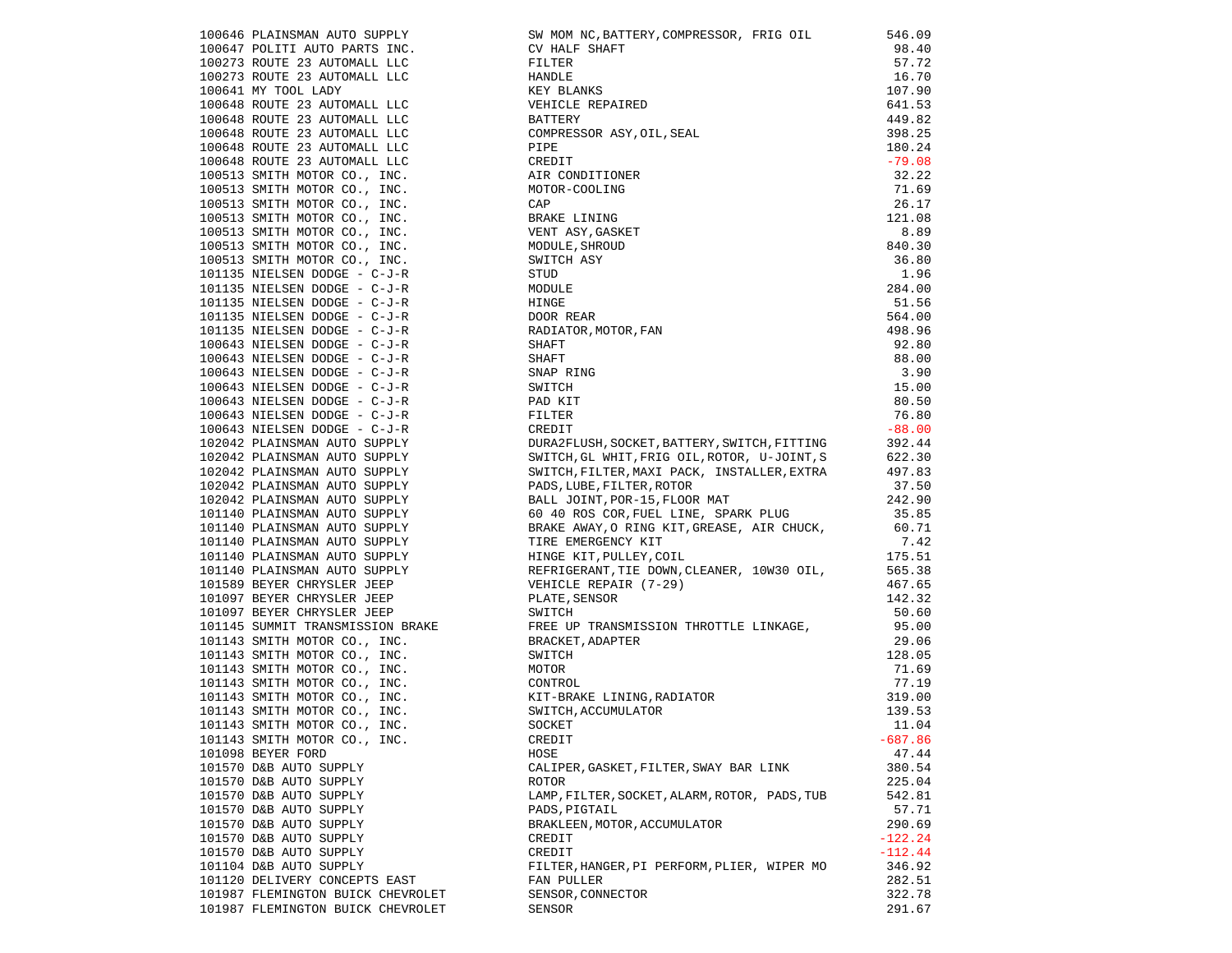| | | | |
|---|---|---|---|
| 100646 | PLAINSMAN AUTO SUPPLY | SW MOM NC,BATTERY,COMPRESSOR, FRIG OIL | 546.09 |
| 100647 | POLITI AUTO PARTS INC. | CV HALF SHAFT | 98.40 |
| 100273 | ROUTE 23 AUTOMALL LLC | FILTER | 57.72 |
| 100273 | ROUTE 23 AUTOMALL LLC | HANDLE | 16.70 |
| 100641 | MY TOOL LADY | KEY BLANKS | 107.90 |
| 100648 | ROUTE 23 AUTOMALL LLC | VEHICLE REPAIRED | 641.53 |
| 100648 | ROUTE 23 AUTOMALL LLC | BATTERY | 449.82 |
| 100648 | ROUTE 23 AUTOMALL LLC | COMPRESSOR ASY,OIL,SEAL | 398.25 |
| 100648 | ROUTE 23 AUTOMALL LLC | PIPE | 180.24 |
| 100648 | ROUTE 23 AUTOMALL LLC | CREDIT | -79.08 |
| 100513 | SMITH MOTOR CO., INC. | AIR CONDITIONER | 32.22 |
| 100513 | SMITH MOTOR CO., INC. | MOTOR-COOLING | 71.69 |
| 100513 | SMITH MOTOR CO., INC. | CAP | 26.17 |
| 100513 | SMITH MOTOR CO., INC. | BRAKE LINING | 121.08 |
| 100513 | SMITH MOTOR CO., INC. | VENT ASY,GASKET | 8.89 |
| 100513 | SMITH MOTOR CO., INC. | MODULE,SHROUD | 840.30 |
| 100513 | SMITH MOTOR CO., INC. | SWITCH ASY | 36.80 |
| 101135 | NIELSEN DODGE - C-J-R | STUD | 1.96 |
| 101135 | NIELSEN DODGE - C-J-R | MODULE | 284.00 |
| 101135 | NIELSEN DODGE - C-J-R | HINGE | 51.56 |
| 101135 | NIELSEN DODGE - C-J-R | DOOR REAR | 564.00 |
| 101135 | NIELSEN DODGE - C-J-R | RADIATOR,MOTOR,FAN | 498.96 |
| 100643 | NIELSEN DODGE - C-J-R | SHAFT | 92.80 |
| 100643 | NIELSEN DODGE - C-J-R | SHAFT | 88.00 |
| 100643 | NIELSEN DODGE - C-J-R | SNAP RING | 3.90 |
| 100643 | NIELSEN DODGE - C-J-R | SWITCH | 15.00 |
| 100643 | NIELSEN DODGE - C-J-R | PAD KIT | 80.50 |
| 100643 | NIELSEN DODGE - C-J-R | FILTER | 76.80 |
| 100643 | NIELSEN DODGE - C-J-R | CREDIT | -88.00 |
| 102042 | PLAINSMAN AUTO SUPPLY | DURA2FLUSH,SOCKET,BATTERY,SWITCH,FITTING | 392.44 |
| 102042 | PLAINSMAN AUTO SUPPLY | SWITCH,GL WHIT,FRIG OIL,ROTOR, U-JOINT,S | 622.30 |
| 102042 | PLAINSMAN AUTO SUPPLY | SWITCH,FILTER,MAXI PACK, INSTALLER,EXTRA | 497.83 |
| 102042 | PLAINSMAN AUTO SUPPLY | PADS,LUBE,FILTER,ROTOR | 37.50 |
| 102042 | PLAINSMAN AUTO SUPPLY | BALL JOINT,POR-15,FLOOR MAT | 242.90 |
| 101140 | PLAINSMAN AUTO SUPPLY | 60 40 ROS COR,FUEL LINE, SPARK PLUG | 35.85 |
| 101140 | PLAINSMAN AUTO SUPPLY | BRAKE AWAY,O RING KIT,GREASE, AIR CHUCK, | 60.71 |
| 101140 | PLAINSMAN AUTO SUPPLY | TIRE EMERGENCY KIT | 7.42 |
| 101140 | PLAINSMAN AUTO SUPPLY | HINGE KIT,PULLEY,COIL | 175.51 |
| 101140 | PLAINSMAN AUTO SUPPLY | REFRIGERANT,TIE DOWN,CLEANER, 10W30 OIL, | 565.38 |
| 101589 | BEYER CHRYSLER JEEP | VEHICLE REPAIR (7-29) | 467.65 |
| 101097 | BEYER CHRYSLER JEEP | PLATE,SENSOR | 142.32 |
| 101097 | BEYER CHRYSLER JEEP | SWITCH | 50.60 |
| 101145 | SUMMIT TRANSMISSION BRAKE | FREE UP TRANSMISSION THROTTLE LINKAGE, | 95.00 |
| 101143 | SMITH MOTOR CO., INC. | BRACKET,ADAPTER | 29.06 |
| 101143 | SMITH MOTOR CO., INC. | SWITCH | 128.05 |
| 101143 | SMITH MOTOR CO., INC. | MOTOR | 71.69 |
| 101143 | SMITH MOTOR CO., INC. | CONTROL | 77.19 |
| 101143 | SMITH MOTOR CO., INC. | KIT-BRAKE LINING,RADIATOR | 319.00 |
| 101143 | SMITH MOTOR CO., INC. | SWITCH,ACCUMULATOR | 139.53 |
| 101143 | SMITH MOTOR CO., INC. | SOCKET | 11.04 |
| 101143 | SMITH MOTOR CO., INC. | CREDIT | -687.86 |
| 101098 | BEYER FORD | HOSE | 47.44 |
| 101570 | D&B AUTO SUPPLY | CALIPER,GASKET,FILTER,SWAY BAR LINK | 380.54 |
| 101570 | D&B AUTO SUPPLY | ROTOR | 225.04 |
| 101570 | D&B AUTO SUPPLY | LAMP,FILTER,SOCKET,ALARM,ROTOR, PADS,TUB | 542.81 |
| 101570 | D&B AUTO SUPPLY | PADS,PIGTAIL | 57.71 |
| 101570 | D&B AUTO SUPPLY | BRAKLEEN,MOTOR,ACCUMULATOR | 290.69 |
| 101570 | D&B AUTO SUPPLY | CREDIT | -122.24 |
| 101570 | D&B AUTO SUPPLY | CREDIT | -112.44 |
| 101104 | D&B AUTO SUPPLY | FILTER,HANGER,PI PERFORM,PLIER, WIPER MO | 346.92 |
| 101120 | DELIVERY CONCEPTS EAST | FAN PULLER | 282.51 |
| 101987 | FLEMINGTON BUICK CHEVROLET | SENSOR,CONNECTOR | 322.78 |
| 101987 | FLEMINGTON BUICK CHEVROLET | SENSOR | 291.67 |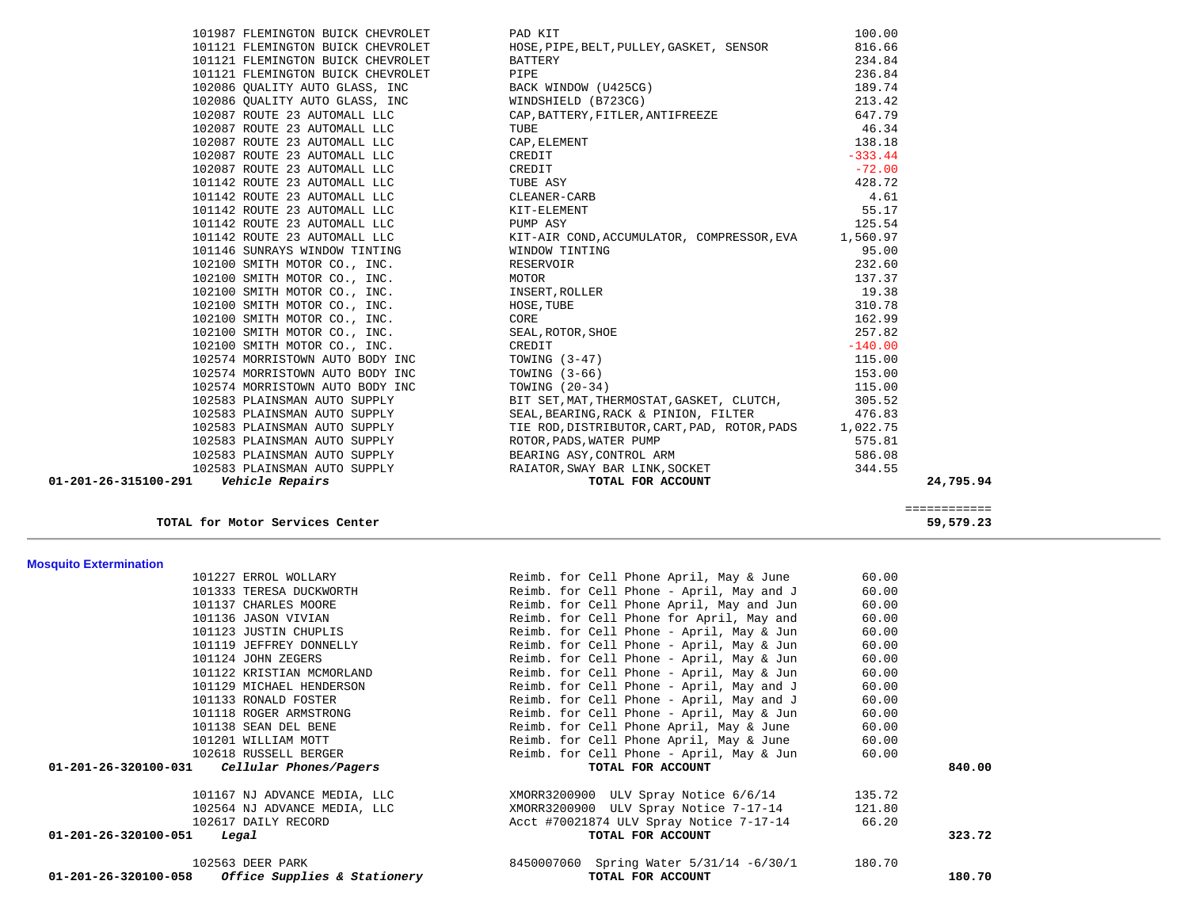| Vendor | Description | Amount | Total |
|---|---|---|---|
| 101987 FLEMINGTON BUICK CHEVROLET | PAD KIT | 100.00 | |
| 101121 FLEMINGTON BUICK CHEVROLET | HOSE,PIPE,BELT,PULLEY,GASKET, SENSOR | 816.66 | |
| 101121 FLEMINGTON BUICK CHEVROLET | BATTERY | 234.84 | |
| 101121 FLEMINGTON BUICK CHEVROLET | PIPE | 236.84 | |
| 102086 QUALITY AUTO GLASS, INC | BACK WINDOW (U425CG) | 189.74 | |
| 102086 QUALITY AUTO GLASS, INC | WINDSHIELD (B723CG) | 213.42 | |
| 102087 ROUTE 23 AUTOMALL LLC | CAP,BATTERY,FITLER,ANTIFREEZE | 647.79 | |
| 102087 ROUTE 23 AUTOMALL LLC | TUBE | 46.34 | |
| 102087 ROUTE 23 AUTOMALL LLC | CAP,ELEMENT | 138.18 | |
| 102087 ROUTE 23 AUTOMALL LLC | CREDIT | -333.44 | |
| 102087 ROUTE 23 AUTOMALL LLC | CREDIT | -72.00 | |
| 101142 ROUTE 23 AUTOMALL LLC | TUBE ASY | 428.72 | |
| 101142 ROUTE 23 AUTOMALL LLC | CLEANER-CARB | 4.61 | |
| 101142 ROUTE 23 AUTOMALL LLC | KIT-ELEMENT | 55.17 | |
| 101142 ROUTE 23 AUTOMALL LLC | PUMP ASY | 125.54 | |
| 101142 ROUTE 23 AUTOMALL LLC | KIT-AIR COND,ACCUMULATOR, COMPRESSOR,EVA | 1,560.97 | |
| 101146 SUNRAYS WINDOW TINTING | WINDOW TINTING | 95.00 | |
| 102100 SMITH MOTOR CO., INC. | RESERVOIR | 232.60 | |
| 102100 SMITH MOTOR CO., INC. | MOTOR | 137.37 | |
| 102100 SMITH MOTOR CO., INC. | INSERT,ROLLER | 19.38 | |
| 102100 SMITH MOTOR CO., INC. | HOSE,TUBE | 310.78 | |
| 102100 SMITH MOTOR CO., INC. | CORE | 162.99 | |
| 102100 SMITH MOTOR CO., INC. | SEAL,ROTOR,SHOE | 257.82 | |
| 102100 SMITH MOTOR CO., INC. | CREDIT | -140.00 | |
| 102574 MORRISTOWN AUTO BODY INC | TOWING (3-47) | 115.00 | |
| 102574 MORRISTOWN AUTO BODY INC | TOWING (3-66) | 153.00 | |
| 102574 MORRISTOWN AUTO BODY INC | TOWING (20-34) | 115.00 | |
| 102583 PLAINSMAN AUTO SUPPLY | BIT SET,MAT,THERMOSTAT,GASKET, CLUTCH, | 305.52 | |
| 102583 PLAINSMAN AUTO SUPPLY | SEAL,BEARING,RACK & PINION, FILTER | 476.83 | |
| 102583 PLAINSMAN AUTO SUPPLY | TIE ROD,DISTRIBUTOR,CART,PAD, ROTOR,PADS | 1,022.75 | |
| 102583 PLAINSMAN AUTO SUPPLY | ROTOR,PADS,WATER PUMP | 575.81 | |
| 102583 PLAINSMAN AUTO SUPPLY | BEARING ASY,CONTROL ARM | 586.08 | |
| 102583 PLAINSMAN AUTO SUPPLY | RAIATOR,SWAY BAR LINK,SOCKET | 344.55 | |
| **01-201-26-315100-291** ***Vehicle Repairs*** | **TOTAL FOR ACCOUNT** | | **24,795.94** |

| | | | ============ |
|---|---|---|---|
| **TOTAL for Motor Services Center** | | | **59,579.23** |

**Mosquito Extermination**

| Vendor | Description | Amount | Total |
|---|---|---|---|
| 101227 ERROL WOLLARY | Reimb. for Cell Phone April, May & June | 60.00 | |
| 101333 TERESA DUCKWORTH | Reimb. for Cell Phone - April, May and J | 60.00 | |
| 101137 CHARLES MOORE | Reimb. for Cell Phone April, May and Jun | 60.00 | |
| 101136 JASON VIVIAN | Reimb. for Cell Phone for April, May and | 60.00 | |
| 101123 JUSTIN CHUPLIS | Reimb. for Cell Phone - April, May & Jun | 60.00 | |
| 101119 JEFFREY DONNELLY | Reimb. for Cell Phone - April, May & Jun | 60.00 | |
| 101124 JOHN ZEGERS | Reimb. for Cell Phone - April, May & Jun | 60.00 | |
| 101122 KRISTIAN MCMORLAND | Reimb. for Cell Phone - April, May & Jun | 60.00 | |
| 101129 MICHAEL HENDERSON | Reimb. for Cell Phone - April, May and J | 60.00 | |
| 101133 RONALD FOSTER | Reimb. for Cell Phone - April, May and J | 60.00 | |
| 101118 ROGER ARMSTRONG | Reimb. for Cell Phone - April, May & Jun | 60.00 | |
| 101138 SEAN DEL BENE | Reimb. for Cell Phone April, May & June | 60.00 | |
| 101201 WILLIAM MOTT | Reimb. for Cell Phone April, May & June | 60.00 | |
| 102618 RUSSELL BERGER | Reimb. for Cell Phone - April, May & Jun | 60.00 | |
| **01-201-26-320100-031** ***Cellular Phones/Pagers*** | **TOTAL FOR ACCOUNT** | | **840.00** |
| 101167 NJ ADVANCE MEDIA, LLC | XMORR3200900 ULV Spray Notice 6/6/14 | 135.72 | |
| 102564 NJ ADVANCE MEDIA, LLC | XMORR3200900 ULV Spray Notice 7-17-14 | 121.80 | |
| 102617 DAILY RECORD | Acct #70021874 ULV Spray Notice 7-17-14 | 66.20 | |
| **01-201-26-320100-051** ***Legal*** | **TOTAL FOR ACCOUNT** | | **323.72** |
| 102563 DEER PARK | 8450007060 Spring Water 5/31/14 -6/30/1 | 180.70 | |
| **01-201-26-320100-058** ***Office Supplies & Stationery*** | **TOTAL FOR ACCOUNT** | | **180.70** |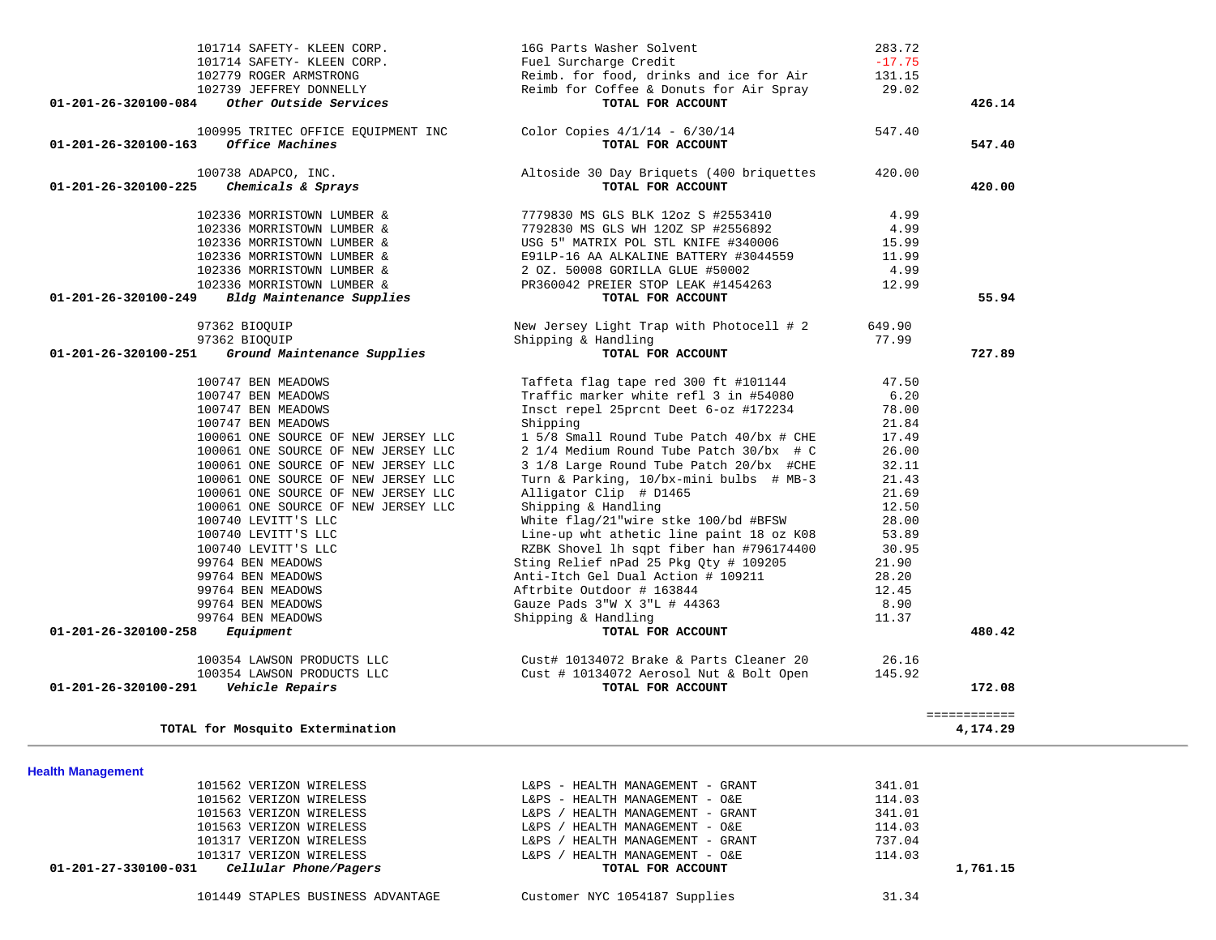| Account | Vendor | Description | Amount | Total |
|---|---|---|---|---|
| | 101714 SAFETY- KLEEN CORP. | 16G Parts Washer Solvent | 283.72 | |
| | 101714 SAFETY- KLEEN CORP. | Fuel Surcharge Credit | -17.75 | |
| | 102779 ROGER ARMSTRONG | Reimb. for food, drinks and ice for Air | 131.15 | |
| | 102739 JEFFREY DONNELLY | Reimb for Coffee & Donuts for Air Spray | 29.02 | |
| **01-201-26-320100-084** | ***Other Outside Services*** | **TOTAL FOR ACCOUNT** | | **426.14** |
| | 100995 TRITEC OFFICE EQUIPMENT INC | Color Copies 4/1/14 - 6/30/14 | 547.40 | |
| **01-201-26-320100-163** | ***Office Machines*** | **TOTAL FOR ACCOUNT** | | **547.40** |
| | 100738 ADAPCO, INC. | Altoside 30 Day Briquets (400 briquettes | 420.00 | |
| **01-201-26-320100-225** | ***Chemicals & Sprays*** | **TOTAL FOR ACCOUNT** | | **420.00** |
| | 102336 MORRISTOWN LUMBER & | 7779830 MS GLS BLK 12oz S #2553410 | 4.99 | |
| | 102336 MORRISTOWN LUMBER & | 7792830 MS GLS WH 12OZ SP #2556892 | 4.99 | |
| | 102336 MORRISTOWN LUMBER & | USG 5" MATRIX POL STL KNIFE #340006 | 15.99 | |
| | 102336 MORRISTOWN LUMBER & | E91LP-16 AA ALKALINE BATTERY #3044559 | 11.99 | |
| | 102336 MORRISTOWN LUMBER & | 2 OZ. 50008 GORILLA GLUE #50002 | 4.99 | |
| | 102336 MORRISTOWN LUMBER & | PR360042 PREIER STOP LEAK #1454263 | 12.99 | |
| **01-201-26-320100-249** | ***Bldg Maintenance Supplies*** | **TOTAL FOR ACCOUNT** | | **55.94** |
| | 97362 BIOQUIP | New Jersey Light Trap with Photocell # 2 | 649.90 | |
| | 97362 BIOQUIP | Shipping & Handling | 77.99 | |
| **01-201-26-320100-251** | ***Ground Maintenance Supplies*** | **TOTAL FOR ACCOUNT** | | **727.89** |
| | 100747 BEN MEADOWS | Taffeta flag tape red 300 ft #101144 | 47.50 | |
| | 100747 BEN MEADOWS | Traffic marker white refl 3 in #54080 | 6.20 | |
| | 100747 BEN MEADOWS | Insct repel 25prcnt Deet 6-oz #172234 | 78.00 | |
| | 100747 BEN MEADOWS | Shipping | 21.84 | |
| | 100061 ONE SOURCE OF NEW JERSEY LLC | 1 5/8 Small Round Tube Patch 40/bx # CHE | 17.49 | |
| | 100061 ONE SOURCE OF NEW JERSEY LLC | 2 1/4 Medium Round Tube Patch 30/bx # C | 26.00 | |
| | 100061 ONE SOURCE OF NEW JERSEY LLC | 3 1/8 Large Round Tube Patch 20/bx #CHE | 32.11 | |
| | 100061 ONE SOURCE OF NEW JERSEY LLC | Turn & Parking, 10/bx-mini bulbs # MB-3 | 21.43 | |
| | 100061 ONE SOURCE OF NEW JERSEY LLC | Alligator Clip # D1465 | 21.69 | |
| | 100061 ONE SOURCE OF NEW JERSEY LLC | Shipping & Handling | 12.50 | |
| | 100740 LEVITT'S LLC | White flag/21"wire stke 100/bd #BFSW | 28.00 | |
| | 100740 LEVITT'S LLC | Line-up wht athetic line paint 18 oz K08 | 53.89 | |
| | 100740 LEVITT'S LLC | RZBK Shovel lh sqpt fiber han #796174400 | 30.95 | |
| | 99764 BEN MEADOWS | Sting Relief nPad 25 Pkg Qty # 109205 | 21.90 | |
| | 99764 BEN MEADOWS | Anti-Itch Gel Dual Action # 109211 | 28.20 | |
| | 99764 BEN MEADOWS | Aftrbite Outdoor # 163844 | 12.45 | |
| | 99764 BEN MEADOWS | Gauze Pads 3"W X 3"L # 44363 | 8.90 | |
| | 99764 BEN MEADOWS | Shipping & Handling | 11.37 | |
| **01-201-26-320100-258** | ***Equipment*** | **TOTAL FOR ACCOUNT** | | **480.42** |
| | 100354 LAWSON PRODUCTS LLC | Cust# 10134072 Brake & Parts Cleaner 20 | 26.16 | |
| | 100354 LAWSON PRODUCTS LLC | Cust # 10134072 Aerosol Nut & Bolt Open | 145.92 | |
| **01-201-26-320100-291** | ***Vehicle Repairs*** | **TOTAL FOR ACCOUNT** | | **172.08** |
| | | | | ============ |
| **TOTAL for Mosquito Extermination** | | | | **4,174.29** |

## Health Management

| Account | Vendor | Description | Amount | Total |
|---|---|---|---|---|
| | 101562 VERIZON WIRELESS | L&PS - HEALTH MANAGEMENT - GRANT | 341.01 | |
| | 101562 VERIZON WIRELESS | L&PS - HEALTH MANAGEMENT - O&E | 114.03 | |
| | 101563 VERIZON WIRELESS | L&PS / HEALTH MANAGEMENT - GRANT | 341.01 | |
| | 101563 VERIZON WIRELESS | L&PS / HEALTH MANAGEMENT - O&E | 114.03 | |
| | 101317 VERIZON WIRELESS | L&PS / HEALTH MANAGEMENT - GRANT | 737.04 | |
| | 101317 VERIZON WIRELESS | L&PS / HEALTH MANAGEMENT - O&E | 114.03 | |
| **01-201-27-330100-031** | ***Cellular Phone/Pagers*** | **TOTAL FOR ACCOUNT** | | **1,761.15** |
| | 101449 STAPLES BUSINESS ADVANTAGE | Customer NYC 1054187 Supplies | 31.34 | |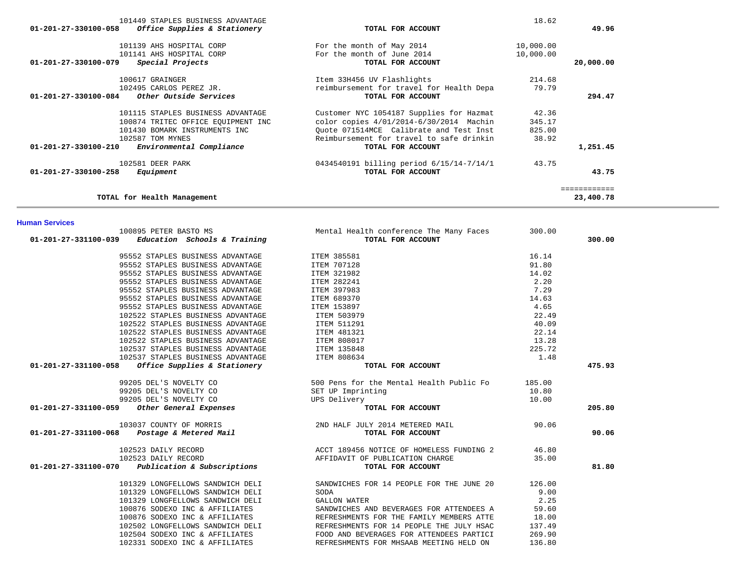| Account | Vendor / Description | Description | Amount | Total |
|---|---|---|---|---|
| | 101449 STAPLES BUSINESS ADVANTAGE | | 18.62 | |
| 01-201-27-330100-058 | *Office Supplies & Stationery* | **TOTAL FOR ACCOUNT** | | **49.96** |
| | 101139 AHS HOSPITAL CORP | For the month of May 2014 | 10,000.00 | |
| | 101141 AHS HOSPITAL CORP | For the month of June 2014 | 10,000.00 | |
| 01-201-27-330100-079 | *Special Projects* | **TOTAL FOR ACCOUNT** | | **20,000.00** |
| | 100617 GRAINGER | Item 33H456 UV Flashlights | 214.68 | |
| | 102495 CARLOS PEREZ JR. | reimbursement for travel for Health Depa | 79.79 | |
| 01-201-27-330100-084 | *Other Outside Services* | **TOTAL FOR ACCOUNT** | | **294.47** |
| | 101115 STAPLES BUSINESS ADVANTAGE | Customer NYC 1054187 Supplies for Hazmat | 42.36 | |
| | 100874 TRITEC OFFICE EQUIPMENT INC | color copies 4/01/2014-6/30/2014 Machin | 345.17 | |
| | 101430 BOMARK INSTRUMENTS INC | Quote 071514MCE Calibrate and Test Inst | 825.00 | |
| | 102587 TOM MYNES | Reimbursement for travel to safe drinkin | 38.92 | |
| 01-201-27-330100-210 | *Environmental Compliance* | **TOTAL FOR ACCOUNT** | | **1,251.45** |
| | 102581 DEER PARK | 0434540191 billing period 6/15/14-7/14/1 | 43.75 | |
| 01-201-27-330100-258 | *Equipment* | **TOTAL FOR ACCOUNT** | | **43.75** |
| | | | | ============ |
| | **TOTAL for Health Management** | | | **23,400.78** |

## Human Services

| Account | Vendor / Description | Description | Amount | Total |
|---|---|---|---|---|
| | 100895 PETER BASTO MS | Mental Health conference The Many Faces | 300.00 | |
| 01-201-27-331100-039 | *Education Schools & Training* | **TOTAL FOR ACCOUNT** | | **300.00** |
| | 95552 STAPLES BUSINESS ADVANTAGE | ITEM 385581 | 16.14 | |
| | 95552 STAPLES BUSINESS ADVANTAGE | ITEM 707128 | 91.80 | |
| | 95552 STAPLES BUSINESS ADVANTAGE | ITEM 321982 | 14.02 | |
| | 95552 STAPLES BUSINESS ADVANTAGE | ITEM 282241 | 2.20 | |
| | 95552 STAPLES BUSINESS ADVANTAGE | ITEM 397983 | 7.29 | |
| | 95552 STAPLES BUSINESS ADVANTAGE | ITEM 689370 | 14.63 | |
| | 95552 STAPLES BUSINESS ADVANTAGE | ITEM 153897 | 4.65 | |
| | 102522 STAPLES BUSINESS ADVANTAGE | ITEM 503979 | 22.49 | |
| | 102522 STAPLES BUSINESS ADVANTAGE | ITEM 511291 | 40.09 | |
| | 102522 STAPLES BUSINESS ADVANTAGE | ITEM 481321 | 22.14 | |
| | 102522 STAPLES BUSINESS ADVANTAGE | ITEM 808017 | 13.28 | |
| | 102537 STAPLES BUSINESS ADVANTAGE | ITEM 135848 | 225.72 | |
| | 102537 STAPLES BUSINESS ADVANTAGE | ITEM 808634 | 1.48 | |
| 01-201-27-331100-058 | *Office Supplies & Stationery* | **TOTAL FOR ACCOUNT** | | **475.93** |
| | 99205 DEL'S NOVELTY CO | 500 Pens for the Mental Health Public Fo | 185.00 | |
| | 99205 DEL'S NOVELTY CO | SET UP Imprinting | 10.80 | |
| | 99205 DEL'S NOVELTY CO | UPS Delivery | 10.00 | |
| 01-201-27-331100-059 | *Other General Expenses* | **TOTAL FOR ACCOUNT** | | **205.80** |
| | 103037 COUNTY OF MORRIS | 2ND HALF JULY 2014 METERED MAIL | 90.06 | |
| 01-201-27-331100-068 | *Postage & Metered Mail* | **TOTAL FOR ACCOUNT** | | **90.06** |
| | 102523 DAILY RECORD | ACCT 189456 NOTICE OF HOMELESS FUNDING 2 | 46.80 | |
| | 102523 DAILY RECORD | AFFIDAVIT OF PUBLICATION CHARGE | 35.00 | |
| 01-201-27-331100-070 | *Publication & Subscriptions* | **TOTAL FOR ACCOUNT** | | **81.80** |
| | 101329 LONGFELLOWS SANDWICH DELI | SANDWICHES FOR 14 PEOPLE FOR THE JUNE 20 | 126.00 | |
| | 101329 LONGFELLOWS SANDWICH DELI | SODA | 9.00 | |
| | 101329 LONGFELLOWS SANDWICH DELI | GALLON WATER | 2.25 | |
| | 100876 SODEXO INC & AFFILIATES | SANDWICHES AND BEVERAGES FOR ATTENDEES A | 59.60 | |
| | 100876 SODEXO INC & AFFILIATES | REFRESHMENTS FOR THE FAMILY MEMBERS ATTE | 18.00 | |
| | 102502 LONGFELLOWS SANDWICH DELI | REFRESHMENTS FOR 14 PEOPLE THE JULY HSAC | 137.49 | |
| | 102504 SODEXO INC & AFFILIATES | FOOD AND BEVERAGES FOR ATTENDEES PARTICI | 269.90 | |
| | 102331 SODEXO INC & AFFILIATES | REFRESHMENTS FOR MHSAAB MEETING HELD ON | 136.80 | |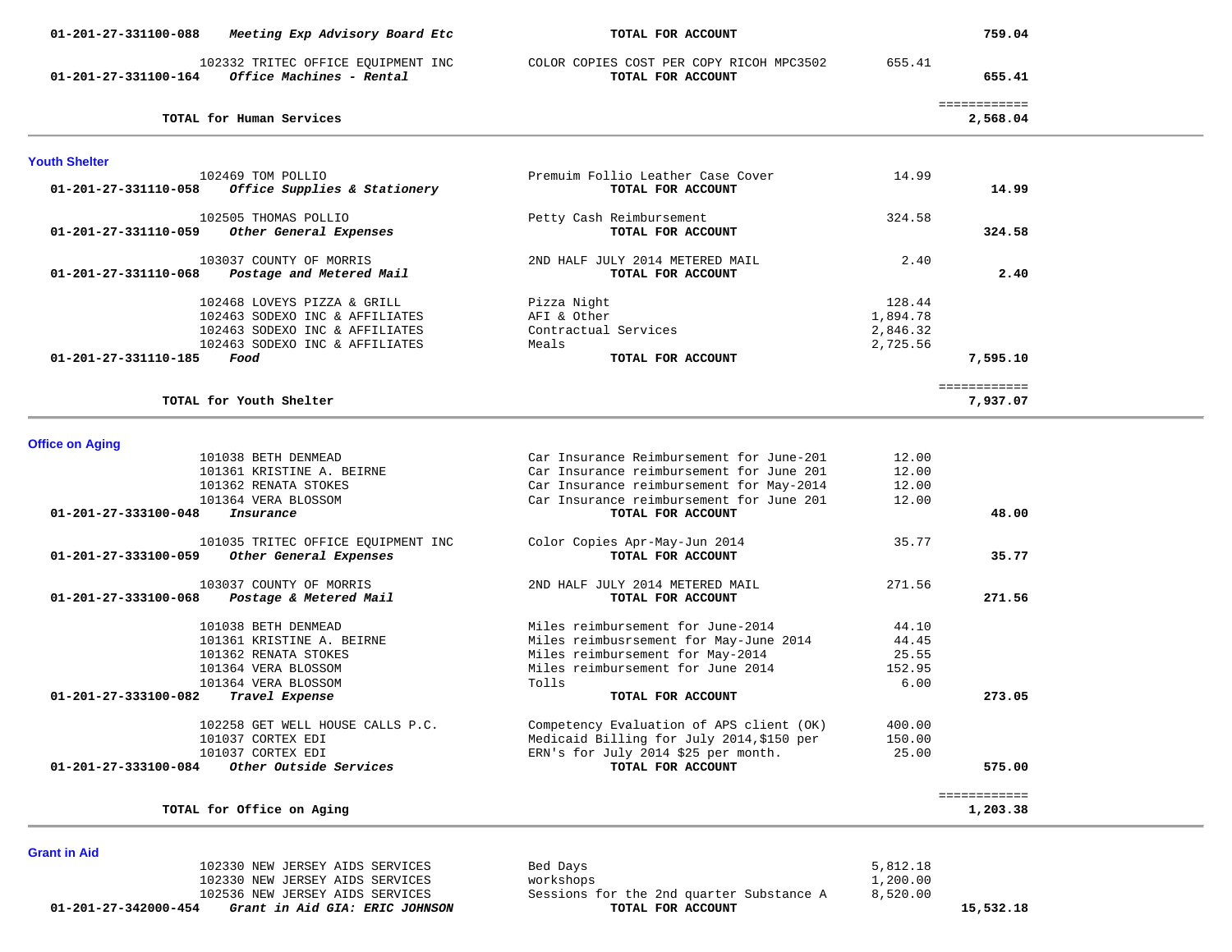| Account | Vendor / Account Name | Description | Amount | Total |
|---|---|---|---|---|
| 01-201-27-331100-088 | *Meeting Exp Advisory Board Etc* | **TOTAL FOR ACCOUNT** | | **759.04** |
| | 102332 TRITEC OFFICE EQUIPMENT INC | COLOR COPIES COST PER COPY RICOH MPC3502 | 655.41 | |
| 01-201-27-331100-164 | *Office Machines - Rental* | **TOTAL FOR ACCOUNT** | | **655.41** |
| | | | | ============ |
| | **TOTAL for Human Services** | | | **2,568.04** |

## Youth Shelter

| Account | Vendor / Account Name | Description | Amount | Total |
|---|---|---|---|---|
| | 102469 TOM POLLIO | Premuim Follio Leather Case Cover | 14.99 | |
| 01-201-27-331110-058 | *Office Supplies & Stationery* | **TOTAL FOR ACCOUNT** | | **14.99** |
| | 102505 THOMAS POLLIO | Petty Cash Reimbursement | 324.58 | |
| 01-201-27-331110-059 | *Other General Expenses* | **TOTAL FOR ACCOUNT** | | **324.58** |
| | 103037 COUNTY OF MORRIS | 2ND HALF JULY 2014 METERED MAIL | 2.40 | |
| 01-201-27-331110-068 | *Postage and Metered Mail* | **TOTAL FOR ACCOUNT** | | **2.40** |
| | 102468 LOVEYS PIZZA & GRILL | Pizza Night | 128.44 | |
| | 102463 SODEXO INC & AFFILIATES | AFI & Other | 1,894.78 | |
| | 102463 SODEXO INC & AFFILIATES | Contractual Services | 2,846.32 | |
| | 102463 SODEXO INC & AFFILIATES | Meals | 2,725.56 | |
| 01-201-27-331110-185 | *Food* | **TOTAL FOR ACCOUNT** | | **7,595.10** |
| | | | | ============ |
| | **TOTAL for Youth Shelter** | | | **7,937.07** |

## Office on Aging

| Account | Vendor / Account Name | Description | Amount | Total |
|---|---|---|---|---|
| | 101038 BETH DENMEAD | Car Insurance Reimbursement for June-201 | 12.00 | |
| | 101361 KRISTINE A. BEIRNE | Car Insurance reimbursement for June 201 | 12.00 | |
| | 101362 RENATA STOKES | Car Insurance reimbursement for May-2014 | 12.00 | |
| | 101364 VERA BLOSSOM | Car Insurance reimbursement for June 201 | 12.00 | |
| 01-201-27-333100-048 | *Insurance* | **TOTAL FOR ACCOUNT** | | **48.00** |
| | 101035 TRITEC OFFICE EQUIPMENT INC | Color Copies Apr-May-Jun 2014 | 35.77 | |
| 01-201-27-333100-059 | *Other General Expenses* | **TOTAL FOR ACCOUNT** | | **35.77** |
| | 103037 COUNTY OF MORRIS | 2ND HALF JULY 2014 METERED MAIL | 271.56 | |
| 01-201-27-333100-068 | *Postage & Metered Mail* | **TOTAL FOR ACCOUNT** | | **271.56** |
| | 101038 BETH DENMEAD | Miles reimbursement for June-2014 | 44.10 | |
| | 101361 KRISTINE A. BEIRNE | Miles reimbusrsement for May-June 2014 | 44.45 | |
| | 101362 RENATA STOKES | Miles reimbursement for May-2014 | 25.55 | |
| | 101364 VERA BLOSSOM | Miles reimbursement for June 2014 | 152.95 | |
| | 101364 VERA BLOSSOM | Tolls | 6.00 | |
| 01-201-27-333100-082 | *Travel Expense* | **TOTAL FOR ACCOUNT** | | **273.05** |
| | 102258 GET WELL HOUSE CALLS P.C. | Competency Evaluation of APS client (OK) | 400.00 | |
| | 101037 CORTEX EDI | Medicaid Billing for July 2014,$150 per | 150.00 | |
| | 101037 CORTEX EDI | ERN's for July 2014 $25 per month. | 25.00 | |
| 01-201-27-333100-084 | *Other Outside Services* | **TOTAL FOR ACCOUNT** | | **575.00** |
| | | | | ============ |
| | **TOTAL for Office on Aging** | | | **1,203.38** |

## Grant in Aid

| Account | Vendor / Account Name | Description | Amount | Total |
|---|---|---|---|---|
| | 102330 NEW JERSEY AIDS SERVICES | Bed Days | 5,812.18 | |
| | 102330 NEW JERSEY AIDS SERVICES | workshops | 1,200.00 | |
| | 102536 NEW JERSEY AIDS SERVICES | Sessions for the 2nd quarter Substance A | 8,520.00 | |
| 01-201-27-342000-454 | *Grant in Aid GIA: ERIC JOHNSON* | **TOTAL FOR ACCOUNT** | | **15,532.18** |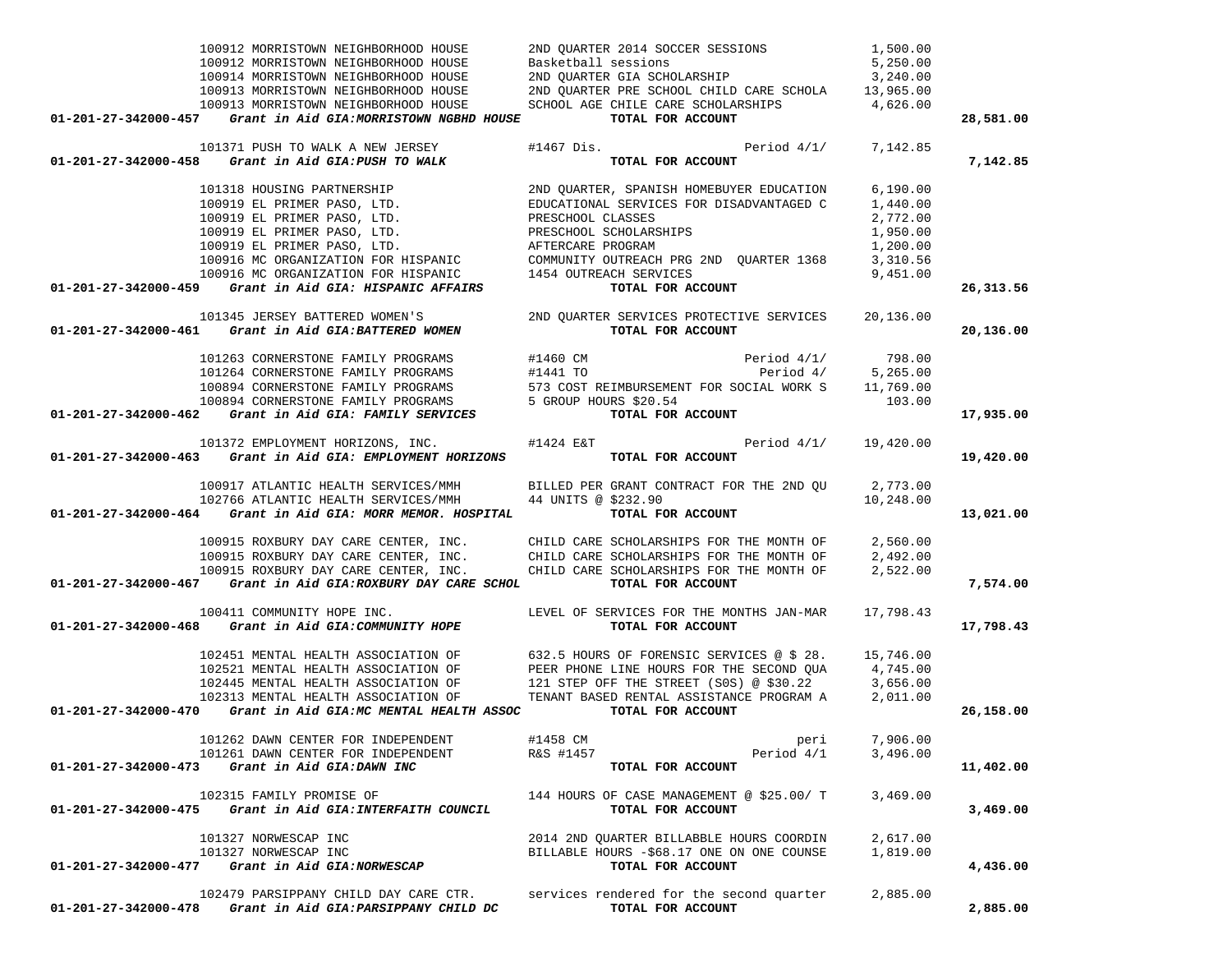| Account | Vendor / Account Description | Description | Amount | Total |
|---|---|---|---|---|
| | 100912 MORRISTOWN NEIGHBORHOOD HOUSE | 2ND QUARTER 2014 SOCCER SESSIONS | 1,500.00 | |
| | 100912 MORRISTOWN NEIGHBORHOOD HOUSE | Basketball sessions | 5,250.00 | |
| | 100914 MORRISTOWN NEIGHBORHOOD HOUSE | 2ND QUARTER GIA SCHOLARSHIP | 3,240.00 | |
| | 100913 MORRISTOWN NEIGHBORHOOD HOUSE | 2ND QUARTER PRE SCHOOL CHILD CARE SCHOLA | 13,965.00 | |
| | 100913 MORRISTOWN NEIGHBORHOOD HOUSE | SCHOOL AGE CHILE CARE SCHOLARSHIPS | 4,626.00 | |
| **01-201-27-342000-457** | ***Grant in Aid GIA:MORRISTOWN NGBHD HOUSE*** | **TOTAL FOR ACCOUNT** | | **28,581.00** |
| | 101371 PUSH TO WALK A NEW JERSEY | #1467 Dis. Period 4/1/ | 7,142.85 | |
| **01-201-27-342000-458** | ***Grant in Aid GIA:PUSH TO WALK*** | **TOTAL FOR ACCOUNT** | | **7,142.85** |
| | 101318 HOUSING PARTNERSHIP | 2ND QUARTER, SPANISH HOMEBUYER EDUCATION | 6,190.00 | |
| | 100919 EL PRIMER PASO, LTD. | EDUCATIONAL SERVICES FOR DISADVANTAGED C | 1,440.00 | |
| | 100919 EL PRIMER PASO, LTD. | PRESCHOOL CLASSES | 2,772.00 | |
| | 100919 EL PRIMER PASO, LTD. | PRESCHOOL SCHOLARSHIPS | 1,950.00 | |
| | 100919 EL PRIMER PASO, LTD. | AFTERCARE PROGRAM | 1,200.00 | |
| | 100916 MC ORGANIZATION FOR HISPANIC | COMMUNITY OUTREACH PRG 2ND QUARTER 1368 | 3,310.56 | |
| | 100916 MC ORGANIZATION FOR HISPANIC | 1454 OUTREACH SERVICES | 9,451.00 | |
| **01-201-27-342000-459** | ***Grant in Aid GIA: HISPANIC AFFAIRS*** | **TOTAL FOR ACCOUNT** | | **26,313.56** |
| | 101345 JERSEY BATTERED WOMEN'S | 2ND QUARTER SERVICES PROTECTIVE SERVICES | 20,136.00 | |
| **01-201-27-342000-461** | ***Grant in Aid GIA:BATTERED WOMEN*** | **TOTAL FOR ACCOUNT** | | **20,136.00** |
| | 101263 CORNERSTONE FAMILY PROGRAMS | #1460 CM Period 4/1/ | 798.00 | |
| | 101264 CORNERSTONE FAMILY PROGRAMS | #1441 TO Period 4/ | 5,265.00 | |
| | 100894 CORNERSTONE FAMILY PROGRAMS | 573 COST REIMBURSEMENT FOR SOCIAL WORK S | 11,769.00 | |
| | 100894 CORNERSTONE FAMILY PROGRAMS | 5 GROUP HOURS $20.54 | 103.00 | |
| **01-201-27-342000-462** | ***Grant in Aid GIA: FAMILY SERVICES*** | **TOTAL FOR ACCOUNT** | | **17,935.00** |
| | 101372 EMPLOYMENT HORIZONS, INC. | #1424 E&T Period 4/1/ | 19,420.00 | |
| **01-201-27-342000-463** | ***Grant in Aid GIA: EMPLOYMENT HORIZONS*** | **TOTAL FOR ACCOUNT** | | **19,420.00** |
| | 100917 ATLANTIC HEALTH SERVICES/MMH | BILLED PER GRANT CONTRACT FOR THE 2ND QU | 2,773.00 | |
| | 102766 ATLANTIC HEALTH SERVICES/MMH | 44 UNITS @ $232.90 | 10,248.00 | |
| **01-201-27-342000-464** | ***Grant in Aid GIA: MORR MEMOR. HOSPITAL*** | **TOTAL FOR ACCOUNT** | | **13,021.00** |
| | 100915 ROXBURY DAY CARE CENTER, INC. | CHILD CARE SCHOLARSHIPS FOR THE MONTH OF | 2,560.00 | |
| | 100915 ROXBURY DAY CARE CENTER, INC. | CHILD CARE SCHOLARSHIPS FOR THE MONTH OF | 2,492.00 | |
| | 100915 ROXBURY DAY CARE CENTER, INC. | CHILD CARE SCHOLARSHIPS FOR THE MONTH OF | 2,522.00 | |
| **01-201-27-342000-467** | ***Grant in Aid GIA:ROXBURY DAY CARE SCHOL*** | **TOTAL FOR ACCOUNT** | | **7,574.00** |
| | 100411 COMMUNITY HOPE INC. | LEVEL OF SERVICES FOR THE MONTHS JAN-MAR | 17,798.43 | |
| **01-201-27-342000-468** | ***Grant in Aid GIA:COMMUNITY HOPE*** | **TOTAL FOR ACCOUNT** | | **17,798.43** |
| | 102451 MENTAL HEALTH ASSOCIATION OF | 632.5 HOURS OF FORENSIC SERVICES @ $ 28. | 15,746.00 | |
| | 102521 MENTAL HEALTH ASSOCIATION OF | PEER PHONE LINE HOURS FOR THE SECOND QUA | 4,745.00 | |
| | 102445 MENTAL HEALTH ASSOCIATION OF | 121 STEP OFF THE STREET (S0S) @ $30.22 | 3,656.00 | |
| | 102313 MENTAL HEALTH ASSOCIATION OF | TENANT BASED RENTAL ASSISTANCE PROGRAM A | 2,011.00 | |
| **01-201-27-342000-470** | ***Grant in Aid GIA:MC MENTAL HEALTH ASSOC*** | **TOTAL FOR ACCOUNT** | | **26,158.00** |
| | 101262 DAWN CENTER FOR INDEPENDENT | #1458 CM peri | 7,906.00 | |
| | 101261 DAWN CENTER FOR INDEPENDENT | R&S #1457 Period 4/1 | 3,496.00 | |
| **01-201-27-342000-473** | ***Grant in Aid GIA:DAWN INC*** | **TOTAL FOR ACCOUNT** | | **11,402.00** |
| | 102315 FAMILY PROMISE OF | 144 HOURS OF CASE MANAGEMENT @ $25.00/ T | 3,469.00 | |
| **01-201-27-342000-475** | ***Grant in Aid GIA:INTERFAITH COUNCIL*** | **TOTAL FOR ACCOUNT** | | **3,469.00** |
| | 101327 NORWESCAP INC | 2014 2ND QUARTER BILLABBLE HOURS COORDIN | 2,617.00 | |
| | 101327 NORWESCAP INC | BILLABLE HOURS -$68.17 ONE ON ONE COUNSE | 1,819.00 | |
| **01-201-27-342000-477** | ***Grant in Aid GIA:NORWESCAP*** | **TOTAL FOR ACCOUNT** | | **4,436.00** |
| | 102479 PARSIPPANY CHILD DAY CARE CTR. | services rendered for the second quarter | 2,885.00 | |
| **01-201-27-342000-478** | ***Grant in Aid GIA:PARSIPPANY CHILD DC*** | **TOTAL FOR ACCOUNT** | | **2,885.00** |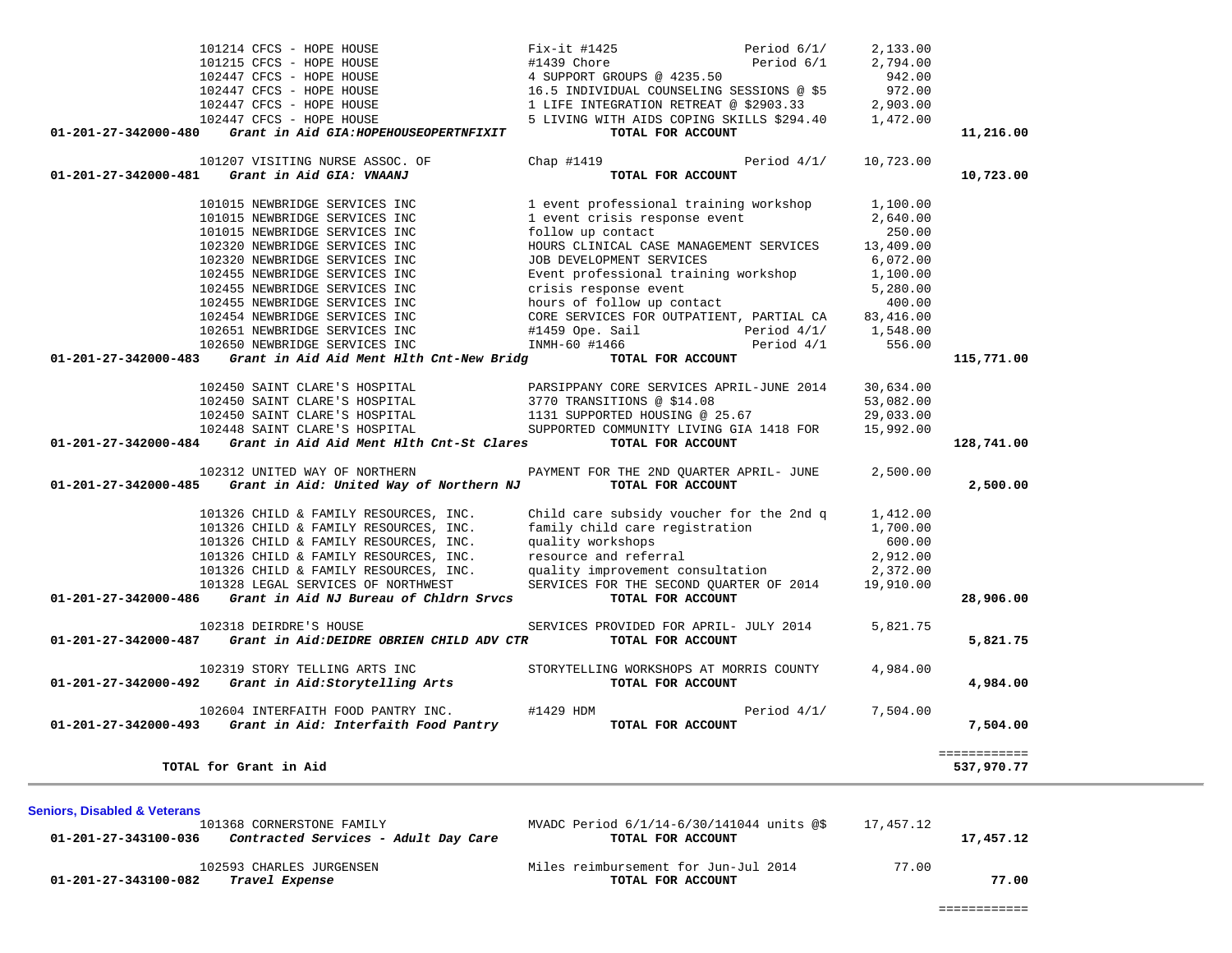| Account | Vendor / Description | Detail | | Amount | Total |
|---|---|---|---|---|---|
| | 101214 CFCS - HOPE HOUSE | Fix-it #1425 | Period 6/1/ | 2,133.00 | |
| | 101215 CFCS - HOPE HOUSE | #1439 Chore | Period 6/1 | 2,794.00 | |
| | 102447 CFCS - HOPE HOUSE | 4 SUPPORT GROUPS @ 4235.50 | | 942.00 | |
| | 102447 CFCS - HOPE HOUSE | 16.5 INDIVIDUAL COUNSELING SESSIONS @ $5 | | 972.00 | |
| | 102447 CFCS - HOPE HOUSE | 1 LIFE INTEGRATION RETREAT @ $2903.33 | | 2,903.00 | |
| | 102447 CFCS - HOPE HOUSE | 5 LIVING WITH AIDS COPING SKILLS $294.40 | | 1,472.00 | |
| **01-201-27-342000-480** | ***Grant in Aid GIA:HOPEHOUSEOPERTNFIXIT*** | **TOTAL FOR ACCOUNT** | | | **11,216.00** |
| | 101207 VISITING NURSE ASSOC. OF | Chap #1419 | Period 4/1/ | 10,723.00 | |
| **01-201-27-342000-481** | ***Grant in Aid GIA: VNAANJ*** | **TOTAL FOR ACCOUNT** | | | **10,723.00** |
| | 101015 NEWBRIDGE SERVICES INC | 1 event professional training workshop | | 1,100.00 | |
| | 101015 NEWBRIDGE SERVICES INC | 1 event crisis response event | | 2,640.00 | |
| | 101015 NEWBRIDGE SERVICES INC | follow up contact | | 250.00 | |
| | 102320 NEWBRIDGE SERVICES INC | HOURS CLINICAL CASE MANAGEMENT SERVICES | | 13,409.00 | |
| | 102320 NEWBRIDGE SERVICES INC | JOB DEVELOPMENT SERVICES | | 6,072.00 | |
| | 102455 NEWBRIDGE SERVICES INC | Event professional training workshop | | 1,100.00 | |
| | 102455 NEWBRIDGE SERVICES INC | crisis response event | | 5,280.00 | |
| | 102455 NEWBRIDGE SERVICES INC | hours of follow up contact | | 400.00 | |
| | 102454 NEWBRIDGE SERVICES INC | CORE SERVICES FOR OUTPATIENT, PARTIAL CA | | 83,416.00 | |
| | 102651 NEWBRIDGE SERVICES INC | #1459 Ope. Sail | Period 4/1/ | 1,548.00 | |
| | 102650 NEWBRIDGE SERVICES INC | INMH-60 #1466 | Period 4/1 | 556.00 | |
| **01-201-27-342000-483** | ***Grant in Aid Aid Ment Hlth Cnt-New Bridg*** | **TOTAL FOR ACCOUNT** | | | **115,771.00** |
| | 102450 SAINT CLARE'S HOSPITAL | PARSIPPANY CORE SERVICES APRIL-JUNE 2014 | | 30,634.00 | |
| | 102450 SAINT CLARE'S HOSPITAL | 3770 TRANSITIONS @ $14.08 | | 53,082.00 | |
| | 102450 SAINT CLARE'S HOSPITAL | 1131 SUPPORTED HOUSING @ 25.67 | | 29,033.00 | |
| | 102448 SAINT CLARE'S HOSPITAL | SUPPORTED COMMUNITY LIVING GIA 1418 FOR | | 15,992.00 | |
| **01-201-27-342000-484** | ***Grant in Aid Aid Ment Hlth Cnt-St Clares*** | **TOTAL FOR ACCOUNT** | | | **128,741.00** |
| | 102312 UNITED WAY OF NORTHERN | PAYMENT FOR THE 2ND QUARTER APRIL- JUNE | | 2,500.00 | |
| **01-201-27-342000-485** | ***Grant in Aid: United Way of Northern NJ*** | **TOTAL FOR ACCOUNT** | | | **2,500.00** |
| | 101326 CHILD & FAMILY RESOURCES, INC. | Child care subsidy voucher for the 2nd q | | 1,412.00 | |
| | 101326 CHILD & FAMILY RESOURCES, INC. | family child care registration | | 1,700.00 | |
| | 101326 CHILD & FAMILY RESOURCES, INC. | quality workshops | | 600.00 | |
| | 101326 CHILD & FAMILY RESOURCES, INC. | resource and referral | | 2,912.00 | |
| | 101326 CHILD & FAMILY RESOURCES, INC. | quality improvement consultation | | 2,372.00 | |
| | 101328 LEGAL SERVICES OF NORTHWEST | SERVICES FOR THE SECOND QUARTER OF 2014 | | 19,910.00 | |
| **01-201-27-342000-486** | ***Grant in Aid NJ Bureau of Chldrn Srvcs*** | **TOTAL FOR ACCOUNT** | | | **28,906.00** |
| | 102318 DEIRDRE'S HOUSE | SERVICES PROVIDED FOR APRIL- JULY 2014 | | 5,821.75 | |
| **01-201-27-342000-487** | ***Grant in Aid:DEIDRE OBRIEN CHILD ADV CTR*** | **TOTAL FOR ACCOUNT** | | | **5,821.75** |
| | 102319 STORY TELLING ARTS INC | STORYTELLING WORKSHOPS AT MORRIS COUNTY | | 4,984.00 | |
| **01-201-27-342000-492** | ***Grant in Aid:Storytelling Arts*** | **TOTAL FOR ACCOUNT** | | | **4,984.00** |
| | 102604 INTERFAITH FOOD PANTRY INC. | #1429 HDM | Period 4/1/ | 7,504.00 | |
| **01-201-27-342000-493** | ***Grant in Aid: Interfaith Food Pantry*** | **TOTAL FOR ACCOUNT** | | | **7,504.00** |
| | | | | | ============ |
| | **TOTAL for Grant in Aid** | | | | **537,970.77** |

**Seniors, Disabled & Veterans**

| Account | Vendor / Description | Detail | Amount | Total |
|---|---|---|---|---|
| | 101368 CORNERSTONE FAMILY | MVADC Period 6/1/14-6/30/141044 units @$ | 17,457.12 | |
| **01-201-27-343100-036** | ***Contracted Services - Adult Day Care*** | **TOTAL FOR ACCOUNT** | | **17,457.12** |
| | 102593 CHARLES JURGENSEN | Miles reimbursement for Jun-Jul 2014 | 77.00 | |
| **01-201-27-343100-082** | ***Travel Expense*** | **TOTAL FOR ACCOUNT** | | **77.00** |
| | | | | ============ |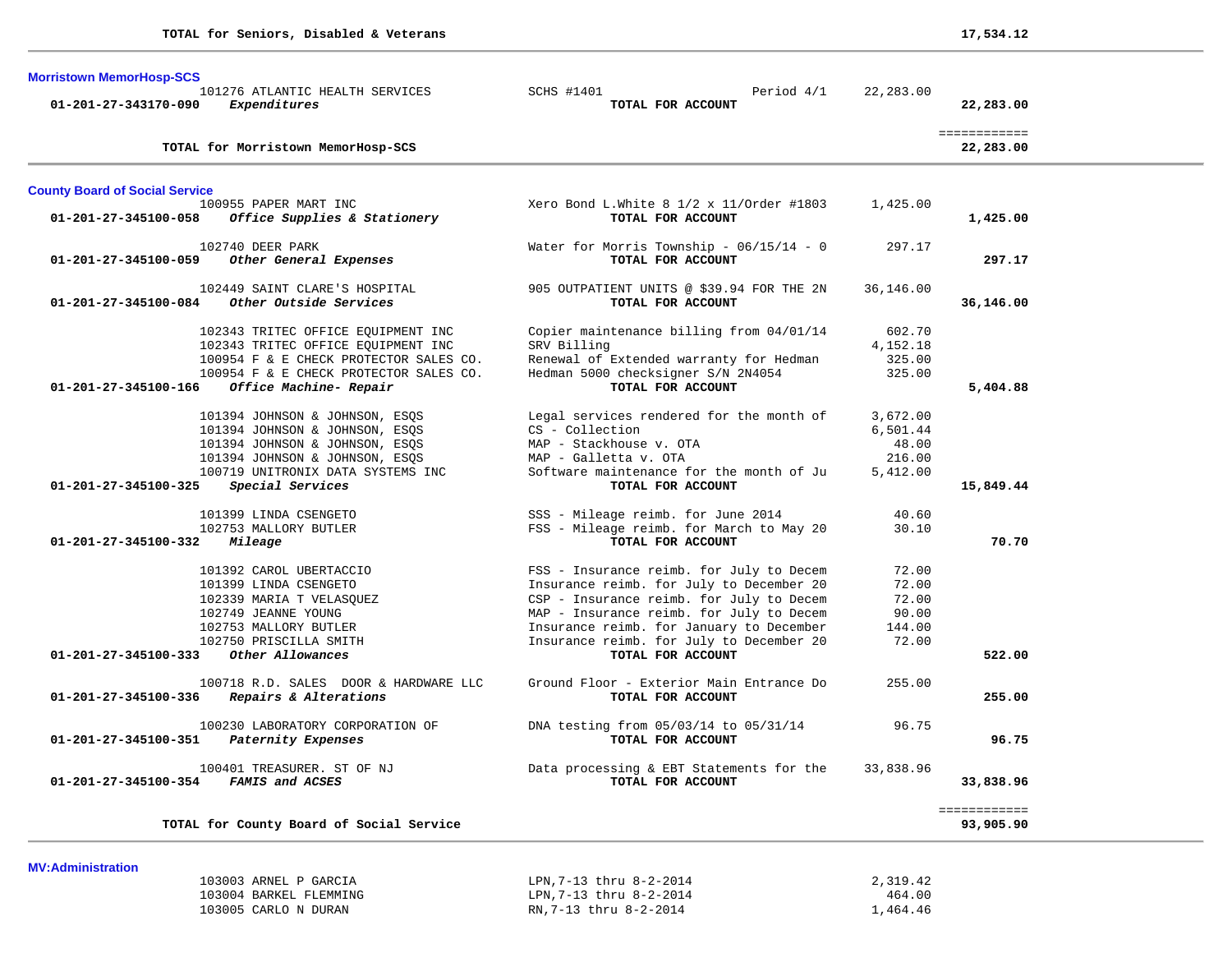**TOTAL for Seniors, Disabled & Veterans** **17,534.12**

---

### Morristown MemorHosp-SCS

| Account | Vendor / Description | Detail | Amount | Total |
|---|---|---|---|---|
| | 101276 ATLANTIC HEALTH SERVICES | SCHS #1401 Period 4/1 | 22,283.00 | |
| **01-201-27-343170-090** | ***Expenditures*** | **TOTAL FOR ACCOUNT** | | **22,283.00** |

**TOTAL for Morristown MemorHosp-SCS** **22,283.00**

---

### County Board of Social Service

| Account | Vendor / Description | Detail | Amount | Total |
|---|---|---|---|---|
| | 100955 PAPER MART INC | Xero Bond L.White 8 1/2 x 11/Order #1803 | 1,425.00 | |
| **01-201-27-345100-058** | ***Office Supplies & Stationery*** | **TOTAL FOR ACCOUNT** | | **1,425.00** |
| | 102740 DEER PARK | Water for Morris Township - 06/15/14 - 0 | 297.17 | |
| **01-201-27-345100-059** | ***Other General Expenses*** | **TOTAL FOR ACCOUNT** | | **297.17** |
| | 102449 SAINT CLARE'S HOSPITAL | 905 OUTPATIENT UNITS @ $39.94 FOR THE 2N | 36,146.00 | |
| **01-201-27-345100-084** | ***Other Outside Services*** | **TOTAL FOR ACCOUNT** | | **36,146.00** |
| | 102343 TRITEC OFFICE EQUIPMENT INC | Copier maintenance billing from 04/01/14 | 602.70 | |
| | 102343 TRITEC OFFICE EQUIPMENT INC | SRV Billing | 4,152.18 | |
| | 100954 F & E CHECK PROTECTOR SALES CO. | Renewal of Extended warranty for Hedman | 325.00 | |
| | 100954 F & E CHECK PROTECTOR SALES CO. | Hedman 5000 checksigner S/N 2N4054 | 325.00 | |
| **01-201-27-345100-166** | ***Office Machine- Repair*** | **TOTAL FOR ACCOUNT** | | **5,404.88** |
| | 101394 JOHNSON & JOHNSON, ESQS | Legal services rendered for the month of | 3,672.00 | |
| | 101394 JOHNSON & JOHNSON, ESQS | CS - Collection | 6,501.44 | |
| | 101394 JOHNSON & JOHNSON, ESQS | MAP - Stackhouse v. OTA | 48.00 | |
| | 101394 JOHNSON & JOHNSON, ESQS | MAP - Galletta v. OTA | 216.00 | |
| | 100719 UNITRONIX DATA SYSTEMS INC | Software maintenance for the month of Ju | 5,412.00 | |
| **01-201-27-345100-325** | ***Special Services*** | **TOTAL FOR ACCOUNT** | | **15,849.44** |
| | 101399 LINDA CSENGETO | SSS - Mileage reimb. for June 2014 | 40.60 | |
| | 102753 MALLORY BUTLER | FSS - Mileage reimb. for March to May 20 | 30.10 | |
| **01-201-27-345100-332** | ***Mileage*** | **TOTAL FOR ACCOUNT** | | **70.70** |
| | 101392 CAROL UBERTACCIO | FSS - Insurance reimb. for July to Decem | 72.00 | |
| | 101399 LINDA CSENGETO | Insurance reimb. for July to December 20 | 72.00 | |
| | 102339 MARIA T VELASQUEZ | CSP - Insurance reimb. for July to Decem | 72.00 | |
| | 102749 JEANNE YOUNG | MAP - Insurance reimb. for July to Decem | 90.00 | |
| | 102753 MALLORY BUTLER | Insurance reimb. for January to December | 144.00 | |
| | 102750 PRISCILLA SMITH | Insurance reimb. for July to December 20 | 72.00 | |
| **01-201-27-345100-333** | ***Other Allowances*** | **TOTAL FOR ACCOUNT** | | **522.00** |
| | 100718 R.D. SALES DOOR & HARDWARE LLC | Ground Floor - Exterior Main Entrance Do | 255.00 | |
| **01-201-27-345100-336** | ***Repairs & Alterations*** | **TOTAL FOR ACCOUNT** | | **255.00** |
| | 100230 LABORATORY CORPORATION OF | DNA testing from 05/03/14 to 05/31/14 | 96.75 | |
| **01-201-27-345100-351** | ***Paternity Expenses*** | **TOTAL FOR ACCOUNT** | | **96.75** |
| | 100401 TREASURER. ST OF NJ | Data processing & EBT Statements for the | 33,838.96 | |
| **01-201-27-345100-354** | ***FAMIS and ACSES*** | **TOTAL FOR ACCOUNT** | | **33,838.96** |

**TOTAL for County Board of Social Service** **93,905.90**

---

### MV:Administration

| Account | Vendor / Description | Detail | Amount | Total |
|---|---|---|---|---|
| | 103003 ARNEL P GARCIA | LPN,7-13 thru 8-2-2014 | 2,319.42 | |
| | 103004 BARKEL FLEMMING | LPN,7-13 thru 8-2-2014 | 464.00 | |
| | 103005 CARLO N DURAN | RN,7-13 thru 8-2-2014 | 1,464.46 | |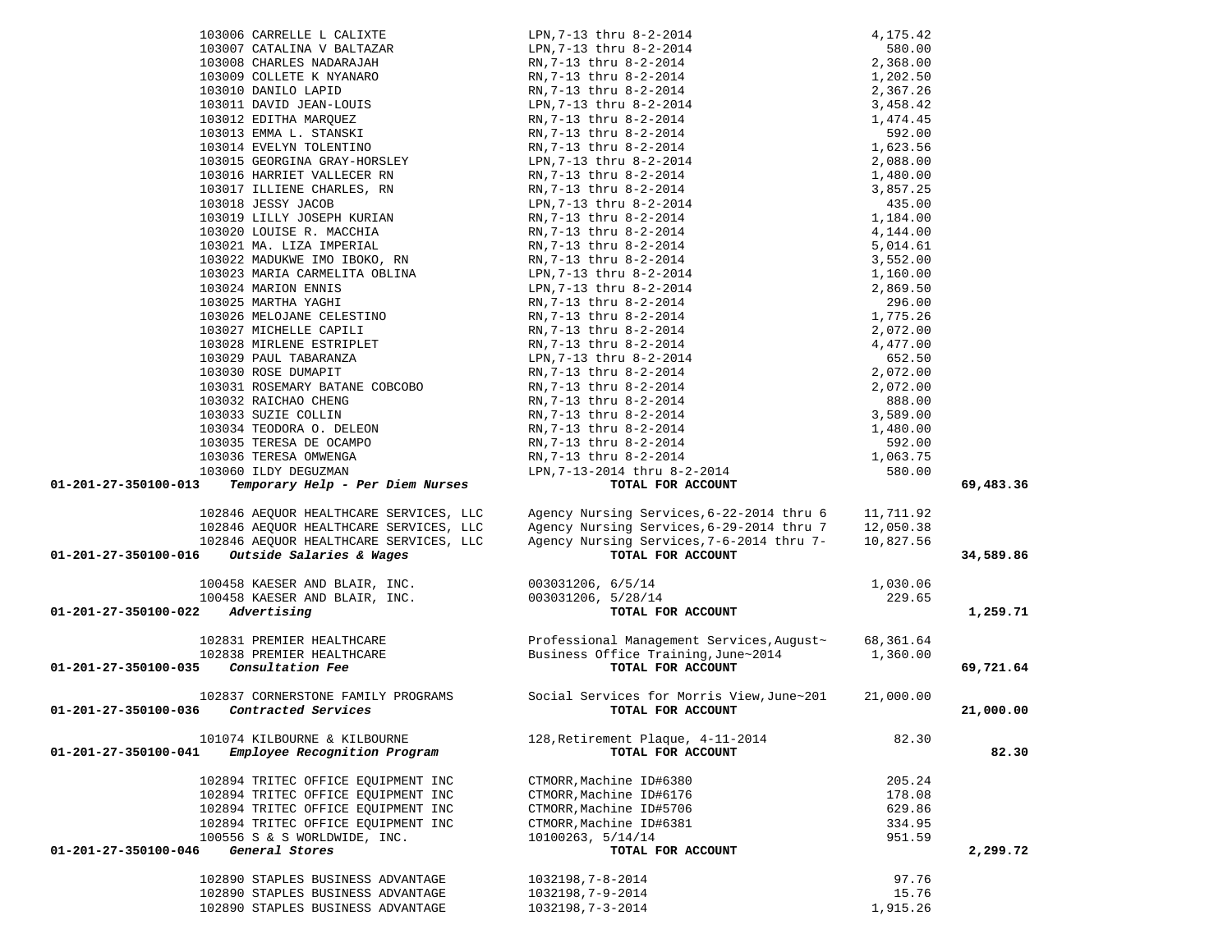| Account | Vendor | Description | Amount | Total |
|---|---|---|---|---|
| | 103006 CARRELLE L CALIXTE | LPN,7-13 thru 8-2-2014 | 4,175.42 | |
| | 103007 CATALINA V BALTAZAR | LPN,7-13 thru 8-2-2014 | 580.00 | |
| | 103008 CHARLES NADARAJAH | RN,7-13 thru 8-2-2014 | 2,368.00 | |
| | 103009 COLLETE K NYANARO | RN,7-13 thru 8-2-2014 | 1,202.50 | |
| | 103010 DANILO LAPID | RN,7-13 thru 8-2-2014 | 2,367.26 | |
| | 103011 DAVID JEAN-LOUIS | LPN,7-13 thru 8-2-2014 | 3,458.42 | |
| | 103012 EDITHA MARQUEZ | RN,7-13 thru 8-2-2014 | 1,474.45 | |
| | 103013 EMMA L. STANSKI | RN,7-13 thru 8-2-2014 | 592.00 | |
| | 103014 EVELYN TOLENTINO | RN,7-13 thru 8-2-2014 | 1,623.56 | |
| | 103015 GEORGINA GRAY-HORSLEY | LPN,7-13 thru 8-2-2014 | 2,088.00 | |
| | 103016 HARRIET VALLECER RN | RN,7-13 thru 8-2-2014 | 1,480.00 | |
| | 103017 ILLIENE CHARLES, RN | RN,7-13 thru 8-2-2014 | 3,857.25 | |
| | 103018 JESSY JACOB | LPN,7-13 thru 8-2-2014 | 435.00 | |
| | 103019 LILLY JOSEPH KURIAN | RN,7-13 thru 8-2-2014 | 1,184.00 | |
| | 103020 LOUISE R. MACCHIA | RN,7-13 thru 8-2-2014 | 4,144.00 | |
| | 103021 MA. LIZA IMPERIAL | RN,7-13 thru 8-2-2014 | 5,014.61 | |
| | 103022 MADUKWE IMO IBOKO, RN | RN,7-13 thru 8-2-2014 | 3,552.00 | |
| | 103023 MARIA CARMELITA OBLINA | LPN,7-13 thru 8-2-2014 | 1,160.00 | |
| | 103024 MARION ENNIS | LPN,7-13 thru 8-2-2014 | 2,869.50 | |
| | 103025 MARTHA YAGHI | RN,7-13 thru 8-2-2014 | 296.00 | |
| | 103026 MELOJANE CELESTINO | RN,7-13 thru 8-2-2014 | 1,775.26 | |
| | 103027 MICHELLE CAPILI | RN,7-13 thru 8-2-2014 | 2,072.00 | |
| | 103028 MIRLENE ESTRIPLET | RN,7-13 thru 8-2-2014 | 4,477.00 | |
| | 103029 PAUL TABARANZA | LPN,7-13 thru 8-2-2014 | 652.50 | |
| | 103030 ROSE DUMAPIT | RN,7-13 thru 8-2-2014 | 2,072.00 | |
| | 103031 ROSEMARY BATANE COBCOBO | RN,7-13 thru 8-2-2014 | 2,072.00 | |
| | 103032 RAICHAO CHENG | RN,7-13 thru 8-2-2014 | 888.00 | |
| | 103033 SUZIE COLLIN | RN,7-13 thru 8-2-2014 | 3,589.00 | |
| | 103034 TEODORA O. DELEON | RN,7-13 thru 8-2-2014 | 1,480.00 | |
| | 103035 TERESA DE OCAMPO | RN,7-13 thru 8-2-2014 | 592.00 | |
| | 103036 TERESA OMWENGA | RN,7-13 thru 8-2-2014 | 1,063.75 | |
| | 103060 ILDY DEGUZMAN | LPN,7-13-2014 thru 8-2-2014 | 580.00 | |
| **01-201-27-350100-013** | ***Temporary Help - Per Diem Nurses*** | **TOTAL FOR ACCOUNT** | | **69,483.36** |
| | 102846 AEQUOR HEALTHCARE SERVICES, LLC | Agency Nursing Services,6-22-2014 thru 6 | 11,711.92 | |
| | 102846 AEQUOR HEALTHCARE SERVICES, LLC | Agency Nursing Services,6-29-2014 thru 7 | 12,050.38 | |
| | 102846 AEQUOR HEALTHCARE SERVICES, LLC | Agency Nursing Services,7-6-2014 thru 7- | 10,827.56 | |
| **01-201-27-350100-016** | ***Outside Salaries & Wages*** | **TOTAL FOR ACCOUNT** | | **34,589.86** |
| | 100458 KAESER AND BLAIR, INC. | 003031206, 6/5/14 | 1,030.06 | |
| | 100458 KAESER AND BLAIR, INC. | 003031206, 5/28/14 | 229.65 | |
| **01-201-27-350100-022** | ***Advertising*** | **TOTAL FOR ACCOUNT** | | **1,259.71** |
| | 102831 PREMIER HEALTHCARE | Professional Management Services,August~ | 68,361.64 | |
| | 102838 PREMIER HEALTHCARE | Business Office Training,June~2014 | 1,360.00 | |
| **01-201-27-350100-035** | ***Consultation Fee*** | **TOTAL FOR ACCOUNT** | | **69,721.64** |
| | 102837 CORNERSTONE FAMILY PROGRAMS | Social Services for Morris View,June~201 | 21,000.00 | |
| **01-201-27-350100-036** | ***Contracted Services*** | **TOTAL FOR ACCOUNT** | | **21,000.00** |
| | 101074 KILBOURNE & KILBOURNE | 128,Retirement Plaque, 4-11-2014 | 82.30 | |
| **01-201-27-350100-041** | ***Employee Recognition Program*** | **TOTAL FOR ACCOUNT** | | **82.30** |
| | 102894 TRITEC OFFICE EQUIPMENT INC | CTMORR,Machine ID#6380 | 205.24 | |
| | 102894 TRITEC OFFICE EQUIPMENT INC | CTMORR,Machine ID#6176 | 178.08 | |
| | 102894 TRITEC OFFICE EQUIPMENT INC | CTMORR,Machine ID#5706 | 629.86 | |
| | 102894 TRITEC OFFICE EQUIPMENT INC | CTMORR,Machine ID#6381 | 334.95 | |
| | 100556 S & S WORLDWIDE, INC. | 10100263, 5/14/14 | 951.59 | |
| **01-201-27-350100-046** | ***General Stores*** | **TOTAL FOR ACCOUNT** | | **2,299.72** |
| | 102890 STAPLES BUSINESS ADVANTAGE | 1032198,7-8-2014 | 97.76 | |
| | 102890 STAPLES BUSINESS ADVANTAGE | 1032198,7-9-2014 | 15.76 | |
| | 102890 STAPLES BUSINESS ADVANTAGE | 1032198,7-3-2014 | 1,915.26 | |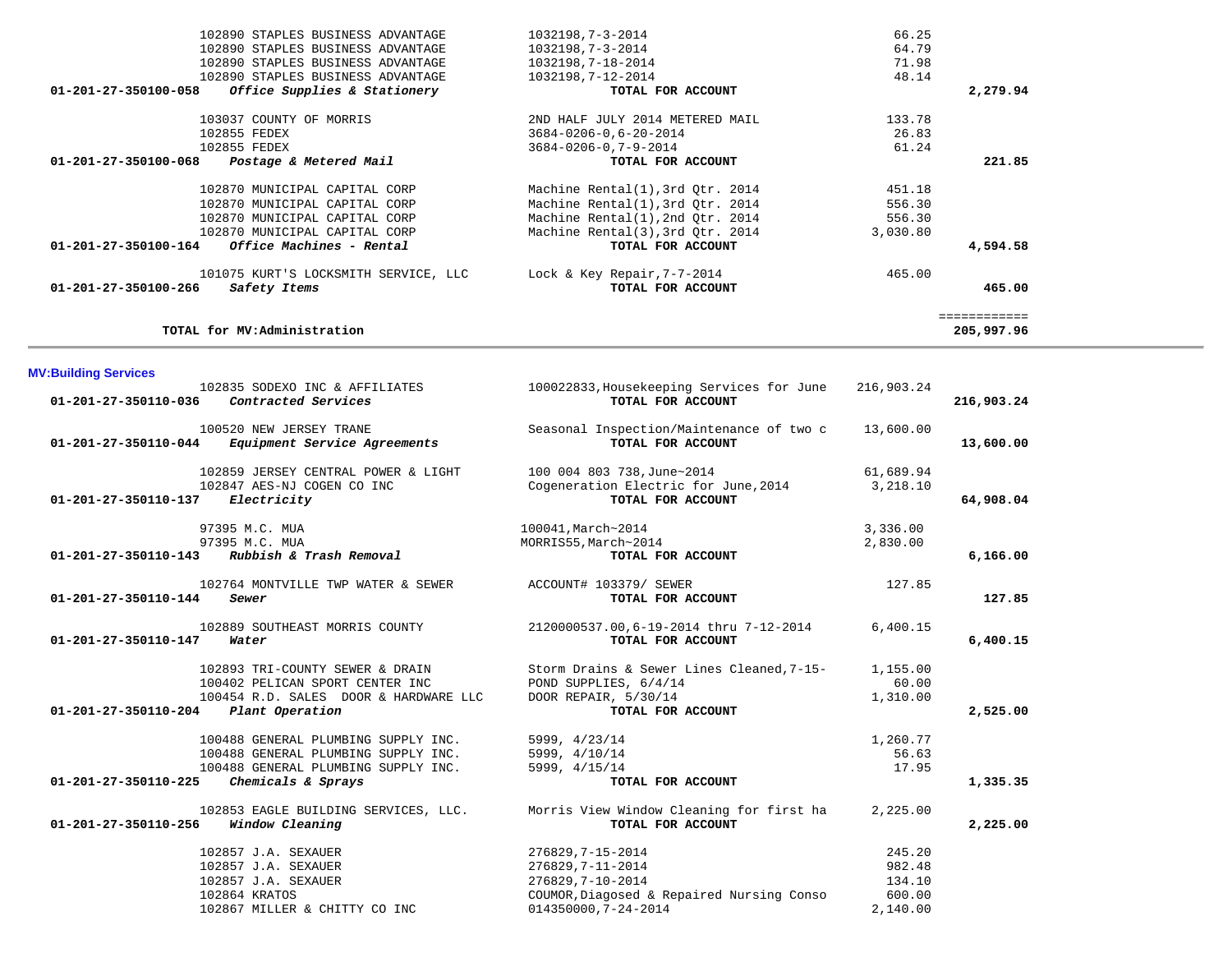| Account | Vendor / Account Name | Description | Amount | Total |
|---|---|---|---|---|
| | 102890 STAPLES BUSINESS ADVANTAGE | 1032198,7-3-2014 | 66.25 | |
| | 102890 STAPLES BUSINESS ADVANTAGE | 1032198,7-3-2014 | 64.79 | |
| | 102890 STAPLES BUSINESS ADVANTAGE | 1032198,7-18-2014 | 71.98 | |
| | 102890 STAPLES BUSINESS ADVANTAGE | 1032198,7-12-2014 | 48.14 | |
| **01-201-27-350100-058** | ***Office Supplies & Stationery*** | **TOTAL FOR ACCOUNT** | | **2,279.94** |
| | 103037 COUNTY OF MORRIS | 2ND HALF JULY 2014 METERED MAIL | 133.78 | |
| | 102855 FEDEX | 3684-0206-0,6-20-2014 | 26.83 | |
| | 102855 FEDEX | 3684-0206-0,7-9-2014 | 61.24 | |
| **01-201-27-350100-068** | ***Postage & Metered Mail*** | **TOTAL FOR ACCOUNT** | | **221.85** |
| | 102870 MUNICIPAL CAPITAL CORP | Machine Rental(1),3rd Qtr. 2014 | 451.18 | |
| | 102870 MUNICIPAL CAPITAL CORP | Machine Rental(1),3rd Qtr. 2014 | 556.30 | |
| | 102870 MUNICIPAL CAPITAL CORP | Machine Rental(1),2nd Qtr. 2014 | 556.30 | |
| | 102870 MUNICIPAL CAPITAL CORP | Machine Rental(3),3rd Qtr. 2014 | 3,030.80 | |
| **01-201-27-350100-164** | ***Office Machines - Rental*** | **TOTAL FOR ACCOUNT** | | **4,594.58** |
| | 101075 KURT'S LOCKSMITH SERVICE, LLC | Lock & Key Repair,7-7-2014 | 465.00 | |
| **01-201-27-350100-266** | ***Safety Items*** | **TOTAL FOR ACCOUNT** | | **465.00** |
| | | | | ============ |
| | **TOTAL for MV:Administration** | | | **205,997.96** |

## MV:Building Services

| Account | Vendor / Account Name | Description | Amount | Total |
|---|---|---|---|---|
| | 102835 SODEXO INC & AFFILIATES | 100022833,Housekeeping Services for June | 216,903.24 | |
| **01-201-27-350110-036** | ***Contracted Services*** | **TOTAL FOR ACCOUNT** | | **216,903.24** |
| | 100520 NEW JERSEY TRANE | Seasonal Inspection/Maintenance of two c | 13,600.00 | |
| **01-201-27-350110-044** | ***Equipment Service Agreements*** | **TOTAL FOR ACCOUNT** | | **13,600.00** |
| | 102859 JERSEY CENTRAL POWER & LIGHT | 100 004 803 738,June~2014 | 61,689.94 | |
| | 102847 AES-NJ COGEN CO INC | Cogeneration Electric for June,2014 | 3,218.10 | |
| **01-201-27-350110-137** | ***Electricity*** | **TOTAL FOR ACCOUNT** | | **64,908.04** |
| | 97395 M.C. MUA | 100041,March~2014 | 3,336.00 | |
| | 97395 M.C. MUA | MORRIS55,March~2014 | 2,830.00 | |
| **01-201-27-350110-143** | ***Rubbish & Trash Removal*** | **TOTAL FOR ACCOUNT** | | **6,166.00** |
| | 102764 MONTVILLE TWP WATER & SEWER | ACCOUNT# 103379/ SEWER | 127.85 | |
| **01-201-27-350110-144** | ***Sewer*** | **TOTAL FOR ACCOUNT** | | **127.85** |
| | 102889 SOUTHEAST MORRIS COUNTY | 2120000537.00,6-19-2014 thru 7-12-2014 | 6,400.15 | |
| **01-201-27-350110-147** | ***Water*** | **TOTAL FOR ACCOUNT** | | **6,400.15** |
| | 102893 TRI-COUNTY SEWER & DRAIN | Storm Drains & Sewer Lines Cleaned,7-15- | 1,155.00 | |
| | 100402 PELICAN SPORT CENTER INC | POND SUPPLIES, 6/4/14 | 60.00 | |
| | 100454 R.D. SALES DOOR & HARDWARE LLC | DOOR REPAIR, 5/30/14 | 1,310.00 | |
| **01-201-27-350110-204** | ***Plant Operation*** | **TOTAL FOR ACCOUNT** | | **2,525.00** |
| | 100488 GENERAL PLUMBING SUPPLY INC. | 5999, 4/23/14 | 1,260.77 | |
| | 100488 GENERAL PLUMBING SUPPLY INC. | 5999, 4/10/14 | 56.63 | |
| | 100488 GENERAL PLUMBING SUPPLY INC. | 5999, 4/15/14 | 17.95 | |
| **01-201-27-350110-225** | ***Chemicals & Sprays*** | **TOTAL FOR ACCOUNT** | | **1,335.35** |
| | 102853 EAGLE BUILDING SERVICES, LLC. | Morris View Window Cleaning for first ha | 2,225.00 | |
| **01-201-27-350110-256** | ***Window Cleaning*** | **TOTAL FOR ACCOUNT** | | **2,225.00** |
| | 102857 J.A. SEXAUER | 276829,7-15-2014 | 245.20 | |
| | 102857 J.A. SEXAUER | 276829,7-11-2014 | 982.48 | |
| | 102857 J.A. SEXAUER | 276829,7-10-2014 | 134.10 | |
| | 102864 KRATOS | COUMOR,Diagosed & Repaired Nursing Conso | 600.00 | |
| | 102867 MILLER & CHITTY CO INC | 014350000,7-24-2014 | 2,140.00 | |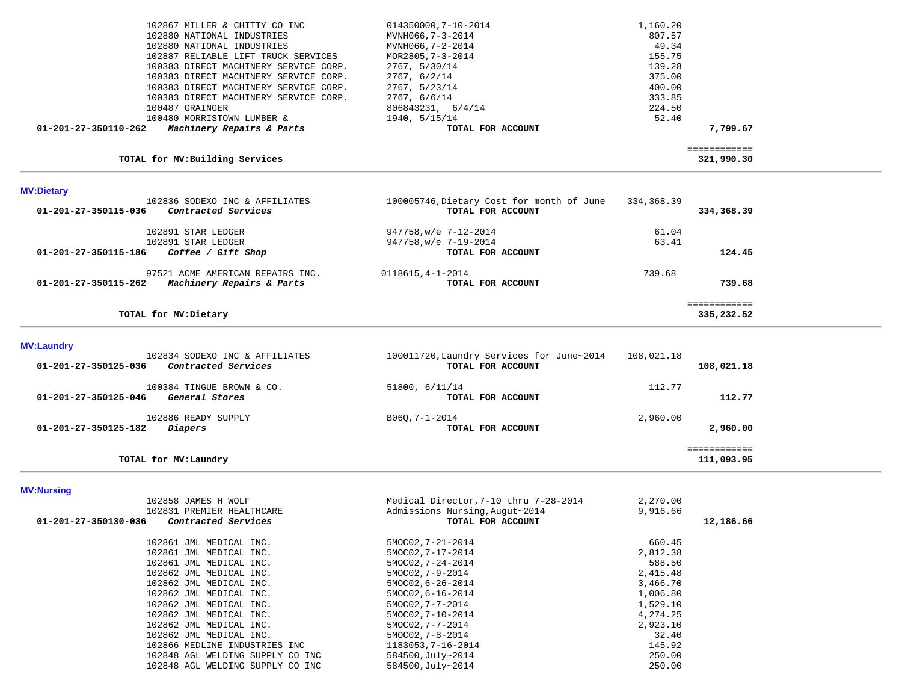| Account | Vendor / Description | Invoice | Amount | Total |
|---|---|---|---|---|
| | 102867 MILLER & CHITTY CO INC | 014350000,7-10-2014 | 1,160.20 | |
| | 102880 NATIONAL INDUSTRIES | MVNH066,7-3-2014 | 807.57 | |
| | 102880 NATIONAL INDUSTRIES | MVNH066,7-2-2014 | 49.34 | |
| | 102887 RELIABLE LIFT TRUCK SERVICES | MOR2805,7-3-2014 | 155.75 | |
| | 100383 DIRECT MACHINERY SERVICE CORP. | 2767, 5/30/14 | 139.28 | |
| | 100383 DIRECT MACHINERY SERVICE CORP. | 2767, 6/2/14 | 375.00 | |
| | 100383 DIRECT MACHINERY SERVICE CORP. | 2767, 5/23/14 | 400.00 | |
| | 100383 DIRECT MACHINERY SERVICE CORP. | 2767, 6/6/14 | 333.85 | |
| | 100487 GRAINGER | 806843231, 6/4/14 | 224.50 | |
| | 100480 MORRISTOWN LUMBER & | 1940, 5/15/14 | 52.40 | |
| **01-201-27-350110-262** | ***Machinery Repairs & Parts*** | **TOTAL FOR ACCOUNT** | | **7,799.67** |
| | | | | ============ |
| | **TOTAL for MV:Building Services** | | | **321,990.30** |

**MV:Dietary**

| Account | Vendor / Description | Invoice | Amount | Total |
|---|---|---|---|---|
| | 102836 SODEXO INC & AFFILIATES | 100005746,Dietary Cost for month of June | 334,368.39 | |
| **01-201-27-350115-036** | ***Contracted Services*** | **TOTAL FOR ACCOUNT** | | **334,368.39** |
| | 102891 STAR LEDGER | 947758,w/e 7-12-2014 | 61.04 | |
| | 102891 STAR LEDGER | 947758,w/e 7-19-2014 | 63.41 | |
| **01-201-27-350115-186** | ***Coffee / Gift Shop*** | **TOTAL FOR ACCOUNT** | | **124.45** |
| | 97521 ACME AMERICAN REPAIRS INC. | 0118615,4-1-2014 | 739.68 | |
| **01-201-27-350115-262** | ***Machinery Repairs & Parts*** | **TOTAL FOR ACCOUNT** | | **739.68** |
| | | | | ============ |
| | **TOTAL for MV:Dietary** | | | **335,232.52** |

**MV:Laundry**

| Account | Vendor / Description | Invoice | Amount | Total |
|---|---|---|---|---|
| | 102834 SODEXO INC & AFFILIATES | 100011720,Laundry Services for June~2014 | 108,021.18 | |
| **01-201-27-350125-036** | ***Contracted Services*** | **TOTAL FOR ACCOUNT** | | **108,021.18** |
| | 100384 TINGUE BROWN & CO. | 51800, 6/11/14 | 112.77 | |
| **01-201-27-350125-046** | ***General Stores*** | **TOTAL FOR ACCOUNT** | | **112.77** |
| | 102886 READY SUPPLY | B06Q,7-1-2014 | 2,960.00 | |
| **01-201-27-350125-182** | ***Diapers*** | **TOTAL FOR ACCOUNT** | | **2,960.00** |
| | | | | ============ |
| | **TOTAL for MV:Laundry** | | | **111,093.95** |

**MV:Nursing**

| Account | Vendor / Description | Invoice | Amount | Total |
|---|---|---|---|---|
| | 102858 JAMES H WOLF | Medical Director,7-10 thru 7-28-2014 | 2,270.00 | |
| | 102831 PREMIER HEALTHCARE | Admissions Nursing,Augut~2014 | 9,916.66 | |
| **01-201-27-350130-036** | ***Contracted Services*** | **TOTAL FOR ACCOUNT** | | **12,186.66** |
| | 102861 JML MEDICAL INC. | 5MOC02,7-21-2014 | 660.45 | |
| | 102861 JML MEDICAL INC. | 5MOC02,7-17-2014 | 2,812.38 | |
| | 102861 JML MEDICAL INC. | 5MOC02,7-24-2014 | 588.50 | |
| | 102862 JML MEDICAL INC. | 5MOC02,7-9-2014 | 2,415.48 | |
| | 102862 JML MEDICAL INC. | 5MOC02,6-26-2014 | 3,466.70 | |
| | 102862 JML MEDICAL INC. | 5MOC02,6-16-2014 | 1,006.80 | |
| | 102862 JML MEDICAL INC. | 5MOC02,7-7-2014 | 1,529.10 | |
| | 102862 JML MEDICAL INC. | 5MOC02,7-10-2014 | 4,274.25 | |
| | 102862 JML MEDICAL INC. | 5MOC02,7-7-2014 | 2,923.10 | |
| | 102862 JML MEDICAL INC. | 5MOC02,7-8-2014 | 32.40 | |
| | 102866 MEDLINE INDUSTRIES INC | 1183053,7-16-2014 | 145.92 | |
| | 102848 AGL WELDING SUPPLY CO INC | 584500,July~2014 | 250.00 | |
| | 102848 AGL WELDING SUPPLY CO INC | 584500,July~2014 | 250.00 | |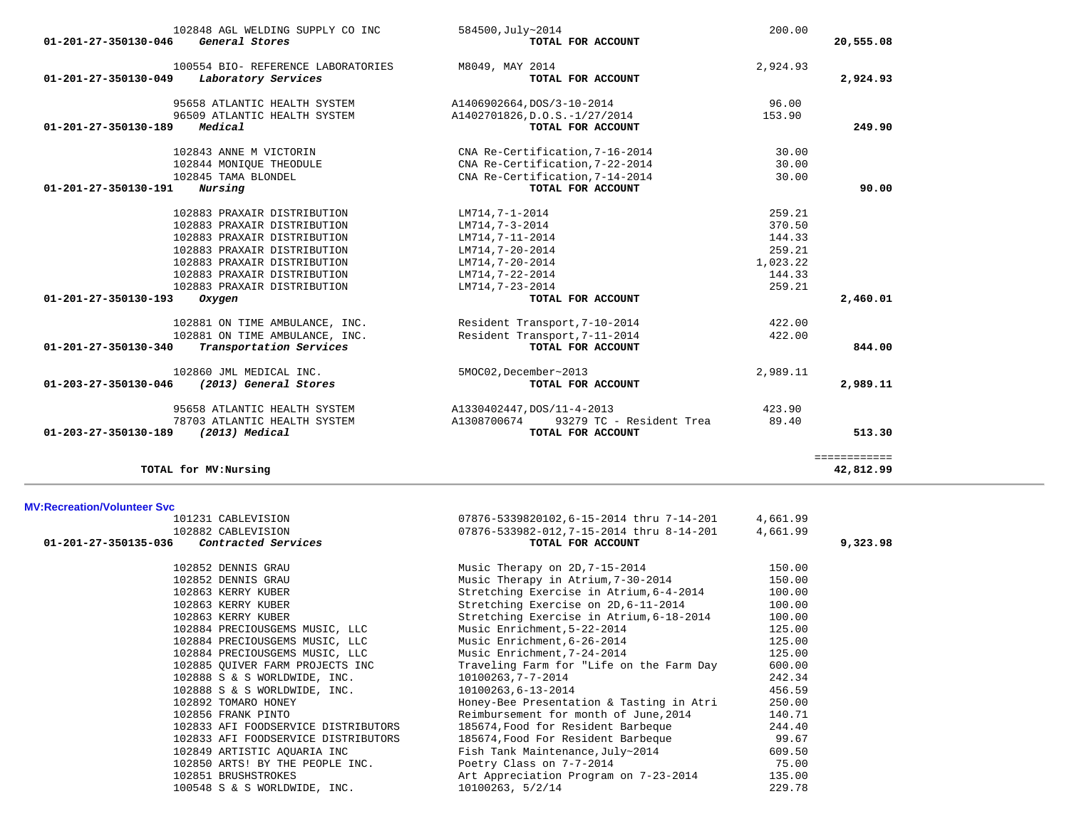| Account | Vendor | Description | Amount | Total |
|---|---|---|---|---|
| | 102848 AGL WELDING SUPPLY CO INC | 584500,July~2014 | 200.00 | |
| 01-201-27-350130-046 *General Stores* | | **TOTAL FOR ACCOUNT** | | **20,555.08** |
| | 100554 BIO- REFERENCE LABORATORIES | M8049, MAY 2014 | 2,924.93 | |
| 01-201-27-350130-049 *Laboratory Services* | | **TOTAL FOR ACCOUNT** | | **2,924.93** |
| | 95658 ATLANTIC HEALTH SYSTEM | A1406902664,DOS/3-10-2014 | 96.00 | |
| | 96509 ATLANTIC HEALTH SYSTEM | A1402701826,D.O.S.-1/27/2014 | 153.90 | |
| 01-201-27-350130-189 *Medical* | | **TOTAL FOR ACCOUNT** | | **249.90** |
| | 102843 ANNE M VICTORIN | CNA Re-Certification,7-16-2014 | 30.00 | |
| | 102844 MONIQUE THEODULE | CNA Re-Certification,7-22-2014 | 30.00 | |
| | 102845 TAMA BLONDEL | CNA Re-Certification,7-14-2014 | 30.00 | |
| 01-201-27-350130-191 *Nursing* | | **TOTAL FOR ACCOUNT** | | **90.00** |
| | 102883 PRAXAIR DISTRIBUTION | LM714,7-1-2014 | 259.21 | |
| | 102883 PRAXAIR DISTRIBUTION | LM714,7-3-2014 | 370.50 | |
| | 102883 PRAXAIR DISTRIBUTION | LM714,7-11-2014 | 144.33 | |
| | 102883 PRAXAIR DISTRIBUTION | LM714,7-20-2014 | 259.21 | |
| | 102883 PRAXAIR DISTRIBUTION | LM714,7-20-2014 | 1,023.22 | |
| | 102883 PRAXAIR DISTRIBUTION | LM714,7-22-2014 | 144.33 | |
| | 102883 PRAXAIR DISTRIBUTION | LM714,7-23-2014 | 259.21 | |
| 01-201-27-350130-193 *Oxygen* | | **TOTAL FOR ACCOUNT** | | **2,460.01** |
| | 102881 ON TIME AMBULANCE, INC. | Resident Transport,7-10-2014 | 422.00 | |
| | 102881 ON TIME AMBULANCE, INC. | Resident Transport,7-11-2014 | 422.00 | |
| 01-201-27-350130-340 *Transportation Services* | | **TOTAL FOR ACCOUNT** | | **844.00** |
| | 102860 JML MEDICAL INC. | 5MOC02,December~2013 | 2,989.11 | |
| 01-203-27-350130-046 *(2013) General Stores* | | **TOTAL FOR ACCOUNT** | | **2,989.11** |
| | 95658 ATLANTIC HEALTH SYSTEM | A1330402447,DOS/11-4-2013 | 423.90 | |
| | 78703 ATLANTIC HEALTH SYSTEM | A1308700674 93279 TC - Resident Trea | 89.40 | |
| 01-203-27-350130-189 *(2013) Medical* | | **TOTAL FOR ACCOUNT** | | **513.30** |
| | | | | ============ |
| **TOTAL for MV:Nursing** | | | | **42,812.99** |

## MV:Recreation/Volunteer Svc

| Account | Vendor | Description | Amount | Total |
|---|---|---|---|---|
| | 101231 CABLEVISION | 07876-5339820102,6-15-2014 thru 7-14-201 | 4,661.99 | |
| | 102882 CABLEVISION | 07876-533982-012,7-15-2014 thru 8-14-201 | 4,661.99 | |
| 01-201-27-350135-036 *Contracted Services* | | **TOTAL FOR ACCOUNT** | | **9,323.98** |
| | 102852 DENNIS GRAU | Music Therapy on 2D,7-15-2014 | 150.00 | |
| | 102852 DENNIS GRAU | Music Therapy in Atrium,7-30-2014 | 150.00 | |
| | 102863 KERRY KUBER | Stretching Exercise in Atrium,6-4-2014 | 100.00 | |
| | 102863 KERRY KUBER | Stretching Exercise on 2D,6-11-2014 | 100.00 | |
| | 102863 KERRY KUBER | Stretching Exercise in Atrium,6-18-2014 | 100.00 | |
| | 102884 PRECIOUSGEMS MUSIC, LLC | Music Enrichment,5-22-2014 | 125.00 | |
| | 102884 PRECIOUSGEMS MUSIC, LLC | Music Enrichment,6-26-2014 | 125.00 | |
| | 102884 PRECIOUSGEMS MUSIC, LLC | Music Enrichment,7-24-2014 | 125.00 | |
| | 102885 QUIVER FARM PROJECTS INC | Traveling Farm for "Life on the Farm Day | 600.00 | |
| | 102888 S & S WORLDWIDE, INC. | 10100263,7-7-2014 | 242.34 | |
| | 102888 S & S WORLDWIDE, INC. | 10100263,6-13-2014 | 456.59 | |
| | 102892 TOMARO HONEY | Honey-Bee Presentation & Tasting in Atri | 250.00 | |
| | 102856 FRANK PINTO | Reimbursement for month of June,2014 | 140.71 | |
| | 102833 AFI FOODSERVICE DISTRIBUTORS | 185674,Food for Resident Barbeque | 244.40 | |
| | 102833 AFI FOODSERVICE DISTRIBUTORS | 185674,Food For Resident Barbeque | 99.67 | |
| | 102849 ARTISTIC AQUARIA INC | Fish Tank Maintenance,July~2014 | 609.50 | |
| | 102850 ARTS! BY THE PEOPLE INC. | Poetry Class on 7-7-2014 | 75.00 | |
| | 102851 BRUSHSTROKES | Art Appreciation Program on 7-23-2014 | 135.00 | |
| | 100548 S & S WORLDWIDE, INC. | 10100263, 5/2/14 | 229.78 | |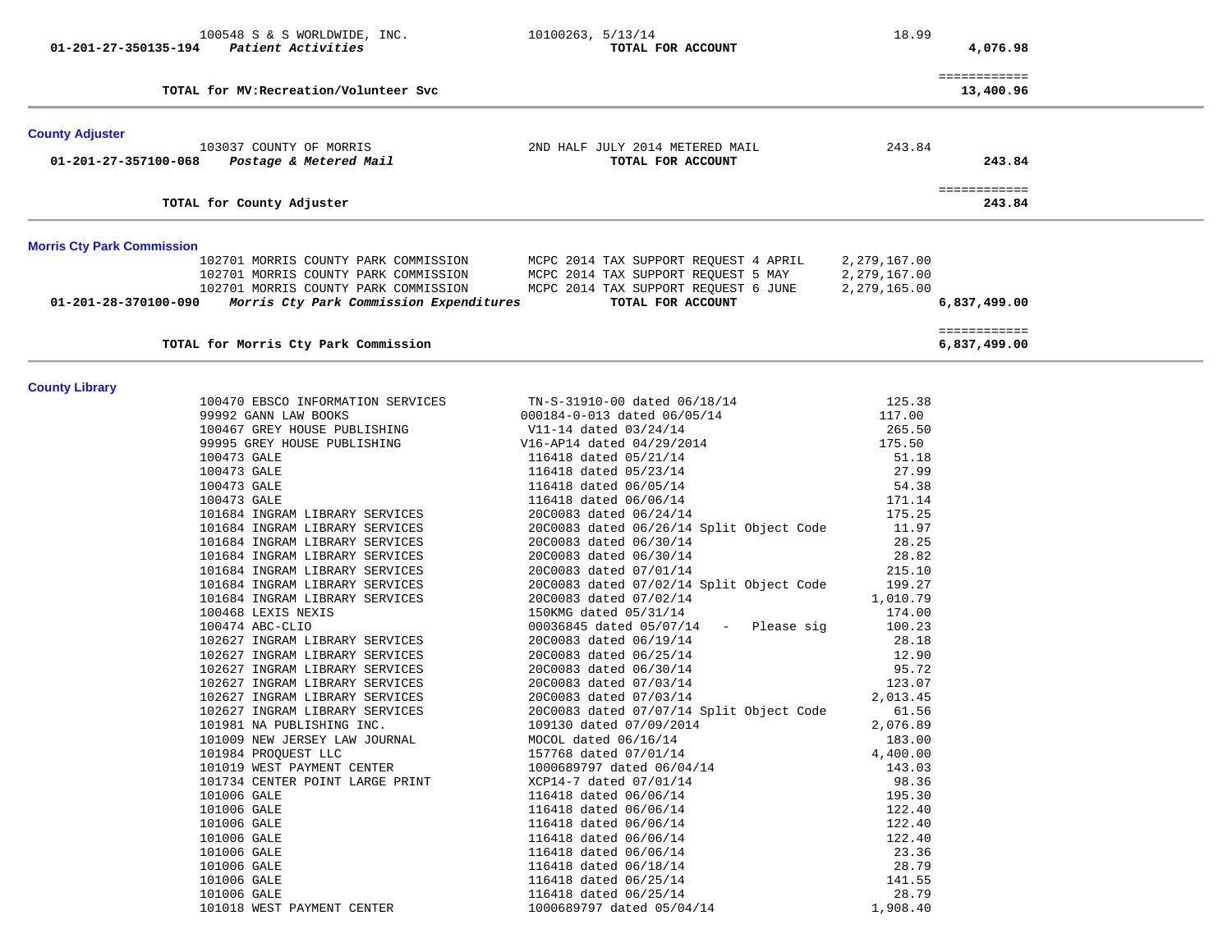| | Vendor | Description | Amount | Total |
|---|---|---|---|---|
| | 100548 S & S WORLDWIDE, INC. | 10100263, 5/13/14 | 18.99 | |
| **01-201-27-350135-194** | ***Patient Activities*** | **TOTAL FOR ACCOUNT** | | **4,076.98** |
| | | | | ============ |
| | **TOTAL for MV:Recreation/Volunteer Svc** | | | **13,400.96** |

## County Adjuster

| | Vendor | Description | Amount | Total |
|---|---|---|---|---|
| | 103037 COUNTY OF MORRIS | 2ND HALF JULY 2014 METERED MAIL | 243.84 | |
| **01-201-27-357100-068** | ***Postage & Metered Mail*** | **TOTAL FOR ACCOUNT** | | **243.84** |
| | | | | ============ |
| | **TOTAL for County Adjuster** | | | **243.84** |

## Morris Cty Park Commission

| | Vendor | Description | Amount | Total |
|---|---|---|---|---|
| | 102701 MORRIS COUNTY PARK COMMISSION | MCPC 2014 TAX SUPPORT REQUEST 4 APRIL | 2,279,167.00 | |
| | 102701 MORRIS COUNTY PARK COMMISSION | MCPC 2014 TAX SUPPORT REQUEST 5 MAY | 2,279,167.00 | |
| | 102701 MORRIS COUNTY PARK COMMISSION | MCPC 2014 TAX SUPPORT REQUEST 6 JUNE | 2,279,165.00 | |
| **01-201-28-370100-090** | ***Morris Cty Park Commission Expenditures*** | **TOTAL FOR ACCOUNT** | | **6,837,499.00** |
| | | | | ============ |
| | **TOTAL for Morris Cty Park Commission** | | | **6,837,499.00** |

## County Library

| | Vendor | Description | Amount | Total |
|---|---|---|---|---|
| | 100470 EBSCO INFORMATION SERVICES | TN-S-31910-00 dated 06/18/14 | 125.38 | |
| | 99992 GANN LAW BOOKS | 000184-0-013 dated 06/05/14 | 117.00 | |
| | 100467 GREY HOUSE PUBLISHING | V11-14 dated 03/24/14 | 265.50 | |
| | 99995 GREY HOUSE PUBLISHING | V16-AP14 dated 04/29/2014 | 175.50 | |
| | 100473 GALE | 116418 dated 05/21/14 | 51.18 | |
| | 100473 GALE | 116418 dated 05/23/14 | 27.99 | |
| | 100473 GALE | 116418 dated 06/05/14 | 54.38 | |
| | 100473 GALE | 116418 dated 06/06/14 | 171.14 | |
| | 101684 INGRAM LIBRARY SERVICES | 20C0083 dated 06/24/14 | 175.25 | |
| | 101684 INGRAM LIBRARY SERVICES | 20C0083 dated 06/26/14 Split Object Code | 11.97 | |
| | 101684 INGRAM LIBRARY SERVICES | 20C0083 dated 06/30/14 | 28.25 | |
| | 101684 INGRAM LIBRARY SERVICES | 20C0083 dated 06/30/14 | 28.82 | |
| | 101684 INGRAM LIBRARY SERVICES | 20C0083 dated 07/01/14 | 215.10 | |
| | 101684 INGRAM LIBRARY SERVICES | 20C0083 dated 07/02/14 Split Object Code | 199.27 | |
| | 101684 INGRAM LIBRARY SERVICES | 20C0083 dated 07/02/14 | 1,010.79 | |
| | 100468 LEXIS NEXIS | 150KMG dated 05/31/14 | 174.00 | |
| | 100474 ABC-CLIO | 00036845 dated 05/07/14 - Please sig | 100.23 | |
| | 102627 INGRAM LIBRARY SERVICES | 20C0083 dated 06/19/14 | 28.18 | |
| | 102627 INGRAM LIBRARY SERVICES | 20C0083 dated 06/25/14 | 12.90 | |
| | 102627 INGRAM LIBRARY SERVICES | 20C0083 dated 06/30/14 | 95.72 | |
| | 102627 INGRAM LIBRARY SERVICES | 20C0083 dated 07/03/14 | 123.07 | |
| | 102627 INGRAM LIBRARY SERVICES | 20C0083 dated 07/03/14 | 2,013.45 | |
| | 102627 INGRAM LIBRARY SERVICES | 20C0083 dated 07/07/14 Split Object Code | 61.56 | |
| | 101981 NA PUBLISHING INC. | 109130 dated 07/09/2014 | 2,076.89 | |
| | 101009 NEW JERSEY LAW JOURNAL | MOCOL dated 06/16/14 | 183.00 | |
| | 101984 PROQUEST LLC | 157768 dated 07/01/14 | 4,400.00 | |
| | 101019 WEST PAYMENT CENTER | 1000689797 dated 06/04/14 | 143.03 | |
| | 101734 CENTER POINT LARGE PRINT | XCP14-7 dated 07/01/14 | 98.36 | |
| | 101006 GALE | 116418 dated 06/06/14 | 195.30 | |
| | 101006 GALE | 116418 dated 06/06/14 | 122.40 | |
| | 101006 GALE | 116418 dated 06/06/14 | 122.40 | |
| | 101006 GALE | 116418 dated 06/06/14 | 122.40 | |
| | 101006 GALE | 116418 dated 06/06/14 | 23.36 | |
| | 101006 GALE | 116418 dated 06/18/14 | 28.79 | |
| | 101006 GALE | 116418 dated 06/25/14 | 141.55 | |
| | 101006 GALE | 116418 dated 06/25/14 | 28.79 | |
| | 101018 WEST PAYMENT CENTER | 1000689797 dated 05/04/14 | 1,908.40 | |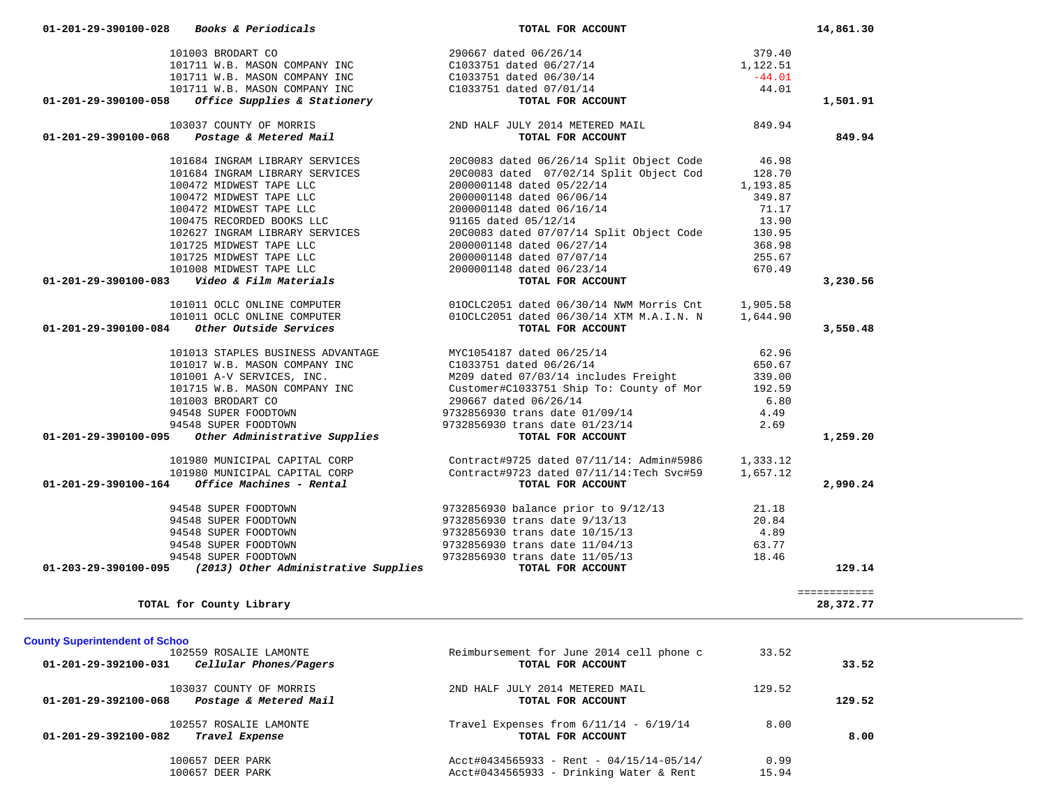| Account | Vendor / Description | Reference | Amount | Total |
|---|---|---|---|---|
| 01-201-29-390100-028 | ***Books & Periodicals*** | **TOTAL FOR ACCOUNT** | | **14,861.30** |
| | 101003 BRODART CO | 290667 dated 06/26/14 | 379.40 | |
| | 101711 W.B. MASON COMPANY INC | C1033751 dated 06/27/14 | 1,122.51 | |
| | 101711 W.B. MASON COMPANY INC | C1033751 dated 06/30/14 | -44.01 | |
| | 101711 W.B. MASON COMPANY INC | C1033751 dated 07/01/14 | 44.01 | |
| 01-201-29-390100-058 | ***Office Supplies & Stationery*** | **TOTAL FOR ACCOUNT** | | **1,501.91** |
| | 103037 COUNTY OF MORRIS | 2ND HALF JULY 2014 METERED MAIL | 849.94 | |
| 01-201-29-390100-068 | ***Postage & Metered Mail*** | **TOTAL FOR ACCOUNT** | | **849.94** |
| | 101684 INGRAM LIBRARY SERVICES | 20C0083 dated 06/26/14 Split Object Code | 46.98 | |
| | 101684 INGRAM LIBRARY SERVICES | 20C0083 dated 07/02/14 Split Object Cod | 128.70 | |
| | 100472 MIDWEST TAPE LLC | 2000001148 dated 05/22/14 | 1,193.85 | |
| | 100472 MIDWEST TAPE LLC | 2000001148 dated 06/06/14 | 349.87 | |
| | 100472 MIDWEST TAPE LLC | 2000001148 dated 06/16/14 | 71.17 | |
| | 100475 RECORDED BOOKS LLC | 91165 dated 05/12/14 | 13.90 | |
| | 102627 INGRAM LIBRARY SERVICES | 20C0083 dated 07/07/14 Split Object Code | 130.95 | |
| | 101725 MIDWEST TAPE LLC | 2000001148 dated 06/27/14 | 368.98 | |
| | 101725 MIDWEST TAPE LLC | 2000001148 dated 07/07/14 | 255.67 | |
| | 101008 MIDWEST TAPE LLC | 2000001148 dated 06/23/14 | 670.49 | |
| 01-201-29-390100-083 | ***Video & Film Materials*** | **TOTAL FOR ACCOUNT** | | **3,230.56** |
| | 101011 OCLC ONLINE COMPUTER | 01OCLC2051 dated 06/30/14 NWM Morris Cnt | 1,905.58 | |
| | 101011 OCLC ONLINE COMPUTER | 01OCLC2051 dated 06/30/14 XTM M.A.I.N. N | 1,644.90 | |
| 01-201-29-390100-084 | ***Other Outside Services*** | **TOTAL FOR ACCOUNT** | | **3,550.48** |
| | 101013 STAPLES BUSINESS ADVANTAGE | MYC1054187 dated 06/25/14 | 62.96 | |
| | 101017 W.B. MASON COMPANY INC | C1033751 dated 06/26/14 | 650.67 | |
| | 101001 A-V SERVICES, INC. | M209 dated 07/03/14 includes Freight | 339.00 | |
| | 101715 W.B. MASON COMPANY INC | Customer#C1033751 Ship To: County of Mor | 192.59 | |
| | 101003 BRODART CO | 290667 dated 06/26/14 | 6.80 | |
| | 94548 SUPER FOODTOWN | 9732856930 trans date 01/09/14 | 4.49 | |
| | 94548 SUPER FOODTOWN | 9732856930 trans date 01/23/14 | 2.69 | |
| 01-201-29-390100-095 | ***Other Administrative Supplies*** | **TOTAL FOR ACCOUNT** | | **1,259.20** |
| | 101980 MUNICIPAL CAPITAL CORP | Contract#9725 dated 07/11/14: Admin#5986 | 1,333.12 | |
| | 101980 MUNICIPAL CAPITAL CORP | Contract#9723 dated 07/11/14:Tech Svc#59 | 1,657.12 | |
| 01-201-29-390100-164 | ***Office Machines - Rental*** | **TOTAL FOR ACCOUNT** | | **2,990.24** |
| | 94548 SUPER FOODTOWN | 9732856930 balance prior to 9/12/13 | 21.18 | |
| | 94548 SUPER FOODTOWN | 9732856930 trans date 9/13/13 | 20.84 | |
| | 94548 SUPER FOODTOWN | 9732856930 trans date 10/15/13 | 4.89 | |
| | 94548 SUPER FOODTOWN | 9732856930 trans date 11/04/13 | 63.77 | |
| | 94548 SUPER FOODTOWN | 9732856930 trans date 11/05/13 | 18.46 | |
| 01-203-29-390100-095 | ***(2013) Other Administrative Supplies*** | **TOTAL FOR ACCOUNT** | | **129.14** |
| | | | | ============ |
| | **TOTAL for County Library** | | | **28,372.77** |

**County Superintendent of Schoo**

| Account | Vendor / Description | Reference | Amount | Total |
|---|---|---|---|---|
| | 102559 ROSALIE LAMONTE | Reimbursement for June 2014 cell phone c | 33.52 | |
| 01-201-29-392100-031 | ***Cellular Phones/Pagers*** | **TOTAL FOR ACCOUNT** | | **33.52** |
| | 103037 COUNTY OF MORRIS | 2ND HALF JULY 2014 METERED MAIL | 129.52 | |
| 01-201-29-392100-068 | ***Postage & Metered Mail*** | **TOTAL FOR ACCOUNT** | | **129.52** |
| | 102557 ROSALIE LAMONTE | Travel Expenses from 6/11/14 - 6/19/14 | 8.00 | |
| 01-201-29-392100-082 | ***Travel Expense*** | **TOTAL FOR ACCOUNT** | | **8.00** |
| | 100657 DEER PARK | Acct#0434565933 - Rent - 04/15/14-05/14/ | 0.99 | |
| | 100657 DEER PARK | Acct#0434565933 - Drinking Water & Rent | 15.94 | |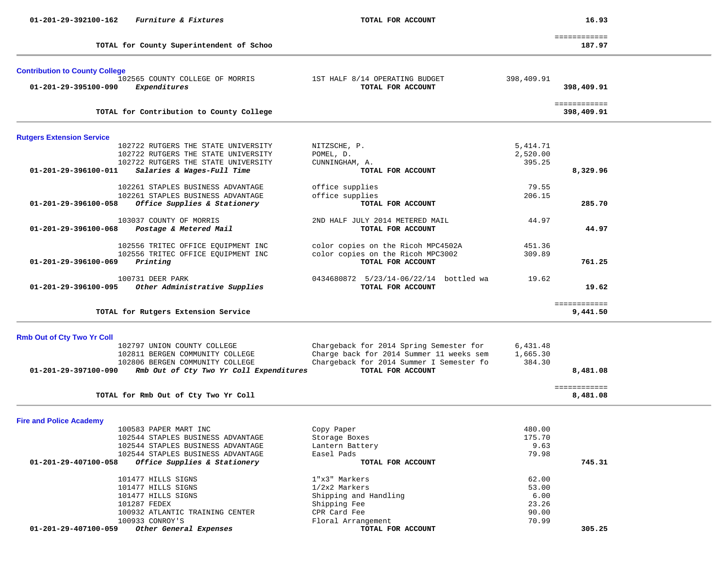| Account / Vendor | Description | Amount | Total |
|---|---|---|---|
| 01-201-29-392100-162 *Furniture & Fixtures* | TOTAL FOR ACCOUNT | | 16.93 |
| | | | ============ |
| TOTAL for County Superintendent of Schoo | | | 187.97 |

## Contribution to County College

| Account / Vendor | Description | Amount | Total |
|---|---|---|---|
| 102565 COUNTY COLLEGE OF MORRIS | 1ST HALF 8/14 OPERATING BUDGET | 398,409.91 | |
| 01-201-29-395100-090 *Expenditures* | TOTAL FOR ACCOUNT | | 398,409.91 |
| | | | ============ |
| TOTAL for Contribution to County College | | | 398,409.91 |

## Rutgers Extension Service

| Account / Vendor | Description | Amount | Total |
|---|---|---|---|
| 102722 RUTGERS THE STATE UNIVERSITY | NITZSCHE, P. | 5,414.71 | |
| 102722 RUTGERS THE STATE UNIVERSITY | POMEL, D. | 2,520.00 | |
| 102722 RUTGERS THE STATE UNIVERSITY | CUNNINGHAM, A. | 395.25 | |
| 01-201-29-396100-011 *Salaries & Wages-Full Time* | TOTAL FOR ACCOUNT | | 8,329.96 |
| 102261 STAPLES BUSINESS ADVANTAGE | office supplies | 79.55 | |
| 102261 STAPLES BUSINESS ADVANTAGE | office supplies | 206.15 | |
| 01-201-29-396100-058 *Office Supplies & Stationery* | TOTAL FOR ACCOUNT | | 285.70 |
| 103037 COUNTY OF MORRIS | 2ND HALF JULY 2014 METERED MAIL | 44.97 | |
| 01-201-29-396100-068 *Postage & Metered Mail* | TOTAL FOR ACCOUNT | | 44.97 |
| 102556 TRITEC OFFICE EQUIPMENT INC | color copies on the Ricoh MPC4502A | 451.36 | |
| 102556 TRITEC OFFICE EQUIPMENT INC | color copies on the Ricoh MPC3002 | 309.89 | |
| 01-201-29-396100-069 *Printing* | TOTAL FOR ACCOUNT | | 761.25 |
| 100731 DEER PARK | 0434680872 5/23/14-06/22/14 bottled wa | 19.62 | |
| 01-201-29-396100-095 *Other Administrative Supplies* | TOTAL FOR ACCOUNT | | 19.62 |
| | | | ============ |
| TOTAL for Rutgers Extension Service | | | 9,441.50 |

## Rmb Out of Cty Two Yr Coll

| Account / Vendor | Description | Amount | Total |
|---|---|---|---|
| 102797 UNION COUNTY COLLEGE | Chargeback for 2014 Spring Semester for | 6,431.48 | |
| 102811 BERGEN COMMUNITY COLLEGE | Charge back for 2014 Summer 11 weeks sem | 1,665.30 | |
| 102806 BERGEN COMMUNITY COLLEGE | Chargeback for 2014 Summer I Semester fo | 384.30 | |
| 01-201-29-397100-090 *Rmb Out of Cty Two Yr Coll Expenditures* | TOTAL FOR ACCOUNT | | 8,481.08 |
| | | | ============ |
| TOTAL for Rmb Out of Cty Two Yr Coll | | | 8,481.08 |

## Fire and Police Academy

| Account / Vendor | Description | Amount | Total |
|---|---|---|---|
| 100583 PAPER MART INC | Copy Paper | 480.00 | |
| 102544 STAPLES BUSINESS ADVANTAGE | Storage Boxes | 175.70 | |
| 102544 STAPLES BUSINESS ADVANTAGE | Lantern Battery | 9.63 | |
| 102544 STAPLES BUSINESS ADVANTAGE | Easel Pads | 79.98 | |
| 01-201-29-407100-058 *Office Supplies & Stationery* | TOTAL FOR ACCOUNT | | 745.31 |
| 101477 HILLS SIGNS | 1"x3" Markers | 62.00 | |
| 101477 HILLS SIGNS | 1/2x2 Markers | 53.00 | |
| 101477 HILLS SIGNS | Shipping and Handling | 6.00 | |
| 101287 FEDEX | Shipping Fee | 23.26 | |
| 100932 ATLANTIC TRAINING CENTER | CPR Card Fee | 90.00 | |
| 100933 CONROY'S | Floral Arrangement | 70.99 | |
| 01-201-29-407100-059 *Other General Expenses* | TOTAL FOR ACCOUNT | | 305.25 |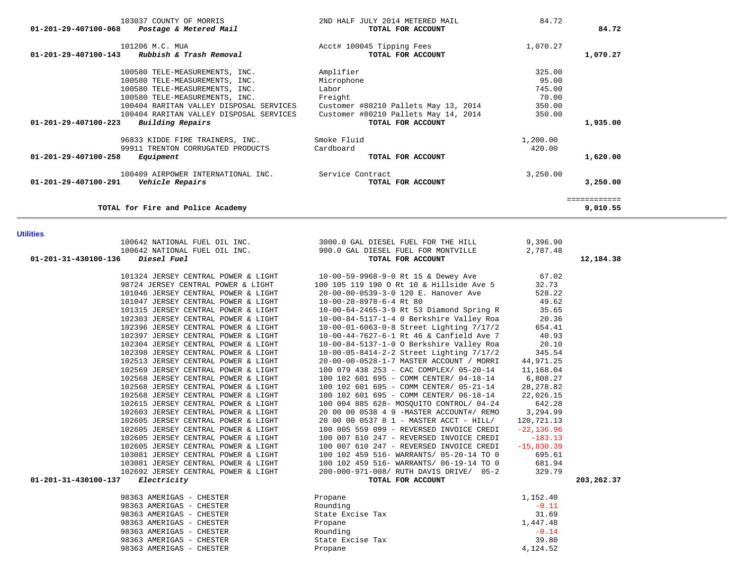| Account | Vendor | Description | Amount | Total |
|---|---|---|---|---|
| | 103037 COUNTY OF MORRIS | 2ND HALF JULY 2014 METERED MAIL | 84.72 | |
| 01-201-29-407100-068 | *Postage & Metered Mail* | **TOTAL FOR ACCOUNT** | | **84.72** |
| | 101206 M.C. MUA | Acct# 100045 Tipping Fees | 1,070.27 | |
| 01-201-29-407100-143 | *Rubbish & Trash Removal* | **TOTAL FOR ACCOUNT** | | **1,070.27** |
| | 100580 TELE-MEASUREMENTS, INC. | Amplifier | 325.00 | |
| | 100580 TELE-MEASUREMENTS, INC. | Microphone | 95.00 | |
| | 100580 TELE-MEASUREMENTS, INC. | Labor | 745.00 | |
| | 100580 TELE-MEASUREMENTS, INC. | Freight | 70.00 | |
| | 100404 RARITAN VALLEY DISPOSAL SERVICES | Customer #80210 Pallets May 13, 2014 | 350.00 | |
| | 100404 RARITAN VALLEY DISPOSAL SERVICES | Customer #80210 Pallets May 14, 2014 | 350.00 | |
| 01-201-29-407100-223 | *Building Repairs* | **TOTAL FOR ACCOUNT** | | **1,935.00** |
| | 96833 KIDDE FIRE TRAINERS, INC. | Smoke Fluid | 1,200.00 | |
| | 99911 TRENTON CORRUGATED PRODUCTS | Cardboard | 420.00 | |
| 01-201-29-407100-258 | *Equipment* | **TOTAL FOR ACCOUNT** | | **1,620.00** |
| | 100409 AIRPOWER INTERNATIONAL INC. | Service Contract | 3,250.00 | |
| 01-201-29-407100-291 | *Vehicle Repairs* | **TOTAL FOR ACCOUNT** | | **3,250.00** |
| | | | | ============ |
| | **TOTAL for Fire and Police Academy** | | | **9,010.55** |

**Utilities**

| Account | Vendor | Description | Amount | Total |
|---|---|---|---|---|
| | 100642 NATIONAL FUEL OIL INC. | 3000.0 GAL DIESEL FUEL FOR THE HILL | 9,396.90 | |
| | 100642 NATIONAL FUEL OIL INC. | 900.0 GAL DIESEL FUEL FOR MONTVILLE | 2,787.48 | |
| 01-201-31-430100-136 | *Diesel Fuel* | **TOTAL FOR ACCOUNT** | | **12,184.38** |
| | 101324 JERSEY CENTRAL POWER & LIGHT | 10-00-59-9968-9-0 Rt 15 & Dewey Ave | 67.02 | |
| | 98724 JERSEY CENTRAL POWER & LIGHT | 100 105 119 190 O Rt 10 & Hillside Ave 5 | 32.73 | |
| | 101046 JERSEY CENTRAL POWER & LIGHT | 20-00-00-0539-3-0 120 E. Hanover Ave | 528.22 | |
| | 101047 JERSEY CENTRAL POWER & LIGHT | 10-00-28-8978-6-4 Rt 80 | 49.62 | |
| | 101315 JERSEY CENTRAL POWER & LIGHT | 10-00-64-2465-3-9 Rt 53 Diamond Spring R | 35.65 | |
| | 102303 JERSEY CENTRAL POWER & LIGHT | 10-00-84-5117-1-4 0 Berkshire Valley Roa | 20.36 | |
| | 102396 JERSEY CENTRAL POWER & LIGHT | 10-00-01-6063-0-8 Street Lighting 7/17/2 | 654.41 | |
| | 102397 JERSEY CENTRAL POWER & LIGHT | 10-00-44-7627-6-1 Rt 46 & Canfield Ave 7 | 40.93 | |
| | 102304 JERSEY CENTRAL POWER & LIGHT | 10-00-84-5137-1-0 O Berkshire Valley Roa | 20.10 | |
| | 102398 JERSEY CENTRAL POWER & LIGHT | 10-00-05-8414-2-2 Street Lighting 7/17/2 | 345.54 | |
| | 102513 JERSEY CENTRAL POWER & LIGHT | 20-00-00-0528-1-7 MASTER ACCOUNT / MORRI | 44,971.25 | |
| | 102569 JERSEY CENTRAL POWER & LIGHT | 100 079 438 253 - CAC COMPLEX/ 05-20-14 | 11,168.04 | |
| | 102568 JERSEY CENTRAL POWER & LIGHT | 100 102 601 695 - COMM CENTER/ 04-18-14 | 6,808.27 | |
| | 102568 JERSEY CENTRAL POWER & LIGHT | 100 102 601 695 - COMM CENTER/ 05-21-14 | 28,278.82 | |
| | 102568 JERSEY CENTRAL POWER & LIGHT | 100 102 601 695 - COMM CENTER/ 06-18-14 | 22,026.15 | |
| | 102615 JERSEY CENTRAL POWER & LIGHT | 100 004 885 628- MOSQUITO CONTROL/ 04-24 | 642.28 | |
| | 102603 JERSEY CENTRAL POWER & LIGHT | 20 00 00 0538 4 9 -MASTER ACCOUNT#/ REMO | 3,294.99 | |
| | 102605 JERSEY CENTRAL POWER & LIGHT | 20 00 00 0537 8 1 - MASTER ACCT - HILL/ | 120,721.13 | |
| | 102605 JERSEY CENTRAL POWER & LIGHT | 100 005 559 099 - REVERSED INVOICE CREDI | -22,136.96 | |
| | 102605 JERSEY CENTRAL POWER & LIGHT | 100 007 610 247 - REVERSED INVOICE CREDI | -183.13 | |
| | 102605 JERSEY CENTRAL POWER & LIGHT | 100 007 610 247 - REVERSED INVOICE CREDI | -15,830.39 | |
| | 103081 JERSEY CENTRAL POWER & LIGHT | 100 102 459 516- WARRANTS/ 05-20-14 TO 0 | 695.61 | |
| | 103081 JERSEY CENTRAL POWER & LIGHT | 100 102 459 516- WARRANTS/ 06-19-14 TO 0 | 681.94 | |
| | 102692 JERSEY CENTRAL POWER & LIGHT | 200-000-971-008/ RUTH DAVIS DRIVE/ 05-2 | 329.79 | |
| 01-201-31-430100-137 | *Electricity* | **TOTAL FOR ACCOUNT** | | **203,262.37** |
| | 98363 AMERIGAS - CHESTER | Propane | 1,152.40 | |
| | 98363 AMERIGAS - CHESTER | Rounding | -0.11 | |
| | 98363 AMERIGAS - CHESTER | State Excise Tax | 31.69 | |
| | 98363 AMERIGAS - CHESTER | Propane | 1,447.48 | |
| | 98363 AMERIGAS - CHESTER | Rounding | -0.14 | |
| | 98363 AMERIGAS - CHESTER | State Excise Tax | 39.80 | |
| | 98363 AMERIGAS - CHESTER | Propane | 4,124.52 | |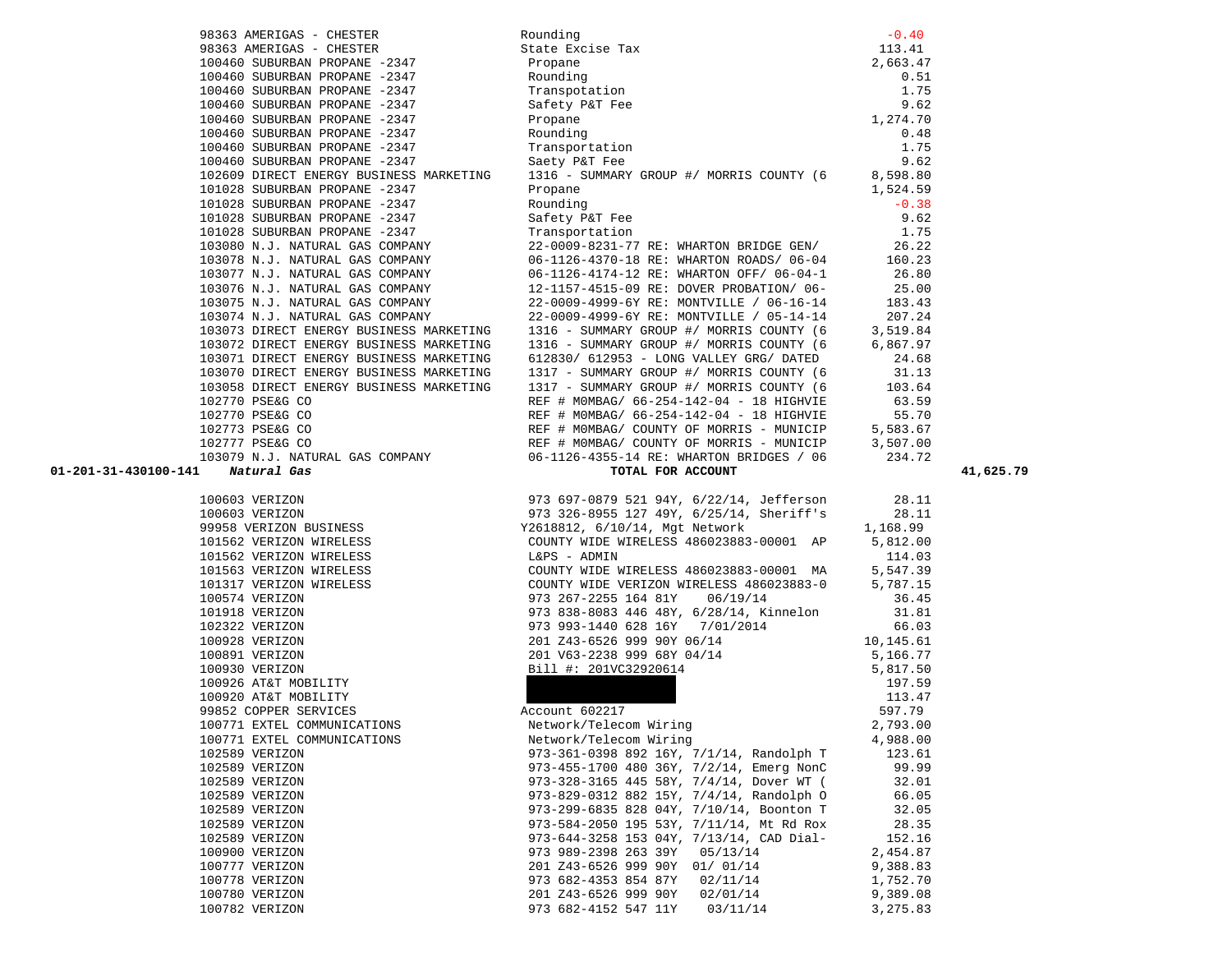| Account | Vendor | Description | Amount | Total |
|---|---|---|---|---|
| | 98363 AMERIGAS - CHESTER | Rounding | -0.40 | |
| | 98363 AMERIGAS - CHESTER | State Excise Tax | 113.41 | |
| | 100460 SUBURBAN PROPANE -2347 | Propane | 2,663.47 | |
| | 100460 SUBURBAN PROPANE -2347 | Rounding | 0.51 | |
| | 100460 SUBURBAN PROPANE -2347 | Transpotation | 1.75 | |
| | 100460 SUBURBAN PROPANE -2347 | Safety P&T Fee | 9.62 | |
| | 100460 SUBURBAN PROPANE -2347 | Propane | 1,274.70 | |
| | 100460 SUBURBAN PROPANE -2347 | Rounding | 0.48 | |
| | 100460 SUBURBAN PROPANE -2347 | Transportation | 1.75 | |
| | 100460 SUBURBAN PROPANE -2347 | Saety P&T Fee | 9.62 | |
| | 102609 DIRECT ENERGY BUSINESS MARKETING | 1316 - SUMMARY GROUP #/ MORRIS COUNTY (6 | 8,598.80 | |
| | 101028 SUBURBAN PROPANE -2347 | Propane | 1,524.59 | |
| | 101028 SUBURBAN PROPANE -2347 | Rounding | -0.38 | |
| | 101028 SUBURBAN PROPANE -2347 | Safety P&T Fee | 9.62 | |
| | 101028 SUBURBAN PROPANE -2347 | Transportation | 1.75 | |
| | 103080 N.J. NATURAL GAS COMPANY | 22-0009-8231-77 RE: WHARTON BRIDGE GEN/ | 26.22 | |
| | 103078 N.J. NATURAL GAS COMPANY | 06-1126-4370-18 RE: WHARTON ROADS/ 06-04 | 160.23 | |
| | 103077 N.J. NATURAL GAS COMPANY | 06-1126-4174-12 RE: WHARTON OFF/ 06-04-1 | 26.80 | |
| | 103076 N.J. NATURAL GAS COMPANY | 12-1157-4515-09 RE: DOVER PROBATION/ 06- | 25.00 | |
| | 103075 N.J. NATURAL GAS COMPANY | 22-0009-4999-6Y RE: MONTVILLE / 06-16-14 | 183.43 | |
| | 103074 N.J. NATURAL GAS COMPANY | 22-0009-4999-6Y RE: MONTVILLE / 05-14-14 | 207.24 | |
| | 103073 DIRECT ENERGY BUSINESS MARKETING | 1316 - SUMMARY GROUP #/ MORRIS COUNTY (6 | 3,519.84 | |
| | 103072 DIRECT ENERGY BUSINESS MARKETING | 1316 - SUMMARY GROUP #/ MORRIS COUNTY (6 | 6,867.97 | |
| | 103071 DIRECT ENERGY BUSINESS MARKETING | 612830/ 612953 - LONG VALLEY GRG/ DATED | 24.68 | |
| | 103070 DIRECT ENERGY BUSINESS MARKETING | 1317 - SUMMARY GROUP #/ MORRIS COUNTY (6 | 31.13 | |
| | 103058 DIRECT ENERGY BUSINESS MARKETING | 1317 - SUMMARY GROUP #/ MORRIS COUNTY (6 | 103.64 | |
| | 102770 PSE&G CO | REF # M0MBAG/ 66-254-142-04 - 18 HIGHVIE | 63.59 | |
| | 102770 PSE&G CO | REF # M0MBAG/ 66-254-142-04 - 18 HIGHVIE | 55.70 | |
| | 102773 PSE&G CO | REF # M0MBAG/ COUNTY OF MORRIS - MUNICIP | 5,583.67 | |
| | 102777 PSE&G CO | REF # M0MBAG/ COUNTY OF MORRIS - MUNICIP | 3,507.00 | |
| | 103079 N.J. NATURAL GAS COMPANY | 06-1126-4355-14 RE: WHARTON BRIDGES / 06 | 234.72 | |
| **01-201-31-430100-141** | ***Natural Gas*** | **TOTAL FOR ACCOUNT** | | **41,625.79** |
| | 100603 VERIZON | 973 697-0879 521 94Y, 6/22/14, Jefferson | 28.11 | |
| | 100603 VERIZON | 973 326-8955 127 49Y, 6/25/14, Sheriff's | 28.11 | |
| | 99958 VERIZON BUSINESS | Y2618812, 6/10/14, Mgt Network | 1,168.99 | |
| | 101562 VERIZON WIRELESS | COUNTY WIDE WIRELESS 486023883-00001 AP | 5,812.00 | |
| | 101562 VERIZON WIRELESS | L&PS - ADMIN | 114.03 | |
| | 101563 VERIZON WIRELESS | COUNTY WIDE WIRELESS 486023883-00001 MA | 5,547.39 | |
| | 101317 VERIZON WIRELESS | COUNTY WIDE VERIZON WIRELESS 486023883-0 | 5,787.15 | |
| | 100574 VERIZON | 973 267-2255 164 81Y 06/19/14 | 36.45 | |
| | 101918 VERIZON | 973 838-8083 446 48Y, 6/28/14, Kinnelon | 31.81 | |
| | 102322 VERIZON | 973 993-1440 628 16Y 7/01/2014 | 66.03 | |
| | 100928 VERIZON | 201 Z43-6526 999 90Y 06/14 | 10,145.61 | |
| | 100891 VERIZON | 201 V63-2238 999 68Y 04/14 | 5,166.77 | |
| | 100930 VERIZON | Bill #: 201VC32920614 | 5,817.50 | |
| | 100926 AT&T MOBILITY | | 197.59 | |
| | 100920 AT&T MOBILITY | | 113.47 | |
| | 99852 COPPER SERVICES | Account 602217 | 597.79 | |
| | 100771 EXTEL COMMUNICATIONS | Network/Telecom Wiring | 2,793.00 | |
| | 100771 EXTEL COMMUNICATIONS | Network/Telecom Wiring | 4,988.00 | |
| | 102589 VERIZON | 973-361-0398 892 16Y, 7/1/14, Randolph T | 123.61 | |
| | 102589 VERIZON | 973-455-1700 480 36Y, 7/2/14, Emerg NonC | 99.99 | |
| | 102589 VERIZON | 973-328-3165 445 58Y, 7/4/14, Dover WT ( | 32.01 | |
| | 102589 VERIZON | 973-829-0312 882 15Y, 7/4/14, Randolph O | 66.05 | |
| | 102589 VERIZON | 973-299-6835 828 04Y, 7/10/14, Boonton T | 32.05 | |
| | 102589 VERIZON | 973-584-2050 195 53Y, 7/11/14, Mt Rd Rox | 28.35 | |
| | 102589 VERIZON | 973-644-3258 153 04Y, 7/13/14, CAD Dial- | 152.16 | |
| | 100900 VERIZON | 973 989-2398 263 39Y 05/13/14 | 2,454.87 | |
| | 100777 VERIZON | 201 Z43-6526 999 90Y 01/ 01/14 | 9,388.83 | |
| | 100778 VERIZON | 973 682-4353 854 87Y 02/11/14 | 1,752.70 | |
| | 100780 VERIZON | 201 Z43-6526 999 90Y 02/01/14 | 9,389.08 | |
| | 100782 VERIZON | 973 682-4152 547 11Y 03/11/14 | 3,275.83 | |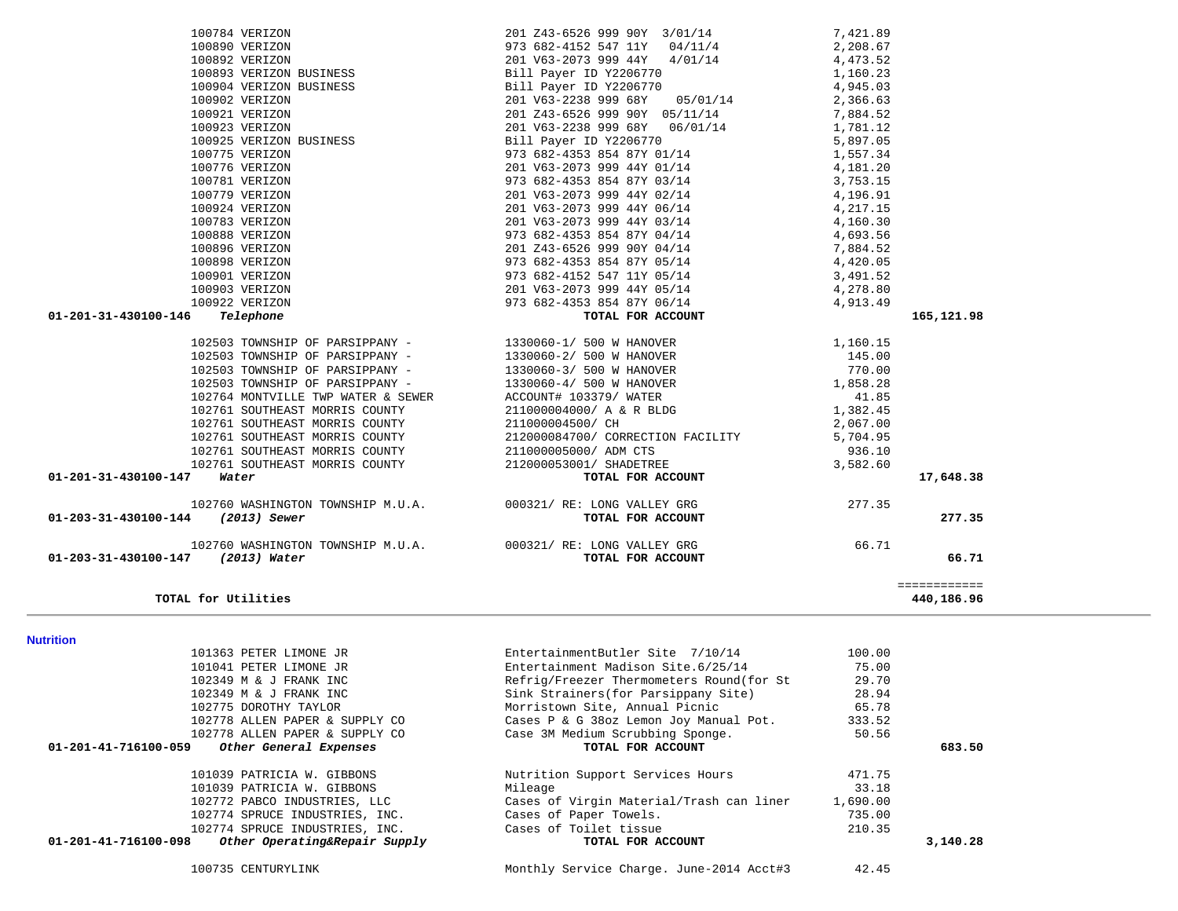| Account / Vendor | Description | Amount | Total |
|---|---|---|---|
| 100784 VERIZON | 201 Z43-6526 999 90Y 3/01/14 | 7,421.89 | |
| 100890 VERIZON | 973 682-4152 547 11Y 04/11/4 | 2,208.67 | |
| 100892 VERIZON | 201 V63-2073 999 44Y 4/01/14 | 4,473.52 | |
| 100893 VERIZON BUSINESS | Bill Payer ID Y2206770 | 1,160.23 | |
| 100904 VERIZON BUSINESS | Bill Payer ID Y2206770 | 4,945.03 | |
| 100902 VERIZON | 201 V63-2238 999 68Y 05/01/14 | 2,366.63 | |
| 100921 VERIZON | 201 Z43-6526 999 90Y 05/11/14 | 7,884.52 | |
| 100923 VERIZON | 201 V63-2238 999 68Y 06/01/14 | 1,781.12 | |
| 100925 VERIZON BUSINESS | Bill Payer ID Y2206770 | 5,897.05 | |
| 100775 VERIZON | 973 682-4353 854 87Y 01/14 | 1,557.34 | |
| 100776 VERIZON | 201 V63-2073 999 44Y 01/14 | 4,181.20 | |
| 100781 VERIZON | 973 682-4353 854 87Y 03/14 | 3,753.15 | |
| 100779 VERIZON | 201 V63-2073 999 44Y 02/14 | 4,196.91 | |
| 100924 VERIZON | 201 V63-2073 999 44Y 06/14 | 4,217.15 | |
| 100783 VERIZON | 201 V63-2073 999 44Y 03/14 | 4,160.30 | |
| 100888 VERIZON | 973 682-4353 854 87Y 04/14 | 4,693.56 | |
| 100896 VERIZON | 201 Z43-6526 999 90Y 04/14 | 7,884.52 | |
| 100898 VERIZON | 973 682-4353 854 87Y 05/14 | 4,420.05 | |
| 100901 VERIZON | 973 682-4152 547 11Y 05/14 | 3,491.52 | |
| 100903 VERIZON | 201 V63-2073 999 44Y 05/14 | 4,278.80 | |
| 100922 VERIZON | 973 682-4353 854 87Y 06/14 | 4,913.49 | |
| **01-201-31-430100-146** ***Telephone*** | **TOTAL FOR ACCOUNT** | | **165,121.98** |
| 102503 TOWNSHIP OF PARSIPPANY - | 1330060-1/ 500 W HANOVER | 1,160.15 | |
| 102503 TOWNSHIP OF PARSIPPANY - | 1330060-2/ 500 W HANOVER | 145.00 | |
| 102503 TOWNSHIP OF PARSIPPANY - | 1330060-3/ 500 W HANOVER | 770.00 | |
| 102503 TOWNSHIP OF PARSIPPANY - | 1330060-4/ 500 W HANOVER | 1,858.28 | |
| 102764 MONTVILLE TWP WATER & SEWER | ACCOUNT# 103379/ WATER | 41.85 | |
| 102761 SOUTHEAST MORRIS COUNTY | 211000004000/ A & R BLDG | 1,382.45 | |
| 102761 SOUTHEAST MORRIS COUNTY | 211000004500/ CH | 2,067.00 | |
| 102761 SOUTHEAST MORRIS COUNTY | 212000084700/ CORRECTION FACILITY | 5,704.95 | |
| 102761 SOUTHEAST MORRIS COUNTY | 211000005000/ ADM CTS | 936.10 | |
| 102761 SOUTHEAST MORRIS COUNTY | 212000053001/ SHADETREE | 3,582.60 | |
| **01-201-31-430100-147** ***Water*** | **TOTAL FOR ACCOUNT** | | **17,648.38** |
| 102760 WASHINGTON TOWNSHIP M.U.A. | 000321/ RE: LONG VALLEY GRG | 277.35 | |
| **01-203-31-430100-144** ***(2013) Sewer*** | **TOTAL FOR ACCOUNT** | | **277.35** |
| 102760 WASHINGTON TOWNSHIP M.U.A. | 000321/ RE: LONG VALLEY GRG | 66.71 | |
| **01-203-31-430100-147** ***(2013) Water*** | **TOTAL FOR ACCOUNT** | | **66.71** |
| | | | ============ |
| **TOTAL for Utilities** | | | **440,186.96** |

## Nutrition

| Account / Vendor | Description | Amount | Total |
|---|---|---|---|
| 101363 PETER LIMONE JR | EntertainmentButler Site 7/10/14 | 100.00 | |
| 101041 PETER LIMONE JR | Entertainment Madison Site.6/25/14 | 75.00 | |
| 102349 M & J FRANK INC | Refrig/Freezer Thermometers Round(for St | 29.70 | |
| 102349 M & J FRANK INC | Sink Strainers(for Parsippany Site) | 28.94 | |
| 102775 DOROTHY TAYLOR | Morristown Site, Annual Picnic | 65.78 | |
| 102778 ALLEN PAPER & SUPPLY CO | Cases P & G 38oz Lemon Joy Manual Pot. | 333.52 | |
| 102778 ALLEN PAPER & SUPPLY CO | Case 3M Medium Scrubbing Sponge. | 50.56 | |
| **01-201-41-716100-059** ***Other General Expenses*** | **TOTAL FOR ACCOUNT** | | **683.50** |
| 101039 PATRICIA W. GIBBONS | Nutrition Support Services Hours | 471.75 | |
| 101039 PATRICIA W. GIBBONS | Mileage | 33.18 | |
| 102772 PABCO INDUSTRIES, LLC | Cases of Virgin Material/Trash can liner | 1,690.00 | |
| 102774 SPRUCE INDUSTRIES, INC. | Cases of Paper Towels. | 735.00 | |
| 102774 SPRUCE INDUSTRIES, INC. | Cases of Toilet tissue | 210.35 | |
| **01-201-41-716100-098** ***Other Operating&Repair Supply*** | **TOTAL FOR ACCOUNT** | | **3,140.28** |
| 100735 CENTURYLINK | Monthly Service Charge. June-2014 Acct#3 | 42.45 | |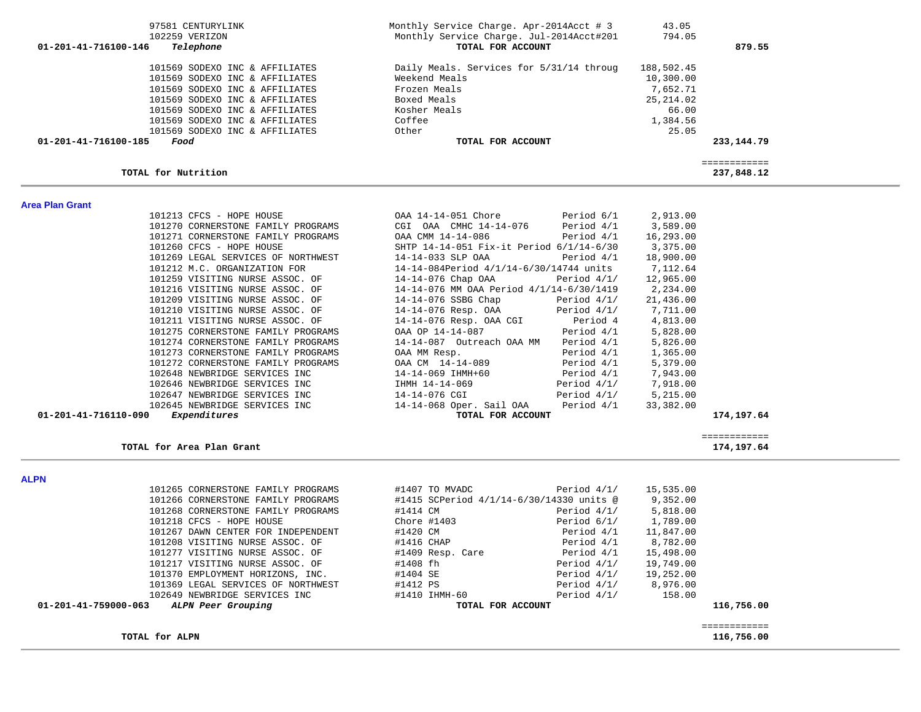| Account | Vendor | Description | Period | Amount | Total |
|---|---|---|---|---|---|
| | 97581 CENTURYLINK | Monthly Service Charge. Apr-2014Acct # 3 | | 43.05 | |
| | 102259 VERIZON | Monthly Service Charge. Jul-2014Acct#201 | | 794.05 | |
| **01-201-41-716100-146** | ***Telephone*** | **TOTAL FOR ACCOUNT** | | | **879.55** |
| | 101569 SODEXO INC & AFFILIATES | Daily Meals. Services for 5/31/14 throug | | 188,502.45 | |
| | 101569 SODEXO INC & AFFILIATES | Weekend Meals | | 10,300.00 | |
| | 101569 SODEXO INC & AFFILIATES | Frozen Meals | | 7,652.71 | |
| | 101569 SODEXO INC & AFFILIATES | Boxed Meals | | 25,214.02 | |
| | 101569 SODEXO INC & AFFILIATES | Kosher Meals | | 66.00 | |
| | 101569 SODEXO INC & AFFILIATES | Coffee | | 1,384.56 | |
| | 101569 SODEXO INC & AFFILIATES | Other | | 25.05 | |
| **01-201-41-716100-185** | ***Food*** | **TOTAL FOR ACCOUNT** | | | **233,144.79** |
| | **TOTAL for Nutrition** | | | | **237,848.12** |

## Area Plan Grant

| Account | Vendor | Description | Period | Amount | Total |
|---|---|---|---|---|---|
| | 101213 CFCS - HOPE HOUSE | OAA 14-14-051 Chore | Period 6/1 | 2,913.00 | |
| | 101270 CORNERSTONE FAMILY PROGRAMS | CGI OAA CMHC 14-14-076 | Period 4/1 | 3,589.00 | |
| | 101271 CORNERSTONE FAMILY PROGRAMS | OAA CMM 14-14-086 | Period 4/1 | 16,293.00 | |
| | 101260 CFCS - HOPE HOUSE | SHTP 14-14-051 Fix-it Period 6/1/14-6/30 | | 3,375.00 | |
| | 101269 LEGAL SERVICES OF NORTHWEST | 14-14-033 SLP OAA | Period 4/1 | 18,900.00 | |
| | 101212 M.C. ORGANIZATION FOR | 14-14-084Period 4/1/14-6/30/14744 units | | 7,112.64 | |
| | 101259 VISITING NURSE ASSOC. OF | 14-14-076 Chap OAA | Period 4/1/ | 12,965.00 | |
| | 101216 VISITING NURSE ASSOC. OF | 14-14-076 MM OAA Period 4/1/14-6/30/1419 | | 2,234.00 | |
| | 101209 VISITING NURSE ASSOC. OF | 14-14-076 SSBG Chap | Period 4/1/ | 21,436.00 | |
| | 101210 VISITING NURSE ASSOC. OF | 14-14-076 Resp. OAA | Period 4/1/ | 7,711.00 | |
| | 101211 VISITING NURSE ASSOC. OF | 14-14-076 Resp. OAA CGI | Period 4 | 4,813.00 | |
| | 101275 CORNERSTONE FAMILY PROGRAMS | OAA OP 14-14-087 | Period 4/1 | 5,828.00 | |
| | 101274 CORNERSTONE FAMILY PROGRAMS | 14-14-087 Outreach OAA MM | Period 4/1 | 5,826.00 | |
| | 101273 CORNERSTONE FAMILY PROGRAMS | OAA MM Resp. | Period 4/1 | 1,365.00 | |
| | 101272 CORNERSTONE FAMILY PROGRAMS | OAA CM 14-14-089 | Period 4/1 | 5,379.00 | |
| | 102648 NEWBRIDGE SERVICES INC | 14-14-069 IHMH+60 | Period 4/1 | 7,943.00 | |
| | 102646 NEWBRIDGE SERVICES INC | IHMH 14-14-069 | Period 4/1/ | 7,918.00 | |
| | 102647 NEWBRIDGE SERVICES INC | 14-14-076 CGI | Period 4/1/ | 5,215.00 | |
| | 102645 NEWBRIDGE SERVICES INC | 14-14-068 Oper. Sail OAA | Period 4/1 | 33,382.00 | |
| **01-201-41-716110-090** | ***Expenditures*** | **TOTAL FOR ACCOUNT** | | | **174,197.64** |
| | **TOTAL for Area Plan Grant** | | | | **174,197.64** |

## ALPN

| Account | Vendor | Description | Period | Amount | Total |
|---|---|---|---|---|---|
| | 101265 CORNERSTONE FAMILY PROGRAMS | #1407 TO MVADC | Period 4/1/ | 15,535.00 | |
| | 101266 CORNERSTONE FAMILY PROGRAMS | #1415 SCPeriod 4/1/14-6/30/14330 units @ | | 9,352.00 | |
| | 101268 CORNERSTONE FAMILY PROGRAMS | #1414 CM | Period 4/1/ | 5,818.00 | |
| | 101218 CFCS - HOPE HOUSE | Chore #1403 | Period 6/1/ | 1,789.00 | |
| | 101267 DAWN CENTER FOR INDEPENDENT | #1420 CM | Period 4/1 | 11,847.00 | |
| | 101208 VISITING NURSE ASSOC. OF | #1416 CHAP | Period 4/1 | 8,782.00 | |
| | 101277 VISITING NURSE ASSOC. OF | #1409 Resp. Care | Period 4/1 | 15,498.00 | |
| | 101217 VISITING NURSE ASSOC. OF | #1408 fh | Period 4/1/ | 19,749.00 | |
| | 101370 EMPLOYMENT HORIZONS, INC. | #1404 SE | Period 4/1/ | 19,252.00 | |
| | 101369 LEGAL SERVICES OF NORTHWEST | #1412 PS | Period 4/1/ | 8,976.00 | |
| | 102649 NEWBRIDGE SERVICES INC | #1410 IHMH-60 | Period 4/1/ | 158.00 | |
| **01-201-41-759000-063** | ***ALPN Peer Grouping*** | **TOTAL FOR ACCOUNT** | | | **116,756.00** |
| | **TOTAL for ALPN** | | | | **116,756.00** |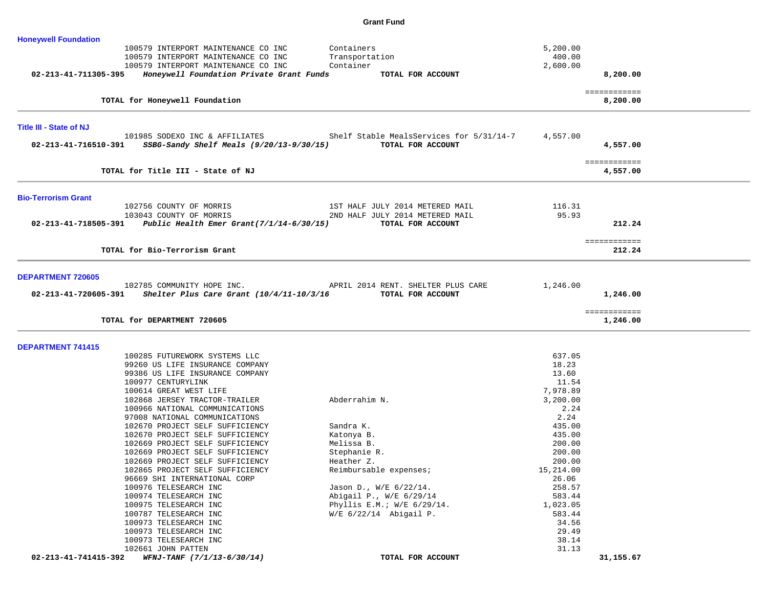# Grant Fund

## Honeywell Foundation

| Account | Vendor | Description | Amount | Total |
|---|---|---|---|---|
| | 100579 INTERPORT MAINTENANCE CO INC | Containers | 5,200.00 | |
| | 100579 INTERPORT MAINTENANCE CO INC | Transportation | 400.00 | |
| | 100579 INTERPORT MAINTENANCE CO INC | Container | 2,600.00 | |
| **02-213-41-711305-395** | ***Honeywell Foundation Private Grant Funds*** | **TOTAL FOR ACCOUNT** | | **8,200.00** |

**TOTAL for Honeywell Foundation** ============ **8,200.00**

## Title III - State of NJ

| Account | Vendor | Description | Amount | Total |
|---|---|---|---|---|
| | 101985 SODEXO INC & AFFILIATES | Shelf Stable MealsServices for 5/31/14-7 | 4,557.00 | |
| **02-213-41-716510-391** | ***SSBG-Sandy Shelf Meals (9/20/13-9/30/15)*** | **TOTAL FOR ACCOUNT** | | **4,557.00** |

**TOTAL for Title III - State of NJ** ============ **4,557.00**

## Bio-Terrorism Grant

| Account | Vendor | Description | Amount | Total |
|---|---|---|---|---|
| | 102756 COUNTY OF MORRIS | 1ST HALF JULY 2014 METERED MAIL | 116.31 | |
| | 103043 COUNTY OF MORRIS | 2ND HALF JULY 2014 METERED MAIL | 95.93 | |
| **02-213-41-718505-391** | ***Public Health Emer Grant(7/1/14-6/30/15)*** | **TOTAL FOR ACCOUNT** | | **212.24** |

**TOTAL for Bio-Terrorism Grant** ============ **212.24**

## DEPARTMENT 720605

| Account | Vendor | Description | Amount | Total |
|---|---|---|---|---|
| | 102785 COMMUNITY HOPE INC. | APRIL 2014 RENT. SHELTER PLUS CARE | 1,246.00 | |
| **02-213-41-720605-391** | ***Shelter Plus Care Grant (10/4/11-10/3/16*** | **TOTAL FOR ACCOUNT** | | **1,246.00** |

**TOTAL for DEPARTMENT 720605** ============ **1,246.00**

## DEPARTMENT 741415

| Account | Vendor | Description | Amount | Total |
|---|---|---|---|---|
| | 100285 FUTUREWORK SYSTEMS LLC | | 637.05 | |
| | 99260 US LIFE INSURANCE COMPANY | | 18.23 | |
| | 99386 US LIFE INSURANCE COMPANY | | 13.60 | |
| | 100977 CENTURYLINK | | 11.54 | |
| | 100614 GREAT WEST LIFE | | 7,978.89 | |
| | 102868 JERSEY TRACTOR-TRAILER | Abderrahim N. | 3,200.00 | |
| | 100966 NATIONAL COMMUNICATIONS | | 2.24 | |
| | 97008 NATIONAL COMMUNICATIONS | | 2.24 | |
| | 102670 PROJECT SELF SUFFICIENCY | Sandra K. | 435.00 | |
| | 102670 PROJECT SELF SUFFICIENCY | Katonya B. | 435.00 | |
| | 102669 PROJECT SELF SUFFICIENCY | Melissa B. | 200.00 | |
| | 102669 PROJECT SELF SUFFICIENCY | Stephanie R. | 200.00 | |
| | 102669 PROJECT SELF SUFFICIENCY | Heather Z. | 200.00 | |
| | 102865 PROJECT SELF SUFFICIENCY | Reimbursable expenses; | 15,214.00 | |
| | 96669 SHI INTERNATIONAL CORP | | 26.06 | |
| | 100976 TELESEARCH INC | Jason D., W/E 6/22/14. | 258.57 | |
| | 100974 TELESEARCH INC | Abigail P., W/E 6/29/14 | 583.44 | |
| | 100975 TELESEARCH INC | Phyllis E.M.; W/E 6/29/14. | 1,023.05 | |
| | 100787 TELESEARCH INC | W/E 6/22/14 Abigail P. | 583.44 | |
| | 100973 TELESEARCH INC | | 34.56 | |
| | 100973 TELESEARCH INC | | 29.49 | |
| | 100973 TELESEARCH INC | | 38.14 | |
| | 102661 JOHN PATTEN | | 31.13 | |
| **02-213-41-741415-392** | ***WFNJ-TANF (7/1/13-6/30/14)*** | **TOTAL FOR ACCOUNT** | | **31,155.67** |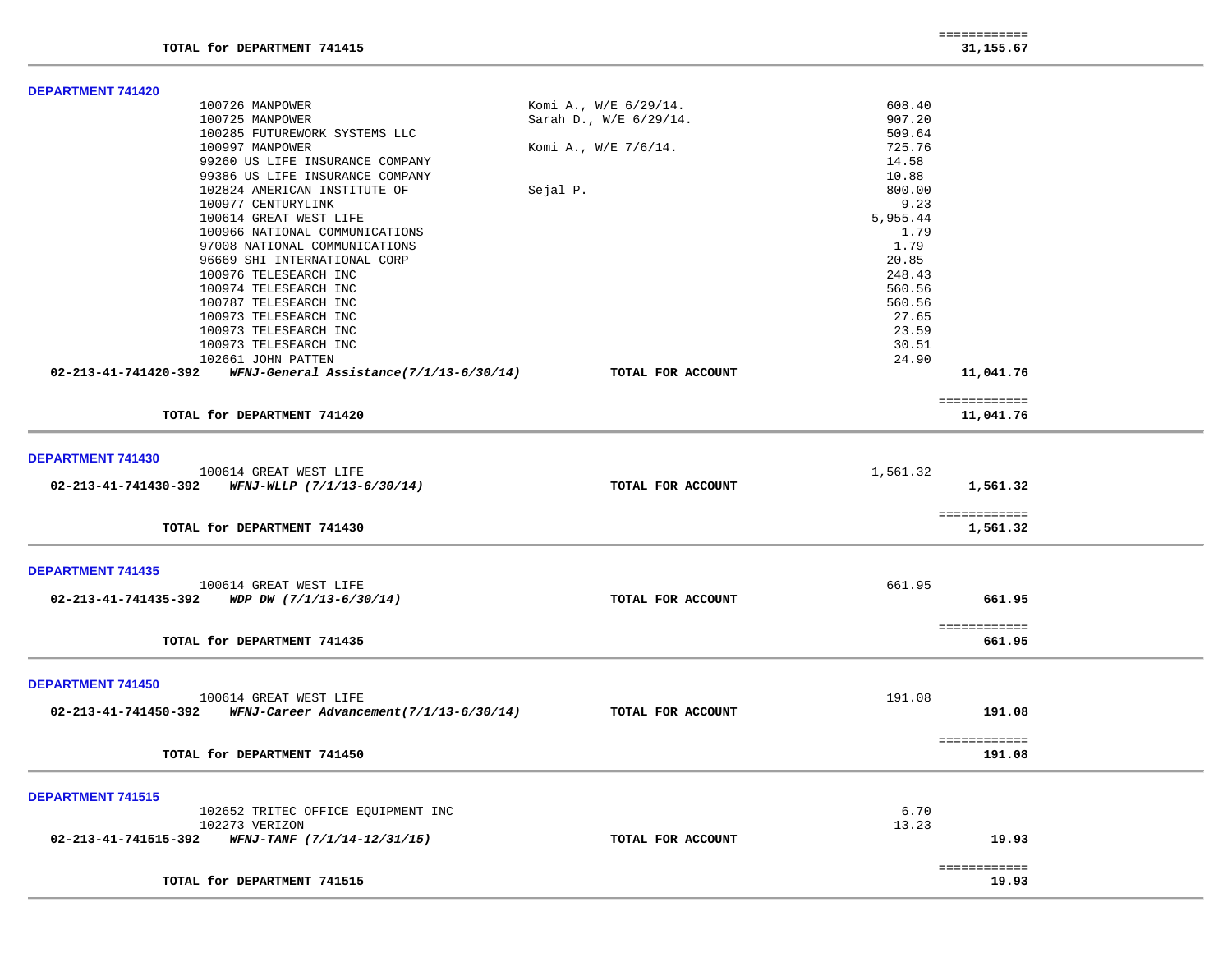TOTAL for DEPARTMENT 741415 ============ 31,155.67

**DEPARTMENT 741420**

| Vendor | Description | Amount | Total |
|---|---|---|---|
| 100726 MANPOWER | Komi A., W/E 6/29/14. | 608.40 | |
| 100725 MANPOWER | Sarah D., W/E 6/29/14. | 907.20 | |
| 100285 FUTUREWORK SYSTEMS LLC | | 509.64 | |
| 100997 MANPOWER | Komi A., W/E 7/6/14. | 725.76 | |
| 99260 US LIFE INSURANCE COMPANY | | 14.58 | |
| 99386 US LIFE INSURANCE COMPANY | | 10.88 | |
| 102824 AMERICAN INSTITUTE OF | Sejal P. | 800.00 | |
| 100977 CENTURYLINK | | 9.23 | |
| 100614 GREAT WEST LIFE | | 5,955.44 | |
| 100966 NATIONAL COMMUNICATIONS | | 1.79 | |
| 97008 NATIONAL COMMUNICATIONS | | 1.79 | |
| 96669 SHI INTERNATIONAL CORP | | 20.85 | |
| 100976 TELESEARCH INC | | 248.43 | |
| 100974 TELESEARCH INC | | 560.56 | |
| 100787 TELESEARCH INC | | 560.56 | |
| 100973 TELESEARCH INC | | 27.65 | |
| 100973 TELESEARCH INC | | 23.59 | |
| 100973 TELESEARCH INC | | 30.51 | |
| 102661 JOHN PATTEN | | 24.90 | |
| **02-213-41-741420-392** ***WFNJ-General Assistance(7/1/13-6/30/14)*** | **TOTAL FOR ACCOUNT** | | **11,041.76** |

**TOTAL for DEPARTMENT 741420** ============ **11,041.76**

**DEPARTMENT 741430**

| Vendor | Description | Amount | Total |
|---|---|---|---|
| 100614 GREAT WEST LIFE | | 1,561.32 | |
| **02-213-41-741430-392** ***WFNJ-WLLP (7/1/13-6/30/14)*** | **TOTAL FOR ACCOUNT** | | **1,561.32** |

**TOTAL for DEPARTMENT 741430** ============ **1,561.32**

**DEPARTMENT 741435**

| Vendor | Description | Amount | Total |
|---|---|---|---|
| 100614 GREAT WEST LIFE | | 661.95 | |
| **02-213-41-741435-392** ***WDP DW (7/1/13-6/30/14)*** | **TOTAL FOR ACCOUNT** | | **661.95** |

**TOTAL for DEPARTMENT 741435** ============ **661.95**

**DEPARTMENT 741450**

| Vendor | Description | Amount | Total |
|---|---|---|---|
| 100614 GREAT WEST LIFE | | 191.08 | |
| **02-213-41-741450-392** ***WFNJ-Career Advancement(7/1/13-6/30/14)*** | **TOTAL FOR ACCOUNT** | | **191.08** |

**TOTAL for DEPARTMENT 741450** ============ **191.08**

**DEPARTMENT 741515**

| Vendor | Description | Amount | Total |
|---|---|---|---|
| 102652 TRITEC OFFICE EQUIPMENT INC | | 6.70 | |
| 102273 VERIZON | | 13.23 | |
| **02-213-41-741515-392** ***WFNJ-TANF (7/1/14-12/31/15)*** | **TOTAL FOR ACCOUNT** | | **19.93** |

**TOTAL for DEPARTMENT 741515** ============ **19.93**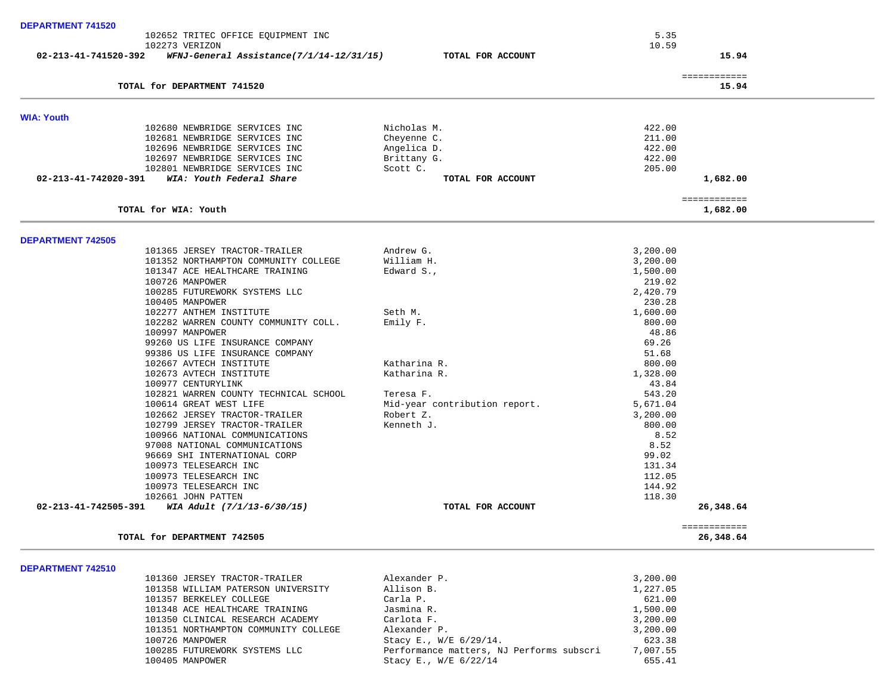**DEPARTMENT 741520**

| | | | | |
|---|---|---|---|---|
| | 102652 TRITEC OFFICE EQUIPMENT INC | | 5.35 | |
| | 102273 VERIZON | | 10.59 | |
| **02-213-41-741520-392** | ***WFNJ-General Assistance(7/1/14-12/31/15)*** | **TOTAL FOR ACCOUNT** | | **15.94** |
| | | | | ============ |
| | **TOTAL for DEPARTMENT 741520** | | | **15.94** |

**WIA: Youth**

| | | | | |
|---|---|---|---|---|
| | 102680 NEWBRIDGE SERVICES INC | Nicholas M. | 422.00 | |
| | 102681 NEWBRIDGE SERVICES INC | Cheyenne C. | 211.00 | |
| | 102696 NEWBRIDGE SERVICES INC | Angelica D. | 422.00 | |
| | 102697 NEWBRIDGE SERVICES INC | Brittany G. | 422.00 | |
| | 102801 NEWBRIDGE SERVICES INC | Scott C. | 205.00 | |
| **02-213-41-742020-391** | ***WIA: Youth Federal Share*** | **TOTAL FOR ACCOUNT** | | **1,682.00** |
| | | | | ============ |
| | **TOTAL for WIA: Youth** | | | **1,682.00** |

**DEPARTMENT 742505**

| | | | | |
|---|---|---|---|---|
| | 101365 JERSEY TRACTOR-TRAILER | Andrew G. | 3,200.00 | |
| | 101352 NORTHAMPTON COMMUNITY COLLEGE | William H. | 3,200.00 | |
| | 101347 ACE HEALTHCARE TRAINING | Edward S., | 1,500.00 | |
| | 100726 MANPOWER | | 219.02 | |
| | 100285 FUTUREWORK SYSTEMS LLC | | 2,420.79 | |
| | 100405 MANPOWER | | 230.28 | |
| | 102277 ANTHEM INSTITUTE | Seth M. | 1,600.00 | |
| | 102282 WARREN COUNTY COMMUNITY COLL. | Emily F. | 800.00 | |
| | 100997 MANPOWER | | 48.86 | |
| | 99260 US LIFE INSURANCE COMPANY | | 69.26 | |
| | 99386 US LIFE INSURANCE COMPANY | | 51.68 | |
| | 102667 AVTECH INSTITUTE | Katharina R. | 800.00 | |
| | 102673 AVTECH INSTITUTE | Katharina R. | 1,328.00 | |
| | 100977 CENTURYLINK | | 43.84 | |
| | 102821 WARREN COUNTY TECHNICAL SCHOOL | Teresa F. | 543.20 | |
| | 100614 GREAT WEST LIFE | Mid-year contribution report. | 5,671.04 | |
| | 102662 JERSEY TRACTOR-TRAILER | Robert Z. | 3,200.00 | |
| | 102799 JERSEY TRACTOR-TRAILER | Kenneth J. | 800.00 | |
| | 100966 NATIONAL COMMUNICATIONS | | 8.52 | |
| | 97008 NATIONAL COMMUNICATIONS | | 8.52 | |
| | 96669 SHI INTERNATIONAL CORP | | 99.02 | |
| | 100973 TELESEARCH INC | | 131.34 | |
| | 100973 TELESEARCH INC | | 112.05 | |
| | 100973 TELESEARCH INC | | 144.92 | |
| | 102661 JOHN PATTEN | | 118.30 | |
| **02-213-41-742505-391** | ***WIA Adult (7/1/13-6/30/15)*** | **TOTAL FOR ACCOUNT** | | **26,348.64** |
| | | | | ============ |
| | **TOTAL for DEPARTMENT 742505** | | | **26,348.64** |

**DEPARTMENT 742510**

| | | | | |
|---|---|---|---|---|
| | 101360 JERSEY TRACTOR-TRAILER | Alexander P. | 3,200.00 | |
| | 101358 WILLIAM PATERSON UNIVERSITY | Allison B. | 1,227.05 | |
| | 101357 BERKELEY COLLEGE | Carla P. | 621.00 | |
| | 101348 ACE HEALTHCARE TRAINING | Jasmina R. | 1,500.00 | |
| | 101350 CLINICAL RESEARCH ACADEMY | Carlota F. | 3,200.00 | |
| | 101351 NORTHAMPTON COMMUNITY COLLEGE | Alexander P. | 3,200.00 | |
| | 100726 MANPOWER | Stacy E., W/E 6/29/14. | 623.38 | |
| | 100285 FUTUREWORK SYSTEMS LLC | Performance matters, NJ Performs subscri | 7,007.55 | |
| | 100405 MANPOWER | Stacy E., W/E 6/22/14 | 655.41 | |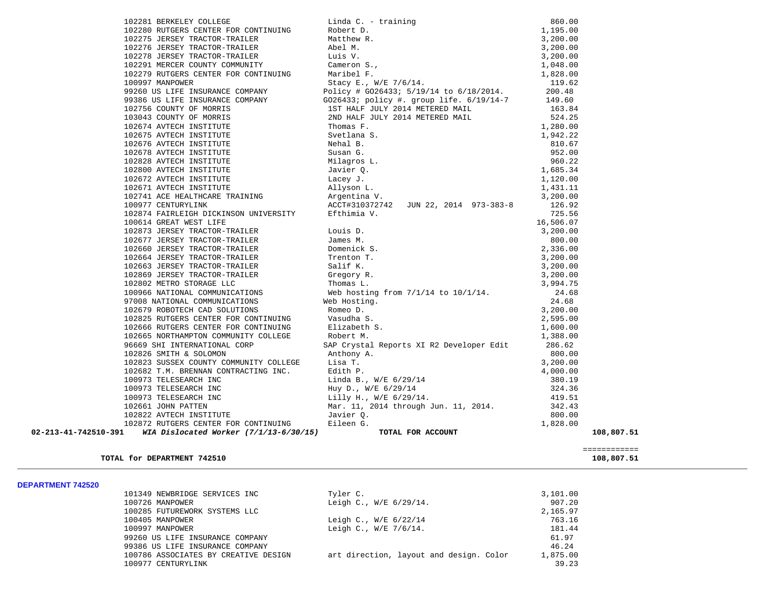| Vendor | Description | Amount | Total |
|---|---|---|---|
| 102281 BERKELEY COLLEGE | Linda C. - training | 860.00 | |
| 102280 RUTGERS CENTER FOR CONTINUING | Robert D. | 1,195.00 | |
| 102275 JERSEY TRACTOR-TRAILER | Matthew R. | 3,200.00 | |
| 102276 JERSEY TRACTOR-TRAILER | Abel M. | 3,200.00 | |
| 102278 JERSEY TRACTOR-TRAILER | Luis V. | 3,200.00 | |
| 102291 MERCER COUNTY COMMUNITY | Cameron S., | 1,048.00 | |
| 102279 RUTGERS CENTER FOR CONTINUING | Maribel F. | 1,828.00 | |
| 100997 MANPOWER | Stacy E., W/E 7/6/14. | 119.62 | |
| 99260 US LIFE INSURANCE COMPANY | Policy # GO26433; 5/19/14 to 6/18/2014. | 200.48 | |
| 99386 US LIFE INSURANCE COMPANY | GO26433; policy #. group life. 6/19/14-7 | 149.60 | |
| 102756 COUNTY OF MORRIS | 1ST HALF JULY 2014 METERED MAIL | 163.84 | |
| 103043 COUNTY OF MORRIS | 2ND HALF JULY 2014 METERED MAIL | 524.25 | |
| 102674 AVTECH INSTITUTE | Thomas F. | 1,280.00 | |
| 102675 AVTECH INSTITUTE | Svetlana S. | 1,942.22 | |
| 102676 AVTECH INSTITUTE | Nehal B. | 810.67 | |
| 102678 AVTECH INSTITUTE | Susan G. | 952.00 | |
| 102828 AVTECH INSTITUTE | Milagros L. | 960.22 | |
| 102800 AVTECH INSTITUTE | Javier Q. | 1,685.34 | |
| 102672 AVTECH INSTITUTE | Lacey J. | 1,120.00 | |
| 102671 AVTECH INSTITUTE | Allyson L. | 1,431.11 | |
| 102741 ACE HEALTHCARE TRAINING | Argentina V. | 3,200.00 | |
| 100977 CENTURYLINK | ACCT#310372742 JUN 22, 2014 973-383-8 | 126.92 | |
| 102874 FAIRLEIGH DICKINSON UNIVERSITY | Efthimia V. | 725.56 | |
| 100614 GREAT WEST LIFE | | 16,506.07 | |
| 102873 JERSEY TRACTOR-TRAILER | Louis D. | 3,200.00 | |
| 102677 JERSEY TRACTOR-TRAILER | James M. | 800.00 | |
| 102660 JERSEY TRACTOR-TRAILER | Domenick S. | 2,336.00 | |
| 102664 JERSEY TRACTOR-TRAILER | Trenton T. | 3,200.00 | |
| 102663 JERSEY TRACTOR-TRAILER | Salif K. | 3,200.00 | |
| 102869 JERSEY TRACTOR-TRAILER | Gregory R. | 3,200.00 | |
| 102802 METRO STORAGE LLC | Thomas L. | 3,994.75 | |
| 100966 NATIONAL COMMUNICATIONS | Web hosting from 7/1/14 to 10/1/14. | 24.68 | |
| 97008 NATIONAL COMMUNICATIONS | Web Hosting. | 24.68 | |
| 102679 ROBOTECH CAD SOLUTIONS | Romeo D. | 3,200.00 | |
| 102825 RUTGERS CENTER FOR CONTINUING | Vasudha S. | 2,595.00 | |
| 102666 RUTGERS CENTER FOR CONTINUING | Elizabeth S. | 1,600.00 | |
| 102665 NORTHAMPTON COMMUNITY COLLEGE | Robert M. | 1,388.00 | |
| 96669 SHI INTERNATIONAL CORP | SAP Crystal Reports XI R2 Developer Edit | 286.62 | |
| 102826 SMITH & SOLOMON | Anthony A. | 800.00 | |
| 102823 SUSSEX COUNTY COMMUNITY COLLEGE | Lisa T. | 3,200.00 | |
| 102682 T.M. BRENNAN CONTRACTING INC. | Edith P. | 4,000.00 | |
| 100973 TELESEARCH INC | Linda B., W/E 6/29/14 | 380.19 | |
| 100973 TELESEARCH INC | Huy D., W/E 6/29/14 | 324.36 | |
| 100973 TELESEARCH INC | Lilly H., W/E 6/29/14. | 419.51 | |
| 102661 JOHN PATTEN | Mar. 11, 2014 through Jun. 11, 2014. | 342.43 | |
| 102822 AVTECH INSTITUTE | Javier Q. | 800.00 | |
| 102872 RUTGERS CENTER FOR CONTINUING | Eileen G. | 1,828.00 | |
| **02-213-41-742510-391** ***WIA Dislocated Worker (7/1/13-6/30/15)*** | **TOTAL FOR ACCOUNT** | | **108,807.51** |

**TOTAL for DEPARTMENT 742510** **108,807.51**

**DEPARTMENT 742520**

| Vendor | Description | Amount |
|---|---|---|
| 101349 NEWBRIDGE SERVICES INC | Tyler C. | 3,101.00 |
| 100726 MANPOWER | Leigh C., W/E 6/29/14. | 907.20 |
| 100285 FUTUREWORK SYSTEMS LLC | | 2,165.97 |
| 100405 MANPOWER | Leigh C., W/E 6/22/14 | 763.16 |
| 100997 MANPOWER | Leigh C., W/E 7/6/14. | 181.44 |
| 99260 US LIFE INSURANCE COMPANY | | 61.97 |
| 99386 US LIFE INSURANCE COMPANY | | 46.24 |
| 100786 ASSOCIATES BY CREATIVE DESIGN | art direction, layout and design. Color | 1,875.00 |
| 100977 CENTURYLINK | | 39.23 |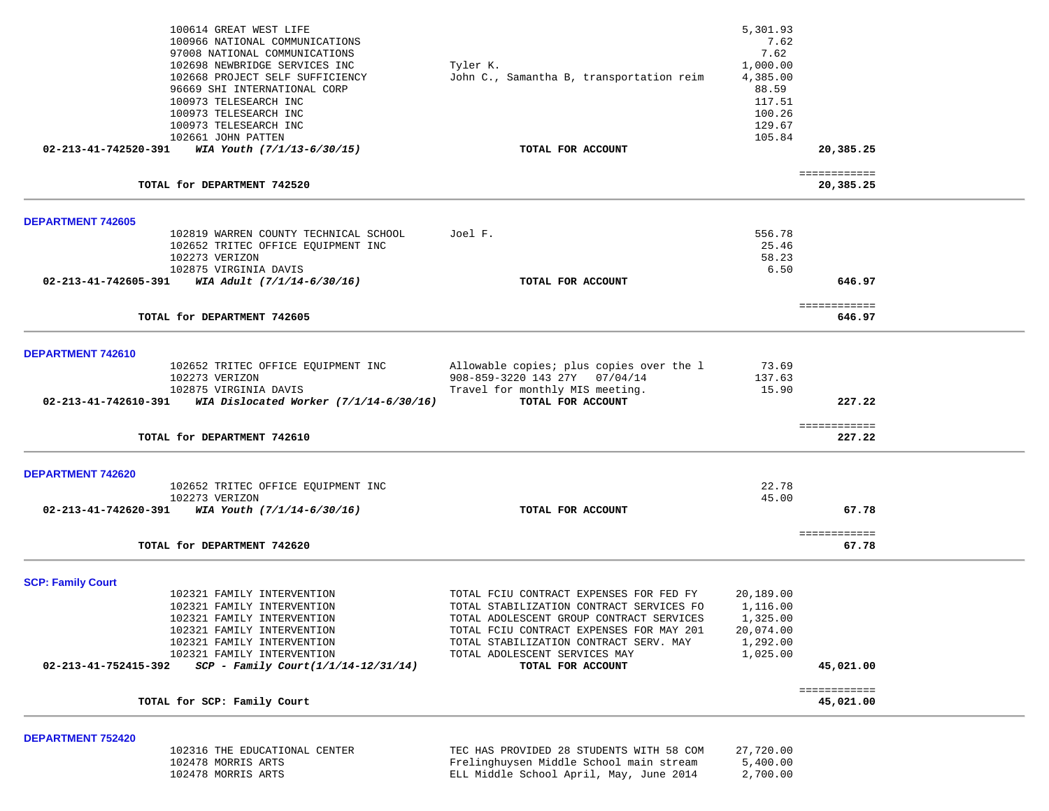| | | | | |
|---|---|---|---|---|
| | 100614 GREAT WEST LIFE | | 5,301.93 | |
| | 100966 NATIONAL COMMUNICATIONS | | 7.62 | |
| | 97008 NATIONAL COMMUNICATIONS | | 7.62 | |
| | 102698 NEWBRIDGE SERVICES INC | Tyler K. | 1,000.00 | |
| | 102668 PROJECT SELF SUFFICIENCY | John C., Samantha B, transportation reim | 4,385.00 | |
| | 96669 SHI INTERNATIONAL CORP | | 88.59 | |
| | 100973 TELESEARCH INC | | 117.51 | |
| | 100973 TELESEARCH INC | | 100.26 | |
| | 100973 TELESEARCH INC | | 129.67 | |
| | 102661 JOHN PATTEN | | 105.84 | |
| **02-213-41-742520-391** | ***WIA Youth (7/1/13-6/30/15)*** | **TOTAL FOR ACCOUNT** | | **20,385.25** |
| | | | | ============ |
| | **TOTAL for DEPARTMENT 742520** | | | **20,385.25** |

## DEPARTMENT 742605

| | | | | |
|---|---|---|---|---|
| | 102819 WARREN COUNTY TECHNICAL SCHOOL | Joel F. | 556.78 | |
| | 102652 TRITEC OFFICE EQUIPMENT INC | | 25.46 | |
| | 102273 VERIZON | | 58.23 | |
| | 102875 VIRGINIA DAVIS | | 6.50 | |
| **02-213-41-742605-391** | ***WIA Adult (7/1/14-6/30/16)*** | **TOTAL FOR ACCOUNT** | | **646.97** |
| | | | | ============ |
| | **TOTAL for DEPARTMENT 742605** | | | **646.97** |

## DEPARTMENT 742610

| | | | | |
|---|---|---|---|---|
| | 102652 TRITEC OFFICE EQUIPMENT INC | Allowable copies; plus copies over the l | 73.69 | |
| | 102273 VERIZON | 908-859-3220 143 27Y 07/04/14 | 137.63 | |
| | 102875 VIRGINIA DAVIS | Travel for monthly MIS meeting. | 15.90 | |
| **02-213-41-742610-391** | ***WIA Dislocated Worker (7/1/14-6/30/16)*** | **TOTAL FOR ACCOUNT** | | **227.22** |
| | | | | ============ |
| | **TOTAL for DEPARTMENT 742610** | | | **227.22** |

## DEPARTMENT 742620

| | | | | |
|---|---|---|---|---|
| | 102652 TRITEC OFFICE EQUIPMENT INC | | 22.78 | |
| | 102273 VERIZON | | 45.00 | |
| **02-213-41-742620-391** | ***WIA Youth (7/1/14-6/30/16)*** | **TOTAL FOR ACCOUNT** | | **67.78** |
| | | | | ============ |
| | **TOTAL for DEPARTMENT 742620** | | | **67.78** |

## SCP: Family Court

| | | | | |
|---|---|---|---|---|
| | 102321 FAMILY INTERVENTION | TOTAL FCIU CONTRACT EXPENSES FOR FED FY | 20,189.00 | |
| | 102321 FAMILY INTERVENTION | TOTAL STABILIZATION CONTRACT SERVICES FO | 1,116.00 | |
| | 102321 FAMILY INTERVENTION | TOTAL ADOLESCENT GROUP CONTRACT SERVICES | 1,325.00 | |
| | 102321 FAMILY INTERVENTION | TOTAL FCIU CONTRACT EXPENSES FOR MAY 201 | 20,074.00 | |
| | 102321 FAMILY INTERVENTION | TOTAL STABILIZATION CONTRACT SERV. MAY | 1,292.00 | |
| | 102321 FAMILY INTERVENTION | TOTAL ADOLESCENT SERVICES MAY | 1,025.00 | |
| **02-213-41-752415-392** | ***SCP - Family Court(1/1/14-12/31/14)*** | **TOTAL FOR ACCOUNT** | | **45,021.00** |
| | | | | ============ |
| | **TOTAL for SCP: Family Court** | | | **45,021.00** |

## DEPARTMENT 752420

| | | | | |
|---|---|---|---|---|
| | 102316 THE EDUCATIONAL CENTER | TEC HAS PROVIDED 28 STUDENTS WITH 58 COM | 27,720.00 | |
| | 102478 MORRIS ARTS | Frelinghuysen Middle School main stream | 5,400.00 | |
| | 102478 MORRIS ARTS | ELL Middle School April, May, June 2014 | 2,700.00 | |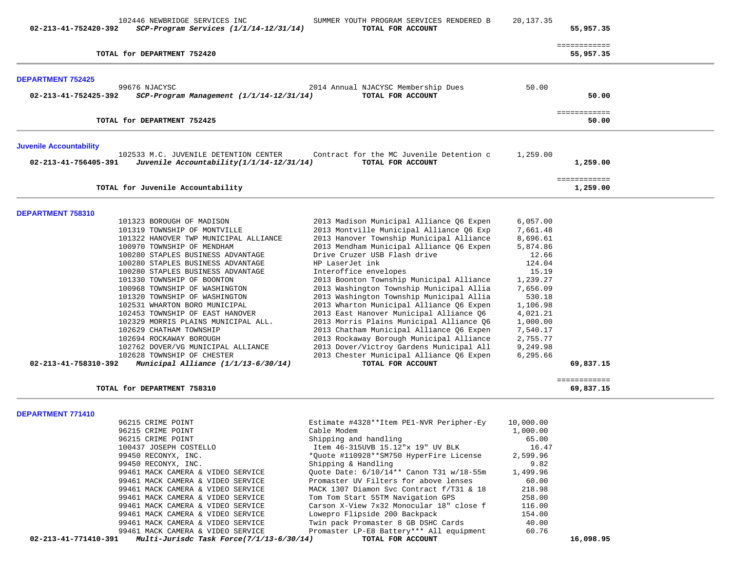| | | | |
|---|---|---|---|
| 102446 NEWBRIDGE SERVICES INC | SUMMER YOUTH PROGRAM SERVICES RENDERED B | 20,137.35 | |
| **02-213-41-752420-392** ***SCP-Program Services (1/1/14-12/31/14)*** | **TOTAL FOR ACCOUNT** | | **55,957.35** |
| | | | ============ |
| **TOTAL for DEPARTMENT 752420** | | | **55,957.35** |

**DEPARTMENT 752425**

| | | | |
|---|---|---|---|
| 99676 NJACYSC | 2014 Annual NJACYSC Membership Dues | 50.00 | |
| **02-213-41-752425-392** ***SCP-Program Management (1/1/14-12/31/14)*** | **TOTAL FOR ACCOUNT** | | **50.00** |
| | | | ============ |
| **TOTAL for DEPARTMENT 752425** | | | **50.00** |

**Juvenile Accountability**

| | | | |
|---|---|---|---|
| 102533 M.C. JUVENILE DETENTION CENTER | Contract for the MC Juvenile Detention c | 1,259.00 | |
| **02-213-41-756405-391** ***Juvenile Accountability(1/1/14-12/31/14)*** | **TOTAL FOR ACCOUNT** | | **1,259.00** |
| | | | ============ |
| **TOTAL for Juvenile Accountability** | | | **1,259.00** |

**DEPARTMENT 758310**

| | | | |
|---|---|---|---|
| 101323 BOROUGH OF MADISON | 2013 Madison Municipal Alliance Q6 Expen | 6,057.00 | |
| 101319 TOWNSHIP OF MONTVILLE | 2013 Montville Municipal Alliance Q6 Exp | 7,661.48 | |
| 101322 HANOVER TWP MUNICIPAL ALLIANCE | 2013 Hanover Township Municipal Alliance | 8,696.61 | |
| 100970 TOWNSHIP OF MENDHAM | 2013 Mendham Municipal Alliance Q6 Expen | 5,874.86 | |
| 100280 STAPLES BUSINESS ADVANTAGE | Drive Cruzer USB Flash drive | 12.66 | |
| 100280 STAPLES BUSINESS ADVANTAGE | HP LaserJet ink | 124.04 | |
| 100280 STAPLES BUSINESS ADVANTAGE | Interoffice envelopes | 15.19 | |
| 101330 TOWNSHIP OF BOONTON | 2013 Boonton Township Municipal Alliance | 1,239.27 | |
| 100968 TOWNSHIP OF WASHINGTON | 2013 Washington Township Municipal Allia | 7,656.09 | |
| 101320 TOWNSHIP OF WASHINGTON | 2013 Washington Township Municipal Allia | 530.18 | |
| 102531 WHARTON BORO MUNICIPAL | 2013 Wharton Municipal Alliance Q6 Expen | 1,106.98 | |
| 102453 TOWNSHIP OF EAST HANOVER | 2013 East Hanover Municipal Alliance Q6 | 4,021.21 | |
| 102329 MORRIS PLAINS MUNICIPAL ALL. | 2013 Morris Plains Municipal Alliance Q6 | 1,000.00 | |
| 102629 CHATHAM TOWNSHIP | 2013 Chatham Municipal Alliance Q6 Expen | 7,540.17 | |
| 102694 ROCKAWAY BOROUGH | 2013 Rockaway Borough Municipal Alliance | 2,755.77 | |
| 102762 DOVER/VG MUNICIPAL ALLIANCE | 2013 Dover/Victroy Gardens Municipal All | 9,249.98 | |
| 102628 TOWNSHIP OF CHESTER | 2013 Chester Municipal Alliance Q6 Expen | 6,295.66 | |
| **02-213-41-758310-392** ***Municipal Alliance (1/1/13-6/30/14)*** | **TOTAL FOR ACCOUNT** | | **69,837.15** |
| | | | ============ |
| **TOTAL for DEPARTMENT 758310** | | | **69,837.15** |

**DEPARTMENT 771410**

| | | | |
|---|---|---|---|
| 96215 CRIME POINT | Estimate #4328**Item PE1-NVR Peripher-Ey | 10,000.00 | |
| 96215 CRIME POINT | Cable Modem | 1,000.00 | |
| 96215 CRIME POINT | Shipping and handling | 65.00 | |
| 100437 JOSEPH COSTELLO | Item 46-315UVB 15.12"x 19" UV BLK | 16.47 | |
| 99450 RECONYX, INC. | *Quote #110928**SM750 HyperFire License | 2,599.96 | |
| 99450 RECONYX, INC. | Shipping & Handling | 9.82 | |
| 99461 MACK CAMERA & VIDEO SERVICE | Quote Date: 6/10/14** Canon T31 w/18-55m | 1,499.96 | |
| 99461 MACK CAMERA & VIDEO SERVICE | Promaster UV Filters for above lenses | 60.00 | |
| 99461 MACK CAMERA & VIDEO SERVICE | MACK 1307 Diamon Svc Contract f/T31 & 18 | 218.98 | |
| 99461 MACK CAMERA & VIDEO SERVICE | Tom Tom Start 55TM Navigation GPS | 258.00 | |
| 99461 MACK CAMERA & VIDEO SERVICE | Carson X-View 7x32 Monocular 18" close f | 116.00 | |
| 99461 MACK CAMERA & VIDEO SERVICE | Lowepro Flipside 200 Backpack | 154.00 | |
| 99461 MACK CAMERA & VIDEO SERVICE | Twin pack Promaster 8 GB DSHC Cards | 40.00 | |
| 99461 MACK CAMERA & VIDEO SERVICE | Promaster LP-E8 Battery*** All equipment | 60.76 | |
| **02-213-41-771410-391** ***Multi-Jurisdc Task Force(7/1/13-6/30/14)*** | **TOTAL FOR ACCOUNT** | | **16,098.95** |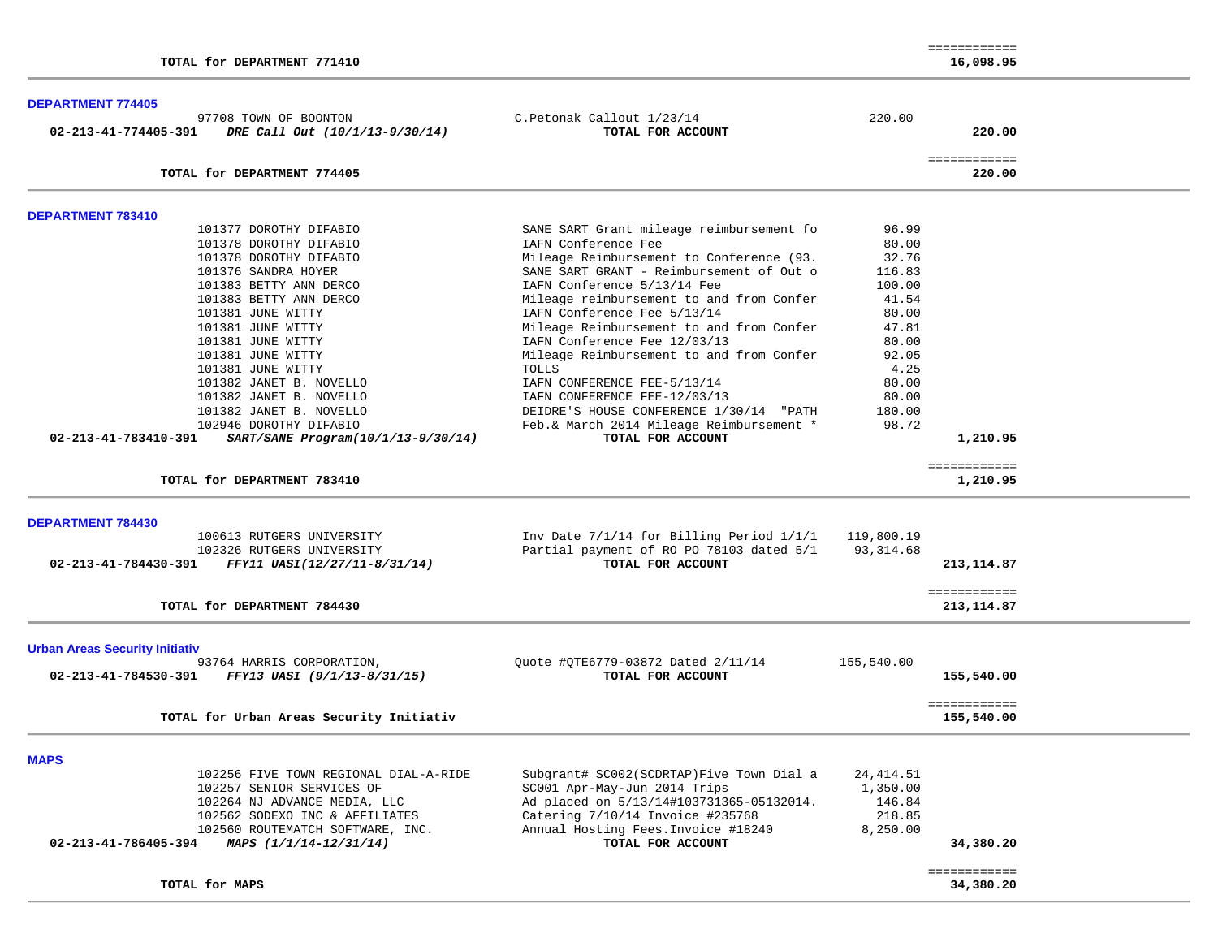| | | | | |
|---|---|---|---|---|
| | TOTAL for DEPARTMENT 771410 | | | ============ 16,098.95 |

**DEPARTMENT 774405**

| Account | Vendor | Description | Amount | Total |
|---|---|---|---|---|
| | 97708 TOWN OF BOONTON | C.Petonak Callout 1/23/14 | 220.00 | |
| 02-213-41-774405-391 | *DRE Call Out (10/1/13-9/30/14)* | TOTAL FOR ACCOUNT | | 220.00 |
| | TOTAL for DEPARTMENT 774405 | | | ============ 220.00 |

**DEPARTMENT 783410**

| Account | Vendor | Description | Amount | Total |
|---|---|---|---|---|
| | 101377 DOROTHY DIFABIO | SANE SART Grant mileage reimbursement fo | 96.99 | |
| | 101378 DOROTHY DIFABIO | IAFN Conference Fee | 80.00 | |
| | 101378 DOROTHY DIFABIO | Mileage Reimbursement to Conference (93. | 32.76 | |
| | 101376 SANDRA HOYER | SANE SART GRANT - Reimbursement of Out o | 116.83 | |
| | 101383 BETTY ANN DERCO | IAFN Conference 5/13/14 Fee | 100.00 | |
| | 101383 BETTY ANN DERCO | Mileage reimbursement to and from Confer | 41.54 | |
| | 101381 JUNE WITTY | IAFN Conference Fee 5/13/14 | 80.00 | |
| | 101381 JUNE WITTY | Mileage Reimbursement to and from Confer | 47.81 | |
| | 101381 JUNE WITTY | IAFN Conference Fee 12/03/13 | 80.00 | |
| | 101381 JUNE WITTY | Mileage Reimbursement to and from Confer | 92.05 | |
| | 101381 JUNE WITTY | TOLLS | 4.25 | |
| | 101382 JANET B. NOVELLO | IAFN CONFERENCE FEE-5/13/14 | 80.00 | |
| | 101382 JANET B. NOVELLO | IAFN CONFERENCE FEE-12/03/13 | 80.00 | |
| | 101382 JANET B. NOVELLO | DEIDRE'S HOUSE CONFERENCE 1/30/14 "PATH | 180.00 | |
| | 102946 DOROTHY DIFABIO | Feb.& March 2014 Mileage Reimbursement * | 98.72 | |
| 02-213-41-783410-391 | *SART/SANE Program(10/1/13-9/30/14)* | TOTAL FOR ACCOUNT | | 1,210.95 |
| | TOTAL for DEPARTMENT 783410 | | | ============ 1,210.95 |

**DEPARTMENT 784430**

| Account | Vendor | Description | Amount | Total |
|---|---|---|---|---|
| | 100613 RUTGERS UNIVERSITY | Inv Date 7/1/14 for Billing Period 1/1/1 | 119,800.19 | |
| | 102326 RUTGERS UNIVERSITY | Partial payment of RO PO 78103 dated 5/1 | 93,314.68 | |
| 02-213-41-784430-391 | *FFY11 UASI(12/27/11-8/31/14)* | TOTAL FOR ACCOUNT | | 213,114.87 |
| | TOTAL for DEPARTMENT 784430 | | | ============ 213,114.87 |

**Urban Areas Security Initiativ**

| Account | Vendor | Description | Amount | Total |
|---|---|---|---|---|
| | 93764 HARRIS CORPORATION, | Quote #QTE6779-03872 Dated 2/11/14 | 155,540.00 | |
| 02-213-41-784530-391 | *FFY13 UASI (9/1/13-8/31/15)* | TOTAL FOR ACCOUNT | | 155,540.00 |
| | TOTAL for Urban Areas Security Initiativ | | | ============ 155,540.00 |

**MAPS**

| Account | Vendor | Description | Amount | Total |
|---|---|---|---|---|
| | 102256 FIVE TOWN REGIONAL DIAL-A-RIDE | Subgrant# SC002(SCDRTAP)Five Town Dial a | 24,414.51 | |
| | 102257 SENIOR SERVICES OF | SC001 Apr-May-Jun 2014 Trips | 1,350.00 | |
| | 102264 NJ ADVANCE MEDIA, LLC | Ad placed on 5/13/14#103731365-05132014. | 146.84 | |
| | 102562 SODEXO INC & AFFILIATES | Catering 7/10/14 Invoice #235768 | 218.85 | |
| | 102560 ROUTEMATCH SOFTWARE, INC. | Annual Hosting Fees.Invoice #18240 | 8,250.00 | |
| 02-213-41-786405-394 | *MAPS (1/1/14-12/31/14)* | TOTAL FOR ACCOUNT | | 34,380.20 |
| | TOTAL for MAPS | | | ============ 34,380.20 |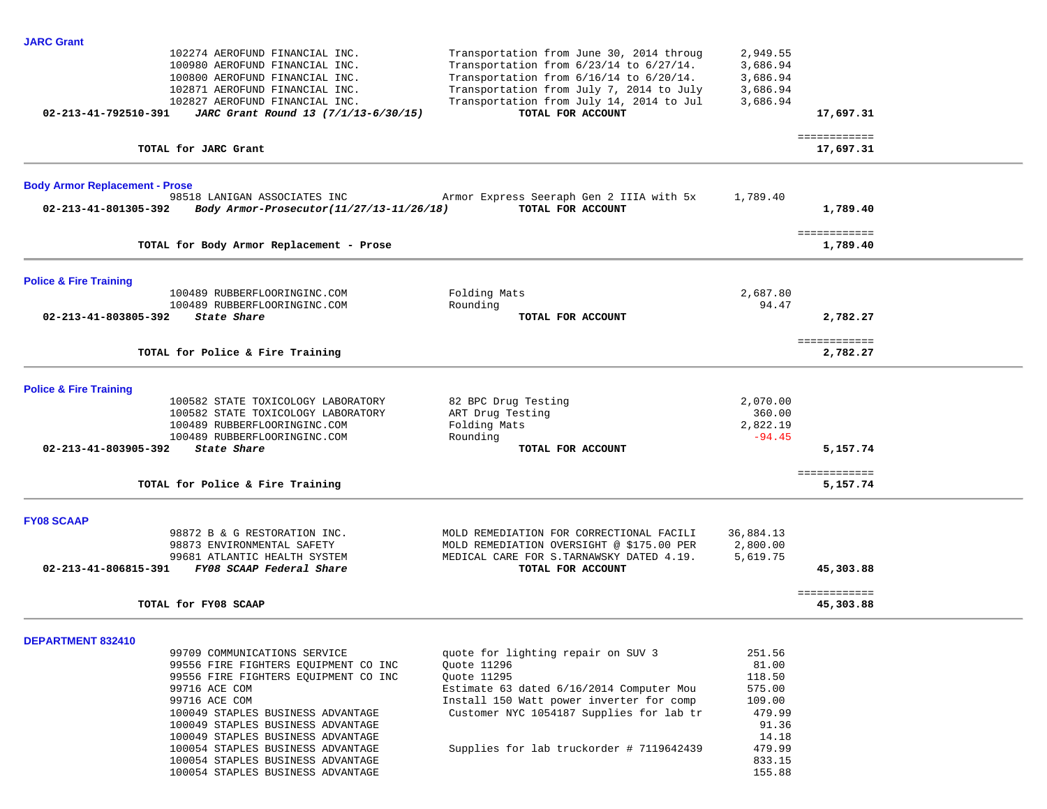**JARC Grant**

| | Vendor | Description | Amount | Total |
|---|---|---|---|---|
| | 102274 AEROFUND FINANCIAL INC. | Transportation from June 30, 2014 throug | 2,949.55 | |
| | 100980 AEROFUND FINANCIAL INC. | Transportation from 6/23/14 to 6/27/14. | 3,686.94 | |
| | 100800 AEROFUND FINANCIAL INC. | Transportation from 6/16/14 to 6/20/14. | 3,686.94 | |
| | 102871 AEROFUND FINANCIAL INC. | Transportation from July 7, 2014 to July | 3,686.94 | |
| | 102827 AEROFUND FINANCIAL INC. | Transportation from July 14, 2014 to Jul | 3,686.94 | |
| **02-213-41-792510-391** | ***JARC Grant Round 13 (7/1/13-6/30/15)*** | **TOTAL FOR ACCOUNT** | | **17,697.31** |

**TOTAL for JARC Grant** ============ **17,697.31**

---

**Body Armor Replacement - Prose**

| | Vendor | Description | Amount | Total |
|---|---|---|---|---|
| | 98518 LANIGAN ASSOCIATES INC | Armor Express Seeraph Gen 2 IIIA with 5x | 1,789.40 | |
| **02-213-41-801305-392** | ***Body Armor-Prosecutor(11/27/13-11/26/18)*** | **TOTAL FOR ACCOUNT** | | **1,789.40** |

**TOTAL for Body Armor Replacement - Prose** ============ **1,789.40**

---

**Police & Fire Training**

| | Vendor | Description | Amount | Total |
|---|---|---|---|---|
| | 100489 RUBBERFLOORINGINC.COM | Folding Mats | 2,687.80 | |
| | 100489 RUBBERFLOORINGINC.COM | Rounding | 94.47 | |
| **02-213-41-803805-392** | ***State Share*** | **TOTAL FOR ACCOUNT** | | **2,782.27** |

**TOTAL for Police & Fire Training** ============ **2,782.27**

---

**Police & Fire Training**

| | Vendor | Description | Amount | Total |
|---|---|---|---|---|
| | 100582 STATE TOXICOLOGY LABORATORY | 82 BPC Drug Testing | 2,070.00 | |
| | 100582 STATE TOXICOLOGY LABORATORY | ART Drug Testing | 360.00 | |
| | 100489 RUBBERFLOORINGINC.COM | Folding Mats | 2,822.19 | |
| | 100489 RUBBERFLOORINGINC.COM | Rounding | -94.45 | |
| **02-213-41-803905-392** | ***State Share*** | **TOTAL FOR ACCOUNT** | | **5,157.74** |

**TOTAL for Police & Fire Training** ============ **5,157.74**

---

**FY08 SCAAP**

| | Vendor | Description | Amount | Total |
|---|---|---|---|---|
| | 98872 B & G RESTORATION INC. | MOLD REMEDIATION FOR CORRECTIONAL FACILI | 36,884.13 | |
| | 98873 ENVIRONMENTAL SAFETY | MOLD REMEDIATION OVERSIGHT @ $175.00 PER | 2,800.00 | |
| | 99681 ATLANTIC HEALTH SYSTEM | MEDICAL CARE FOR S.TARNAWSKY DATED 4.19. | 5,619.75 | |
| **02-213-41-806815-391** | ***FY08 SCAAP Federal Share*** | **TOTAL FOR ACCOUNT** | | **45,303.88** |

**TOTAL for FY08 SCAAP** ============ **45,303.88**

---

**DEPARTMENT 832410**

| Vendor | Description | Amount |
|---|---|---|
| 99709 COMMUNICATIONS SERVICE | quote for lighting repair on SUV 3 | 251.56 |
| 99556 FIRE FIGHTERS EQUIPMENT CO INC | Quote 11296 | 81.00 |
| 99556 FIRE FIGHTERS EQUIPMENT CO INC | Quote 11295 | 118.50 |
| 99716 ACE COM | Estimate 63 dated 6/16/2014 Computer Mou | 575.00 |
| 99716 ACE COM | Install 150 Watt power inverter for comp | 109.00 |
| 100049 STAPLES BUSINESS ADVANTAGE | Customer NYC 1054187 Supplies for lab tr | 479.99 |
| 100049 STAPLES BUSINESS ADVANTAGE | | 91.36 |
| 100049 STAPLES BUSINESS ADVANTAGE | | 14.18 |
| 100054 STAPLES BUSINESS ADVANTAGE | Supplies for lab truckorder # 7119642439 | 479.99 |
| 100054 STAPLES BUSINESS ADVANTAGE | | 833.15 |
| 100054 STAPLES BUSINESS ADVANTAGE | | 155.88 |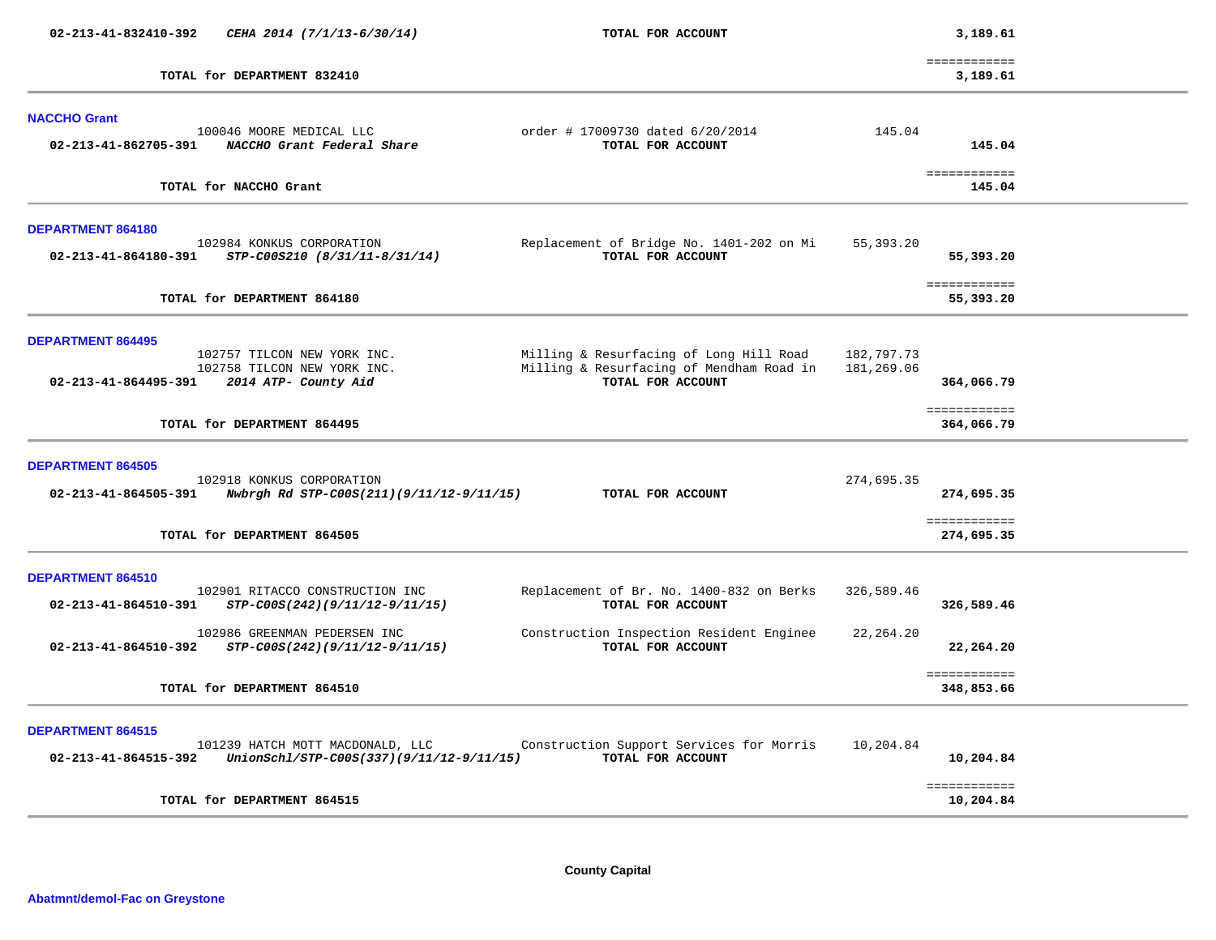| Account | Description | Vendor / Item | Amount | Total |
|---|---|---|---|---|
| 02-213-41-832410-392 | *CEHA 2014 (7/1/13-6/30/14)* | **TOTAL FOR ACCOUNT** | | **3,189.61** |
| | **TOTAL for DEPARTMENT 832410** | | | ============ **3,189.61** |

**NACCHO Grant**

| Account | Description | Vendor / Item | Amount | Total |
|---|---|---|---|---|
| | 100046 MOORE MEDICAL LLC | order # 17009730 dated 6/20/2014 | 145.04 | |
| 02-213-41-862705-391 | *NACCHO Grant Federal Share* | **TOTAL FOR ACCOUNT** | | **145.04** |
| | **TOTAL for NACCHO Grant** | | | ============ **145.04** |

**DEPARTMENT 864180**

| Account | Description | Vendor / Item | Amount | Total |
|---|---|---|---|---|
| | 102984 KONKUS CORPORATION | Replacement of Bridge No. 1401-202 on Mi | 55,393.20 | |
| 02-213-41-864180-391 | *STP-C00S210 (8/31/11-8/31/14)* | **TOTAL FOR ACCOUNT** | | **55,393.20** |
| | **TOTAL for DEPARTMENT 864180** | | | ============ **55,393.20** |

**DEPARTMENT 864495**

| Account | Description | Vendor / Item | Amount | Total |
|---|---|---|---|---|
| | 102757 TILCON NEW YORK INC. | Milling & Resurfacing of Long Hill Road | 182,797.73 | |
| | 102758 TILCON NEW YORK INC. | Milling & Resurfacing of Mendham Road in | 181,269.06 | |
| 02-213-41-864495-391 | *2014 ATP- County Aid* | **TOTAL FOR ACCOUNT** | | **364,066.79** |
| | **TOTAL for DEPARTMENT 864495** | | | ============ **364,066.79** |

**DEPARTMENT 864505**

| Account | Description | Vendor / Item | Amount | Total |
|---|---|---|---|---|
| | 102918 KONKUS CORPORATION | | 274,695.35 | |
| 02-213-41-864505-391 | *Nwbrgh Rd STP-C00S(211)(9/11/12-9/11/15)* | **TOTAL FOR ACCOUNT** | | **274,695.35** |
| | **TOTAL for DEPARTMENT 864505** | | | ============ **274,695.35** |

**DEPARTMENT 864510**

| Account | Description | Vendor / Item | Amount | Total |
|---|---|---|---|---|
| | 102901 RITACCO CONSTRUCTION INC | Replacement of Br. No. 1400-832 on Berks | 326,589.46 | |
| 02-213-41-864510-391 | *STP-C00S(242)(9/11/12-9/11/15)* | **TOTAL FOR ACCOUNT** | | **326,589.46** |
| | 102986 GREENMAN PEDERSEN INC | Construction Inspection Resident Enginee | 22,264.20 | |
| 02-213-41-864510-392 | *STP-C00S(242)(9/11/12-9/11/15)* | **TOTAL FOR ACCOUNT** | | **22,264.20** |
| | **TOTAL for DEPARTMENT 864510** | | | ============ **348,853.66** |

**DEPARTMENT 864515**

| Account | Description | Vendor / Item | Amount | Total |
|---|---|---|---|---|
| | 101239 HATCH MOTT MACDONALD, LLC | Construction Support Services for Morris | 10,204.84 | |
| 02-213-41-864515-392 | *UnionSchl/STP-C00S(337)(9/11/12-9/11/15)* | **TOTAL FOR ACCOUNT** | | **10,204.84** |
| | **TOTAL for DEPARTMENT 864515** | | | ============ **10,204.84** |

## County Capital

**Abatmnt/demol-Fac on Greystone**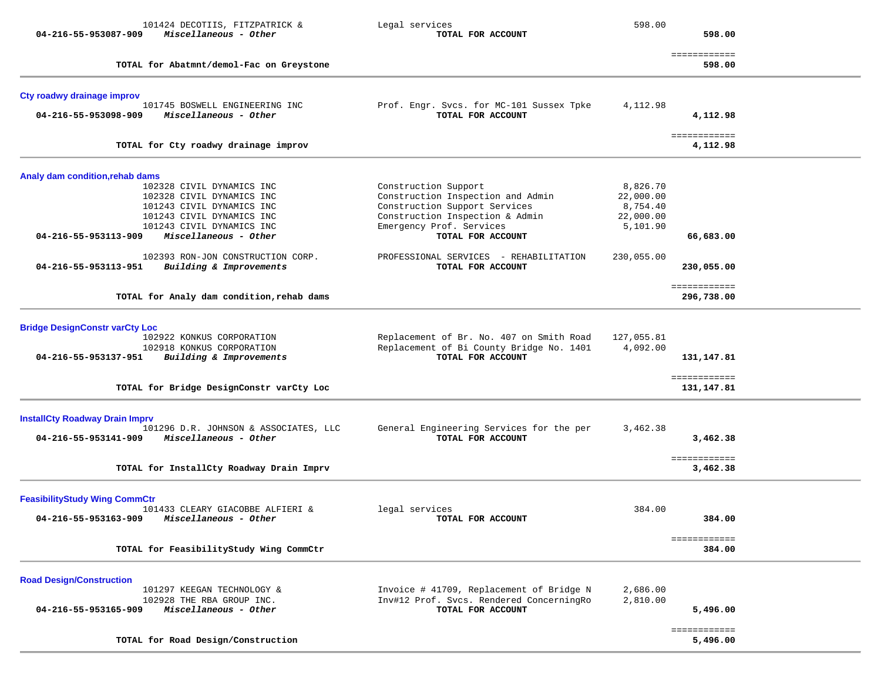| Account | Vendor / Type | Description | Amount | Total |
|---|---|---|---|---|
| | 101424 DECOTIIS, FITZPATRICK & | Legal services | 598.00 | |
| **04-216-55-953087-909** | ***Miscellaneous - Other*** | **TOTAL FOR ACCOUNT** | | **598.00** |
| | | | | ============ |
| | **TOTAL for Abatmnt/demol-Fac on Greystone** | | | **598.00** |

**Cty roadwy drainage improv**

| Account | Vendor / Type | Description | Amount | Total |
|---|---|---|---|---|
| | 101745 BOSWELL ENGINEERING INC | Prof. Engr. Svcs. for MC-101 Sussex Tpke | 4,112.98 | |
| **04-216-55-953098-909** | ***Miscellaneous - Other*** | **TOTAL FOR ACCOUNT** | | **4,112.98** |
| | | | | ============ |
| | **TOTAL for Cty roadwy drainage improv** | | | **4,112.98** |

**Analy dam condition,rehab dams**

| Account | Vendor / Type | Description | Amount | Total |
|---|---|---|---|---|
| | 102328 CIVIL DYNAMICS INC | Construction Support | 8,826.70 | |
| | 102328 CIVIL DYNAMICS INC | Construction Inspection and Admin | 22,000.00 | |
| | 101243 CIVIL DYNAMICS INC | Construction Support Services | 8,754.40 | |
| | 101243 CIVIL DYNAMICS INC | Construction Inspection & Admin | 22,000.00 | |
| | 101243 CIVIL DYNAMICS INC | Emergency Prof. Services | 5,101.90 | |
| **04-216-55-953113-909** | ***Miscellaneous - Other*** | **TOTAL FOR ACCOUNT** | | **66,683.00** |
| | 102393 RON-JON CONSTRUCTION CORP. | PROFESSIONAL SERVICES - REHABILITATION | 230,055.00 | |
| **04-216-55-953113-951** | ***Building & Improvements*** | **TOTAL FOR ACCOUNT** | | **230,055.00** |
| | | | | ============ |
| | **TOTAL for Analy dam condition,rehab dams** | | | **296,738.00** |

**Bridge DesignConstr varCty Loc**

| Account | Vendor / Type | Description | Amount | Total |
|---|---|---|---|---|
| | 102922 KONKUS CORPORATION | Replacement of Br. No. 407 on Smith Road | 127,055.81 | |
| | 102918 KONKUS CORPORATION | Replacement of Bi County Bridge No. 1401 | 4,092.00 | |
| **04-216-55-953137-951** | ***Building & Improvements*** | **TOTAL FOR ACCOUNT** | | **131,147.81** |
| | | | | ============ |
| | **TOTAL for Bridge DesignConstr varCty Loc** | | | **131,147.81** |

**InstallCty Roadway Drain Imprv**

| Account | Vendor / Type | Description | Amount | Total |
|---|---|---|---|---|
| | 101296 D.R. JOHNSON & ASSOCIATES, LLC | General Engineering Services for the per | 3,462.38 | |
| **04-216-55-953141-909** | ***Miscellaneous - Other*** | **TOTAL FOR ACCOUNT** | | **3,462.38** |
| | | | | ============ |
| | **TOTAL for InstallCty Roadway Drain Imprv** | | | **3,462.38** |

**FeasibilityStudy Wing CommCtr**

| Account | Vendor / Type | Description | Amount | Total |
|---|---|---|---|---|
| | 101433 CLEARY GIACOBBE ALFIERI & | legal services | 384.00 | |
| **04-216-55-953163-909** | ***Miscellaneous - Other*** | **TOTAL FOR ACCOUNT** | | **384.00** |
| | | | | ============ |
| | **TOTAL for FeasibilityStudy Wing CommCtr** | | | **384.00** |

**Road Design/Construction**

| Account | Vendor / Type | Description | Amount | Total |
|---|---|---|---|---|
| | 101297 KEEGAN TECHNOLOGY & | Invoice # 41709, Replacement of Bridge N | 2,686.00 | |
| | 102928 THE RBA GROUP INC. | Inv#12 Prof. Svcs. Rendered ConcerningRo | 2,810.00 | |
| **04-216-55-953165-909** | ***Miscellaneous - Other*** | **TOTAL FOR ACCOUNT** | | **5,496.00** |
| | | | | ============ |
| | **TOTAL for Road Design/Construction** | | | **5,496.00** |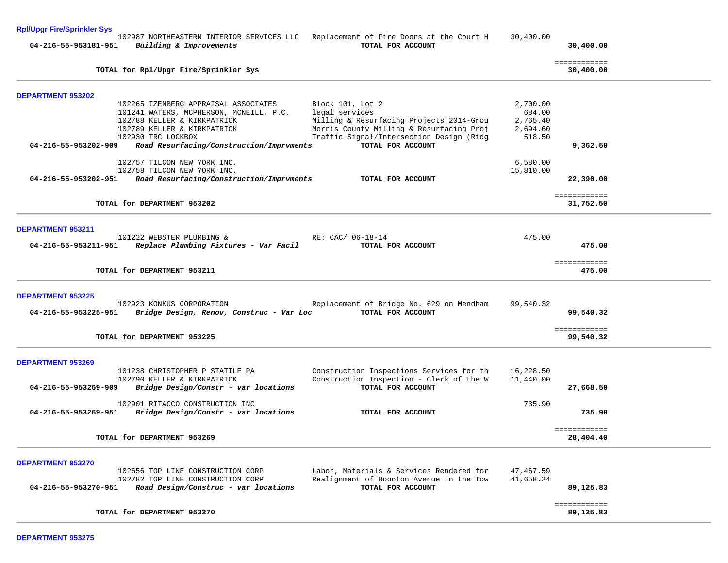**Rpl/Upgr Fire/Sprinkler Sys**

| Account | Vendor / Description | Detail | Amount | Total |
|---|---|---|---|---|
| | 102987 NORTHEASTERN INTERIOR SERVICES LLC | Replacement of Fire Doors at the Court H | 30,400.00 | |
| 04-216-55-953181-951 | *Building & Improvements* | TOTAL FOR ACCOUNT | | 30,400.00 |
| | TOTAL for Rpl/Upgr Fire/Sprinkler Sys | | | 30,400.00 |

**DEPARTMENT 953202**

| Account | Vendor / Description | Detail | Amount | Total |
|---|---|---|---|---|
| | 102265 IZENBERG APPRAISAL ASSOCIATES | Block 101, Lot 2 | 2,700.00 | |
| | 101241 WATERS, MCPHERSON, MCNEILL, P.C. | legal services | 684.00 | |
| | 102788 KELLER & KIRKPATRICK | Milling & Resurfacing Projects 2014-Grou | 2,765.40 | |
| | 102789 KELLER & KIRKPATRICK | Morris County Milling & Resurfacing Proj | 2,694.60 | |
| | 102930 TRC LOCKBOX | Traffic Signal/Intersection Design (Ridg | 518.50 | |
| 04-216-55-953202-909 | *Road Resurfacing/Construction/Imprvments* | TOTAL FOR ACCOUNT | | 9,362.50 |
| | 102757 TILCON NEW YORK INC. | | 6,580.00 | |
| | 102758 TILCON NEW YORK INC. | | 15,810.00 | |
| 04-216-55-953202-951 | *Road Resurfacing/Construction/Imprvments* | TOTAL FOR ACCOUNT | | 22,390.00 |
| | TOTAL for DEPARTMENT 953202 | | | 31,752.50 |

**DEPARTMENT 953211**

| Account | Vendor / Description | Detail | Amount | Total |
|---|---|---|---|---|
| | 101222 WEBSTER PLUMBING & | RE: CAC/ 06-18-14 | 475.00 | |
| 04-216-55-953211-951 | *Replace Plumbing Fixtures - Var Facil* | TOTAL FOR ACCOUNT | | 475.00 |
| | TOTAL for DEPARTMENT 953211 | | | 475.00 |

**DEPARTMENT 953225**

| Account | Vendor / Description | Detail | Amount | Total |
|---|---|---|---|---|
| | 102923 KONKUS CORPORATION | Replacement of Bridge No. 629 on Mendham | 99,540.32 | |
| 04-216-55-953225-951 | *Bridge Design, Renov, Construc - Var Loc* | TOTAL FOR ACCOUNT | | 99,540.32 |
| | TOTAL for DEPARTMENT 953225 | | | 99,540.32 |

**DEPARTMENT 953269**

| Account | Vendor / Description | Detail | Amount | Total |
|---|---|---|---|---|
| | 101238 CHRISTOPHER P STATILE PA | Construction Inspections Services for th | 16,228.50 | |
| | 102790 KELLER & KIRKPATRICK | Construction Inspection - Clerk of the W | 11,440.00 | |
| 04-216-55-953269-909 | *Bridge Design/Constr - var locations* | TOTAL FOR ACCOUNT | | 27,668.50 |
| | 102901 RITACCO CONSTRUCTION INC | | 735.90 | |
| 04-216-55-953269-951 | *Bridge Design/Constr - var locations* | TOTAL FOR ACCOUNT | | 735.90 |
| | TOTAL for DEPARTMENT 953269 | | | 28,404.40 |

**DEPARTMENT 953270**

| Account | Vendor / Description | Detail | Amount | Total |
|---|---|---|---|---|
| | 102656 TOP LINE CONSTRUCTION CORP | Labor, Materials & Services Rendered for | 47,467.59 | |
| | 102782 TOP LINE CONSTRUCTION CORP | Realignment of Boonton Avenue in the Tow | 41,658.24 | |
| 04-216-55-953270-951 | *Road Design/Construc - var locations* | TOTAL FOR ACCOUNT | | 89,125.83 |
| | TOTAL for DEPARTMENT 953270 | | | 89,125.83 |

**DEPARTMENT 953275**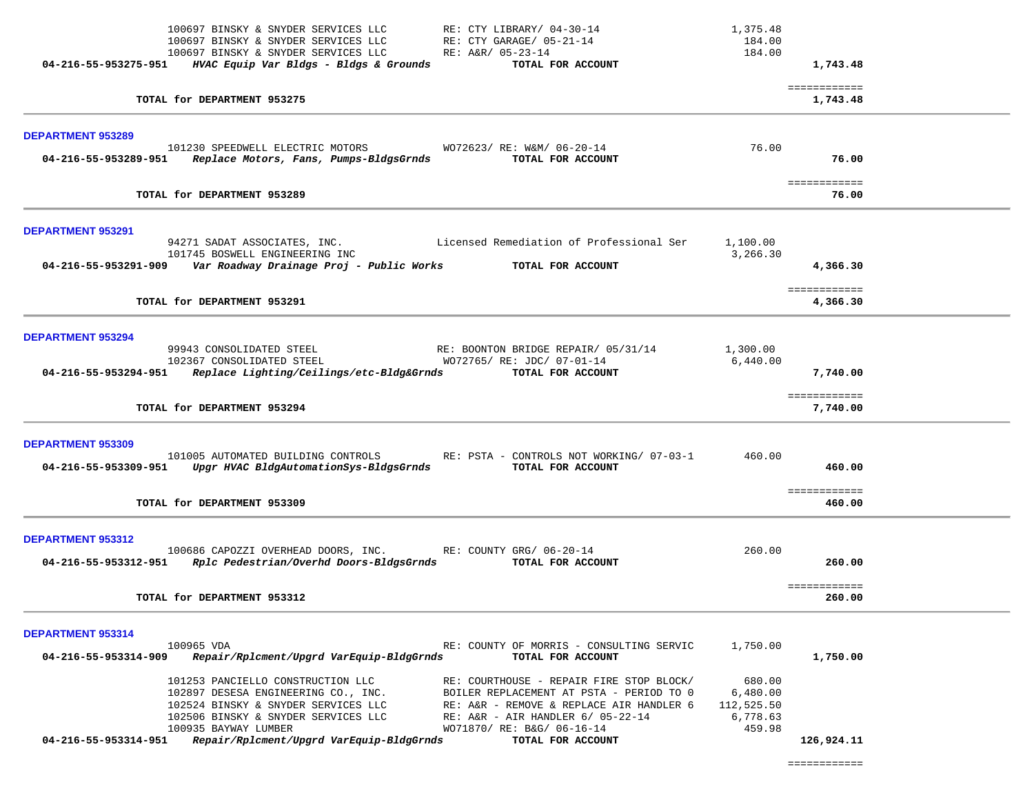| | | | | |
|---|---|---|---|---|
| | 100697 BINSKY & SNYDER SERVICES LLC | RE: CTY LIBRARY/ 04-30-14 | 1,375.48 | |
| | 100697 BINSKY & SNYDER SERVICES LLC | RE: CTY GARAGE/ 05-21-14 | 184.00 | |
| | 100697 BINSKY & SNYDER SERVICES LLC | RE: A&R/ 05-23-14 | 184.00 | |
| **04-216-55-953275-951** | ***HVAC Equip Var Bldgs - Bldgs & Grounds*** | **TOTAL FOR ACCOUNT** | | **1,743.48** |
| | | | | ============ |
| | **TOTAL for DEPARTMENT 953275** | | | **1,743.48** |

**DEPARTMENT 953289**

| | | | | |
|---|---|---|---|---|
| | 101230 SPEEDWELL ELECTRIC MOTORS | WO72623/ RE: W&M/ 06-20-14 | 76.00 | |
| **04-216-55-953289-951** | ***Replace Motors, Fans, Pumps-BldgsGrnds*** | **TOTAL FOR ACCOUNT** | | **76.00** |
| | | | | ============ |
| | **TOTAL for DEPARTMENT 953289** | | | **76.00** |

**DEPARTMENT 953291**

| | | | | |
|---|---|---|---|---|
| | 94271 SADAT ASSOCIATES, INC. | Licensed Remediation of Professional Ser | 1,100.00 | |
| | 101745 BOSWELL ENGINEERING INC | | 3,266.30 | |
| **04-216-55-953291-909** | ***Var Roadway Drainage Proj - Public Works*** | **TOTAL FOR ACCOUNT** | | **4,366.30** |
| | | | | ============ |
| | **TOTAL for DEPARTMENT 953291** | | | **4,366.30** |

**DEPARTMENT 953294**

| | | | | |
|---|---|---|---|---|
| | 99943 CONSOLIDATED STEEL | RE: BOONTON BRIDGE REPAIR/ 05/31/14 | 1,300.00 | |
| | 102367 CONSOLIDATED STEEL | WO72765/ RE: JDC/ 07-01-14 | 6,440.00 | |
| **04-216-55-953294-951** | ***Replace Lighting/Ceilings/etc-Bldg&Grnds*** | **TOTAL FOR ACCOUNT** | | **7,740.00** |
| | | | | ============ |
| | **TOTAL for DEPARTMENT 953294** | | | **7,740.00** |

**DEPARTMENT 953309**

| | | | | |
|---|---|---|---|---|
| | 101005 AUTOMATED BUILDING CONTROLS | RE: PSTA - CONTROLS NOT WORKING/ 07-03-1 | 460.00 | |
| **04-216-55-953309-951** | ***Upgr HVAC BldgAutomationSys-BldgsGrnds*** | **TOTAL FOR ACCOUNT** | | **460.00** |
| | | | | ============ |
| | **TOTAL for DEPARTMENT 953309** | | | **460.00** |

**DEPARTMENT 953312**

| | | | | |
|---|---|---|---|---|
| | 100686 CAPOZZI OVERHEAD DOORS, INC. | RE: COUNTY GRG/ 06-20-14 | 260.00 | |
| **04-216-55-953312-951** | ***Rplc Pedestrian/Overhd Doors-BldgsGrnds*** | **TOTAL FOR ACCOUNT** | | **260.00** |
| | | | | ============ |
| | **TOTAL for DEPARTMENT 953312** | | | **260.00** |

**DEPARTMENT 953314**

| | | | | |
|---|---|---|---|---|
| | 100965 VDA | RE: COUNTY OF MORRIS - CONSULTING SERVIC | 1,750.00 | |
| **04-216-55-953314-909** | ***Repair/Rplcment/Upgrd VarEquip-BldgGrnds*** | **TOTAL FOR ACCOUNT** | | **1,750.00** |
| | 101253 PANCIELLO CONSTRUCTION LLC | RE: COURTHOUSE - REPAIR FIRE STOP BLOCK/ | 680.00 | |
| | 102897 DESESA ENGINEERING CO., INC. | BOILER REPLACEMENT AT PSTA - PERIOD TO 0 | 6,480.00 | |
| | 102524 BINSKY & SNYDER SERVICES LLC | RE: A&R - REMOVE & REPLACE AIR HANDLER 6 | 112,525.50 | |
| | 102506 BINSKY & SNYDER SERVICES LLC | RE: A&R - AIR HANDLER 6/ 05-22-14 | 6,778.63 | |
| | 100935 BAYWAY LUMBER | WO71870/ RE: B&G/ 06-16-14 | 459.98 | |
| **04-216-55-953314-951** | ***Repair/Rplcment/Upgrd VarEquip-BldgGrnds*** | **TOTAL FOR ACCOUNT** | | **126,924.11** |
| | | | | ============ |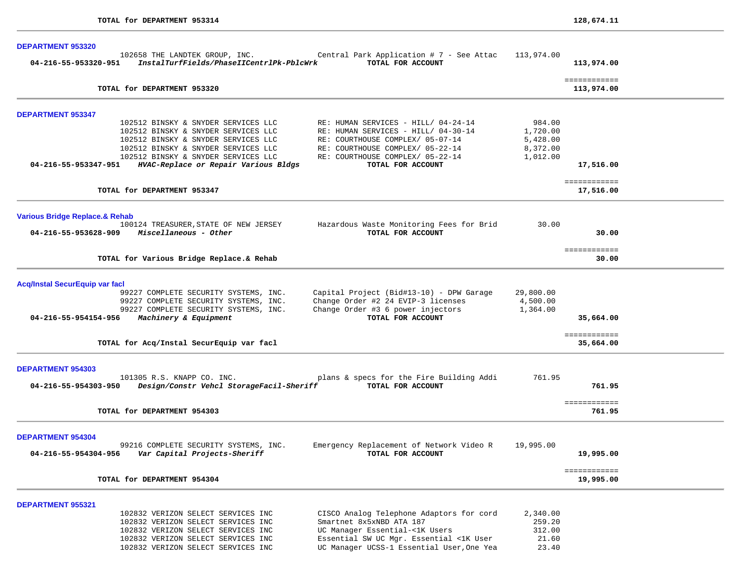**TOTAL for DEPARTMENT 953314** **128,674.11**

---

### DEPARTMENT 953320

| | | | | |
|---|---|---|---|---|
| | 102658 THE LANDTEK GROUP, INC. | Central Park Application # 7 - See Attac | 113,974.00 | |
| **04-216-55-953320-951** | ***InstalTurfFields/PhaseIICentrlPk-PblcWrk*** | **TOTAL FOR ACCOUNT** | | **113,974.00** |

============

**TOTAL for DEPARTMENT 953320** **113,974.00**

---

### DEPARTMENT 953347

| | | | | |
|---|---|---|---|---|
| | 102512 BINSKY & SNYDER SERVICES LLC | RE: HUMAN SERVICES - HILL/ 04-24-14 | 984.00 | |
| | 102512 BINSKY & SNYDER SERVICES LLC | RE: HUMAN SERVICES - HILL/ 04-30-14 | 1,720.00 | |
| | 102512 BINSKY & SNYDER SERVICES LLC | RE: COURTHOUSE COMPLEX/ 05-07-14 | 5,428.00 | |
| | 102512 BINSKY & SNYDER SERVICES LLC | RE: COURTHOUSE COMPLEX/ 05-22-14 | 8,372.00 | |
| | 102512 BINSKY & SNYDER SERVICES LLC | RE: COURTHOUSE COMPLEX/ 05-22-14 | 1,012.00 | |
| **04-216-55-953347-951** | ***HVAC-Replace or Repair Various Bldgs*** | **TOTAL FOR ACCOUNT** | | **17,516.00** |

============

**TOTAL for DEPARTMENT 953347** **17,516.00**

---

### Various Bridge Replace.& Rehab

| | | | | |
|---|---|---|---|---|
| | 100124 TREASURER,STATE OF NEW JERSEY | Hazardous Waste Monitoring Fees for Brid | 30.00 | |
| **04-216-55-953628-909** | ***Miscellaneous - Other*** | **TOTAL FOR ACCOUNT** | | **30.00** |

============

**TOTAL for Various Bridge Replace.& Rehab** **30.00**

---

### Acq/Instal SecurEquip var facl

| | | | | |
|---|---|---|---|---|
| | 99227 COMPLETE SECURITY SYSTEMS, INC. | Capital Project (Bid#13-10) - DPW Garage | 29,800.00 | |
| | 99227 COMPLETE SECURITY SYSTEMS, INC. | Change Order #2 24 EVIP-3 licenses | 4,500.00 | |
| | 99227 COMPLETE SECURITY SYSTEMS, INC. | Change Order #3 6 power injectors | 1,364.00 | |
| **04-216-55-954154-956** | ***Machinery & Equipment*** | **TOTAL FOR ACCOUNT** | | **35,664.00** |

============

**TOTAL for Acq/Instal SecurEquip var facl** **35,664.00**

---

### DEPARTMENT 954303

| | | | | |
|---|---|---|---|---|
| | 101305 R.S. KNAPP CO. INC. | plans & specs for the Fire Building Addi | 761.95 | |
| **04-216-55-954303-950** | ***Design/Constr Vehcl StorageFacil-Sheriff*** | **TOTAL FOR ACCOUNT** | | **761.95** |

============

**TOTAL for DEPARTMENT 954303** **761.95**

---

### DEPARTMENT 954304

| | | | | |
|---|---|---|---|---|
| | 99216 COMPLETE SECURITY SYSTEMS, INC. | Emergency Replacement of Network Video R | 19,995.00 | |
| **04-216-55-954304-956** | ***Var Capital Projects-Sheriff*** | **TOTAL FOR ACCOUNT** | | **19,995.00** |

============

**TOTAL for DEPARTMENT 954304** **19,995.00**

---

### DEPARTMENT 955321

| | | | |
|---|---|---|---|
| | 102832 VERIZON SELECT SERVICES INC | CISCO Analog Telephone Adaptors for cord | 2,340.00 |
| | 102832 VERIZON SELECT SERVICES INC | Smartnet 8x5xNBD ATA 187 | 259.20 |
| | 102832 VERIZON SELECT SERVICES INC | UC Manager Essential-<1K Users | 312.00 |
| | 102832 VERIZON SELECT SERVICES INC | Essential SW UC Mgr. Essential <1K User | 21.60 |
| | 102832 VERIZON SELECT SERVICES INC | UC Manager UCSS-1 Essential User,One Yea | 23.40 |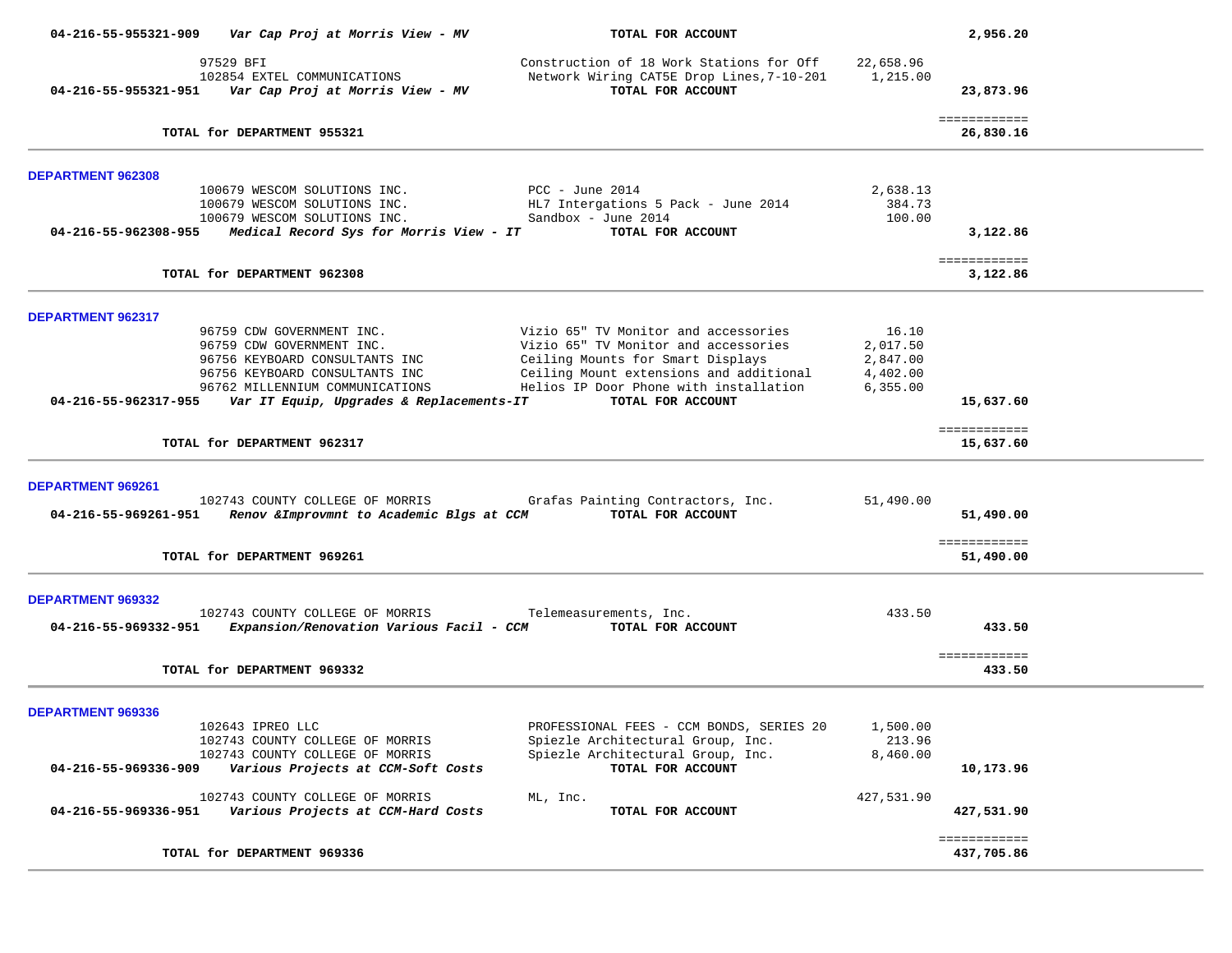| Account | Vendor | Description | Amount | Total |
|---|---|---|---|---|
| **04-216-55-955321-909** | ***Var Cap Proj at Morris View - MV*** | **TOTAL FOR ACCOUNT** | | **2,956.20** |
| | 97529 BFI | Construction of 18 Work Stations for Off | 22,658.96 | |
| | 102854 EXTEL COMMUNICATIONS | Network Wiring CAT5E Drop Lines,7-10-201 | 1,215.00 | |
| **04-216-55-955321-951** | ***Var Cap Proj at Morris View - MV*** | **TOTAL FOR ACCOUNT** | | **23,873.96** |
| | **TOTAL for DEPARTMENT 955321** | | | **26,830.16** |

**DEPARTMENT 962308**

| Account | Vendor | Description | Amount | Total |
|---|---|---|---|---|
| | 100679 WESCOM SOLUTIONS INC. | PCC - June 2014 | 2,638.13 | |
| | 100679 WESCOM SOLUTIONS INC. | HL7 Intergations 5 Pack - June 2014 | 384.73 | |
| | 100679 WESCOM SOLUTIONS INC. | Sandbox - June 2014 | 100.00 | |
| **04-216-55-962308-955** | ***Medical Record Sys for Morris View - IT*** | **TOTAL FOR ACCOUNT** | | **3,122.86** |
| | **TOTAL for DEPARTMENT 962308** | | | **3,122.86** |

**DEPARTMENT 962317**

| Account | Vendor | Description | Amount | Total |
|---|---|---|---|---|
| | 96759 CDW GOVERNMENT INC. | Vizio 65" TV Monitor and accessories | 16.10 | |
| | 96759 CDW GOVERNMENT INC. | Vizio 65" TV Monitor and accessories | 2,017.50 | |
| | 96756 KEYBOARD CONSULTANTS INC | Ceiling Mounts for Smart Displays | 2,847.00 | |
| | 96756 KEYBOARD CONSULTANTS INC | Ceiling Mount extensions and additional | 4,402.00 | |
| | 96762 MILLENNIUM COMMUNICATIONS | Helios IP Door Phone with installation | 6,355.00 | |
| **04-216-55-962317-955** | ***Var IT Equip, Upgrades & Replacements-IT*** | **TOTAL FOR ACCOUNT** | | **15,637.60** |
| | **TOTAL for DEPARTMENT 962317** | | | **15,637.60** |

**DEPARTMENT 969261**

| Account | Vendor | Description | Amount | Total |
|---|---|---|---|---|
| | 102743 COUNTY COLLEGE OF MORRIS | Grafas Painting Contractors, Inc. | 51,490.00 | |
| **04-216-55-969261-951** | ***Renov &Improvmnt to Academic Blgs at CCM*** | **TOTAL FOR ACCOUNT** | | **51,490.00** |
| | **TOTAL for DEPARTMENT 969261** | | | **51,490.00** |

**DEPARTMENT 969332**

| Account | Vendor | Description | Amount | Total |
|---|---|---|---|---|
| | 102743 COUNTY COLLEGE OF MORRIS | Telemeasurements, Inc. | 433.50 | |
| **04-216-55-969332-951** | ***Expansion/Renovation Various Facil - CCM*** | **TOTAL FOR ACCOUNT** | | **433.50** |
| | **TOTAL for DEPARTMENT 969332** | | | **433.50** |

**DEPARTMENT 969336**

| Account | Vendor | Description | Amount | Total |
|---|---|---|---|---|
| | 102643 IPREO LLC | PROFESSIONAL FEES - CCM BONDS, SERIES 20 | 1,500.00 | |
| | 102743 COUNTY COLLEGE OF MORRIS | Spiezle Architectural Group, Inc. | 213.96 | |
| | 102743 COUNTY COLLEGE OF MORRIS | Spiezle Architectural Group, Inc. | 8,460.00 | |
| **04-216-55-969336-909** | ***Various Projects at CCM-Soft Costs*** | **TOTAL FOR ACCOUNT** | | **10,173.96** |
| | 102743 COUNTY COLLEGE OF MORRIS | ML, Inc. | 427,531.90 | |
| **04-216-55-969336-951** | ***Various Projects at CCM-Hard Costs*** | **TOTAL FOR ACCOUNT** | | **427,531.90** |
| | **TOTAL for DEPARTMENT 969336** | | | **437,705.86** |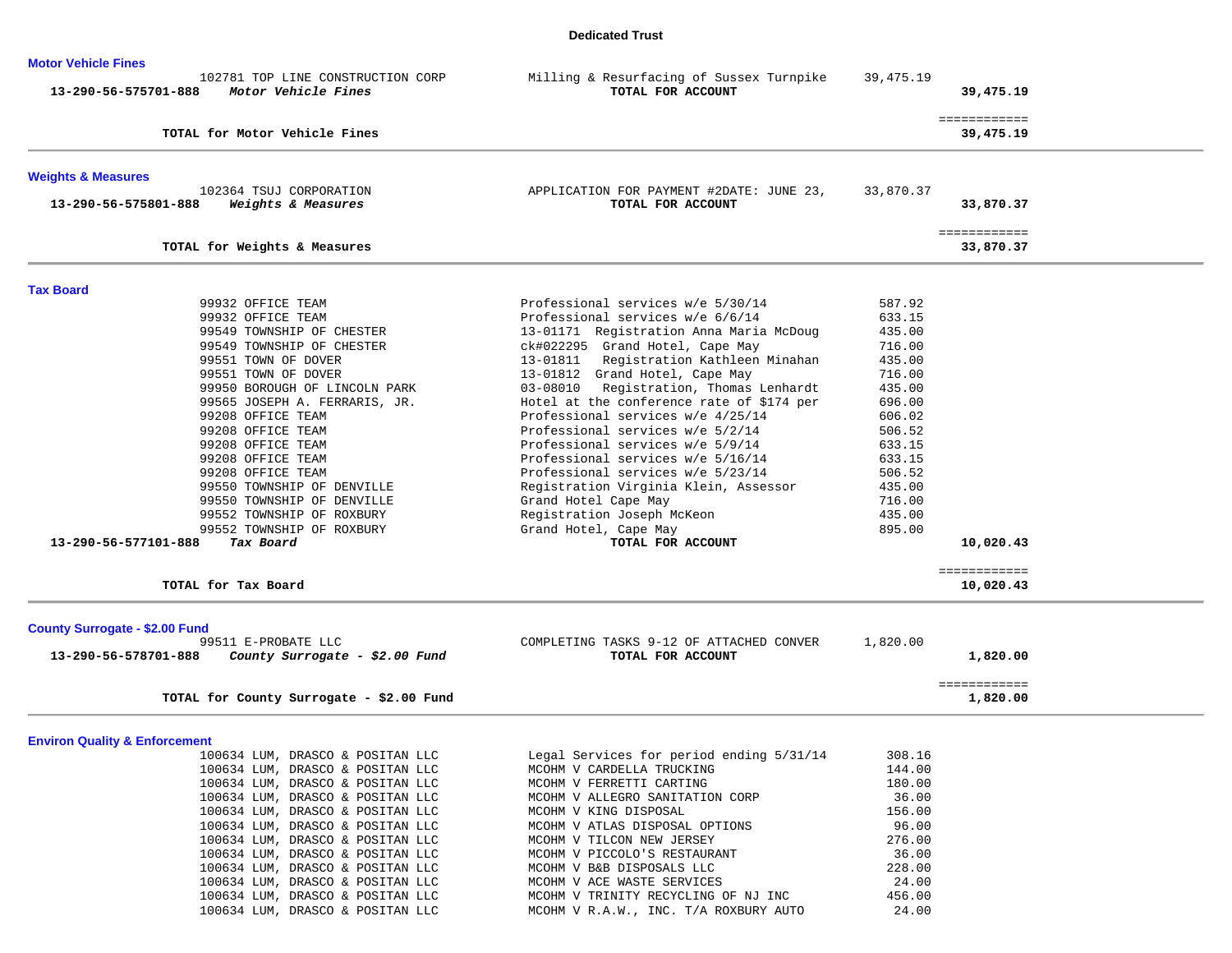# Dedicated Trust

## Motor Vehicle Fines

| Account | Vendor | Description | Amount | Total |
|---|---|---|---|---|
| | 102781 TOP LINE CONSTRUCTION CORP | Milling & Resurfacing of Sussex Turnpike | 39,475.19 | |
| 13-290-56-575701-888 | *Motor Vehicle Fines* | **TOTAL FOR ACCOUNT** | | **39,475.19** |

**TOTAL for Motor Vehicle Fines** — **39,475.19**

## Weights & Measures

| Account | Vendor | Description | Amount | Total |
|---|---|---|---|---|
| | 102364 TSUJ CORPORATION | APPLICATION FOR PAYMENT #2DATE: JUNE 23, | 33,870.37 | |
| 13-290-56-575801-888 | *Weights & Measures* | **TOTAL FOR ACCOUNT** | | **33,870.37** |

**TOTAL for Weights & Measures** — **33,870.37**

## Tax Board

| Account | Vendor | Description | Amount | Total |
|---|---|---|---|---|
| | 99932 OFFICE TEAM | Professional services w/e 5/30/14 | 587.92 | |
| | 99932 OFFICE TEAM | Professional services w/e 6/6/14 | 633.15 | |
| | 99549 TOWNSHIP OF CHESTER | 13-01171 Registration Anna Maria McDoug | 435.00 | |
| | 99549 TOWNSHIP OF CHESTER | ck#022295 Grand Hotel, Cape May | 716.00 | |
| | 99551 TOWN OF DOVER | 13-01811 Registration Kathleen Minahan | 435.00 | |
| | 99551 TOWN OF DOVER | 13-01812 Grand Hotel, Cape May | 716.00 | |
| | 99950 BOROUGH OF LINCOLN PARK | 03-08010 Registration, Thomas Lenhardt | 435.00 | |
| | 99565 JOSEPH A. FERRARIS, JR. | Hotel at the conference rate of $174 per | 696.00 | |
| | 99208 OFFICE TEAM | Professional services w/e 4/25/14 | 606.02 | |
| | 99208 OFFICE TEAM | Professional services w/e 5/2/14 | 506.52 | |
| | 99208 OFFICE TEAM | Professional services w/e 5/9/14 | 633.15 | |
| | 99208 OFFICE TEAM | Professional services w/e 5/16/14 | 633.15 | |
| | 99208 OFFICE TEAM | Professional services w/e 5/23/14 | 506.52 | |
| | 99550 TOWNSHIP OF DENVILLE | Registration Virginia Klein, Assessor | 435.00 | |
| | 99550 TOWNSHIP OF DENVILLE | Grand Hotel Cape May | 716.00 | |
| | 99552 TOWNSHIP OF ROXBURY | Registration Joseph McKeon | 435.00 | |
| | 99552 TOWNSHIP OF ROXBURY | Grand Hotel, Cape May | 895.00 | |
| 13-290-56-577101-888 | *Tax Board* | **TOTAL FOR ACCOUNT** | | **10,020.43** |

**TOTAL for Tax Board** — **10,020.43**

## County Surrogate - $2.00 Fund

| Account | Vendor | Description | Amount | Total |
|---|---|---|---|---|
| | 99511 E-PROBATE LLC | COMPLETING TASKS 9-12 OF ATTACHED CONVER | 1,820.00 | |
| 13-290-56-578701-888 | *County Surrogate - $2.00 Fund* | **TOTAL FOR ACCOUNT** | | **1,820.00** |

**TOTAL for County Surrogate - $2.00 Fund** — **1,820.00**

## Environ Quality & Enforcement

| Account | Vendor | Description | Amount | Total |
|---|---|---|---|---|
| | 100634 LUM, DRASCO & POSITAN LLC | Legal Services for period ending 5/31/14 | 308.16 | |
| | 100634 LUM, DRASCO & POSITAN LLC | MCOHM V CARDELLA TRUCKING | 144.00 | |
| | 100634 LUM, DRASCO & POSITAN LLC | MCOHM V FERRETTI CARTING | 180.00 | |
| | 100634 LUM, DRASCO & POSITAN LLC | MCOHM V ALLEGRO SANITATION CORP | 36.00 | |
| | 100634 LUM, DRASCO & POSITAN LLC | MCOHM V KING DISPOSAL | 156.00 | |
| | 100634 LUM, DRASCO & POSITAN LLC | MCOHM V ATLAS DISPOSAL OPTIONS | 96.00 | |
| | 100634 LUM, DRASCO & POSITAN LLC | MCOHM V TILCON NEW JERSEY | 276.00 | |
| | 100634 LUM, DRASCO & POSITAN LLC | MCOHM V PICCOLO'S RESTAURANT | 36.00 | |
| | 100634 LUM, DRASCO & POSITAN LLC | MCOHM V B&B DISPOSALS LLC | 228.00 | |
| | 100634 LUM, DRASCO & POSITAN LLC | MCOHM V ACE WASTE SERVICES | 24.00 | |
| | 100634 LUM, DRASCO & POSITAN LLC | MCOHM V TRINITY RECYCLING OF NJ INC | 456.00 | |
| | 100634 LUM, DRASCO & POSITAN LLC | MCOHM V R.A.W., INC. T/A ROXBURY AUTO | 24.00 | |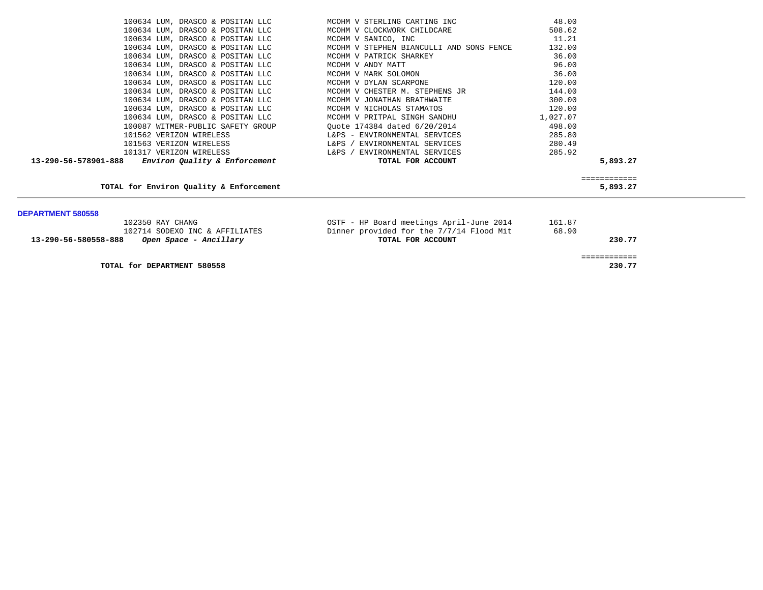| | | | | |
|---|---|---|---|---|
| | 100634 LUM, DRASCO & POSITAN LLC | MCOHM V STERLING CARTING INC | 48.00 | |
| | 100634 LUM, DRASCO & POSITAN LLC | MCOHM V CLOCKWORK CHILDCARE | 508.62 | |
| | 100634 LUM, DRASCO & POSITAN LLC | MCOHM V SANICO, INC | 11.21 | |
| | 100634 LUM, DRASCO & POSITAN LLC | MCOHM V STEPHEN BIANCULLI AND SONS FENCE | 132.00 | |
| | 100634 LUM, DRASCO & POSITAN LLC | MCOHM V PATRICK SHARKEY | 36.00 | |
| | 100634 LUM, DRASCO & POSITAN LLC | MCOHM V ANDY MATT | 96.00 | |
| | 100634 LUM, DRASCO & POSITAN LLC | MCOHM V MARK SOLOMON | 36.00 | |
| | 100634 LUM, DRASCO & POSITAN LLC | MCOHM V DYLAN SCARPONE | 120.00 | |
| | 100634 LUM, DRASCO & POSITAN LLC | MCOHM V CHESTER M. STEPHENS JR | 144.00 | |
| | 100634 LUM, DRASCO & POSITAN LLC | MCOHM V JONATHAN BRATHWAITE | 300.00 | |
| | 100634 LUM, DRASCO & POSITAN LLC | MCOHM V NICHOLAS STAMATOS | 120.00 | |
| | 100634 LUM, DRASCO & POSITAN LLC | MCOHM V PRITPAL SINGH SANDHU | 1,027.07 | |
| | 100087 WITMER-PUBLIC SAFETY GROUP | Quote 174384 dated 6/20/2014 | 498.00 | |
| | 101562 VERIZON WIRELESS | L&PS - ENVIRONMENTAL SERVICES | 285.80 | |
| | 101563 VERIZON WIRELESS | L&PS / ENVIRONMENTAL SERVICES | 280.49 | |
| | 101317 VERIZON WIRELESS | L&PS / ENVIRONMENTAL SERVICES | 285.92 | |
| **13-290-56-578901-888** | ***Environ Quality & Enforcement*** | **TOTAL FOR ACCOUNT** | | **5,893.27** |

============

**TOTAL for Environ Quality & Enforcement** **5,893.27**

---

**DEPARTMENT 580558**

| | | | | |
|---|---|---|---|---|
| | 102350 RAY CHANG | OSTF - HP Board meetings April-June 2014 | 161.87 | |
| | 102714 SODEXO INC & AFFILIATES | Dinner provided for the 7/7/14 Flood Mit | 68.90 | |
| **13-290-56-580558-888** | ***Open Space - Ancillary*** | **TOTAL FOR ACCOUNT** | | **230.77** |

============

**TOTAL for DEPARTMENT 580558** **230.77**